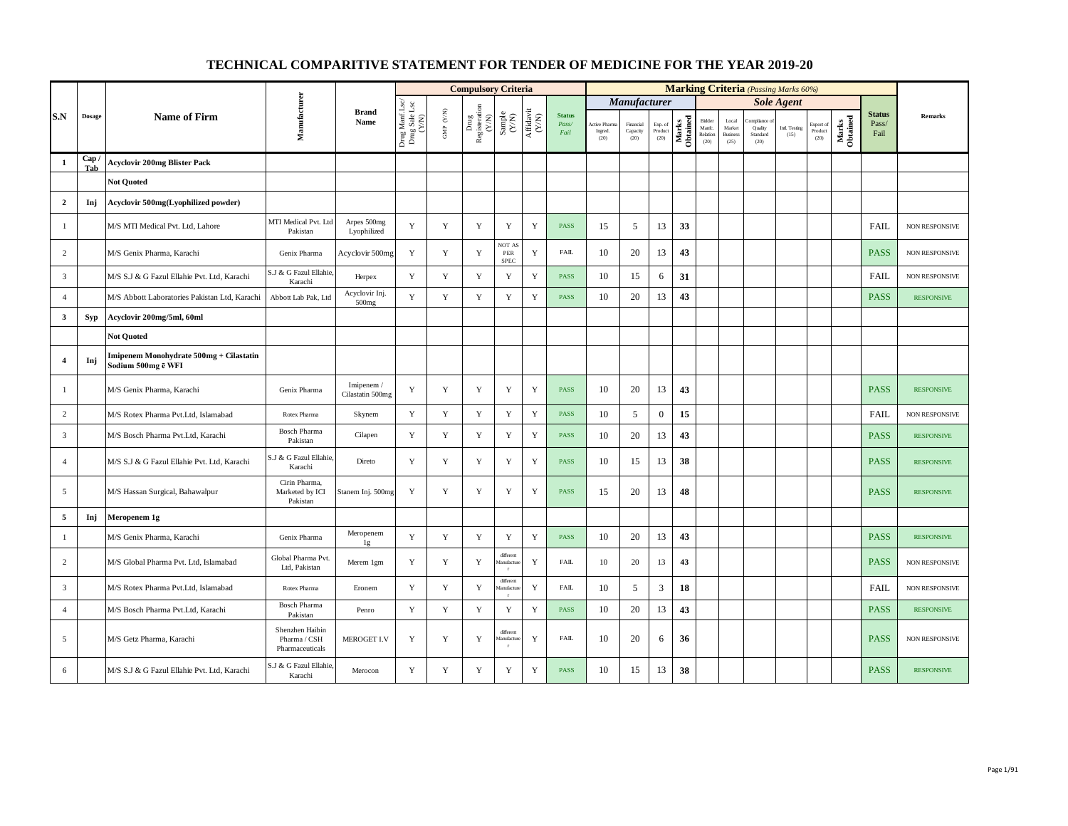# TECHNICAL COMPARITIVE STATEMENT FOR TENDER OF MEDICINE FOR THE YEAR 2019-20

| S.N | Dosage | Name of Firm | Manufacturer | Brand Name | Compulsory Criteria | | | | | | Marking Criteria (Passing Marks 60%) | | | | | | | | | | | Status Pass/ Fail | Remarks |
|---|---|---|---|---|---|---|---|---|---|---|---|---|---|---|---|---|---|---|---|---|---|---|---|
| | | | | | | | | | | | Manufacturer | | | | Sole Agent | | | | | | | | |
| | | | | | Drug Manf Lsc/ Drug Sale Lsc (Y/N) | GMP (Y/N) | Drug Registeration (Y/N) | Sample (Y/N) | Affidavit (Y/N) | Status Pass/ Fail | Active Pharma Ingred. (20) | Financial Capacity (20) | Exp. of Product (20) | Marks Obtained | Bidder Manfc. Relation (20) | Local Market Business (25) | Compliance of Quality Standard (20) | Intl. Testing (15) | Export of Product (20) | Marks Obtained | | |
| **1** | **Cap / Tab** | **Acyclovir 200mg Blister Pack** | | | | | | | | | | | | | | | | | | | | | |
| | | **Not Quoted** | | | | | | | | | | | | | | | | | | | | | |
| **2** | **Inj** | **Acyclovir 500mg(Lyophilized powder)** | | | | | | | | | | | | | | | | | | | | | |
| 1 | | M/S MTI Medical Pvt. Ltd, Lahore | MTI Medical Pvt. Ltd Pakistan | Arpes 500mg Lyophilized | Y | Y | Y | Y | Y | PASS | 15 | 5 | 13 | **33** | | | | | | | FAIL | NON RESPONSIVE |
| 2 | | M/S Genix Pharma, Karachi | Genix Pharma | Acyclovir 500mg | Y | Y | Y | NOT AS PER SPEC | Y | FAIL | 10 | 20 | 13 | **43** | | | | | | | PASS | NON RESPONSIVE |
| 3 | | M/S S.J & G Fazul Ellahie Pvt. Ltd, Karachi | S.J & G Fazul Ellahie, Karachi | Herpex | Y | Y | Y | Y | Y | PASS | 10 | 15 | 6 | **31** | | | | | | | FAIL | NON RESPONSIVE |
| 4 | | M/S Abbott Laboratories Pakistan Ltd, Karachi | Abbott Lab Pak, Ltd | Acyclovir Inj. 500mg | Y | Y | Y | Y | Y | PASS | 10 | 20 | 13 | **43** | | | | | | | PASS | RESPONSIVE |
| **3** | **Syp** | **Acyclovir 200mg/5ml, 60ml** | | | | | | | | | | | | | | | | | | | | | |
| | | **Not Quoted** | | | | | | | | | | | | | | | | | | | | | |
| **4** | **Inj** | **Imipenem Monohydrate 500mg + Cilastatin Sodium 500mg c̄ WFI** | | | | | | | | | | | | | | | | | | | | | |
| 1 | | M/S Genix Pharma, Karachi | Genix Pharma | Imipenem / Cilastatin 500mg | Y | Y | Y | Y | Y | PASS | 10 | 20 | 13 | **43** | | | | | | | PASS | RESPONSIVE |
| 2 | | M/S Rotex Pharma Pvt.Ltd, Islamabad | Rotex Pharma | Skynem | Y | Y | Y | Y | Y | PASS | 10 | 5 | 0 | **15** | | | | | | | FAIL | NON RESPONSIVE |
| 3 | | M/S Bosch Pharma Pvt.Ltd, Karachi | Bosch Pharma Pakistan | Cilapen | Y | Y | Y | Y | Y | PASS | 10 | 20 | 13 | **43** | | | | | | | PASS | RESPONSIVE |
| 4 | | M/S S.J & G Fazul Ellahie Pvt. Ltd, Karachi | S.J & G Fazul Ellahie, Karachi | Direto | Y | Y | Y | Y | Y | PASS | 10 | 15 | 13 | **38** | | | | | | | PASS | RESPONSIVE |
| 5 | | M/S Hassan Surgical, Bahawalpur | Cirin Pharma, Marketed by ICI Pakistan | Stanem Inj. 500mg | Y | Y | Y | Y | Y | PASS | 15 | 20 | 13 | **48** | | | | | | | PASS | RESPONSIVE |
| **5** | **Inj** | **Meropenem 1g** | | | | | | | | | | | | | | | | | | | | | |
| 1 | | M/S Genix Pharma, Karachi | Genix Pharma | Meropenem 1g | Y | Y | Y | Y | Y | PASS | 10 | 20 | 13 | **43** | | | | | | | PASS | RESPONSIVE |
| 2 | | M/S Global Pharma Pvt. Ltd, Islamabad | Global Pharma Pvt. Ltd, Pakistan | Merem 1gm | Y | Y | Y | different Manufacturer | Y | FAIL | 10 | 20 | 13 | **43** | | | | | | | PASS | NON RESPONSIVE |
| 3 | | M/S Rotex Pharma Pvt.Ltd, Islamabad | Rotex Pharma | Eronem | Y | Y | Y | different Manufacturer | Y | FAIL | 10 | 5 | 3 | **18** | | | | | | | FAIL | NON RESPONSIVE |
| 4 | | M/S Bosch Pharma Pvt.Ltd, Karachi | Bosch Pharma Pakistan | Penro | Y | Y | Y | Y | Y | PASS | 10 | 20 | 13 | **43** | | | | | | | PASS | RESPONSIVE |
| 5 | | M/S Getz Pharma, Karachi | Shenzhen Haibin Pharma / CSH Pharmaceuticals | MEROGET I.V | Y | Y | Y | different Manufacturer | Y | FAIL | 10 | 20 | 6 | **36** | | | | | | | PASS | NON RESPONSIVE |
| 6 | | M/S S.J & G Fazul Ellahie Pvt. Ltd, Karachi | S.J & G Fazul Ellahie, Karachi | Merocon | Y | Y | Y | Y | Y | PASS | 10 | 15 | 13 | **38** | | | | | | | PASS | RESPONSIVE |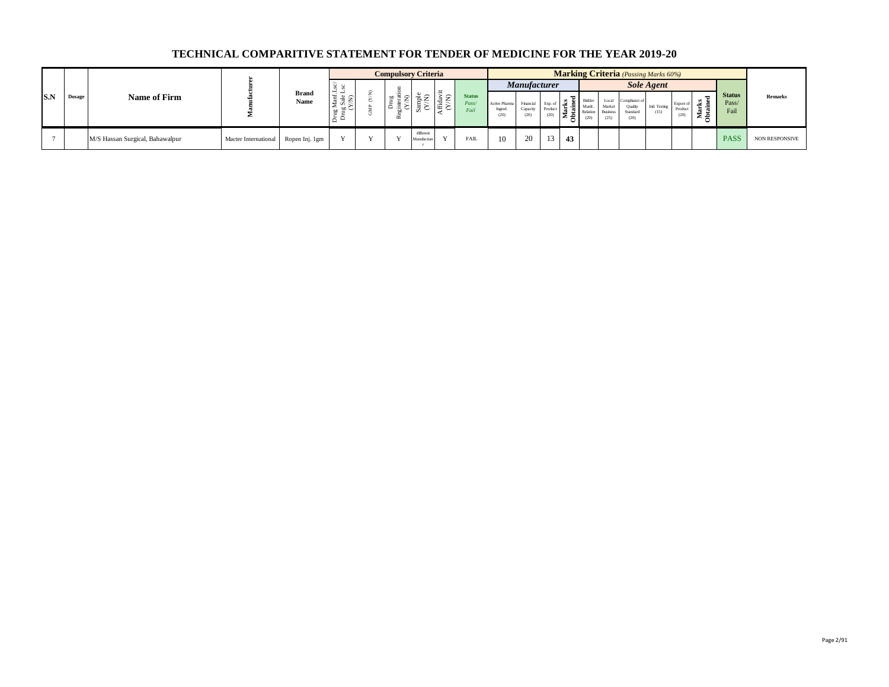# TECHNICAL COMPARITIVE STATEMENT FOR TENDER OF MEDICINE FOR THE YEAR 2019-20

| S.N | Dosage | Name of Firm | Manufacturer | Brand Name | Compulsory Criteria | | | | | | Marking Criteria (Passing Marks 60%) | | | | | | | | | | | Status Pass/ Fail | Remarks |
|---|---|---|---|---|---|---|---|---|---|---|---|---|---|---|---|---|---|---|---|---|---|---|---|
| | | | | | | | | | | | Manufacturer | | | | Sole Agent | | | | | | | | |
| | | | | | Drug Manf Lsc/ Drug Sale Lsc (Y/N) | GMP (Y/N) | Drug Registeration (Y/N) | Sample (Y/N) | Affidavit (Y/N) | Status Pass/ Fail | Active Pharma Ingred. (20) | Financial Capacity (20) | Exp. of Product (20) | Marks Obtained | Bidder Manfc. Relation (20) | Local Market Business (25) | Compliance of Quality Standard (20) | Intl. Testing (15) | Export of Product (20) | Marks Obtained | | |
| 7 | | M/S Hassan Surgical, Bahawalpur | Macter International | Ropen Inj. 1gm | Y | Y | Y | different Manufacturer | Y | FAIL | 10 | 20 | 13 | 43 | | | | | | | PASS | NON RESPONSIVE |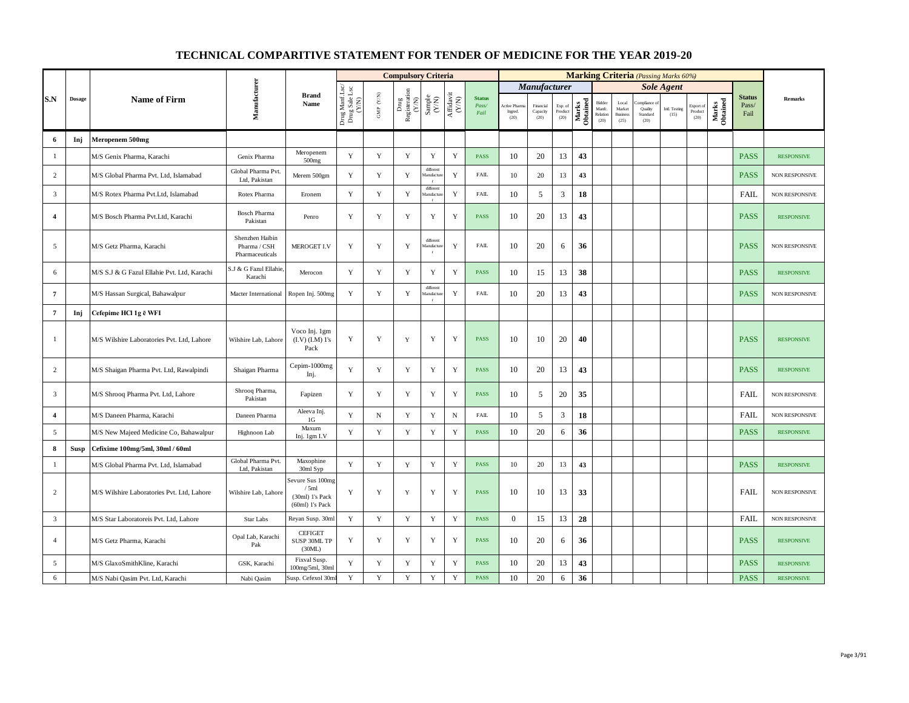# TECHNICAL COMPARITIVE STATEMENT FOR TENDER OF MEDICINE FOR THE YEAR 2019-20

| S.N | Dosage | Name of Firm | Manufacturer | Brand Name | Compulsory Criteria | | | | | | Marking Criteria *(Passing Marks 60%)* | | | | | | | | | | | Status Pass/ Fail | Remarks |
|---|---|---|---|---|---|---|---|---|---|---|---|---|---|---|---|---|---|---|---|---|---|---|---|
| | | | | | | | | | | | *Manufacturer* | | | | *Sole Agent* | | | | | | | | |
| | | | | | Drug Manf Lsc/ Drug Sale Lsc (Y/N) | GMP (Y/N) | Drug Registeration (Y/N) | Sample (Y/N) | Affidavit (Y/N) | Status Pass/ Fail | Active Pharma Ingred. (20) | Financial Capacity (20) | Exp. of Product (20) | Marks Obtained | Bidder Manfc. Relation (20) | Local Market Business (25) | Compliance of Quality Standard (20) | Intl. Testing (15) | Export of Product (20) | Marks Obtained | | |
| **6** | **Inj** | **Meropenem 500mg** | | | | | | | | | | | | | | | | | | | | |
| 1 | | M/S Genix Pharma, Karachi | Genix Pharma | Meropenem 500mg | Y | Y | Y | Y | Y | PASS | 10 | 20 | 13 | **43** | | | | | | | PASS | RESPONSIVE |
| 2 | | M/S Global Pharma Pvt. Ltd, Islamabad | Global Pharma Pvt. Ltd, Pakistan | Merem 500gm | Y | Y | Y | different Manufacturer | Y | FAIL | 10 | 20 | 13 | **43** | | | | | | | PASS | NON RESPONSIVE |
| 3 | | M/S Rotex Pharma Pvt.Ltd, Islamabad | Rotex Pharma | Eronem | Y | Y | Y | different Manufacturer | Y | FAIL | 10 | 5 | 3 | **18** | | | | | | | FAIL | NON RESPONSIVE |
| **4** | | M/S Bosch Pharma Pvt.Ltd, Karachi | Bosch Pharma Pakistan | Penro | Y | Y | Y | Y | Y | PASS | 10 | 20 | 13 | **43** | | | | | | | PASS | RESPONSIVE |
| 5 | | M/S Getz Pharma, Karachi | Shenzhen Haibin Pharma / CSH Pharmaceuticals | MEROGET I.V | Y | Y | Y | different Manufacturer | Y | FAIL | 10 | 20 | 6 | **36** | | | | | | | PASS | NON RESPONSIVE |
| 6 | | M/S S.J & G Fazul Ellahie Pvt. Ltd, Karachi | S.J & G Fazul Ellahie, Karachi | Merocon | Y | Y | Y | Y | Y | PASS | 10 | 15 | 13 | **38** | | | | | | | PASS | RESPONSIVE |
| **7** | | M/S Hassan Surgical, Bahawalpur | Macter International | Ropen Inj. 500mg | Y | Y | Y | different Manufacturer | Y | FAIL | 10 | 20 | 13 | **43** | | | | | | | PASS | NON RESPONSIVE |
| **7** | **Inj** | **Cefepime HCl 1g c̄ WFI** | | | | | | | | | | | | | | | | | | | | |
| 1 | | M/S Wilshire Laboratories Pvt. Ltd, Lahore | Wilshire Lab, Lahore | Voco Inj. 1gm (I.V) (I.M) 1's Pack | Y | Y | Y | Y | Y | PASS | 10 | 10 | 20 | **40** | | | | | | | PASS | RESPONSIVE |
| 2 | | M/S Shaigan Pharma Pvt. Ltd, Rawalpindi | Shaigan Pharma | Cepim-1000mg Inj. | Y | Y | Y | Y | Y | PASS | 10 | 20 | 13 | **43** | | | | | | | PASS | RESPONSIVE |
| 3 | | M/S Shrooq Pharma Pvt. Ltd, Lahore | Shrooq Pharma, Pakistan | Fapizen | Y | Y | Y | Y | Y | PASS | 10 | 5 | 20 | **35** | | | | | | | FAIL | NON RESPONSIVE |
| **4** | | M/S Daneen Pharma, Karachi | Daneen Pharma | Aleeva Inj. 1G | Y | N | Y | Y | N | FAIL | 10 | 5 | 3 | **18** | | | | | | | FAIL | NON RESPONSIVE |
| 5 | | M/S New Majeed Medicine Co, Bahawalpur | Highnoon Lab | Maxum Inj. 1gm I.V | Y | Y | Y | Y | Y | PASS | 10 | 20 | 6 | **36** | | | | | | | PASS | RESPONSIVE |
| **8** | **Susp** | **Cefixime 100mg/5ml, 30ml / 60ml** | | | | | | | | | | | | | | | | | | | | |
| 1 | | M/S Global Pharma Pvt. Ltd, Islamabad | Global Pharma Pvt. Ltd, Pakistan | Maxophine 30ml Syp | Y | Y | Y | Y | Y | PASS | 10 | 20 | 13 | **43** | | | | | | | PASS | RESPONSIVE |
| 2 | | M/S Wilshire Laboratories Pvt. Ltd, Lahore | Wilshire Lab, Lahore | Sevure Sus 100mg / 5ml (30ml) 1's Pack (60ml) 1's Pack | Y | Y | Y | Y | Y | PASS | 10 | 10 | 13 | **33** | | | | | | | FAIL | NON RESPONSIVE |
| 3 | | M/S Star Laboratoreis Pvt. Ltd, Lahore | Star Labs | Reyan Susp. 30ml | Y | Y | Y | Y | Y | PASS | 0 | 15 | 13 | **28** | | | | | | | FAIL | NON RESPONSIVE |
| 4 | | M/S Getz Pharma, Karachi | Opal Lab, Karachi Pak | CEFIGET SUSP 30ML TP (30ML) | Y | Y | Y | Y | Y | PASS | 10 | 20 | 6 | **36** | | | | | | | PASS | RESPONSIVE |
| 5 | | M/S GlaxoSmithKline, Karachi | GSK, Karachi | Fixval Susp. 100mg/5ml, 30ml | Y | Y | Y | Y | Y | PASS | 10 | 20 | 13 | **43** | | | | | | | PASS | RESPONSIVE |
| 6 | | M/S Nabi Qasim Pvt. Ltd, Karachi | Nabi Qasim | Susp. Cefexol 30ml | Y | Y | Y | Y | Y | PASS | 10 | 20 | 6 | **36** | | | | | | | PASS | RESPONSIVE |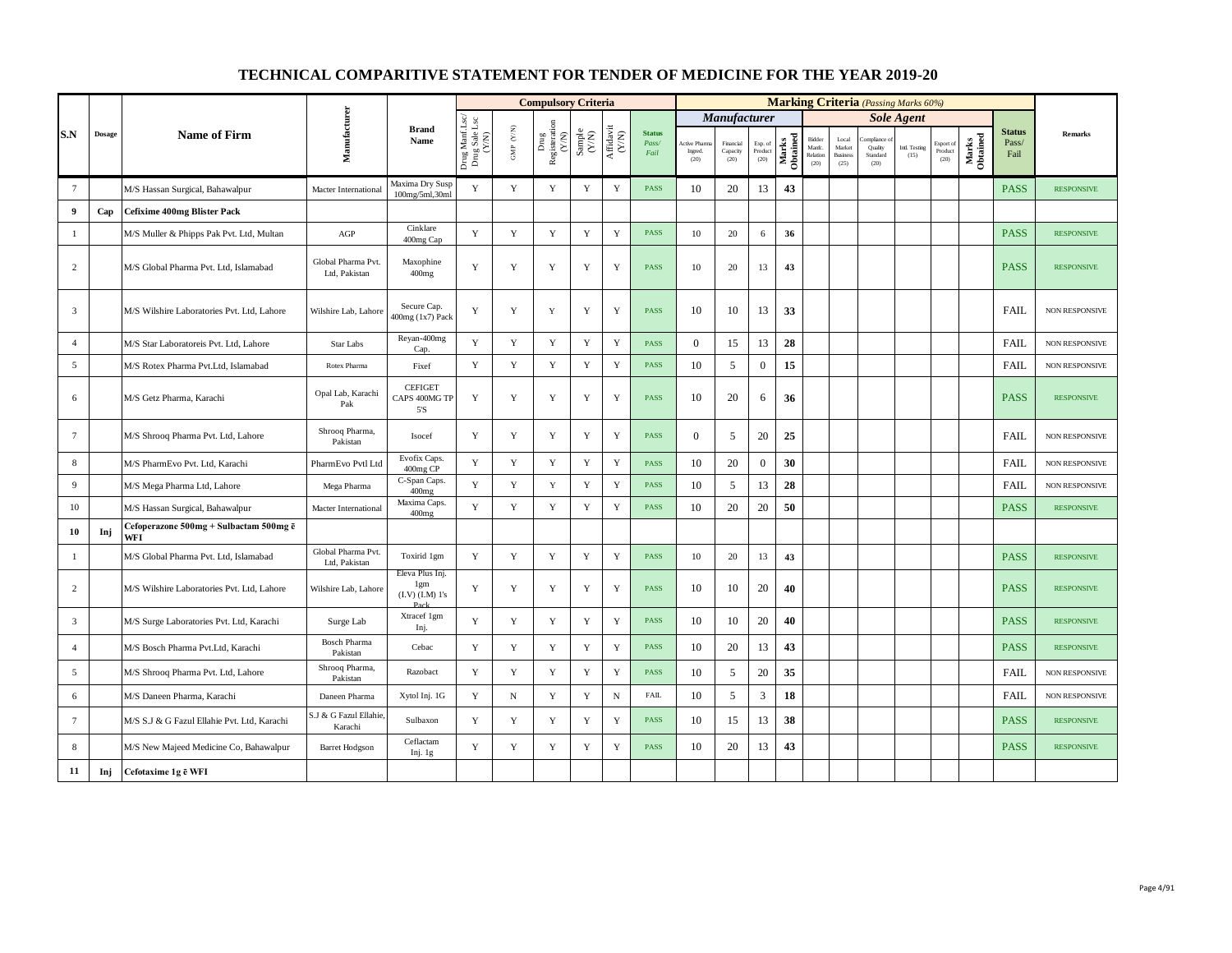# TECHNICAL COMPARITIVE STATEMENT FOR TENDER OF MEDICINE FOR THE YEAR 2019-20

| S.N | Dosage | Name of Firm | Manufacturer | Brand Name | Compulsory Criteria | | | | | | Marking Criteria (Passing Marks 60%) | | | | | | | | | | | | Remarks |
|---|---|---|---|---|---|---|---|---|---|---|---|---|---|---|---|---|---|---|---|---|---|---|---|
| | | | | | | | | | | | Manufacturer | | | | Sole Agent | | | | | | | | |
| | | | | | Drug Manf Lsc/ Drug Sale Lsc (Y/N) | GMP (Y/N) | Drug Registeration (Y/N) | Sample (Y/N) | Affidavit (Y/N) | Status Pass/ Fail | Active Pharma Ingred. (20) | Financial Capacity (20) | Exp. of Product (20) | Marks Obtained | Bidder Manfc. Relation (20) | Local Market Business (25) | Compliance of Quality Standard (20) | Intl. Testing (15) | Export of Product (20) | Marks Obtained | Status Pass/ Fail | |
| 7 | | M/S Hassan Surgical, Bahawalpur | Macter International | Maxima Dry Susp 100mg/5ml,30ml | Y | Y | Y | Y | Y | PASS | 10 | 20 | 13 | 43 | | | | | | | PASS | RESPONSIVE |
| 9 | Cap | Cefixime 400mg Blister Pack | | | | | | | | | | | | | | | | | | | | |
| 1 | | M/S Muller & Phipps Pak Pvt. Ltd, Multan | AGP | Cinklare 400mg Cap | Y | Y | Y | Y | Y | PASS | 10 | 20 | 6 | 36 | | | | | | | PASS | RESPONSIVE |
| 2 | | M/S Global Pharma Pvt. Ltd, Islamabad | Global Pharma Pvt. Ltd, Pakistan | Maxophine 400mg | Y | Y | Y | Y | Y | PASS | 10 | 20 | 13 | 43 | | | | | | | PASS | RESPONSIVE |
| 3 | | M/S Wilshire Laboratories Pvt. Ltd, Lahore | Wilshire Lab, Lahore | Secure Cap. 400mg (1x7) Pack | Y | Y | Y | Y | Y | PASS | 10 | 10 | 13 | 33 | | | | | | | FAIL | NON RESPONSIVE |
| 4 | | M/S Star Laboratoreis Pvt. Ltd, Lahore | Star Labs | Reyan-400mg Cap. | Y | Y | Y | Y | Y | PASS | 0 | 15 | 13 | 28 | | | | | | | FAIL | NON RESPONSIVE |
| 5 | | M/S Rotex Pharma Pvt.Ltd, Islamabad | Rotex Pharma | Fixef | Y | Y | Y | Y | Y | PASS | 10 | 5 | 0 | 15 | | | | | | | FAIL | NON RESPONSIVE |
| 6 | | M/S Getz Pharma, Karachi | Opal Lab, Karachi Pak | CEFIGET CAPS 400MG TP 5'S | Y | Y | Y | Y | Y | PASS | 10 | 20 | 6 | 36 | | | | | | | PASS | RESPONSIVE |
| 7 | | M/S Shrooq Pharma Pvt. Ltd, Lahore | Shrooq Pharma, Pakistan | Isocef | Y | Y | Y | Y | Y | PASS | 0 | 5 | 20 | 25 | | | | | | | FAIL | NON RESPONSIVE |
| 8 | | M/S PharmEvo Pvt. Ltd, Karachi | PharmEvo Pvtl Ltd | Evofix Caps. 400mg CP | Y | Y | Y | Y | Y | PASS | 10 | 20 | 0 | 30 | | | | | | | FAIL | NON RESPONSIVE |
| 9 | | M/S Mega Pharma Ltd, Lahore | Mega Pharma | C-Span Caps. 400mg | Y | Y | Y | Y | Y | PASS | 10 | 5 | 13 | 28 | | | | | | | FAIL | NON RESPONSIVE |
| 10 | | M/S Hassan Surgical, Bahawalpur | Macter International | Maxima Caps. 400mg | Y | Y | Y | Y | Y | PASS | 10 | 20 | 20 | 50 | | | | | | | PASS | RESPONSIVE |
| 10 | Inj | Cefoperazone 500mg + Sulbactam 500mg ē WFI | | | | | | | | | | | | | | | | | | | | |
| 1 | | M/S Global Pharma Pvt. Ltd, Islamabad | Global Pharma Pvt. Ltd, Pakistan | Toxirid 1gm | Y | Y | Y | Y | Y | PASS | 10 | 20 | 13 | 43 | | | | | | | PASS | RESPONSIVE |
| 2 | | M/S Wilshire Laboratories Pvt. Ltd, Lahore | Wilshire Lab, Lahore | Eleva Plus Inj. 1gm (I.V) (I.M) 1's Pack | Y | Y | Y | Y | Y | PASS | 10 | 10 | 20 | 40 | | | | | | | PASS | RESPONSIVE |
| 3 | | M/S Surge Laboratories Pvt. Ltd, Karachi | Surge Lab | Xtracef 1gm Inj. | Y | Y | Y | Y | Y | PASS | 10 | 10 | 20 | 40 | | | | | | | PASS | RESPONSIVE |
| 4 | | M/S Bosch Pharma Pvt.Ltd, Karachi | Bosch Pharma Pakistan | Cebac | Y | Y | Y | Y | Y | PASS | 10 | 20 | 13 | 43 | | | | | | | PASS | RESPONSIVE |
| 5 | | M/S Shrooq Pharma Pvt. Ltd, Lahore | Shrooq Pharma, Pakistan | Razobact | Y | Y | Y | Y | Y | PASS | 10 | 5 | 20 | 35 | | | | | | | FAIL | NON RESPONSIVE |
| 6 | | M/S Daneen Pharma, Karachi | Daneen Pharma | Xytol Inj. 1G | Y | N | Y | Y | N | FAIL | 10 | 5 | 3 | 18 | | | | | | | FAIL | NON RESPONSIVE |
| 7 | | M/S S.J & G Fazul Ellahie Pvt. Ltd, Karachi | S.J & G Fazul Ellahie, Karachi | Sulbaxon | Y | Y | Y | Y | Y | PASS | 10 | 15 | 13 | 38 | | | | | | | PASS | RESPONSIVE |
| 8 | | M/S New Majeed Medicine Co, Bahawalpur | Barret Hodgson | Ceflactam Inj. 1g | Y | Y | Y | Y | Y | PASS | 10 | 20 | 13 | 43 | | | | | | | PASS | RESPONSIVE |
| 11 | Inj | Cefotaxime 1g ē WFI | | | | | | | | | | | | | | | | | | | | |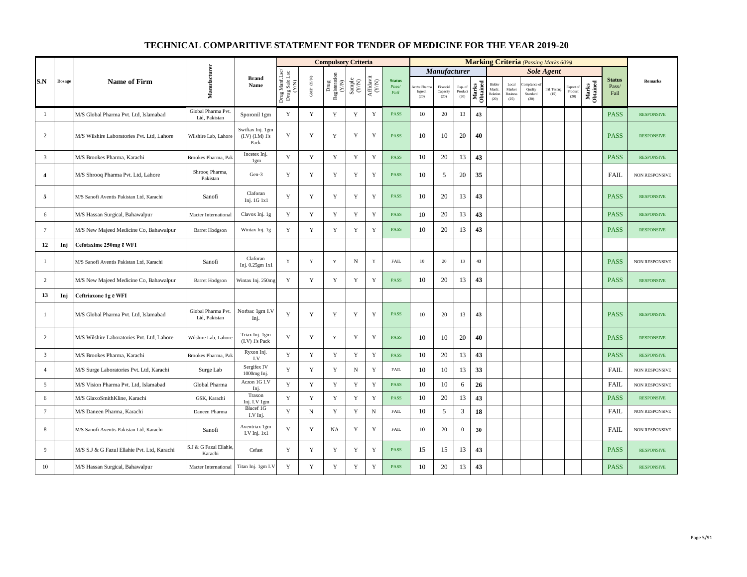# TECHNICAL COMPARITIVE STATEMENT FOR TENDER OF MEDICINE FOR THE YEAR 2019-20

| S.N | Dosage | Name of Firm | Manufacturer | Brand Name | Compulsory Criteria | | | | | | Marking Criteria (Passing Marks 60%) | | | | | | | | | | | Status Pass/ Fail | Remarks |
|---|---|---|---|---|---|---|---|---|---|---|---|---|---|---|---|---|---|---|---|---|---|---|---|
| | | | | | | | | | | | Manufacturer | | | | Sole Agent | | | | | | | | |
| | | | | | Drug Manf Lsc/ Drug Sale Lsc (Y/N) | GMP (Y/N) | Drug Registeration (Y/N) | Sample (Y/N) | Affidavit (Y/N) | Status Pass/ Fail | Active Pharma Ingred. (20) | Financial Capacity (20) | Exp. of Product (20) | Marks Obtained | Bidder Manfc. Relation (20) | Local Market Business (25) | Compliance of Quality Standard (20) | Intl. Testing (15) | Export of Product (20) | Marks Obtained | | |
| 1 | | M/S Global Pharma Pvt. Ltd, Islamabad | Global Pharma Pvt. Ltd, Pakistan | Sporonil 1gm | Y | Y | Y | Y | Y | PASS | 10 | 20 | 13 | 43 | | | | | | | PASS | RESPONSIVE |
| 2 | | M/S Wilshire Laboratories Pvt. Ltd, Lahore | Wilshire Lab, Lahore | Swiftax Inj. 1gm (I.V) (I.M) 1's Pack | Y | Y | Y | Y | Y | PASS | 10 | 10 | 20 | 40 | | | | | | | PASS | RESPONSIVE |
| 3 | | M/S Brookes Pharma, Karachi | Brookes Pharma, Pak | Incetex Inj. 1gm | Y | Y | Y | Y | Y | PASS | 10 | 20 | 13 | 43 | | | | | | | PASS | RESPONSIVE |
| 4 | | M/S Shrooq Pharma Pvt. Ltd, Lahore | Shrooq Pharma, Pakistan | Gen-3 | Y | Y | Y | Y | Y | PASS | 10 | 5 | 20 | 35 | | | | | | | FAIL | NON RESPONSIVE |
| 5 | | M/S Sanofi Aventis Pakistan Ltd, Karachi | Sanofi | Claforan Inj. 1G 1x1 | Y | Y | Y | Y | Y | PASS | 10 | 20 | 13 | 43 | | | | | | | PASS | RESPONSIVE |
| 6 | | M/S Hassan Surgical, Bahawalpur | Macter International | Clavox Inj. 1g | Y | Y | Y | Y | Y | PASS | 10 | 20 | 13 | 43 | | | | | | | PASS | RESPONSIVE |
| 7 | | M/S New Majeed Medicine Co, Bahawalpur | Barret Hodgson | Wintax Inj. 1g | Y | Y | Y | Y | Y | PASS | 10 | 20 | 13 | 43 | | | | | | | PASS | RESPONSIVE |
| **12** | **Inj** | **Cefotaxime 250mg ē WFI** | | | | | | | | | | | | | | | | | | | | |
| 1 | | M/S Sanofi Aventis Pakistan Ltd, Karachi | Sanofi | Claforan Inj. 0.25gm 1x1 | Y | Y | Y | N | Y | FAIL | 10 | 20 | 13 | 43 | | | | | | | PASS | NON RESPONSIVE |
| 2 | | M/S New Majeed Medicine Co, Bahawalpur | Barret Hodgson | Wintax Inj. 250mg | Y | Y | Y | Y | Y | PASS | 10 | 20 | 13 | 43 | | | | | | | PASS | RESPONSIVE |
| **13** | **Inj** | **Ceftriaxone 1g ē WFI** | | | | | | | | | | | | | | | | | | | | |
| 1 | | M/S Global Pharma Pvt. Ltd, Islamabad | Global Pharma Pvt. Ltd, Pakistan | Norbac 1gm I.V Inj. | Y | Y | Y | Y | Y | PASS | 10 | 20 | 13 | 43 | | | | | | | PASS | RESPONSIVE |
| 2 | | M/S Wilshire Laboratories Pvt. Ltd, Lahore | Wilshire Lab, Lahore | Triax Inj. 1gm (I.V) 1's Pack | Y | Y | Y | Y | Y | PASS | 10 | 10 | 20 | 40 | | | | | | | PASS | RESPONSIVE |
| 3 | | M/S Brookes Pharma, Karachi | Brookes Pharma, Pak | Ryxon Inj. I.V | Y | Y | Y | Y | Y | PASS | 10 | 20 | 13 | 43 | | | | | | | PASS | RESPONSIVE |
| 4 | | M/S Surge Laboratories Pvt. Ltd, Karachi | Surge Lab | Sergifex IV 1000mg Inj. | Y | Y | Y | N | Y | FAIL | 10 | 10 | 13 | 33 | | | | | | | FAIL | NON RESPONSIVE |
| 5 | | M/S Vision Pharma Pvt. Ltd, Islamabad | Global Pharma | Aczon 1G I.V Inj. | Y | Y | Y | Y | Y | PASS | 10 | 10 | 6 | 26 | | | | | | | FAIL | NON RESPONSIVE |
| 6 | | M/S GlaxoSmithKline, Karachi | GSK, Karachi | Traxon Inj. I.V 1gm | Y | Y | Y | Y | Y | PASS | 10 | 20 | 13 | 43 | | | | | | | PASS | RESPONSIVE |
| 7 | | M/S Daneen Pharma, Karachi | Daneen Pharma | Blucef 1G I.V Inj. | Y | N | Y | Y | N | FAIL | 10 | 5 | 3 | 18 | | | | | | | FAIL | NON RESPONSIVE |
| 8 | | M/S Sanofi Aventis Pakistan Ltd, Karachi | Sanofi | Aventriax 1gm I.V Inj. 1x1 | Y | Y | NA | Y | Y | FAIL | 10 | 20 | 0 | 30 | | | | | | | FAIL | NON RESPONSIVE |
| 9 | | M/S S.J & G Fazul Ellahie Pvt. Ltd, Karachi | S.J & G Fazul Ellahie, Karachi | Cefast | Y | Y | Y | Y | Y | PASS | 15 | 15 | 13 | 43 | | | | | | | PASS | RESPONSIVE |
| 10 | | M/S Hassan Surgical, Bahawalpur | Macter International | Titan Inj. 1gm I.V | Y | Y | Y | Y | Y | PASS | 10 | 20 | 13 | 43 | | | | | | | PASS | RESPONSIVE |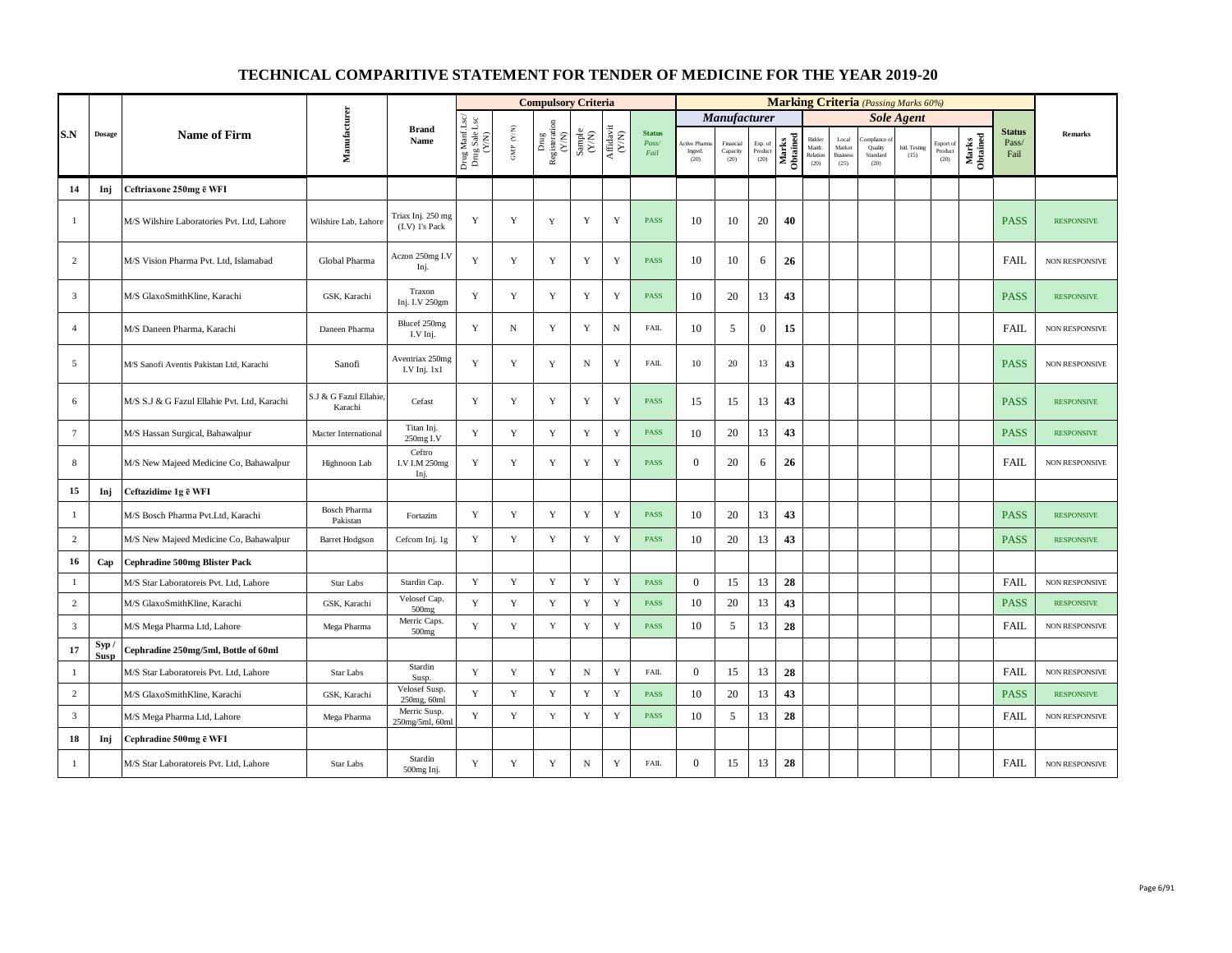# TECHNICAL COMPARITIVE STATEMENT FOR TENDER OF MEDICINE FOR THE YEAR 2019-20

| S.N | Dosage | Name of Firm | Manufacturer | Brand Name | Compulsory Criteria | | | | | | Marking Criteria (Passing Marks 60%) | | | | | | | | | | | Status Pass/ Fail | Remarks |
|---|---|---|---|---|---|---|---|---|---|---|---|---|---|---|---|---|---|---|---|---|---|---|---|
| | | | | | | | | | | | Manufacturer | | | | Sole Agent | | | | | | | | |
| | | | | | Drug Manf Lsc/ Drug Sale Lsc (Y/N) | GMP (Y/N) | Drug Registeration (Y/N) | Sample (Y/N) | Affidavit (Y/N) | Status Pass/ Fail | Active Pharma Ingred. (20) | Financial Capacity (20) | Exp. of Product (20) | Marks Obtained | Bidder Manfc. Relation (20) | Local Market Business (25) | Compliance of Quality Standard (20) | Intl. Testing (15) | Export of Product (20) | Marks Obtained | | |
| **14** | **Inj** | **Ceftriaxone 250mg ē WFI** | | | | | | | | | | | | | | | | | | | | |
| 1 | | M/S Wilshire Laboratories Pvt. Ltd, Lahore | Wilshire Lab, Lahore | Triax Inj. 250 mg (I.V) 1's Pack | Y | Y | Y | Y | Y | PASS | 10 | 10 | 20 | **40** | | | | | | | PASS | RESPONSIVE |
| 2 | | M/S Vision Pharma Pvt. Ltd, Islamabad | Global Pharma | Aczon 250mg I.V Inj. | Y | Y | Y | Y | Y | PASS | 10 | 10 | 6 | **26** | | | | | | | FAIL | NON RESPONSIVE |
| 3 | | M/S GlaxoSmithKline, Karachi | GSK, Karachi | Traxon Inj. I.V 250gm | Y | Y | Y | Y | Y | PASS | 10 | 20 | 13 | **43** | | | | | | | PASS | RESPONSIVE |
| 4 | | M/S Daneen Pharma, Karachi | Daneen Pharma | Blucef 250mg I.V Inj. | Y | N | Y | Y | N | FAIL | 10 | 5 | 0 | **15** | | | | | | | FAIL | NON RESPONSIVE |
| 5 | | M/S Sanofi Aventis Pakistan Ltd, Karachi | Sanofi | Aventriax 250mg I.V Inj. 1x1 | Y | Y | Y | N | Y | FAIL | 10 | 20 | 13 | **43** | | | | | | | PASS | NON RESPONSIVE |
| 6 | | M/S S.J & G Fazul Ellahie Pvt. Ltd, Karachi | S.J & G Fazul Ellahie, Karachi | Cefast | Y | Y | Y | Y | Y | PASS | 15 | 15 | 13 | **43** | | | | | | | PASS | RESPONSIVE |
| 7 | | M/S Hassan Surgical, Bahawalpur | Macter International | Titan Inj. 250mg I.V | Y | Y | Y | Y | Y | PASS | 10 | 20 | 13 | **43** | | | | | | | PASS | RESPONSIVE |
| 8 | | M/S New Majeed Medicine Co, Bahawalpur | Highnoon Lab | Ceftro I.V I.M 250mg Inj. | Y | Y | Y | Y | Y | PASS | 0 | 20 | 6 | **26** | | | | | | | FAIL | NON RESPONSIVE |
| **15** | **Inj** | **Ceftazidime 1g ē WFI** | | | | | | | | | | | | | | | | | | | | |
| 1 | | M/S Bosch Pharma Pvt.Ltd, Karachi | Bosch Pharma Pakistan | Fortazim | Y | Y | Y | Y | Y | PASS | 10 | 20 | 13 | **43** | | | | | | | PASS | RESPONSIVE |
| 2 | | M/S New Majeed Medicine Co, Bahawalpur | Barret Hodgson | Cefcom Inj. 1g | Y | Y | Y | Y | Y | PASS | 10 | 20 | 13 | **43** | | | | | | | PASS | RESPONSIVE |
| **16** | **Cap** | **Cephradine 500mg Blister Pack** | | | | | | | | | | | | | | | | | | | | |
| 1 | | M/S Star Laboratoreis Pvt. Ltd, Lahore | Star Labs | Stardin Cap. | Y | Y | Y | Y | Y | PASS | 0 | 15 | 13 | **28** | | | | | | | FAIL | NON RESPONSIVE |
| 2 | | M/S GlaxoSmithKline, Karachi | GSK, Karachi | Velosef Cap. 500mg | Y | Y | Y | Y | Y | PASS | 10 | 20 | 13 | **43** | | | | | | | PASS | RESPONSIVE |
| 3 | | M/S Mega Pharma Ltd, Lahore | Mega Pharma | Merric Caps. 500mg | Y | Y | Y | Y | Y | PASS | 10 | 5 | 13 | **28** | | | | | | | FAIL | NON RESPONSIVE |
| **17** | **Syp / Susp** | **Cephradine 250mg/5ml, Bottle of 60ml** | | | | | | | | | | | | | | | | | | | | |
| 1 | | M/S Star Laboratoreis Pvt. Ltd, Lahore | Star Labs | Stardin Susp. | Y | Y | Y | N | Y | FAIL | 0 | 15 | 13 | **28** | | | | | | | FAIL | NON RESPONSIVE |
| 2 | | M/S GlaxoSmithKline, Karachi | GSK, Karachi | Velosef Susp. 250mg, 60ml | Y | Y | Y | Y | Y | PASS | 10 | 20 | 13 | **43** | | | | | | | PASS | RESPONSIVE |
| 3 | | M/S Mega Pharma Ltd, Lahore | Mega Pharma | Merric Susp. 250mg/5ml, 60ml | Y | Y | Y | Y | Y | PASS | 10 | 5 | 13 | **28** | | | | | | | FAIL | NON RESPONSIVE |
| **18** | **Inj** | **Cephradine 500mg ē WFI** | | | | | | | | | | | | | | | | | | | | |
| 1 | | M/S Star Laboratoreis Pvt. Ltd, Lahore | Star Labs | Stardin 500mg Inj. | Y | Y | Y | N | Y | FAIL | 0 | 15 | 13 | **28** | | | | | | | FAIL | NON RESPONSIVE |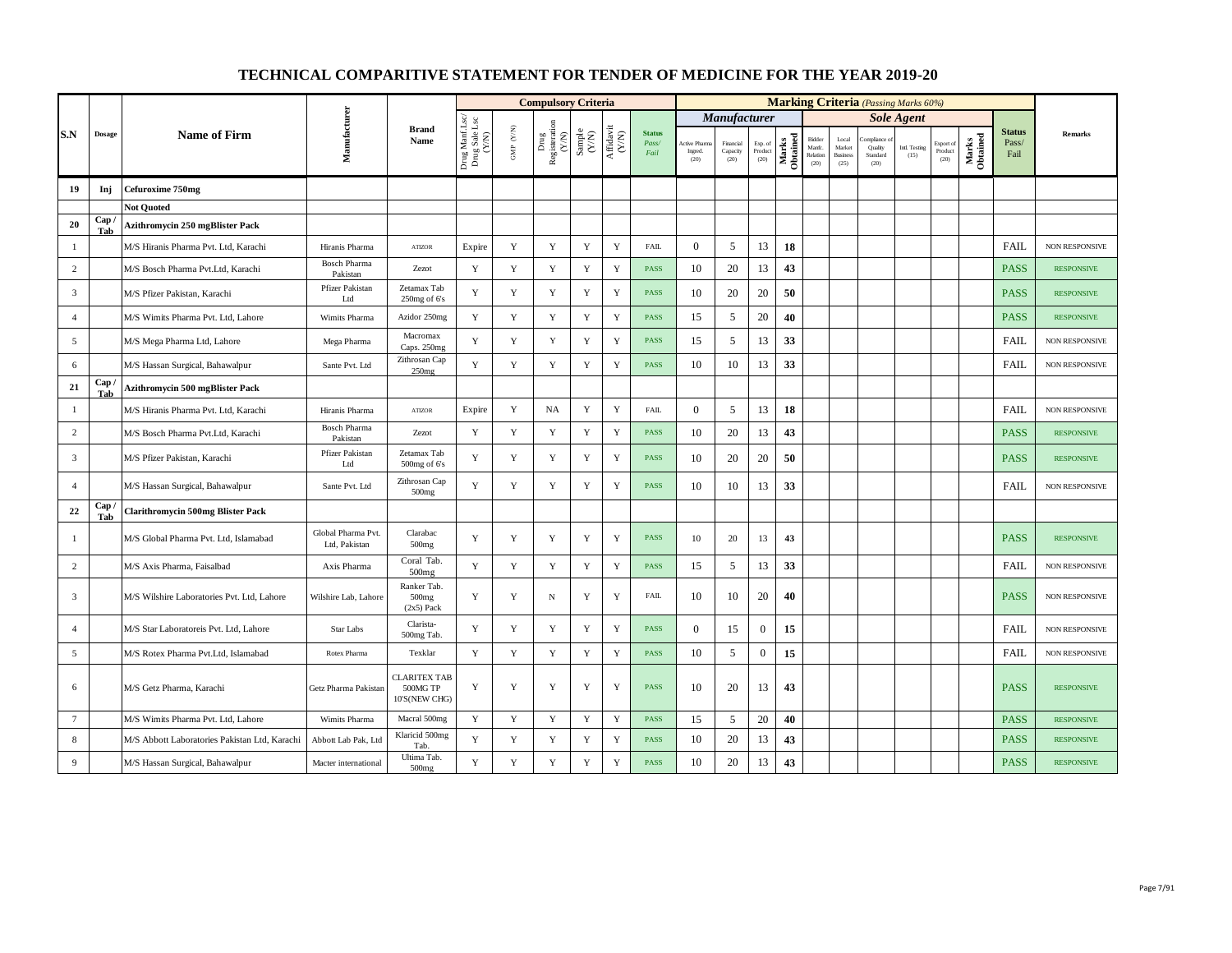# TECHNICAL COMPARITIVE STATEMENT FOR TENDER OF MEDICINE FOR THE YEAR 2019-20

| S.N | Dosage | Name of Firm | Manufacturer | Brand Name | Compulsory Criteria | | | | | | Marking Criteria (Passing Marks 60%) | | | | | | | | | | | Status Pass/ Fail | Remarks |
|---|---|---|---|---|---|---|---|---|---|---|---|---|---|---|---|---|---|---|---|---|---|---|---|
| | | | | | | | | | | | Manufacturer | | | | Sole Agent | | | | | | | | |
| | | | | | Drug Manf Lsc/ Drug Sale Lsc (Y/N) | GMP (Y/N) | Drug Registeration (Y/N) | Sample (Y/N) | Affidavit (Y/N) | Status Pass/ Fail | Active Pharma Ingred. (20) | Financial Capacity (20) | Exp. of Product (20) | Marks Obtained | Bidder Manfc. Relation (20) | Local Market Business (25) | Compliance of Quality Standard (20) | Intl. Testing (15) | Export of Product (20) | Marks Obtained | | |
| 19 | Inj | Cefuroxime 750mg | | | | | | | | | | | | | | | | | | | | |
| | | Not Quoted | | | | | | | | | | | | | | | | | | | | |
| 20 | Cap / Tab | Azithromycin 250 mgBlister Pack | | | | | | | | | | | | | | | | | | | | |
| 1 | | M/S Hiranis Pharma Pvt. Ltd, Karachi | Hiranis Pharma | ATIZOR | Expire | Y | Y | Y | Y | FAIL | 0 | 5 | 13 | 18 | | | | | | | FAIL | NON RESPONSIVE |
| 2 | | M/S Bosch Pharma Pvt.Ltd, Karachi | Bosch Pharma Pakistan | Zezot | Y | Y | Y | Y | Y | PASS | 10 | 20 | 13 | 43 | | | | | | | PASS | RESPONSIVE |
| 3 | | M/S Pfizer Pakistan, Karachi | Pfizer Pakistan Ltd | Zetamax Tab 250mg of 6's | Y | Y | Y | Y | Y | PASS | 10 | 20 | 20 | 50 | | | | | | | PASS | RESPONSIVE |
| 4 | | M/S Wimits Pharma Pvt. Ltd, Lahore | Wimits Pharma | Azidor 250mg | Y | Y | Y | Y | Y | PASS | 15 | 5 | 20 | 40 | | | | | | | PASS | RESPONSIVE |
| 5 | | M/S Mega Pharma Ltd, Lahore | Mega Pharma | Macromax Caps. 250mg | Y | Y | Y | Y | Y | PASS | 15 | 5 | 13 | 33 | | | | | | | FAIL | NON RESPONSIVE |
| 6 | | M/S Hassan Surgical, Bahawalpur | Sante Pvt. Ltd | Zithrosan Cap 250mg | Y | Y | Y | Y | Y | PASS | 10 | 10 | 13 | 33 | | | | | | | FAIL | NON RESPONSIVE |
| 21 | Cap / Tab | Azithromycin 500 mgBlister Pack | | | | | | | | | | | | | | | | | | | | |
| 1 | | M/S Hiranis Pharma Pvt. Ltd, Karachi | Hiranis Pharma | ATIZOR | Expire | Y | NA | Y | Y | FAIL | 0 | 5 | 13 | 18 | | | | | | | FAIL | NON RESPONSIVE |
| 2 | | M/S Bosch Pharma Pvt.Ltd, Karachi | Bosch Pharma Pakistan | Zezot | Y | Y | Y | Y | Y | PASS | 10 | 20 | 13 | 43 | | | | | | | PASS | RESPONSIVE |
| 3 | | M/S Pfizer Pakistan, Karachi | Pfizer Pakistan Ltd | Zetamax Tab 500mg of 6's | Y | Y | Y | Y | Y | PASS | 10 | 20 | 20 | 50 | | | | | | | PASS | RESPONSIVE |
| 4 | | M/S Hassan Surgical, Bahawalpur | Sante Pvt. Ltd | Zithrosan Cap 500mg | Y | Y | Y | Y | Y | PASS | 10 | 10 | 13 | 33 | | | | | | | FAIL | NON RESPONSIVE |
| 22 | Cap / Tab | Clarithromycin 500mg Blister Pack | | | | | | | | | | | | | | | | | | | | |
| 1 | | M/S Global Pharma Pvt. Ltd, Islamabad | Global Pharma Pvt. Ltd, Pakistan | Clarabac 500mg | Y | Y | Y | Y | Y | PASS | 10 | 20 | 13 | 43 | | | | | | | PASS | RESPONSIVE |
| 2 | | M/S Axis Pharma, Faisalbad | Axis Pharma | Coral Tab. 500mg | Y | Y | Y | Y | Y | PASS | 15 | 5 | 13 | 33 | | | | | | | FAIL | NON RESPONSIVE |
| 3 | | M/S Wilshire Laboratories Pvt. Ltd, Lahore | Wilshire Lab, Lahore | Ranker Tab. 500mg (2x5) Pack | Y | Y | N | Y | Y | FAIL | 10 | 10 | 20 | 40 | | | | | | | PASS | NON RESPONSIVE |
| 4 | | M/S Star Laboratoreis Pvt. Ltd, Lahore | Star Labs | Clarista-500mg Tab. | Y | Y | Y | Y | Y | PASS | 0 | 15 | 0 | 15 | | | | | | | FAIL | NON RESPONSIVE |
| 5 | | M/S Rotex Pharma Pvt.Ltd, Islamabad | Rotex Pharma | Texklar | Y | Y | Y | Y | Y | PASS | 10 | 5 | 0 | 15 | | | | | | | FAIL | NON RESPONSIVE |
| 6 | | M/S Getz Pharma, Karachi | Getz Pharma Pakistan | CLARITEX TAB 500MG TP 10'S(NEW CHG) | Y | Y | Y | Y | Y | PASS | 10 | 20 | 13 | 43 | | | | | | | PASS | RESPONSIVE |
| 7 | | M/S Wimits Pharma Pvt. Ltd, Lahore | Wimits Pharma | Macral 500mg | Y | Y | Y | Y | Y | PASS | 15 | 5 | 20 | 40 | | | | | | | PASS | RESPONSIVE |
| 8 | | M/S Abbott Laboratories Pakistan Ltd, Karachi | Abbott Lab Pak, Ltd | Klaricid 500mg Tab. | Y | Y | Y | Y | Y | PASS | 10 | 20 | 13 | 43 | | | | | | | PASS | RESPONSIVE |
| 9 | | M/S Hassan Surgical, Bahawalpur | Macter international | Ultima Tab. 500mg | Y | Y | Y | Y | Y | PASS | 10 | 20 | 13 | 43 | | | | | | | PASS | RESPONSIVE |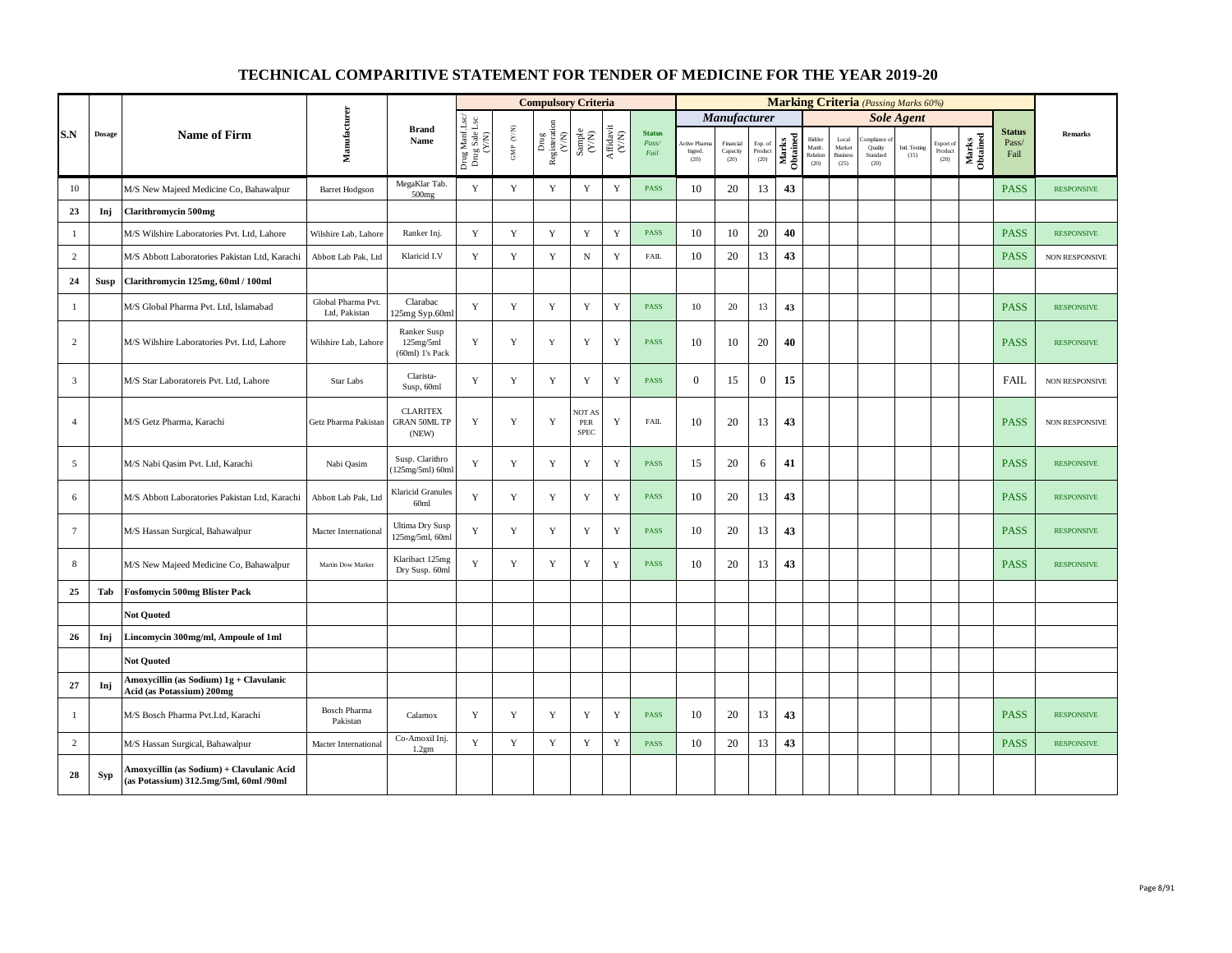# TECHNICAL COMPARITIVE STATEMENT FOR TENDER OF MEDICINE FOR THE YEAR 2019-20

| S.N | Dosage | Name of Firm | Manufacturer | Brand Name | Compulsory Criteria | | | | | | Marking Criteria (Passing Marks 60%) | | | | | | | | | | Status Pass/ Fail | Remarks |
|---|---|---|---|---|---|---|---|---|---|---|---|---|---|---|---|---|---|---|---|---|---|---|
| | | | | | | | | | | | Manufacturer | | | | Sole Agent | | | | | | | |
| | | | | | Drug Manf Lsc/ Drug Sale Lsc (Y/N) | GMP (Y/N) | Drug Registeration (Y/N) | Sample (Y/N) | Affidavit (Y/N) | Status Pass/ Fail | Active Pharma Ingred. (20) | Financial Capacity (20) | Exp. of Product (20) | Marks Obtained | Bidder Manfc. Relation (20) | Local Market Business (25) | Compliance of Quality Standard (20) | Intl. Testing (15) | Export of Product (20) | Marks Obtained | | |
| 10 | | M/S New Majeed Medicine Co, Bahawalpur | Barret Hodgson | MegaKlar Tab. 500mg | Y | Y | Y | Y | Y | PASS | 10 | 20 | 13 | 43 | | | | | | | PASS | RESPONSIVE |
| 23 | Inj | Clarithromycin 500mg | | | | | | | | | | | | | | | | | | | | |
| 1 | | M/S Wilshire Laboratories Pvt. Ltd, Lahore | Wilshire Lab, Lahore | Ranker Inj. | Y | Y | Y | Y | Y | PASS | 10 | 10 | 20 | 40 | | | | | | | PASS | RESPONSIVE |
| 2 | | M/S Abbott Laboratories Pakistan Ltd, Karachi | Abbott Lab Pak, Ltd | Klaricid I.V | Y | Y | Y | N | Y | FAIL | 10 | 20 | 13 | 43 | | | | | | | PASS | NON RESPONSIVE |
| 24 | Susp | Clarithromycin 125mg, 60ml / 100ml | | | | | | | | | | | | | | | | | | | | |
| 1 | | M/S Global Pharma Pvt. Ltd, Islamabad | Global Pharma Pvt. Ltd, Pakistan | Clarabac 125mg Syp.60ml | Y | Y | Y | Y | Y | PASS | 10 | 20 | 13 | 43 | | | | | | | PASS | RESPONSIVE |
| 2 | | M/S Wilshire Laboratories Pvt. Ltd, Lahore | Wilshire Lab, Lahore | Ranker Susp 125mg/5ml (60ml) 1's Pack | Y | Y | Y | Y | Y | PASS | 10 | 10 | 20 | 40 | | | | | | | PASS | RESPONSIVE |
| 3 | | M/S Star Laboratoreis Pvt. Ltd, Lahore | Star Labs | Clarista-Susp, 60ml | Y | Y | Y | Y | Y | PASS | 0 | 15 | 0 | 15 | | | | | | | FAIL | NON RESPONSIVE |
| 4 | | M/S Getz Pharma, Karachi | Getz Pharma Pakistan | CLARITEX GRAN 50ML TP (NEW) | Y | Y | Y | NOT AS PER SPEC | Y | FAIL | 10 | 20 | 13 | 43 | | | | | | | PASS | NON RESPONSIVE |
| 5 | | M/S Nabi Qasim Pvt. Ltd, Karachi | Nabi Qasim | Susp. Clarithro (125mg/5ml) 60ml | Y | Y | Y | Y | Y | PASS | 15 | 20 | 6 | 41 | | | | | | | PASS | RESPONSIVE |
| 6 | | M/S Abbott Laboratories Pakistan Ltd, Karachi | Abbott Lab Pak, Ltd | Klaricid Granules 60ml | Y | Y | Y | Y | Y | PASS | 10 | 20 | 13 | 43 | | | | | | | PASS | RESPONSIVE |
| 7 | | M/S Hassan Surgical, Bahawalpur | Macter International | Ultima Dry Susp 125mg/5ml, 60ml | Y | Y | Y | Y | Y | PASS | 10 | 20 | 13 | 43 | | | | | | | PASS | RESPONSIVE |
| 8 | | M/S New Majeed Medicine Co, Bahawalpur | Martin Dow Marker | Klaribact 125mg Dry Susp. 60ml | Y | Y | Y | Y | Y | PASS | 10 | 20 | 13 | 43 | | | | | | | PASS | RESPONSIVE |
| 25 | Tab | Fosfomycin 500mg Blister Pack | | | | | | | | | | | | | | | | | | | | |
| | | Not Quoted | | | | | | | | | | | | | | | | | | | | |
| 26 | Inj | Lincomycin 300mg/ml, Ampoule of 1ml | | | | | | | | | | | | | | | | | | | | |
| | | Not Quoted | | | | | | | | | | | | | | | | | | | | |
| 27 | Inj | Amoxycillin (as Sodium) 1g + Clavulanic Acid (as Potassium) 200mg | | | | | | | | | | | | | | | | | | | | |
| 1 | | M/S Bosch Pharma Pvt.Ltd, Karachi | Bosch Pharma Pakistan | Calamox | Y | Y | Y | Y | Y | PASS | 10 | 20 | 13 | 43 | | | | | | | PASS | RESPONSIVE |
| 2 | | M/S Hassan Surgical, Bahawalpur | Macter International | Co-Amoxil Inj. 1.2gm | Y | Y | Y | Y | Y | PASS | 10 | 20 | 13 | 43 | | | | | | | PASS | RESPONSIVE |
| 28 | Syp | Amoxycillin (as Sodium) + Clavulanic Acid (as Potassium) 312.5mg/5ml, 60ml /90ml | | | | | | | | | | | | | | | | | | | | |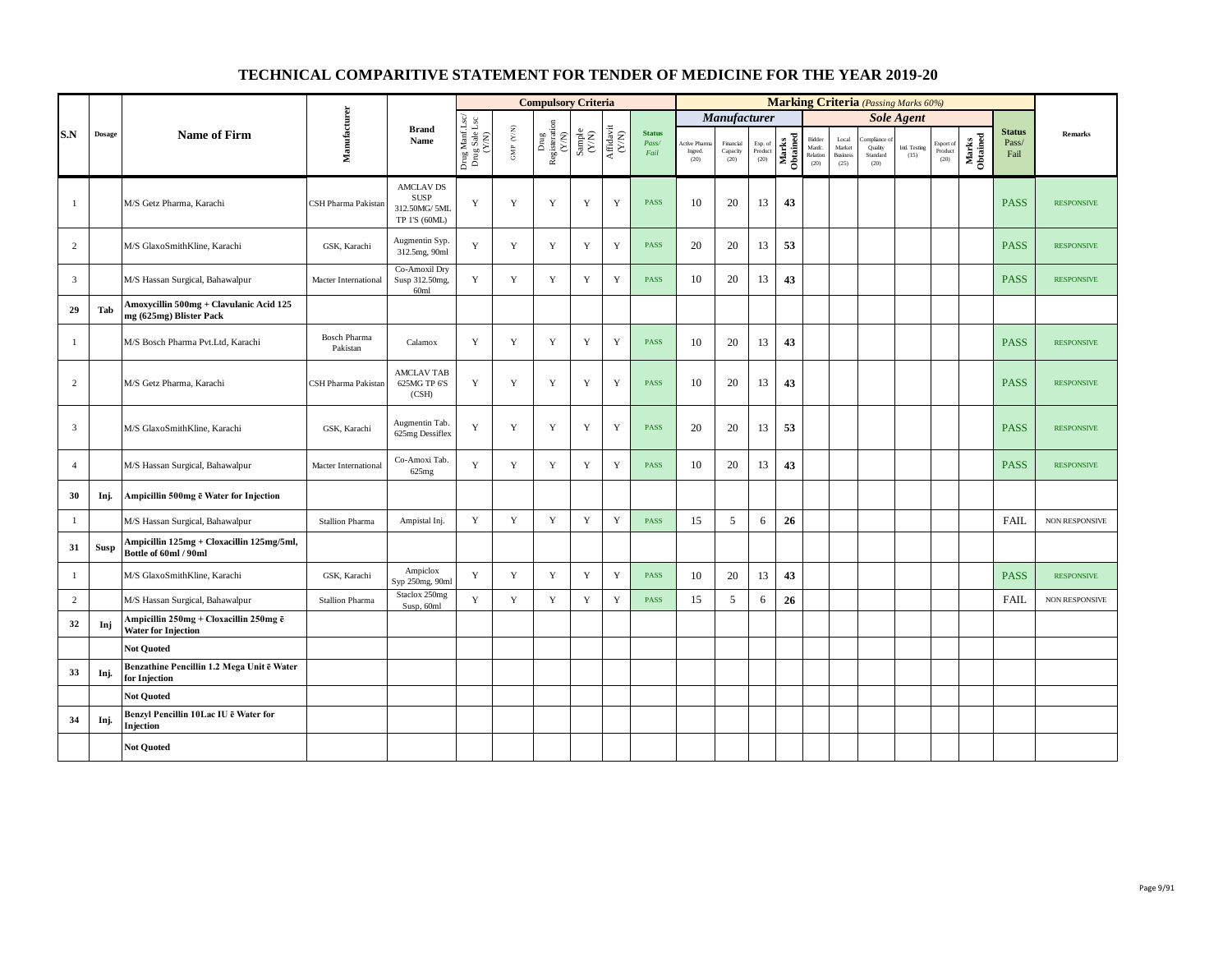# TECHNICAL COMPARITIVE STATEMENT FOR TENDER OF MEDICINE FOR THE YEAR 2019-20

| S.N | Dosage | Name of Firm | Manufacturer | Brand Name | Compulsory Criteria | | | | | | Marking Criteria (Passing Marks 60%) | | | | | | | | | | | Status Pass/ Fail | Remarks |
|---|---|---|---|---|---|---|---|---|---|---|---|---|---|---|---|---|---|---|---|---|---|---|---|
| | | | | | | | | | | | Manufacturer | | | | Sole Agent | | | | | | | | |
| | | | | | Drug Manf Lsc/ Drug Sale Lsc (Y/N) | GMP (Y/N) | Drug Registeration (Y/N) | Sample (Y/N) | Affidavit (Y/N) | Status Pass/ Fail | Active Pharma Ingred. (20) | Financial Capacity (20) | Exp. of Product (20) | Marks Obtained | Bidder Manfc. Relation (20) | Local Market Business (25) | Compliance of Quality Standard (20) | Intl. Testing (15) | Export of Product (20) | Marks Obtained | | |
| 1 | | M/S Getz Pharma, Karachi | CSH Pharma Pakistan | AMCLAV DS SUSP 312.50MG/ 5ML TP 1'S (60ML) | Y | Y | Y | Y | Y | PASS | 10 | 20 | 13 | 43 | | | | | | | PASS | RESPONSIVE |
| 2 | | M/S GlaxoSmithKline, Karachi | GSK, Karachi | Augmentin Syp. 312.5mg, 90ml | Y | Y | Y | Y | Y | PASS | 20 | 20 | 13 | 53 | | | | | | | PASS | RESPONSIVE |
| 3 | | M/S Hassan Surgical, Bahawalpur | Macter International | Co-Amoxil Dry Susp 312.50mg, 60ml | Y | Y | Y | Y | Y | PASS | 10 | 20 | 13 | 43 | | | | | | | PASS | RESPONSIVE |
| 29 | Tab | **Amoxycillin 500mg + Clavulanic Acid 125 mg (625mg) Blister Pack** | | | | | | | | | | | | | | | | | | | | |
| 1 | | M/S Bosch Pharma Pvt.Ltd, Karachi | Bosch Pharma Pakistan | Calamox | Y | Y | Y | Y | Y | PASS | 10 | 20 | 13 | 43 | | | | | | | PASS | RESPONSIVE |
| 2 | | M/S Getz Pharma, Karachi | CSH Pharma Pakistan | AMCLAV TAB 625MG TP 6'S (CSH) | Y | Y | Y | Y | Y | PASS | 10 | 20 | 13 | 43 | | | | | | | PASS | RESPONSIVE |
| 3 | | M/S GlaxoSmithKline, Karachi | GSK, Karachi | Augmentin Tab. 625mg Dessiflex | Y | Y | Y | Y | Y | PASS | 20 | 20 | 13 | 53 | | | | | | | PASS | RESPONSIVE |
| 4 | | M/S Hassan Surgical, Bahawalpur | Macter International | Co-Amoxi Tab. 625mg | Y | Y | Y | Y | Y | PASS | 10 | 20 | 13 | 43 | | | | | | | PASS | RESPONSIVE |
| 30 | Inj. | **Ampicillin 500mg ē Water for Injection** | | | | | | | | | | | | | | | | | | | | |
| 1 | | M/S Hassan Surgical, Bahawalpur | Stallion Pharma | Ampistal Inj. | Y | Y | Y | Y | Y | PASS | 15 | 5 | 6 | 26 | | | | | | | FAIL | NON RESPONSIVE |
| 31 | Susp | **Ampicillin 125mg + Cloxacillin 125mg/5ml, Bottle of 60ml / 90ml** | | | | | | | | | | | | | | | | | | | | |
| 1 | | M/S GlaxoSmithKline, Karachi | GSK, Karachi | Ampiclox Syp 250mg, 90ml | Y | Y | Y | Y | Y | PASS | 10 | 20 | 13 | 43 | | | | | | | PASS | RESPONSIVE |
| 2 | | M/S Hassan Surgical, Bahawalpur | Stallion Pharma | Staclox 250mg Susp, 60ml | Y | Y | Y | Y | Y | PASS | 15 | 5 | 6 | 26 | | | | | | | FAIL | NON RESPONSIVE |
| 32 | Inj | **Ampicillin 250mg + Cloxacillin 250mg ē Water for Injection** | | | | | | | | | | | | | | | | | | | | |
| | | **Not Quoted** | | | | | | | | | | | | | | | | | | | | |
| 33 | Inj. | **Benzathine Pencillin 1.2 Mega Unit ē Water for Injection** | | | | | | | | | | | | | | | | | | | | |
| | | **Not Quoted** | | | | | | | | | | | | | | | | | | | | |
| 34 | Inj. | **Benzyl Pencillin 10Lac IU ē Water for Injection** | | | | | | | | | | | | | | | | | | | | |
| | | **Not Quoted** | | | | | | | | | | | | | | | | | | | | |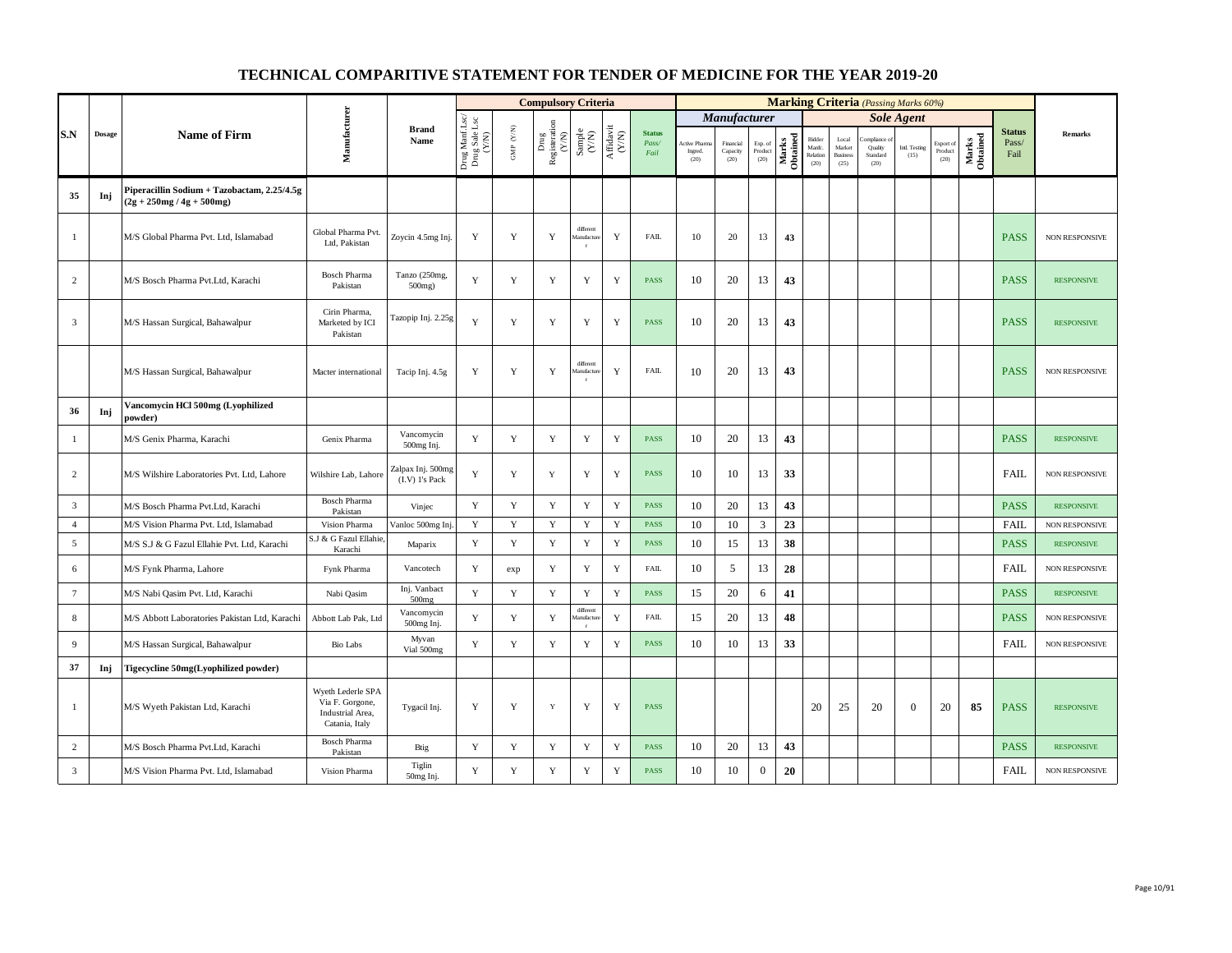# TECHNICAL COMPARITIVE STATEMENT FOR TENDER OF MEDICINE FOR THE YEAR 2019-20

| S.N | Dosage | Name of Firm | Manufacturer | Brand Name | Compulsory Criteria | | | | | | Marking Criteria (Passing Marks 60%) | | | | | | | | | | Status Pass/ Fail | Remarks |
|---|---|---|---|---|---|---|---|---|---|---|---|---|---|---|---|---|---|---|---|---|---|---|
| | | | | | | | | | | | Manufacturer | | | | Sole Agent | | | | | | | |
| | | | | | Drug Manf Lsc/ Drug Sale Lsc (Y/N) | GMP (Y/N) | Drug Registeration (Y/N) | Sample (Y/N) | Affidavit (Y/N) | Status Pass/ Fail | Active Pharma Ingred. (20) | Financial Capacity (20) | Exp. of Product (20) | Marks Obtained | Bidder Manfc. Relation (20) | Local Market Business (25) | Compliance of Quality Standard (20) | Intl. Testing (15) | Export of Product (20) | Marks Obtained | | |
| 35 | Inj | Piperacillin Sodium + Tazobactam, 2.25/4.5g (2g + 250mg / 4g + 500mg) | | | | | | | | | | | | | | | | | | | | |
| 1 | | M/S Global Pharma Pvt. Ltd, Islamabad | Global Pharma Pvt. Ltd, Pakistan | Zoycin 4.5mg Inj. | Y | Y | Y | different Manufacturer | Y | FAIL | 10 | 20 | 13 | 43 | | | | | | | PASS | NON RESPONSIVE |
| 2 | | M/S Bosch Pharma Pvt.Ltd, Karachi | Bosch Pharma Pakistan | Tanzo (250mg, 500mg) | Y | Y | Y | Y | Y | PASS | 10 | 20 | 13 | 43 | | | | | | | PASS | RESPONSIVE |
| 3 | | M/S Hassan Surgical, Bahawalpur | Cirin Pharma, Marketed by ICI Pakistan | Tazopip Inj. 2.25g | Y | Y | Y | Y | Y | PASS | 10 | 20 | 13 | 43 | | | | | | | PASS | RESPONSIVE |
| | | M/S Hassan Surgical, Bahawalpur | Macter international | Tacip Inj. 4.5g | Y | Y | Y | different Manufacturer | Y | FAIL | 10 | 20 | 13 | 43 | | | | | | | PASS | NON RESPONSIVE |
| 36 | Inj | Vancomycin HCl 500mg (Lyophilized powder) | | | | | | | | | | | | | | | | | | | | |
| 1 | | M/S Genix Pharma, Karachi | Genix Pharma | Vancomycin 500mg Inj. | Y | Y | Y | Y | Y | PASS | 10 | 20 | 13 | 43 | | | | | | | PASS | RESPONSIVE |
| 2 | | M/S Wilshire Laboratories Pvt. Ltd, Lahore | Wilshire Lab, Lahore | Zalpax Inj. 500mg (I.V) 1's Pack | Y | Y | Y | Y | Y | PASS | 10 | 10 | 13 | 33 | | | | | | | FAIL | NON RESPONSIVE |
| 3 | | M/S Bosch Pharma Pvt.Ltd, Karachi | Bosch Pharma Pakistan | Vinjec | Y | Y | Y | Y | Y | PASS | 10 | 20 | 13 | 43 | | | | | | | PASS | RESPONSIVE |
| 4 | | M/S Vision Pharma Pvt. Ltd, Islamabad | Vision Pharma | Vanloc 500mg Inj. | Y | Y | Y | Y | Y | PASS | 10 | 10 | 3 | 23 | | | | | | | FAIL | NON RESPONSIVE |
| 5 | | M/S S.J & G Fazul Ellahie Pvt. Ltd, Karachi | S.J & G Fazul Ellahie, Karachi | Maparix | Y | Y | Y | Y | Y | PASS | 10 | 15 | 13 | 38 | | | | | | | PASS | RESPONSIVE |
| 6 | | M/S Fynk Pharma, Lahore | Fynk Pharma | Vancotech | Y | exp | Y | Y | Y | FAIL | 10 | 5 | 13 | 28 | | | | | | | FAIL | NON RESPONSIVE |
| 7 | | M/S Nabi Qasim Pvt. Ltd, Karachi | Nabi Qasim | Inj. Vanbact 500mg | Y | Y | Y | Y | Y | PASS | 15 | 20 | 6 | 41 | | | | | | | PASS | RESPONSIVE |
| 8 | | M/S Abbott Laboratories Pakistan Ltd, Karachi | Abbott Lab Pak, Ltd | Vancomycin 500mg Inj. | Y | Y | Y | different Manufacturer | Y | FAIL | 15 | 20 | 13 | 48 | | | | | | | PASS | NON RESPONSIVE |
| 9 | | M/S Hassan Surgical, Bahawalpur | Bio Labs | Myvan Vial 500mg | Y | Y | Y | Y | Y | PASS | 10 | 10 | 13 | 33 | | | | | | | FAIL | NON RESPONSIVE |
| 37 | Inj | Tigecycline 50mg(Lyophilized powder) | | | | | | | | | | | | | | | | | | | | |
| 1 | | M/S Wyeth Pakistan Ltd, Karachi | Wyeth Lederle SPA Via F. Gorgone, Industrial Area, Catania, Italy | Tygacil Inj. | Y | Y | Y | Y | Y | PASS | | | | | 20 | 25 | 20 | 0 | 20 | 85 | PASS | RESPONSIVE |
| 2 | | M/S Bosch Pharma Pvt.Ltd, Karachi | Bosch Pharma Pakistan | Btig | Y | Y | Y | Y | Y | PASS | 10 | 20 | 13 | 43 | | | | | | | PASS | RESPONSIVE |
| 3 | | M/S Vision Pharma Pvt. Ltd, Islamabad | Vision Pharma | Tiglin 50mg Inj. | Y | Y | Y | Y | Y | PASS | 10 | 10 | 0 | 20 | | | | | | | FAIL | NON RESPONSIVE |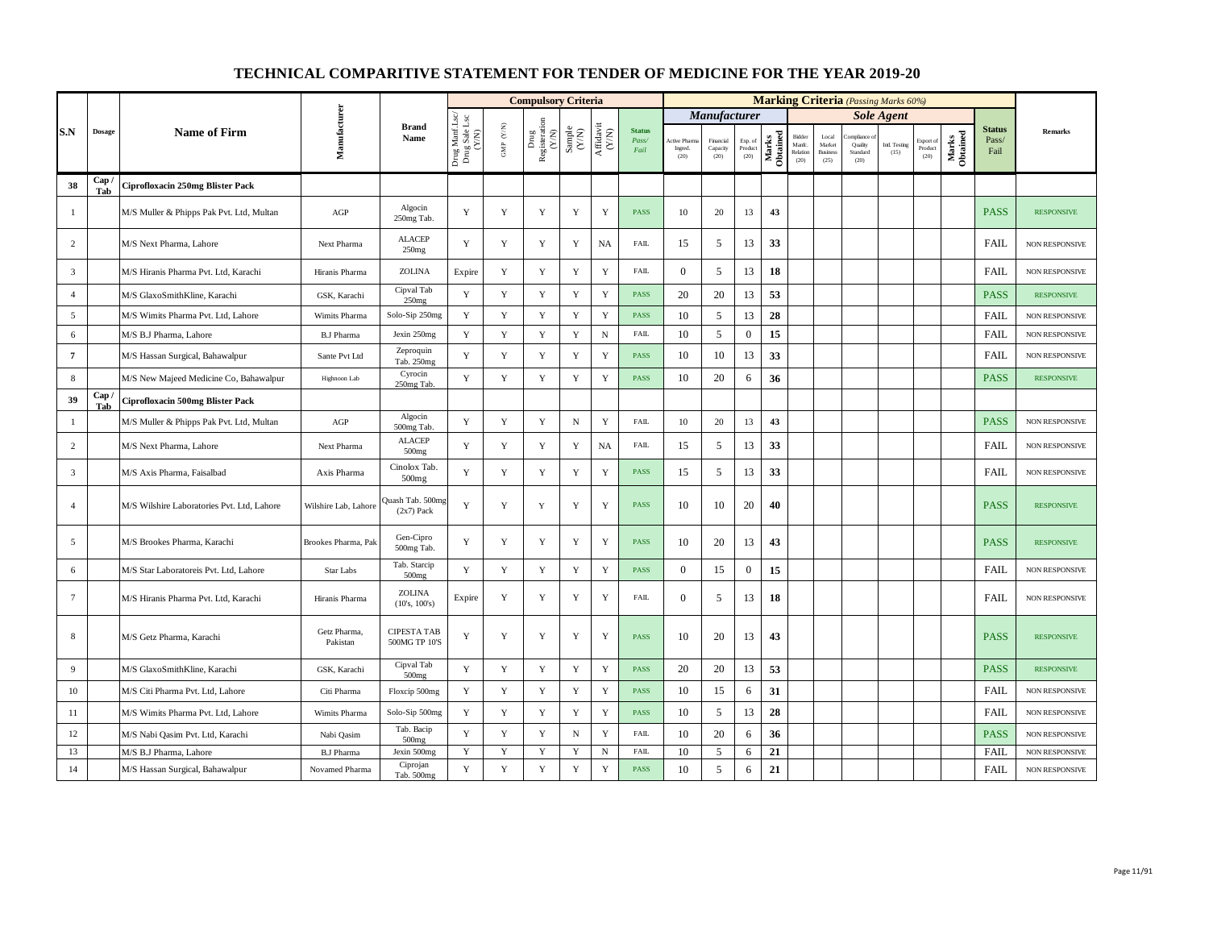# TECHNICAL COMPARITIVE STATEMENT FOR TENDER OF MEDICINE FOR THE YEAR 2019-20

| S.N | Dosage | Name of Firm | Manufacturer | Brand Name | Compulsory Criteria | | | | | | Marking Criteria *(Passing Marks 60%)* | | | | | | | | | | | Status Pass/ Fail | Remarks |
|---|---|---|---|---|---|---|---|---|---|---|---|---|---|---|---|---|---|---|---|---|---|---|---|
| | | | | | | | | | | | *Manufacturer* | | | | *Sole Agent* | | | | | | | | |
| | | | | | Drug Manf Lsc/ Drug Sale Lsc (Y/N) | GMP (Y/N) | Drug Registeration (Y/N) | Sample (Y/N) | Affidavit (Y/N) | Status *Pass/ Fail* | Active Pharma Ingred. (20) | Financial Capacity (20) | Exp. of Product (20) | Marks Obtained | Bidder Manfc. Relation (20) | Local Market Business (25) | Compliance of Quality Standard (20) | Intl. Testing (15) | Export of Product (20) | Marks Obtained | | |
| **38** | **Cap / Tab** | **Ciprofloxacin 250mg Blister Pack** | | | | | | | | | | | | | | | | | | | | |
| 1 | | M/S Muller & Phipps Pak Pvt. Ltd, Multan | AGP | Algocin 250mg Tab. | Y | Y | Y | Y | Y | PASS | 10 | 20 | 13 | **43** | | | | | | | PASS | RESPONSIVE |
| 2 | | M/S Next Pharma, Lahore | Next Pharma | ALACEP 250mg | Y | Y | Y | Y | NA | FAIL | 15 | 5 | 13 | **33** | | | | | | | FAIL | NON RESPONSIVE |
| 3 | | M/S Hiranis Pharma Pvt. Ltd, Karachi | Hiranis Pharma | ZOLINA | Expire | Y | Y | Y | Y | FAIL | 0 | 5 | 13 | **18** | | | | | | | FAIL | NON RESPONSIVE |
| 4 | | M/S GlaxoSmithKline, Karachi | GSK, Karachi | Cipval Tab 250mg | Y | Y | Y | Y | Y | PASS | 20 | 20 | 13 | **53** | | | | | | | PASS | RESPONSIVE |
| 5 | | M/S Wimits Pharma Pvt. Ltd, Lahore | Wimits Pharma | Solo-Sip 250mg | Y | Y | Y | Y | Y | PASS | 10 | 5 | 13 | **28** | | | | | | | FAIL | NON RESPONSIVE |
| 6 | | M/S B.J Pharma, Lahore | B.J Pharma | Jexin 250mg | Y | Y | Y | Y | N | FAIL | 10 | 5 | 0 | **15** | | | | | | | FAIL | NON RESPONSIVE |
| 7 | | M/S Hassan Surgical, Bahawalpur | Sante Pvt Ltd | Zeproquin Tab. 250mg | Y | Y | Y | Y | Y | PASS | 10 | 10 | 13 | **33** | | | | | | | FAIL | NON RESPONSIVE |
| 8 | | M/S New Majeed Medicine Co, Bahawalpur | Highnoon Lab | Cyrocin 250mg Tab. | Y | Y | Y | Y | Y | PASS | 10 | 20 | 6 | **36** | | | | | | | PASS | RESPONSIVE |
| **39** | **Cap / Tab** | **Ciprofloxacin 500mg Blister Pack** | | | | | | | | | | | | | | | | | | | | |
| 1 | | M/S Muller & Phipps Pak Pvt. Ltd, Multan | AGP | Algocin 500mg Tab. | Y | Y | Y | N | Y | FAIL | 10 | 20 | 13 | **43** | | | | | | | PASS | NON RESPONSIVE |
| 2 | | M/S Next Pharma, Lahore | Next Pharma | ALACEP 500mg | Y | Y | Y | Y | NA | FAIL | 15 | 5 | 13 | **33** | | | | | | | FAIL | NON RESPONSIVE |
| 3 | | M/S Axis Pharma, Faisalbad | Axis Pharma | Cinolox Tab. 500mg | Y | Y | Y | Y | Y | PASS | 15 | 5 | 13 | **33** | | | | | | | FAIL | NON RESPONSIVE |
| 4 | | M/S Wilshire Laboratories Pvt. Ltd, Lahore | Wilshire Lab, Lahore | Quash Tab. 500mg (2x7) Pack | Y | Y | Y | Y | Y | PASS | 10 | 10 | 20 | **40** | | | | | | | PASS | RESPONSIVE |
| 5 | | M/S Brookes Pharma, Karachi | Brookes Pharma, Pak | Gen-Cipro 500mg Tab. | Y | Y | Y | Y | Y | PASS | 10 | 20 | 13 | **43** | | | | | | | PASS | RESPONSIVE |
| 6 | | M/S Star Laboratoreis Pvt. Ltd, Lahore | Star Labs | Tab. Starcip 500mg | Y | Y | Y | Y | Y | PASS | 0 | 15 | 0 | **15** | | | | | | | FAIL | NON RESPONSIVE |
| 7 | | M/S Hiranis Pharma Pvt. Ltd, Karachi | Hiranis Pharma | ZOLINA (10's, 100's) | Expire | Y | Y | Y | Y | FAIL | 0 | 5 | 13 | **18** | | | | | | | FAIL | NON RESPONSIVE |
| 8 | | M/S Getz Pharma, Karachi | Getz Pharma, Pakistan | CIPESTA TAB 500MG TP 10'S | Y | Y | Y | Y | Y | PASS | 10 | 20 | 13 | **43** | | | | | | | PASS | RESPONSIVE |
| 9 | | M/S GlaxoSmithKline, Karachi | GSK, Karachi | Cipval Tab 500mg | Y | Y | Y | Y | Y | PASS | 20 | 20 | 13 | **53** | | | | | | | PASS | RESPONSIVE |
| 10 | | M/S Citi Pharma Pvt. Ltd, Lahore | Citi Pharma | Floxcip 500mg | Y | Y | Y | Y | Y | PASS | 10 | 15 | 6 | **31** | | | | | | | FAIL | NON RESPONSIVE |
| 11 | | M/S Wimits Pharma Pvt. Ltd, Lahore | Wimits Pharma | Solo-Sip 500mg | Y | Y | Y | Y | Y | PASS | 10 | 5 | 13 | **28** | | | | | | | FAIL | NON RESPONSIVE |
| 12 | | M/S Nabi Qasim Pvt. Ltd, Karachi | Nabi Qasim | Tab. Bacip 500mg | Y | Y | Y | N | Y | FAIL | 10 | 20 | 6 | **36** | | | | | | | PASS | NON RESPONSIVE |
| 13 | | M/S B.J Pharma, Lahore | B.J Pharma | Jexin 500mg | Y | Y | Y | Y | N | FAIL | 10 | 5 | 6 | **21** | | | | | | | FAIL | NON RESPONSIVE |
| 14 | | M/S Hassan Surgical, Bahawalpur | Novamed Pharma | Ciprojan Tab. 500mg | Y | Y | Y | Y | Y | PASS | 10 | 5 | 6 | **21** | | | | | | | FAIL | NON RESPONSIVE |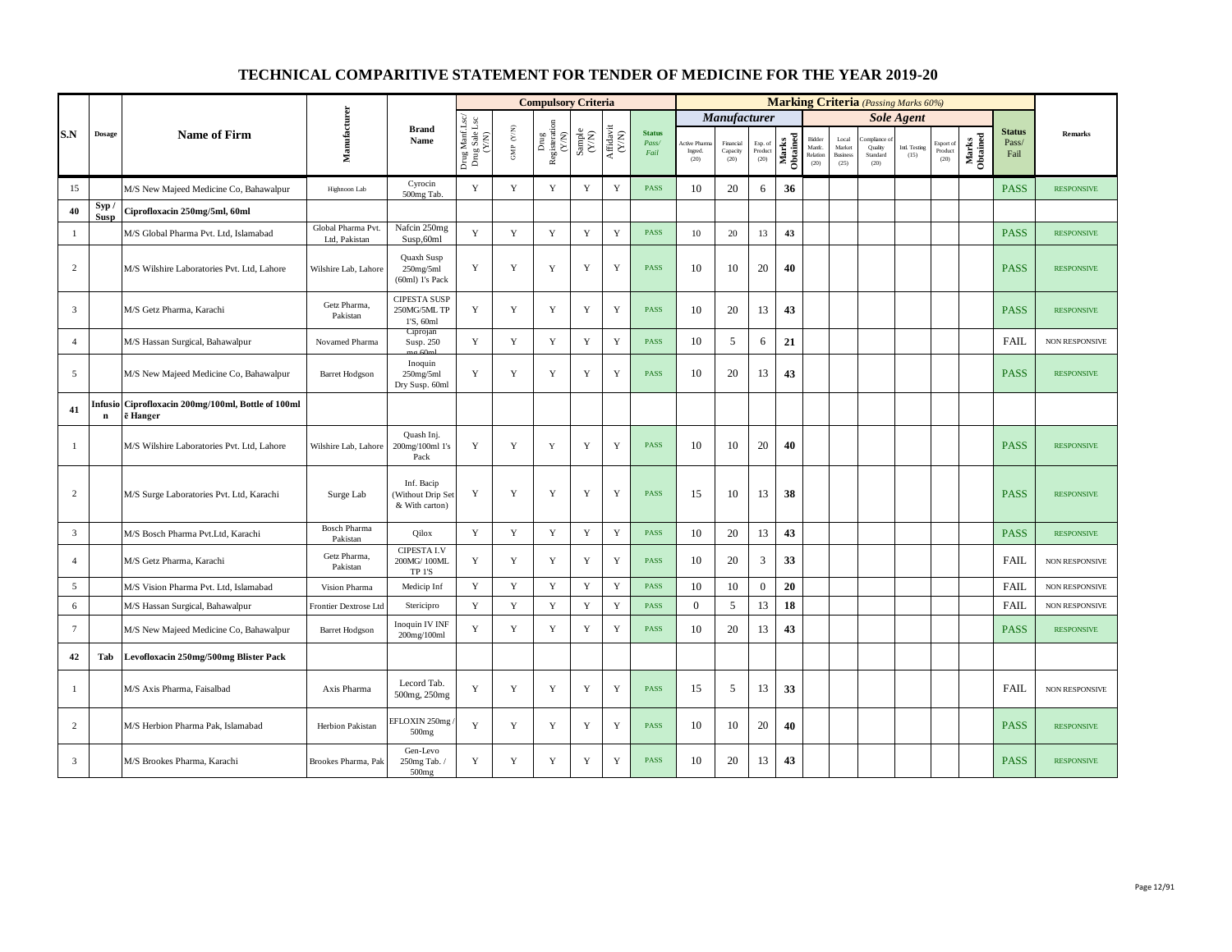# TECHNICAL COMPARITIVE STATEMENT FOR TENDER OF MEDICINE FOR THE YEAR 2019-20

| S.N | Dosage | Name of Firm | Manufacturer | Brand Name | Compulsory Criteria | | | | | | Marking Criteria (Passing Marks 60%) | | | | | | | | | | | Status Pass/ Fail | Remarks |
|---|---|---|---|---|---|---|---|---|---|---|---|---|---|---|---|---|---|---|---|---|---|---|---|
| | | | | | Drug Manf Lsc/ Drug Sale Lsc (Y/N) | GMP (Y/N) | Drug Registeration (Y/N) | Sample (Y/N) | Affidavit (Y/N) | Status Pass/ Fail | Manufacturer | | | | Sole Agent | | | | | | | | |
| | | | | | | | | | | | Active Pharma Ingred. (20) | Financial Capacity (20) | Exp. of Product (20) | Marks Obtained | Bidder Manfc. Relation (20) | Local Market Business (25) | Compliance of Quality Standard (20) | Intl. Testing (15) | Export of Product (20) | Marks Obtained | | |
| 15 | | M/S New Majeed Medicine Co, Bahawalpur | Highnoon Lab | Cyrocin 500mg Tab. | Y | Y | Y | Y | Y | PASS | 10 | 20 | 6 | 36 | | | | | | | PASS | RESPONSIVE |
| 40 | Syp / Susp | Ciprofloxacin 250mg/5ml, 60ml | | | | | | | | | | | | | | | | | | | | |
| 1 | | M/S Global Pharma Pvt. Ltd, Islamabad | Global Pharma Pvt. Ltd, Pakistan | Nafcin 250mg Susp,60ml | Y | Y | Y | Y | Y | PASS | 10 | 20 | 13 | 43 | | | | | | | PASS | RESPONSIVE |
| 2 | | M/S Wilshire Laboratories Pvt. Ltd, Lahore | Wilshire Lab, Lahore | Quaxh Susp 250mg/5ml (60ml) 1's Pack | Y | Y | Y | Y | Y | PASS | 10 | 10 | 20 | 40 | | | | | | | PASS | RESPONSIVE |
| 3 | | M/S Getz Pharma, Karachi | Getz Pharma, Pakistan | CIPESTA SUSP 250MG/5ML TP 1'S, 60ml | Y | Y | Y | Y | Y | PASS | 10 | 20 | 13 | 43 | | | | | | | PASS | RESPONSIVE |
| 4 | | M/S Hassan Surgical, Bahawalpur | Novamed Pharma | Ciprojan Susp. 250 mg 60ml | Y | Y | Y | Y | Y | PASS | 10 | 5 | 6 | 21 | | | | | | | FAIL | NON RESPONSIVE |
| 5 | | M/S New Majeed Medicine Co, Bahawalpur | Barret Hodgson | Inoquin 250mg/5ml Dry Susp. 60ml | Y | Y | Y | Y | Y | PASS | 10 | 20 | 13 | 43 | | | | | | | PASS | RESPONSIVE |
| 41 | Infusion | Ciprofloxacin 200mg/100ml, Bottle of 100ml ē Hanger | | | | | | | | | | | | | | | | | | | | |
| 1 | | M/S Wilshire Laboratories Pvt. Ltd, Lahore | Wilshire Lab, Lahore | Quash Inj. 200mg/100ml 1's Pack | Y | Y | Y | Y | Y | PASS | 10 | 10 | 20 | 40 | | | | | | | PASS | RESPONSIVE |
| 2 | | M/S Surge Laboratories Pvt. Ltd, Karachi | Surge Lab | Inf. Bacip (Without Drip Set & With carton) | Y | Y | Y | Y | Y | PASS | 15 | 10 | 13 | 38 | | | | | | | PASS | RESPONSIVE |
| 3 | | M/S Bosch Pharma Pvt.Ltd, Karachi | Bosch Pharma Pakistan | Qilox | Y | Y | Y | Y | Y | PASS | 10 | 20 | 13 | 43 | | | | | | | PASS | RESPONSIVE |
| 4 | | M/S Getz Pharma, Karachi | Getz Pharma, Pakistan | CIPESTA I.V 200MG/ 100ML TP 1'S | Y | Y | Y | Y | Y | PASS | 10 | 20 | 3 | 33 | | | | | | | FAIL | NON RESPONSIVE |
| 5 | | M/S Vision Pharma Pvt. Ltd, Islamabad | Vision Pharma | Medicip Inf | Y | Y | Y | Y | Y | PASS | 10 | 10 | 0 | 20 | | | | | | | FAIL | NON RESPONSIVE |
| 6 | | M/S Hassan Surgical, Bahawalpur | Frontier Dextrose Ltd | Stericipro | Y | Y | Y | Y | Y | PASS | 0 | 5 | 13 | 18 | | | | | | | FAIL | NON RESPONSIVE |
| 7 | | M/S New Majeed Medicine Co, Bahawalpur | Barret Hodgson | Inoquin IV INF 200mg/100ml | Y | Y | Y | Y | Y | PASS | 10 | 20 | 13 | 43 | | | | | | | PASS | RESPONSIVE |
| 42 | Tab | Levofloxacin 250mg/500mg Blister Pack | | | | | | | | | | | | | | | | | | | | |
| 1 | | M/S Axis Pharma, Faisalbad | Axis Pharma | Lecord Tab. 500mg, 250mg | Y | Y | Y | Y | Y | PASS | 15 | 5 | 13 | 33 | | | | | | | FAIL | NON RESPONSIVE |
| 2 | | M/S Herbion Pharma Pak, Islamabad | Herbion Pakistan | EFLOXIN 250mg / 500mg | Y | Y | Y | Y | Y | PASS | 10 | 10 | 20 | 40 | | | | | | | PASS | RESPONSIVE |
| 3 | | M/S Brookes Pharma, Karachi | Brookes Pharma, Pak | Gen-Levo 250mg Tab. / 500mg | Y | Y | Y | Y | Y | PASS | 10 | 20 | 13 | 43 | | | | | | | PASS | RESPONSIVE |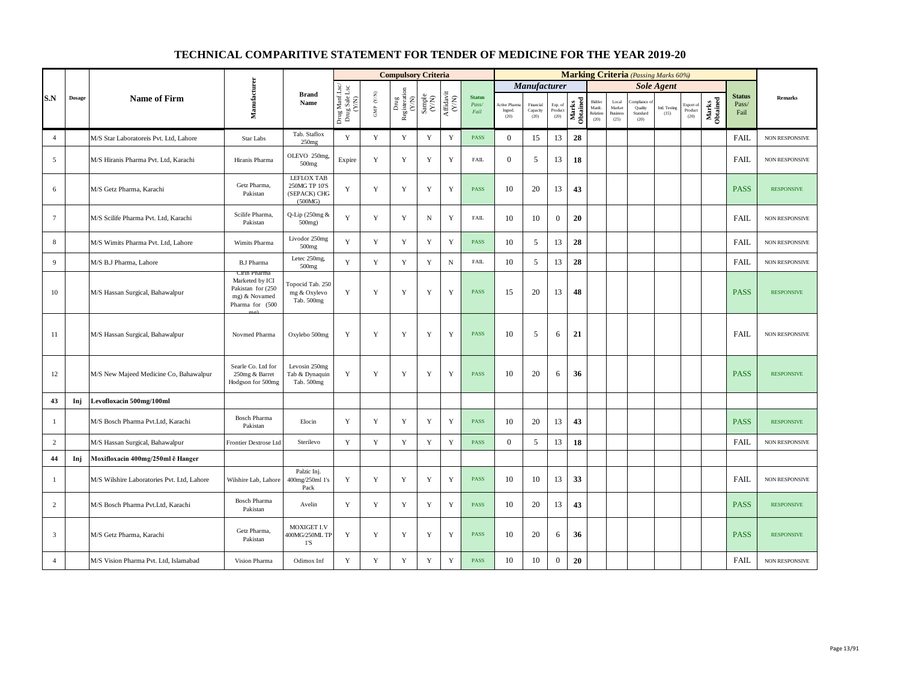# TECHNICAL COMPARITIVE STATEMENT FOR TENDER OF MEDICINE FOR THE YEAR 2019-20

| S.N | Dosage | Name of Firm | Manufacturer | Brand Name | Compulsory Criteria | | | | | | Marking Criteria (Passing Marks 60%) | | | | | | | | | | | Status Pass/ Fail | Remarks |
|---|---|---|---|---|---|---|---|---|---|---|---|---|---|---|---|---|---|---|---|---|---|---|---|
| | | | | | | | | | | | Manufacturer | | | | Sole Agent | | | | | | | | |
| | | | | | Drug Manf Lsc/ Drug Sale Lsc (Y/N) | GMP (Y/N) | Drug Registration (Y/N) | Sample (Y/N) | Affidavit (Y/N) | Status Pass/ Fail | Active Pharma Ingred. (20) | Financial Capacity (20) | Exp. of Product (20) | Marks Obtained | Bidder Manfc. Relation (20) | Local Market Business (25) | Compliance of Quality Standard (20) | Intl. Testing (15) | Export of Product (20) | Marks Obtained | | |
| 4 | | M/S Star Laboratoreis Pvt. Ltd, Lahore | Star Labs | Tab. Staflox 250mg | Y | Y | Y | Y | Y | PASS | 0 | 15 | 13 | 28 | | | | | | | FAIL | NON RESPONSIVE |
| 5 | | M/S Hiranis Pharma Pvt. Ltd, Karachi | Hiranis Pharma | OLEVO 250mg, 500mg | Expire | Y | Y | Y | Y | FAIL | 0 | 5 | 13 | 18 | | | | | | | FAIL | NON RESPONSIVE |
| 6 | | M/S Getz Pharma, Karachi | Getz Pharma, Pakistan | LEFLOX TAB 250MG TP 10'S (SEPACK) CHG (500MG) | Y | Y | Y | Y | Y | PASS | 10 | 20 | 13 | 43 | | | | | | | PASS | RESPONSIVE |
| 7 | | M/S Scilife Pharma Pvt. Ltd, Karachi | Scilife Pharma, Pakistan | Q-Lip (250mg & 500mg) | Y | Y | Y | N | Y | FAIL | 10 | 10 | 0 | 20 | | | | | | | FAIL | NON RESPONSIVE |
| 8 | | M/S Wimits Pharma Pvt. Ltd, Lahore | Wimits Pharma | Livodor 250mg 500mg | Y | Y | Y | Y | Y | PASS | 10 | 5 | 13 | 28 | | | | | | | FAIL | NON RESPONSIVE |
| 9 | | M/S B.J Pharma, Lahore | B.J Pharma | Letec 250mg, 500mg | Y | Y | Y | Y | N | FAIL | 10 | 5 | 13 | 28 | | | | | | | FAIL | NON RESPONSIVE |
| 10 | | M/S Hassan Surgical, Bahawalpur | Citrin Pharma Marketed by ICI Pakistan for (250 mg) & Novamed Pharma for (500 mg) | Topocid Tab. 250 mg & Oxylevo Tab. 500mg | Y | Y | Y | Y | Y | PASS | 15 | 20 | 13 | 48 | | | | | | | PASS | RESPONSIVE |
| 11 | | M/S Hassan Surgical, Bahawalpur | Novmed Pharma | Oxylebo 500mg | Y | Y | Y | Y | Y | PASS | 10 | 5 | 6 | 21 | | | | | | | FAIL | NON RESPONSIVE |
| 12 | | M/S New Majeed Medicine Co, Bahawalpur | Searle Co. Ltd for 250mg & Barret Hodgson for 500mg | Levosin 250mg Tab & Dynaquin Tab. 500mg | Y | Y | Y | Y | Y | PASS | 10 | 20 | 6 | 36 | | | | | | | PASS | RESPONSIVE |
| **43** | **Inj** | **Levofloxacin 500mg/100ml** | | | | | | | | | | | | | | | | | | | | |
| 1 | | M/S Bosch Pharma Pvt.Ltd, Karachi | Bosch Pharma Pakistan | Elocin | Y | Y | Y | Y | Y | PASS | 10 | 20 | 13 | 43 | | | | | | | PASS | RESPONSIVE |
| 2 | | M/S Hassan Surgical, Bahawalpur | Frontier Dextrose Ltd | Sterilevo | Y | Y | Y | Y | Y | PASS | 0 | 5 | 13 | 18 | | | | | | | FAIL | NON RESPONSIVE |
| **44** | **Inj** | **Moxifloxacin 400mg/250ml c̄ Hanger** | | | | | | | | | | | | | | | | | | | | |
| 1 | | M/S Wilshire Laboratories Pvt. Ltd, Lahore | Wilshire Lab, Lahore | Palzic Inj. 400mg/250ml 1's Pack | Y | Y | Y | Y | Y | PASS | 10 | 10 | 13 | 33 | | | | | | | FAIL | NON RESPONSIVE |
| 2 | | M/S Bosch Pharma Pvt.Ltd, Karachi | Bosch Pharma Pakistan | Avelin | Y | Y | Y | Y | Y | PASS | 10 | 20 | 13 | 43 | | | | | | | PASS | RESPONSIVE |
| 3 | | M/S Getz Pharma, Karachi | Getz Pharma, Pakistan | MOXIGET I.V 400MG/250ML TP 1'S | Y | Y | Y | Y | Y | PASS | 10 | 20 | 6 | 36 | | | | | | | PASS | RESPONSIVE |
| 4 | | M/S Vision Pharma Pvt. Ltd, Islamabad | Vision Pharma | Odimox Inf | Y | Y | Y | Y | Y | PASS | 10 | 10 | 0 | 20 | | | | | | | FAIL | NON RESPONSIVE |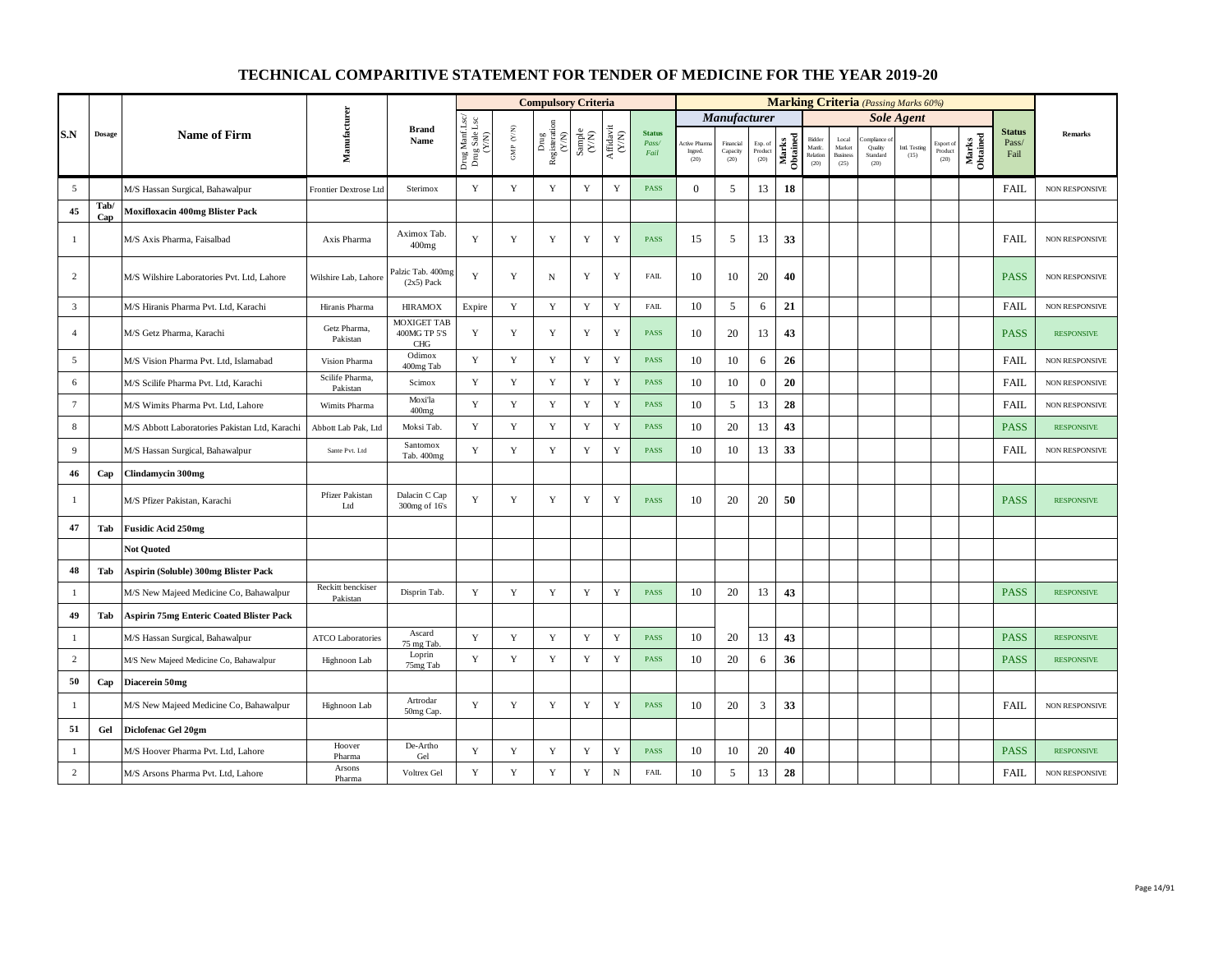# TECHNICAL COMPARITIVE STATEMENT FOR TENDER OF MEDICINE FOR THE YEAR 2019-20

| S.N | Dosage | Name of Firm | Manufacturer | Brand Name | Compulsory Criteria | | | | | | Marking Criteria (Passing Marks 60%) | | | | | | | | | | | Status Pass/ Fail | Remarks |
|---|---|---|---|---|---|---|---|---|---|---|---|---|---|---|---|---|---|---|---|---|---|---|---|
| | | | | | | | | | | | Manufacturer | | | | Sole Agent | | | | | | | | |
| | | | | | Drug Manf Lsc/ Drug Sale Lsc (Y/N) | GMP (Y/N) | Drug Registeration (Y/N) | Sample (Y/N) | Affidavit (Y/N) | Status Pass/ Fail | Active Pharma Ingred. (20) | Financial Capacity (20) | Exp. of Product (20) | Marks Obtained | Bidder Manf. Relation (20) | Local Market Business (25) | Compliance of Quality Standard (20) | Intl. Testing (15) | Export of Product (20) | Marks Obtained | | |
| 5 | | M/S Hassan Surgical, Bahawalpur | Frontier Dextrose Ltd | Sterimox | Y | Y | Y | Y | Y | PASS | 0 | 5 | 13 | **18** | | | | | | | FAIL | NON RESPONSIVE |
| **45** | **Tab/ Cap** | **Moxifloxacin 400mg Blister Pack** | | | | | | | | | | | | | | | | | | | | |
| 1 | | M/S Axis Pharma, Faisalbad | Axis Pharma | Aximox Tab. 400mg | Y | Y | Y | Y | Y | PASS | 15 | 5 | 13 | **33** | | | | | | | FAIL | NON RESPONSIVE |
| 2 | | M/S Wilshire Laboratories Pvt. Ltd, Lahore | Wilshire Lab, Lahore | Palzic Tab. 400mg (2x5) Pack | Y | Y | N | Y | Y | FAIL | 10 | 10 | 20 | **40** | | | | | | | PASS | NON RESPONSIVE |
| 3 | | M/S Hiranis Pharma Pvt. Ltd, Karachi | Hiranis Pharma | HIRAMOX | Expire | Y | Y | Y | Y | FAIL | 10 | 5 | 6 | **21** | | | | | | | FAIL | NON RESPONSIVE |
| 4 | | M/S Getz Pharma, Karachi | Getz Pharma, Pakistan | MOXIGET TAB 400MG TP 5'S CHG | Y | Y | Y | Y | Y | PASS | 10 | 20 | 13 | **43** | | | | | | | PASS | RESPONSIVE |
| 5 | | M/S Vision Pharma Pvt. Ltd, Islamabad | Vision Pharma | Odimox 400mg Tab | Y | Y | Y | Y | Y | PASS | 10 | 10 | 6 | **26** | | | | | | | FAIL | NON RESPONSIVE |
| 6 | | M/S Scilife Pharma Pvt. Ltd, Karachi | Scilife Pharma, Pakistan | Scimox | Y | Y | Y | Y | Y | PASS | 10 | 10 | 0 | **20** | | | | | | | FAIL | NON RESPONSIVE |
| 7 | | M/S Wimits Pharma Pvt. Ltd, Lahore | Wimits Pharma | Moxi'la 400mg | Y | Y | Y | Y | Y | PASS | 10 | 5 | 13 | **28** | | | | | | | FAIL | NON RESPONSIVE |
| 8 | | M/S Abbott Laboratories Pakistan Ltd, Karachi | Abbott Lab Pak, Ltd | Moksi Tab. | Y | Y | Y | Y | Y | PASS | 10 | 20 | 13 | **43** | | | | | | | PASS | RESPONSIVE |
| 9 | | M/S Hassan Surgical, Bahawalpur | Sante Pvt. Ltd | Santomox Tab. 400mg | Y | Y | Y | Y | Y | PASS | 10 | 10 | 13 | **33** | | | | | | | FAIL | NON RESPONSIVE |
| **46** | **Cap** | **Clindamycin 300mg** | | | | | | | | | | | | | | | | | | | | |
| 1 | | M/S Pfizer Pakistan, Karachi | Pfizer Pakistan Ltd | Dalacin C Cap 300mg of 16's | Y | Y | Y | Y | Y | PASS | 10 | 20 | 20 | **50** | | | | | | | PASS | RESPONSIVE |
| **47** | **Tab** | **Fusidic Acid 250mg** | | | | | | | | | | | | | | | | | | | | |
| | | **Not Quoted** | | | | | | | | | | | | | | | | | | | | |
| **48** | **Tab** | **Aspirin (Soluble) 300mg Blister Pack** | | | | | | | | | | | | | | | | | | | | |
| 1 | | M/S New Majeed Medicine Co, Bahawalpur | Reckitt benckiser Pakistan | Disprin Tab. | Y | Y | Y | Y | Y | PASS | 10 | 20 | 13 | **43** | | | | | | | PASS | RESPONSIVE |
| **49** | **Tab** | **Aspirin 75mg Enteric Coated Blister Pack** | | | | | | | | | | | | | | | | | | | | |
| 1 | | M/S Hassan Surgical, Bahawalpur | ATCO Laboratories | Ascard 75 mg Tab. | Y | Y | Y | Y | Y | PASS | 10 | 20 | 13 | **43** | | | | | | | PASS | RESPONSIVE |
| 2 | | M/S New Majeed Medicine Co, Bahawalpur | Highnoon Lab | Loprin 75mg Tab | Y | Y | Y | Y | Y | PASS | 10 | 20 | 6 | **36** | | | | | | | PASS | RESPONSIVE |
| **50** | **Cap** | **Diacerein 50mg** | | | | | | | | | | | | | | | | | | | | |
| 1 | | M/S New Majeed Medicine Co, Bahawalpur | Highnoon Lab | Artrodar 50mg Cap. | Y | Y | Y | Y | Y | PASS | 10 | 20 | 3 | **33** | | | | | | | FAIL | NON RESPONSIVE |
| **51** | **Gel** | **Diclofenac Gel 20gm** | | | | | | | | | | | | | | | | | | | | |
| 1 | | M/S Hoover Pharma Pvt. Ltd, Lahore | Hoover Pharma | De-Artho Gel | Y | Y | Y | Y | Y | PASS | 10 | 10 | 20 | **40** | | | | | | | PASS | RESPONSIVE |
| 2 | | M/S Arsons Pharma Pvt. Ltd, Lahore | Arsons Pharma | Voltrex Gel | Y | Y | Y | Y | N | FAIL | 10 | 5 | 13 | **28** | | | | | | | FAIL | NON RESPONSIVE |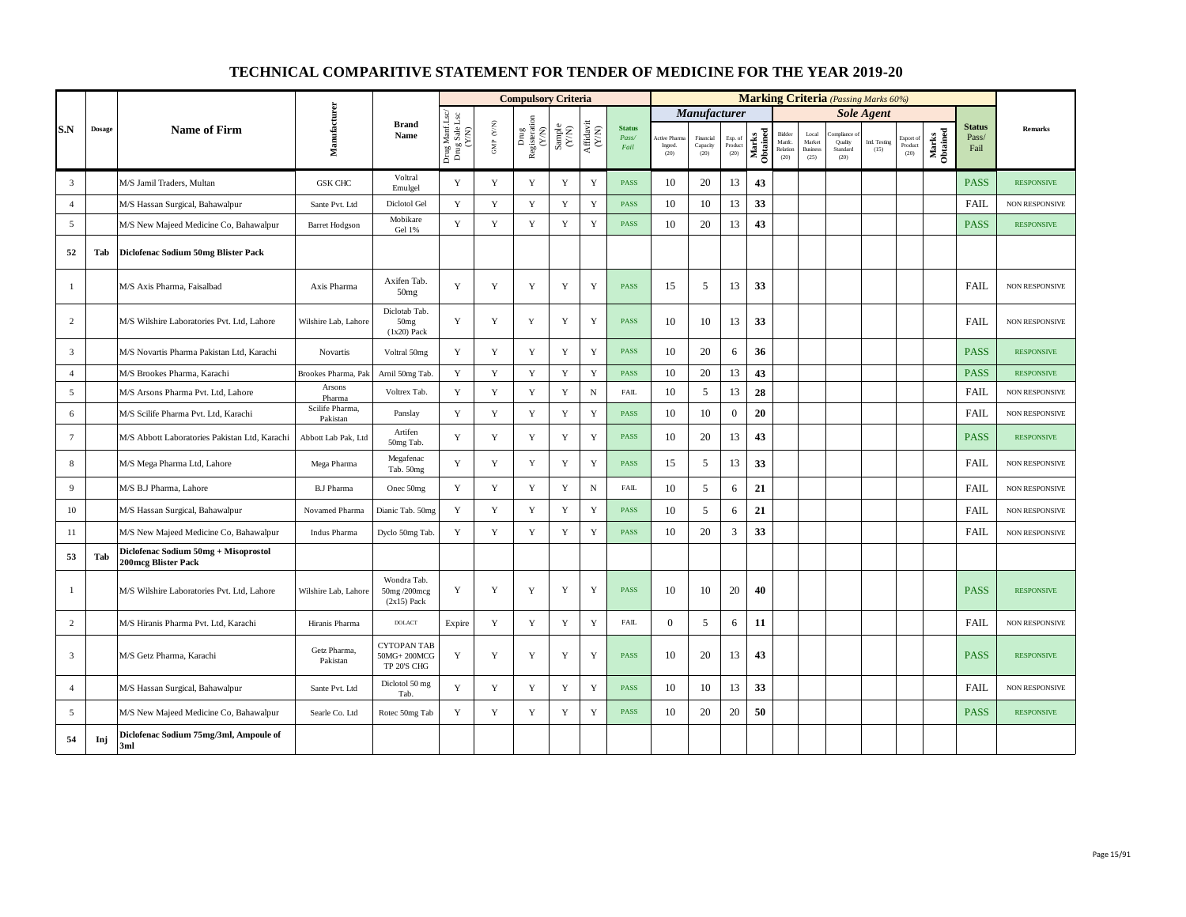# TECHNICAL COMPARITIVE STATEMENT FOR TENDER OF MEDICINE FOR THE YEAR 2019-20

| S.N | Dosage | Name of Firm | Manufacturer | Brand Name | Compulsory Criteria | | | | | | Marking Criteria (Passing Marks 60%) | | | | | | | | | | | Status Pass/ Fail | Remarks |
|---|---|---|---|---|---|---|---|---|---|---|---|---|---|---|---|---|---|---|---|---|---|---|---|
| | | | | | | | | | | | Manufacturer | | | | Sole Agent | | | | | | | | |
| | | | | | Drug Manf Lsc/ Drug Sale Lsc (Y/N) | GMP (Y/N) | Drug Registeration (Y/N) | Sample (Y/N) | Affidavit (Y/N) | Status Pass/ Fail | Active Pharma Ingred. (20) | Financial Capacity (20) | Exp. of Product (20) | Marks Obtained | Bidder Manfc. Relation (20) | Local Market Business (25) | Compliance of Quality Standard (20) | Intl. Testing (15) | Export of Product (20) | Marks Obtained | | |
| 3 | | M/S Jamil Traders, Multan | GSK CHC | Voltral Emulgel | Y | Y | Y | Y | Y | PASS | 10 | 20 | 13 | 43 | | | | | | | PASS | RESPONSIVE |
| 4 | | M/S Hassan Surgical, Bahawalpur | Sante Pvt. Ltd | Diclotol Gel | Y | Y | Y | Y | Y | PASS | 10 | 10 | 13 | 33 | | | | | | | FAIL | NON RESPONSIVE |
| 5 | | M/S New Majeed Medicine Co, Bahawalpur | Barret Hodgson | Mobikare Gel 1% | Y | Y | Y | Y | Y | PASS | 10 | 20 | 13 | 43 | | | | | | | PASS | RESPONSIVE |
| **52** | **Tab** | **Diclofenac Sodium 50mg Blister Pack** | | | | | | | | | | | | | | | | | | | | |
| 1 | | M/S Axis Pharma, Faisalbad | Axis Pharma | Axifen Tab. 50mg | Y | Y | Y | Y | Y | PASS | 15 | 5 | 13 | 33 | | | | | | | FAIL | NON RESPONSIVE |
| 2 | | M/S Wilshire Laboratories Pvt. Ltd, Lahore | Wilshire Lab, Lahore | Diclotab Tab. 50mg (1x20) Pack | Y | Y | Y | Y | Y | PASS | 10 | 10 | 13 | 33 | | | | | | | FAIL | NON RESPONSIVE |
| 3 | | M/S Novartis Pharma Pakistan Ltd, Karachi | Novartis | Voltral 50mg | Y | Y | Y | Y | Y | PASS | 10 | 20 | 6 | 36 | | | | | | | PASS | RESPONSIVE |
| 4 | | M/S Brookes Pharma, Karachi | Brookes Pharma, Pak | Arnil 50mg Tab. | Y | Y | Y | Y | Y | PASS | 10 | 20 | 13 | 43 | | | | | | | PASS | RESPONSIVE |
| 5 | | M/S Arsons Pharma Pvt. Ltd, Lahore | Arsons Pharma | Voltrex Tab. | Y | Y | Y | Y | N | FAIL | 10 | 5 | 13 | 28 | | | | | | | FAIL | NON RESPONSIVE |
| 6 | | M/S Scilife Pharma Pvt. Ltd, Karachi | Scilife Pharma, Pakistan | Panslay | Y | Y | Y | Y | Y | PASS | 10 | 10 | 0 | 20 | | | | | | | FAIL | NON RESPONSIVE |
| 7 | | M/S Abbott Laboratories Pakistan Ltd, Karachi | Abbott Lab Pak, Ltd | Artifen 50mg Tab. | Y | Y | Y | Y | Y | PASS | 10 | 20 | 13 | 43 | | | | | | | PASS | RESPONSIVE |
| 8 | | M/S Mega Pharma Ltd, Lahore | Mega Pharma | Megafenac Tab. 50mg | Y | Y | Y | Y | Y | PASS | 15 | 5 | 13 | 33 | | | | | | | FAIL | NON RESPONSIVE |
| 9 | | M/S B.J Pharma, Lahore | B.J Pharma | Onec 50mg | Y | Y | Y | Y | N | FAIL | 10 | 5 | 6 | 21 | | | | | | | FAIL | NON RESPONSIVE |
| 10 | | M/S Hassan Surgical, Bahawalpur | Novamed Pharma | Dianic Tab. 50mg | Y | Y | Y | Y | Y | PASS | 10 | 5 | 6 | 21 | | | | | | | FAIL | NON RESPONSIVE |
| 11 | | M/S New Majeed Medicine Co, Bahawalpur | Indus Pharma | Dyclo 50mg Tab. | Y | Y | Y | Y | Y | PASS | 10 | 20 | 3 | 33 | | | | | | | FAIL | NON RESPONSIVE |
| **53** | **Tab** | **Diclofenac Sodium 50mg + Misoprostol 200mcg Blister Pack** | | | | | | | | | | | | | | | | | | | | |
| 1 | | M/S Wilshire Laboratories Pvt. Ltd, Lahore | Wilshire Lab, Lahore | Wondra Tab. 50mg /200mcg (2x15) Pack | Y | Y | Y | Y | Y | PASS | 10 | 10 | 20 | 40 | | | | | | | PASS | RESPONSIVE |
| 2 | | M/S Hiranis Pharma Pvt. Ltd, Karachi | Hiranis Pharma | DOLACT | Expire | Y | Y | Y | Y | FAIL | 0 | 5 | 6 | 11 | | | | | | | FAIL | NON RESPONSIVE |
| 3 | | M/S Getz Pharma, Karachi | Getz Pharma, Pakistan | CYTOPAN TAB 50MG+ 200MCG TP 20'S CHG | Y | Y | Y | Y | Y | PASS | 10 | 20 | 13 | 43 | | | | | | | PASS | RESPONSIVE |
| 4 | | M/S Hassan Surgical, Bahawalpur | Sante Pvt. Ltd | Diclotol 50 mg Tab. | Y | Y | Y | Y | Y | PASS | 10 | 10 | 13 | 33 | | | | | | | FAIL | NON RESPONSIVE |
| 5 | | M/S New Majeed Medicine Co, Bahawalpur | Searle Co. Ltd | Rotec 50mg Tab | Y | Y | Y | Y | Y | PASS | 10 | 20 | 20 | 50 | | | | | | | PASS | RESPONSIVE |
| **54** | **Inj** | **Diclofenac Sodium 75mg/3ml, Ampoule of 3ml** | | | | | | | | | | | | | | | | | | | | |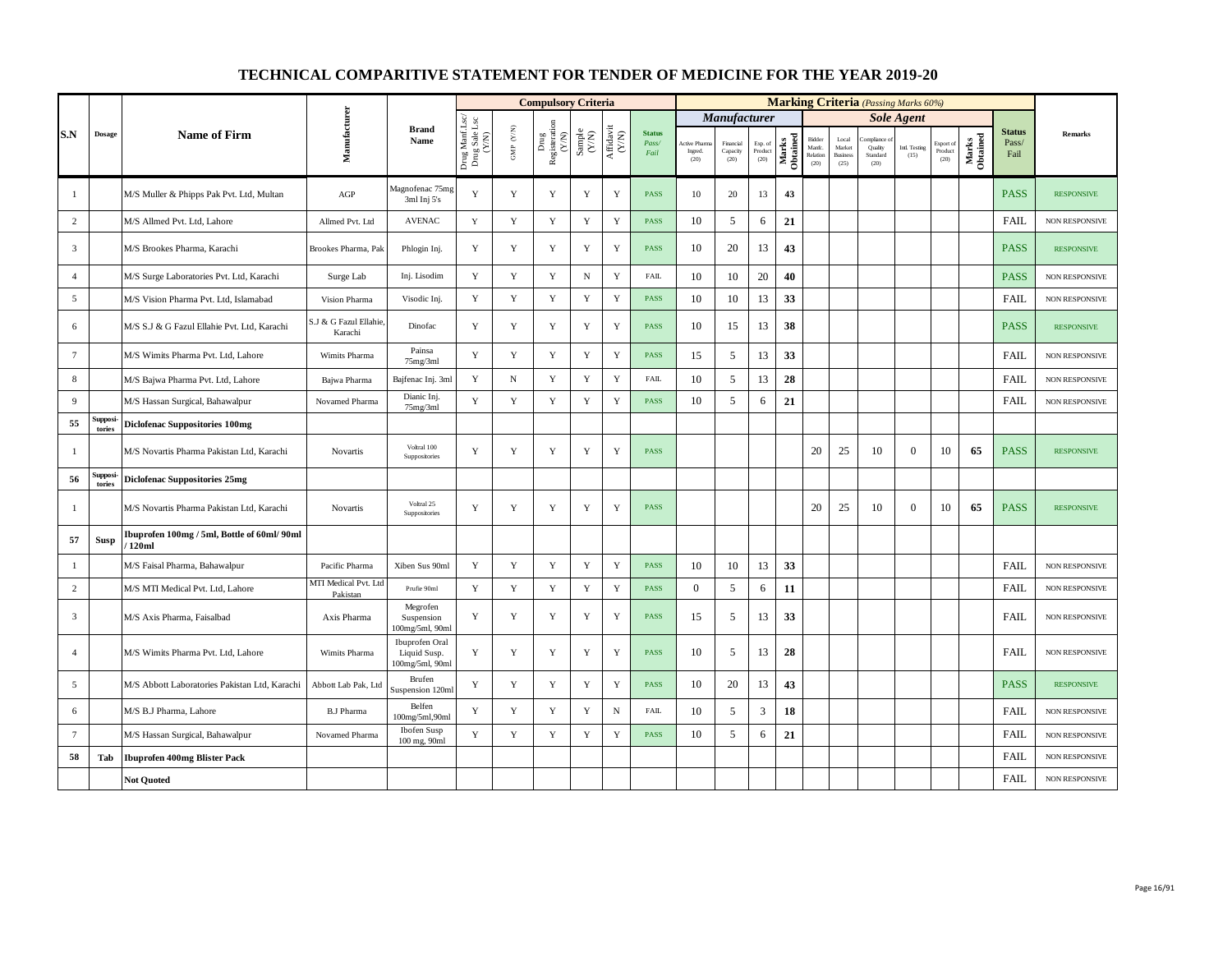# TECHNICAL COMPARITIVE STATEMENT FOR TENDER OF MEDICINE FOR THE YEAR 2019-20

| S.N | Dosage | Name of Firm | Manufacturer | Brand Name | Compulsory Criteria | | | | | | Marking Criteria (Passing Marks 60%) | | | | | | | | | | Status Pass/ Fail | Remarks |
|---|---|---|---|---|---|---|---|---|---|---|---|---|---|---|---|---|---|---|---|---|---|---|
| | | | | | | | | | | | Manufacturer | | | | Sole Agent | | | | | | | |
| | | | | | Drug Manf Lsc/ Drug Sale Lsc (Y/N) | GMP (Y/N) | Drug Registeration (Y/N) | Sample (Y/N) | Affidavit (Y/N) | Status Pass/ Fail | Active Pharma Ingred. (20) | Financial Capacity (20) | Exp. of Product (20) | Marks Obtained | Bidder Manfc. Relation (20) | Local Market Business (25) | Compliance of Quality Standard (20) | Intl. Testing (15) | Export of Product (20) | Marks Obtained | | |
| 1 | | M/S Muller & Phipps Pak Pvt. Ltd, Multan | AGP | Magnofenac 75mg 3ml Inj 5's | Y | Y | Y | Y | Y | PASS | 10 | 20 | 13 | 43 | | | | | | | PASS | RESPONSIVE |
| 2 | | M/S Allmed Pvt. Ltd, Lahore | Allmed Pvt. Ltd | AVENAC | Y | Y | Y | Y | Y | PASS | 10 | 5 | 6 | 21 | | | | | | | FAIL | NON RESPONSIVE |
| 3 | | M/S Brookes Pharma, Karachi | Brookes Pharma, Pak | Phlogin Inj. | Y | Y | Y | Y | Y | PASS | 10 | 20 | 13 | 43 | | | | | | | PASS | RESPONSIVE |
| 4 | | M/S Surge Laboratories Pvt. Ltd, Karachi | Surge Lab | Inj. Lisodim | Y | Y | Y | N | Y | FAIL | 10 | 10 | 20 | 40 | | | | | | | PASS | NON RESPONSIVE |
| 5 | | M/S Vision Pharma Pvt. Ltd, Islamabad | Vision Pharma | Visodic Inj. | Y | Y | Y | Y | Y | PASS | 10 | 10 | 13 | 33 | | | | | | | FAIL | NON RESPONSIVE |
| 6 | | M/S S.J & G Fazul Ellahie Pvt. Ltd, Karachi | S.J & G Fazul Ellahie, Karachi | Dinofac | Y | Y | Y | Y | Y | PASS | 10 | 15 | 13 | 38 | | | | | | | PASS | RESPONSIVE |
| 7 | | M/S Wimits Pharma Pvt. Ltd, Lahore | Wimits Pharma | Painsa 75mg/3ml | Y | Y | Y | Y | Y | PASS | 15 | 5 | 13 | 33 | | | | | | | FAIL | NON RESPONSIVE |
| 8 | | M/S Bajwa Pharma Pvt. Ltd, Lahore | Bajwa Pharma | Bajfenac Inj. 3ml | Y | N | Y | Y | Y | FAIL | 10 | 5 | 13 | 28 | | | | | | | FAIL | NON RESPONSIVE |
| 9 | | M/S Hassan Surgical, Bahawalpur | Novamed Pharma | Dianic Inj. 75mg/3ml | Y | Y | Y | Y | Y | PASS | 10 | 5 | 6 | 21 | | | | | | | FAIL | NON RESPONSIVE |
| **55** | **Suppositories** | **Diclofenac Suppositories 100mg** | | | | | | | | | | | | | | | | | | | | |
| 1 | | M/S Novartis Pharma Pakistan Ltd, Karachi | Novartis | Voltral 100 Suppositories | Y | Y | Y | Y | Y | PASS | | | | | 20 | 25 | 10 | 0 | 10 | 65 | PASS | RESPONSIVE |
| **56** | **Suppositories** | **Diclofenac Suppositories 25mg** | | | | | | | | | | | | | | | | | | | | |
| 1 | | M/S Novartis Pharma Pakistan Ltd, Karachi | Novartis | Voltral 25 Suppositories | Y | Y | Y | Y | Y | PASS | | | | | 20 | 25 | 10 | 0 | 10 | 65 | PASS | RESPONSIVE |
| **57** | **Susp** | **Ibuprofen 100mg / 5ml, Bottle of 60ml/ 90ml / 120ml** | | | | | | | | | | | | | | | | | | | | |
| 1 | | M/S Faisal Pharma, Bahawalpur | Pacific Pharma | Xiben Sus 90ml | Y | Y | Y | Y | Y | PASS | 10 | 10 | 13 | 33 | | | | | | | FAIL | NON RESPONSIVE |
| 2 | | M/S MTI Medical Pvt. Ltd, Lahore | MTI Medical Pvt. Ltd Pakistan | Prufie 90ml | Y | Y | Y | Y | Y | PASS | 0 | 5 | 6 | 11 | | | | | | | FAIL | NON RESPONSIVE |
| 3 | | M/S Axis Pharma, Faisalbad | Axis Pharma | Megrofen Suspension 100mg/5ml, 90ml | Y | Y | Y | Y | Y | PASS | 15 | 5 | 13 | 33 | | | | | | | FAIL | NON RESPONSIVE |
| 4 | | M/S Wimits Pharma Pvt. Ltd, Lahore | Wimits Pharma | Ibuprofen Oral Liquid Susp. 100mg/5ml, 90ml | Y | Y | Y | Y | Y | PASS | 10 | 5 | 13 | 28 | | | | | | | FAIL | NON RESPONSIVE |
| 5 | | M/S Abbott Laboratories Pakistan Ltd, Karachi | Abbott Lab Pak, Ltd | Brufen Suspension 120ml | Y | Y | Y | Y | Y | PASS | 10 | 20 | 13 | 43 | | | | | | | PASS | RESPONSIVE |
| 6 | | M/S B.J Pharma, Lahore | B.J Pharma | Belfen 100mg/5ml,90ml | Y | Y | Y | Y | N | FAIL | 10 | 5 | 3 | 18 | | | | | | | FAIL | NON RESPONSIVE |
| 7 | | M/S Hassan Surgical, Bahawalpur | Novamed Pharma | Ibofen Susp 100 mg, 90ml | Y | Y | Y | Y | Y | PASS | 10 | 5 | 6 | 21 | | | | | | | FAIL | NON RESPONSIVE |
| **58** | **Tab** | **Ibuprofen 400mg Blister Pack** | | | | | | | | | | | | | | | | | | | FAIL | NON RESPONSIVE |
| | | **Not Quoted** | | | | | | | | | | | | | | | | | | | FAIL | NON RESPONSIVE |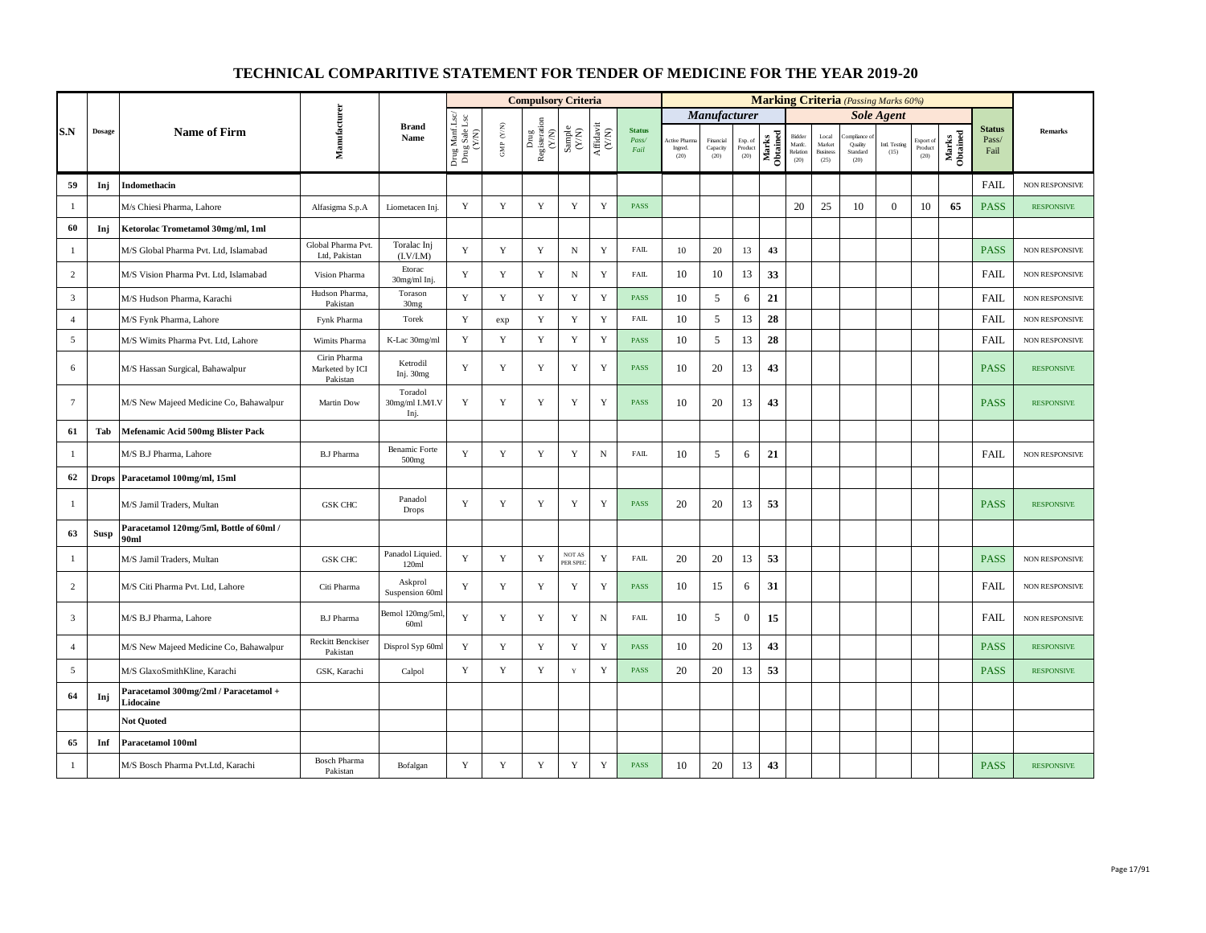# TECHNICAL COMPARITIVE STATEMENT FOR TENDER OF MEDICINE FOR THE YEAR 2019-20

| S.N | Dosage | Name of Firm | Manufacturer | Brand Name | Compulsory Criteria | | | | | | Marking Criteria (Passing Marks 60%) | | | | | | | | | | | Status Pass/ Fail | Remarks |
|---|---|---|---|---|---|---|---|---|---|---|---|---|---|---|---|---|---|---|---|---|---|---|---|
| | | | | | | | | | | | Manufacturer | | | | Sole Agent | | | | | | | | |
| | | | | | Drug Manf Lsc/ Drug Sale Lsc (Y/N) | GMP (Y/N) | Drug Registeration (Y/N) | Sample (Y/N) | Affidavit (Y/N) | Status Pass/ Fail | Active Pharma Ingred. (20) | Financial Capacity (20) | Exp. of Product (20) | Marks Obtained | Bidder Manfc. Relation (20) | Local Market Business (25) | Compliance of Quality Standard (20) | Intl. Testing (15) | Export of Product (20) | Marks Obtained | | |
| **59** | **Inj** | **Indomethacin** | | | | | | | | | | | | | | | | | | | FAIL | NON RESPONSIVE |
| 1 | | M/s Chiesi Pharma, Lahore | Alfasigma S.p.A | Liometacen Inj. | Y | Y | Y | Y | Y | PASS | | | | | 20 | 25 | 10 | 0 | 10 | **65** | PASS | RESPONSIVE |
| **60** | **Inj** | **Ketorolac Trometamol 30mg/ml, 1ml** | | | | | | | | | | | | | | | | | | | | |
| 1 | | M/S Global Pharma Pvt. Ltd, Islamabad | Global Pharma Pvt. Ltd, Pakistan | Toralac Inj (I.V/I.M) | Y | Y | Y | N | Y | FAIL | 10 | 20 | 13 | **43** | | | | | | | PASS | NON RESPONSIVE |
| 2 | | M/S Vision Pharma Pvt. Ltd, Islamabad | Vision Pharma | Etorac 30mg/ml Inj. | Y | Y | Y | N | Y | FAIL | 10 | 10 | 13 | **33** | | | | | | | FAIL | NON RESPONSIVE |
| 3 | | M/S Hudson Pharma, Karachi | Hudson Pharma, Pakistan | Torason 30mg | Y | Y | Y | Y | Y | PASS | 10 | 5 | 6 | **21** | | | | | | | FAIL | NON RESPONSIVE |
| 4 | | M/S Fynk Pharma, Lahore | Fynk Pharma | Torek | Y | exp | Y | Y | Y | FAIL | 10 | 5 | 13 | **28** | | | | | | | FAIL | NON RESPONSIVE |
| 5 | | M/S Wimits Pharma Pvt. Ltd, Lahore | Wimits Pharma | K-Lac 30mg/ml | Y | Y | Y | Y | Y | PASS | 10 | 5 | 13 | **28** | | | | | | | FAIL | NON RESPONSIVE |
| 6 | | M/S Hassan Surgical, Bahawalpur | Cirin Pharma Marketed by ICI Pakistan | Ketrodil Inj. 30mg | Y | Y | Y | Y | Y | PASS | 10 | 20 | 13 | **43** | | | | | | | PASS | RESPONSIVE |
| 7 | | M/S New Majeed Medicine Co, Bahawalpur | Martin Dow | Toradol 30mg/ml I.M/I.V Inj. | Y | Y | Y | Y | Y | PASS | 10 | 20 | 13 | **43** | | | | | | | PASS | RESPONSIVE |
| **61** | **Tab** | **Mefenamic Acid 500mg Blister Pack** | | | | | | | | | | | | | | | | | | | | |
| 1 | | M/S B.J Pharma, Lahore | B.J Pharma | Benamic Forte 500mg | Y | Y | Y | Y | N | FAIL | 10 | 5 | 6 | **21** | | | | | | | FAIL | NON RESPONSIVE |
| **62** | **Drops** | **Paracetamol 100mg/ml, 15ml** | | | | | | | | | | | | | | | | | | | | |
| 1 | | M/S Jamil Traders, Multan | GSK CHC | Panadol Drops | Y | Y | Y | Y | Y | PASS | 20 | 20 | 13 | **53** | | | | | | | PASS | RESPONSIVE |
| **63** | **Susp** | **Paracetamol 120mg/5ml, Bottle of 60ml / 90ml** | | | | | | | | | | | | | | | | | | | | |
| 1 | | M/S Jamil Traders, Multan | GSK CHC | Panadol Liquied. 120ml | Y | Y | Y | NOT AS PER SPEC | Y | FAIL | 20 | 20 | 13 | **53** | | | | | | | PASS | NON RESPONSIVE |
| 2 | | M/S Citi Pharma Pvt. Ltd, Lahore | Citi Pharma | Askprol Suspension 60ml | Y | Y | Y | Y | Y | PASS | 10 | 15 | 6 | **31** | | | | | | | FAIL | NON RESPONSIVE |
| 3 | | M/S B.J Pharma, Lahore | B.J Pharma | Bemol 120mg/5ml, 60ml | Y | Y | Y | Y | N | FAIL | 10 | 5 | 0 | **15** | | | | | | | FAIL | NON RESPONSIVE |
| 4 | | M/S New Majeed Medicine Co, Bahawalpur | Reckitt Benckiser Pakistan | Disprol Syp 60ml | Y | Y | Y | Y | Y | PASS | 10 | 20 | 13 | **43** | | | | | | | PASS | RESPONSIVE |
| 5 | | M/S GlaxoSmithKline, Karachi | GSK, Karachi | Calpol | Y | Y | Y | Y | Y | PASS | 20 | 20 | 13 | **53** | | | | | | | PASS | RESPONSIVE |
| **64** | **Inj** | **Paracetamol 300mg/2ml / Paracetamol + Lidocaine** | | | | | | | | | | | | | | | | | | | | |
| | | **Not Quoted** | | | | | | | | | | | | | | | | | | | | |
| **65** | **Inf** | **Paracetamol 100ml** | | | | | | | | | | | | | | | | | | | | |
| 1 | | M/S Bosch Pharma Pvt.Ltd, Karachi | Bosch Pharma Pakistan | Bofalgan | Y | Y | Y | Y | Y | PASS | 10 | 20 | 13 | **43** | | | | | | | PASS | RESPONSIVE |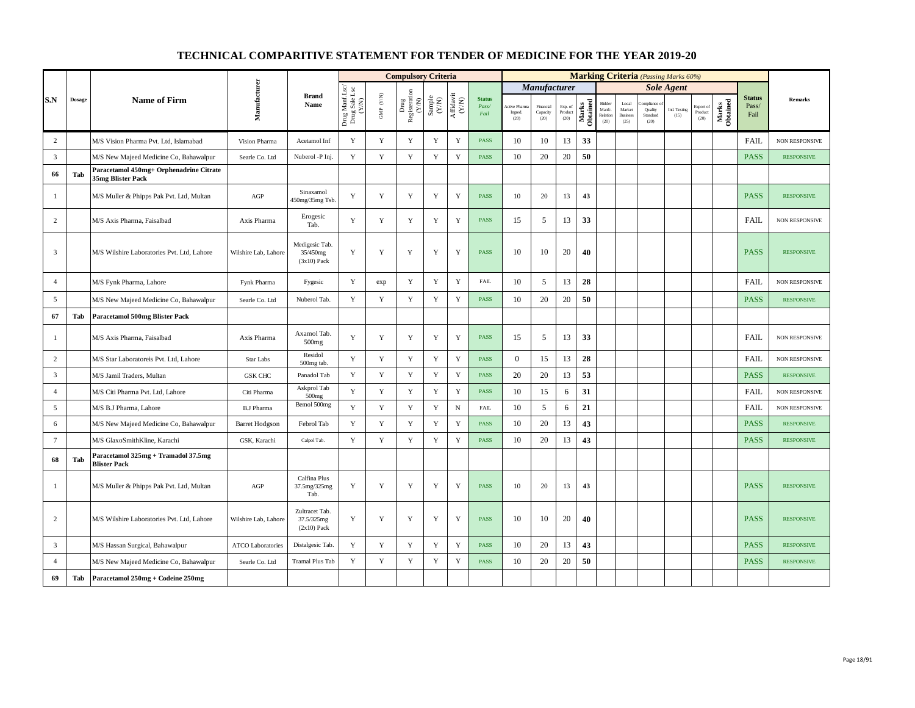# TECHNICAL COMPARITIVE STATEMENT FOR TENDER OF MEDICINE FOR THE YEAR 2019-20

| S.N | Dosage | Name of Firm | Manufacturer | Brand Name | Compulsory Criteria | | | | | | Marking Criteria (Passing Marks 60%) | | | | | | | | | | | Status Pass/ Fail | Remarks |
|---|---|---|---|---|---|---|---|---|---|---|---|---|---|---|---|---|---|---|---|---|---|---|---|
| | | | | | | | | | | | Manufacturer | | | | Sole Agent | | | | | | | | |
| | | | | | Drug Manf Lsc/ Drug Sale Lsc (Y/N) | GMP (Y/N) | Drug Registeration (Y/N) | Sample (Y/N) | Affidavit (Y/N) | Status Pass/ Fail | Active Pharma Ingred. (20) | Financial Capacity (20) | Exp. of Product (20) | Marks Obtained | Bidder Manfc. Relation (20) | Local Market Business (25) | Compliance of Quality Standard (20) | Intl. Testing (15) | Export of Product (20) | Marks Obtained | | |
| 2 | | M/S Vision Pharma Pvt. Ltd, Islamabad | Vision Pharma | Acetamol Inf | Y | Y | Y | Y | Y | PASS | 10 | 10 | 13 | 33 | | | | | | | FAIL | NON RESPONSIVE |
| 3 | | M/S New Majeed Medicine Co, Bahawalpur | Searle Co. Ltd | Nuberol -P Inj. | Y | Y | Y | Y | Y | PASS | 10 | 20 | 20 | 50 | | | | | | | PASS | RESPONSIVE |
| **66** | **Tab** | **Paracetamol 450mg+ Orphenadrine Citrate 35mg Blister Pack** | | | | | | | | | | | | | | | | | | | | |
| 1 | | M/S Muller & Phipps Pak Pvt. Ltd, Multan | AGP | Sinaxamol 450mg/35mg Tsb. | Y | Y | Y | Y | Y | PASS | 10 | 20 | 13 | 43 | | | | | | | PASS | RESPONSIVE |
| 2 | | M/S Axis Pharma, Faisalbad | Axis Pharma | Erogesic Tab. | Y | Y | Y | Y | Y | PASS | 15 | 5 | 13 | 33 | | | | | | | FAIL | NON RESPONSIVE |
| 3 | | M/S Wilshire Laboratories Pvt. Ltd, Lahore | Wilshire Lab, Lahore | Medigesic Tab. 35/450mg (3x10) Pack | Y | Y | Y | Y | Y | PASS | 10 | 10 | 20 | 40 | | | | | | | PASS | RESPONSIVE |
| 4 | | M/S Fynk Pharma, Lahore | Fynk Pharma | Fygesic | Y | exp | Y | Y | Y | FAIL | 10 | 5 | 13 | 28 | | | | | | | FAIL | NON RESPONSIVE |
| 5 | | M/S New Majeed Medicine Co, Bahawalpur | Searle Co. Ltd | Nuberol Tab. | Y | Y | Y | Y | Y | PASS | 10 | 20 | 20 | 50 | | | | | | | PASS | RESPONSIVE |
| **67** | **Tab** | **Paracetamol 500mg Blister Pack** | | | | | | | | | | | | | | | | | | | | |
| 1 | | M/S Axis Pharma, Faisalbad | Axis Pharma | Axamol Tab. 500mg | Y | Y | Y | Y | Y | PASS | 15 | 5 | 13 | 33 | | | | | | | FAIL | NON RESPONSIVE |
| 2 | | M/S Star Laboratoreis Pvt. Ltd, Lahore | Star Labs | Residol 500mg tab. | Y | Y | Y | Y | Y | PASS | 0 | 15 | 13 | 28 | | | | | | | FAIL | NON RESPONSIVE |
| 3 | | M/S Jamil Traders, Multan | GSK CHC | Panadol Tab | Y | Y | Y | Y | Y | PASS | 20 | 20 | 13 | 53 | | | | | | | PASS | RESPONSIVE |
| 4 | | M/S Citi Pharma Pvt. Ltd, Lahore | Citi Pharma | Askprol Tab 500mg | Y | Y | Y | Y | Y | PASS | 10 | 15 | 6 | 31 | | | | | | | FAIL | NON RESPONSIVE |
| 5 | | M/S B.J Pharma, Lahore | B.J Pharma | Bemol 500mg | Y | Y | Y | Y | N | FAIL | 10 | 5 | 6 | 21 | | | | | | | FAIL | NON RESPONSIVE |
| 6 | | M/S New Majeed Medicine Co, Bahawalpur | Barret Hodgson | Febrol Tab | Y | Y | Y | Y | Y | PASS | 10 | 20 | 13 | 43 | | | | | | | PASS | RESPONSIVE |
| 7 | | M/S GlaxoSmithKline, Karachi | GSK, Karachi | Calpol Tab. | Y | Y | Y | Y | Y | PASS | 10 | 20 | 13 | 43 | | | | | | | PASS | RESPONSIVE |
| **68** | **Tab** | **Paracetamol 325mg + Tramadol 37.5mg Blister Pack** | | | | | | | | | | | | | | | | | | | | |
| 1 | | M/S Muller & Phipps Pak Pvt. Ltd, Multan | AGP | Calfina Plus 37.5mg/325mg Tab. | Y | Y | Y | Y | Y | PASS | 10 | 20 | 13 | 43 | | | | | | | PASS | RESPONSIVE |
| 2 | | M/S Wilshire Laboratories Pvt. Ltd, Lahore | Wilshire Lab, Lahore | Zultracet Tab. 37.5/325mg (2x10) Pack | Y | Y | Y | Y | Y | PASS | 10 | 10 | 20 | 40 | | | | | | | PASS | RESPONSIVE |
| 3 | | M/S Hassan Surgical, Bahawalpur | ATCO Laboratories | Distalgesic Tab. | Y | Y | Y | Y | Y | PASS | 10 | 20 | 13 | 43 | | | | | | | PASS | RESPONSIVE |
| 4 | | M/S New Majeed Medicine Co, Bahawalpur | Searle Co. Ltd | Tramal Plus Tab | Y | Y | Y | Y | Y | PASS | 10 | 20 | 20 | 50 | | | | | | | PASS | RESPONSIVE |
| **69** | **Tab** | **Paracetamol 250mg + Codeine 250mg** | | | | | | | | | | | | | | | | | | | | |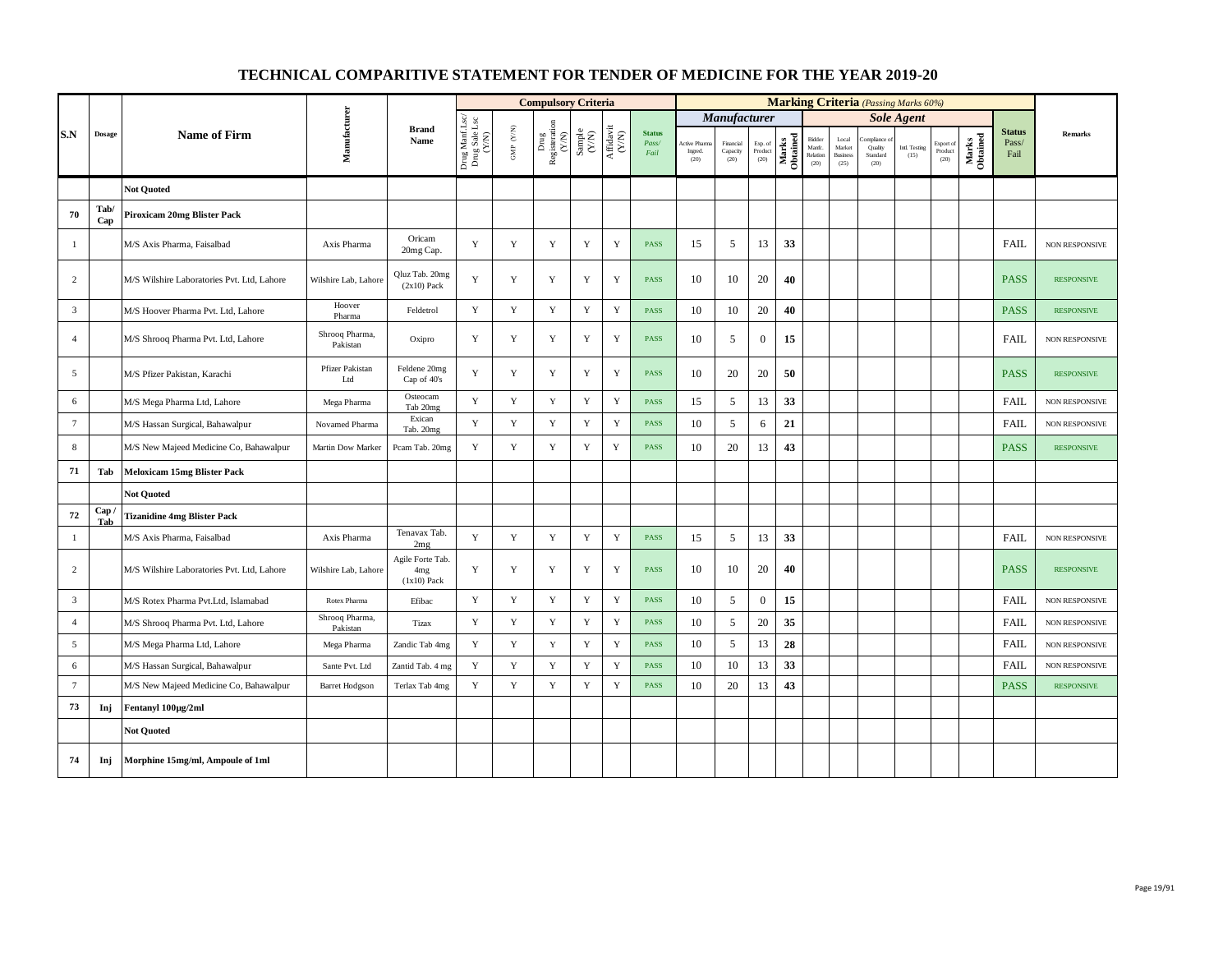# TECHNICAL COMPARITIVE STATEMENT FOR TENDER OF MEDICINE FOR THE YEAR 2019-20

| S.N | Dosage | Name of Firm | Manufacturer | Brand Name | Compulsory Criteria | | | | | | Marking Criteria *(Passing Marks 60%)* | | | | | | | | | | Status Pass/ Fail | Remarks |
|---|---|---|---|---|---|---|---|---|---|---|---|---|---|---|---|---|---|---|---|---|---|---|
| | | | | | | | | | | | *Manufacturer* | | | | *Sole Agent* | | | | | | | |
| | | | | | Drug Manf Lsc/ Drug Sale Lsc (Y/N) | GMP (Y/N) | Drug Registeration (Y/N) | Sample (Y/N) | Affidavit (Y/N) | Status Pass/ Fail | Active Pharma Ingred. (20) | Financial Capacity (20) | Exp. of Product (20) | Marks Obtained | Bidder Manfc. Relation (20) | Local Market Business (25) | Compliance of Quality Standard (20) | Intl. Testing (15) | Export of Product (20) | Marks Obtained | | |
| | | **Not Quoted** | | | | | | | | | | | | | | | | | | | | |
| **70** | **Tab/ Cap** | **Piroxicam 20mg Blister Pack** | | | | | | | | | | | | | | | | | | | | |
| 1 | | M/S Axis Pharma, Faisalbad | Axis Pharma | Oricam 20mg Cap. | Y | Y | Y | Y | Y | PASS | 15 | 5 | 13 | **33** | | | | | | | FAIL | NON RESPONSIVE |
| 2 | | M/S Wilshire Laboratories Pvt. Ltd, Lahore | Wilshire Lab, Lahore | Qluz Tab. 20mg (2x10) Pack | Y | Y | Y | Y | Y | PASS | 10 | 10 | 20 | **40** | | | | | | | PASS | RESPONSIVE |
| 3 | | M/S Hoover Pharma Pvt. Ltd, Lahore | Hoover Pharma | Feldetrol | Y | Y | Y | Y | Y | PASS | 10 | 10 | 20 | **40** | | | | | | | PASS | RESPONSIVE |
| 4 | | M/S Shrooq Pharma Pvt. Ltd, Lahore | Shrooq Pharma, Pakistan | Oxipro | Y | Y | Y | Y | Y | PASS | 10 | 5 | 0 | **15** | | | | | | | FAIL | NON RESPONSIVE |
| 5 | | M/S Pfizer Pakistan, Karachi | Pfizer Pakistan Ltd | Feldene 20mg Cap of 40's | Y | Y | Y | Y | Y | PASS | 10 | 20 | 20 | **50** | | | | | | | PASS | RESPONSIVE |
| 6 | | M/S Mega Pharma Ltd, Lahore | Mega Pharma | Osteocam Tab 20mg | Y | Y | Y | Y | Y | PASS | 15 | 5 | 13 | **33** | | | | | | | FAIL | NON RESPONSIVE |
| 7 | | M/S Hassan Surgical, Bahawalpur | Novamed Pharma | Exican Tab. 20mg | Y | Y | Y | Y | Y | PASS | 10 | 5 | 6 | **21** | | | | | | | FAIL | NON RESPONSIVE |
| 8 | | M/S New Majeed Medicine Co, Bahawalpur | Martin Dow Marker | Pcam Tab. 20mg | Y | Y | Y | Y | Y | PASS | 10 | 20 | 13 | **43** | | | | | | | PASS | RESPONSIVE |
| **71** | **Tab** | **Meloxicam 15mg Blister Pack** | | | | | | | | | | | | | | | | | | | | |
| | | **Not Quoted** | | | | | | | | | | | | | | | | | | | | |
| **72** | **Cap / Tab** | **Tizanidine 4mg Blister Pack** | | | | | | | | | | | | | | | | | | | | |
| 1 | | M/S Axis Pharma, Faisalbad | Axis Pharma | Tenavax Tab. 2mg | Y | Y | Y | Y | Y | PASS | 15 | 5 | 13 | **33** | | | | | | | FAIL | NON RESPONSIVE |
| 2 | | M/S Wilshire Laboratories Pvt. Ltd, Lahore | Wilshire Lab, Lahore | Agile Forte Tab. 4mg (1x10) Pack | Y | Y | Y | Y | Y | PASS | 10 | 10 | 20 | **40** | | | | | | | PASS | RESPONSIVE |
| 3 | | M/S Rotex Pharma Pvt.Ltd, Islamabad | Rotex Pharma | Efibac | Y | Y | Y | Y | Y | PASS | 10 | 5 | 0 | **15** | | | | | | | FAIL | NON RESPONSIVE |
| 4 | | M/S Shrooq Pharma Pvt. Ltd, Lahore | Shrooq Pharma, Pakistan | Tizax | Y | Y | Y | Y | Y | PASS | 10 | 5 | 20 | **35** | | | | | | | FAIL | NON RESPONSIVE |
| 5 | | M/S Mega Pharma Ltd, Lahore | Mega Pharma | Zandic Tab 4mg | Y | Y | Y | Y | Y | PASS | 10 | 5 | 13 | **28** | | | | | | | FAIL | NON RESPONSIVE |
| 6 | | M/S Hassan Surgical, Bahawalpur | Sante Pvt. Ltd | Zantid Tab. 4 mg | Y | Y | Y | Y | Y | PASS | 10 | 10 | 13 | **33** | | | | | | | FAIL | NON RESPONSIVE |
| 7 | | M/S New Majeed Medicine Co, Bahawalpur | Barret Hodgson | Terlax Tab 4mg | Y | Y | Y | Y | Y | PASS | 10 | 20 | 13 | **43** | | | | | | | PASS | RESPONSIVE |
| **73** | **Inj** | **Fentanyl 100µg/2ml** | | | | | | | | | | | | | | | | | | | | |
| | | **Not Quoted** | | | | | | | | | | | | | | | | | | | | |
| **74** | **Inj** | **Morphine 15mg/ml, Ampoule of 1ml** | | | | | | | | | | | | | | | | | | | | |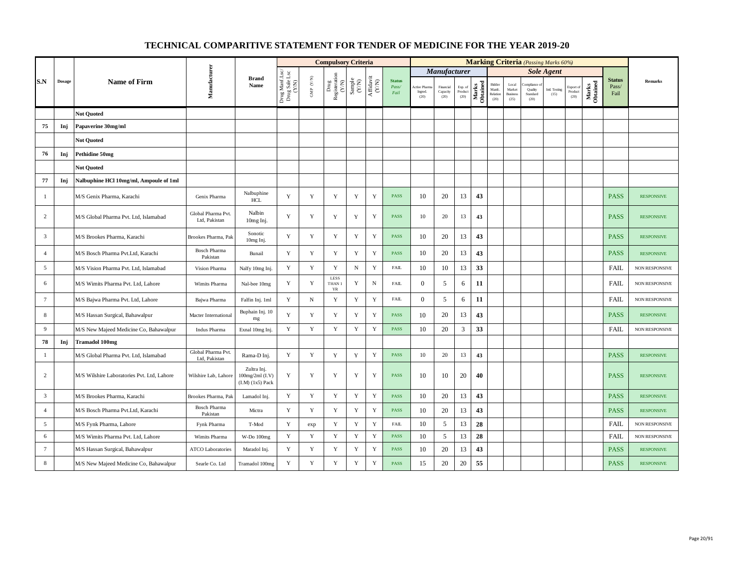# TECHNICAL COMPARITIVE STATEMENT FOR TENDER OF MEDICINE FOR THE YEAR 2019-20

| S.N | Dosage | Name of Firm | Manufacturer | Brand Name | Compulsory Criteria | | | | | | Marking Criteria (Passing Marks 60%) | | | | | | | | | | Status Pass/ Fail | Remarks |
|---|---|---|---|---|---|---|---|---|---|---|---|---|---|---|---|---|---|---|---|---|---|---|
| | | | | | | | | | | | Manufacturer | | | | Sole Agent | | | | | | | |
| | | | | | Drug Manf Lsc/ Drug Sale Lsc (Y/N) | GMP (Y/N) | Drug Registeration (Y/N) | Sample (Y/N) | Affidavit (Y/N) | Status Pass/ Fail | Active Pharma Ingred. (20) | Financial Capacity (20) | Exp. of Product (20) | Marks Obtained | Bidder Manfc. Relation (20) | Local Market Business (25) | Compliance of Quality Standard (20) | Intl. Testing (15) | Export of Product (20) | Marks Obtained | | |
| | | Not Quoted | | | | | | | | | | | | | | | | | | | | |
| 75 | Inj | Papaverine 30mg/ml | | | | | | | | | | | | | | | | | | | | |
| | | Not Quoted | | | | | | | | | | | | | | | | | | | | |
| 76 | Inj | Pethidine 50mg | | | | | | | | | | | | | | | | | | | | |
| | | Not Quoted | | | | | | | | | | | | | | | | | | | | |
| 77 | Inj | Nalbuphine HCl 10mg/ml, Ampoule of 1ml | | | | | | | | | | | | | | | | | | | | |
| 1 | | M/S Genix Pharma, Karachi | Genix Pharma | Nalbuphine HCL | Y | Y | Y | Y | Y | PASS | 10 | 20 | 13 | 43 | | | | | | | PASS | RESPONSIVE |
| 2 | | M/S Global Pharma Pvt. Ltd, Islamabad | Global Pharma Pvt. Ltd, Pakistan | Nalbin 10mg Inj. | Y | Y | Y | Y | Y | PASS | 10 | 20 | 13 | 43 | | | | | | | PASS | RESPONSIVE |
| 3 | | M/S Brookes Pharma, Karachi | Brookes Pharma, Pak | Sonotic 10mg Inj. | Y | Y | Y | Y | Y | PASS | 10 | 20 | 13 | 43 | | | | | | | PASS | RESPONSIVE |
| 4 | | M/S Bosch Pharma Pvt.Ltd, Karachi | Bosch Pharma Pakistan | Bunail | Y | Y | Y | Y | Y | PASS | 10 | 20 | 13 | 43 | | | | | | | PASS | RESPONSIVE |
| 5 | | M/S Vision Pharma Pvt. Ltd, Islamabad | Vision Pharma | Nalfy 10mg Inj. | Y | Y | Y | N | Y | FAIL | 10 | 10 | 13 | 33 | | | | | | | FAIL | NON RESPONSIVE |
| 6 | | M/S Wimits Pharma Pvt. Ltd, Lahore | Wimits Pharma | Nal-bee 10mg | Y | Y | LESS THAN 1 YR | Y | N | FAIL | 0 | 5 | 6 | 11 | | | | | | | FAIL | NON RESPONSIVE |
| 7 | | M/S Bajwa Pharma Pvt. Ltd, Lahore | Bajwa Pharma | Falfin Inj. 1ml | Y | N | Y | Y | Y | FAIL | 0 | 5 | 6 | 11 | | | | | | | FAIL | NON RESPONSIVE |
| 8 | | M/S Hassan Surgical, Bahawalpur | Macter International | Buphain Inj. 10 mg | Y | Y | Y | Y | Y | PASS | 10 | 20 | 13 | 43 | | | | | | | PASS | RESPONSIVE |
| 9 | | M/S New Majeed Medicine Co, Bahawalpur | Indus Pharma | Exnal 10mg Inj. | Y | Y | Y | Y | Y | PASS | 10 | 20 | 3 | 33 | | | | | | | FAIL | NON RESPONSIVE |
| 78 | Inj | Tramadol 100mg | | | | | | | | | | | | | | | | | | | | |
| 1 | | M/S Global Pharma Pvt. Ltd, Islamabad | Global Pharma Pvt. Ltd, Pakistan | Rama-D Inj. | Y | Y | Y | Y | Y | PASS | 10 | 20 | 13 | 43 | | | | | | | PASS | RESPONSIVE |
| 2 | | M/S Wilshire Laboratories Pvt. Ltd, Lahore | Wilshire Lab, Lahore | Zultra Inj. 100mg/2ml (I.V) (I.M) (1x5) Pack | Y | Y | Y | Y | Y | PASS | 10 | 10 | 20 | 40 | | | | | | | PASS | RESPONSIVE |
| 3 | | M/S Brookes Pharma, Karachi | Brookes Pharma, Pak | Lamadol Inj. | Y | Y | Y | Y | Y | PASS | 10 | 20 | 13 | 43 | | | | | | | PASS | RESPONSIVE |
| 4 | | M/S Bosch Pharma Pvt.Ltd, Karachi | Bosch Pharma Pakistan | Mictra | Y | Y | Y | Y | Y | PASS | 10 | 20 | 13 | 43 | | | | | | | PASS | RESPONSIVE |
| 5 | | M/S Fynk Pharma, Lahore | Fynk Pharma | T-Mod | Y | exp | Y | Y | Y | FAIL | 10 | 5 | 13 | 28 | | | | | | | FAIL | NON RESPONSIVE |
| 6 | | M/S Wimits Pharma Pvt. Ltd, Lahore | Wimits Pharma | W-Do 100mg | Y | Y | Y | Y | Y | PASS | 10 | 5 | 13 | 28 | | | | | | | FAIL | NON RESPONSIVE |
| 7 | | M/S Hassan Surgical, Bahawalpur | ATCO Laboratories | Maradol Inj. | Y | Y | Y | Y | Y | PASS | 10 | 20 | 13 | 43 | | | | | | | PASS | RESPONSIVE |
| 8 | | M/S New Majeed Medicine Co, Bahawalpur | Searle Co. Ltd | Tramadol 100mg | Y | Y | Y | Y | Y | PASS | 15 | 20 | 20 | 55 | | | | | | | PASS | RESPONSIVE |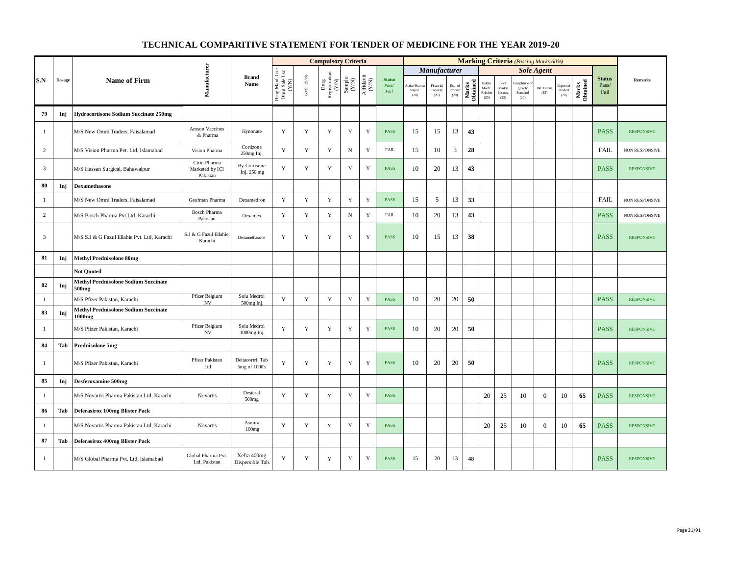# TECHNICAL COMPARITIVE STATEMENT FOR TENDER OF MEDICINE FOR THE YEAR 2019-20

| S.N | Dosage | Name of Firm | Manufacturer | Brand Name | Compulsory Criteria | | | | | | Marking Criteria (Passing Marks 60%) | | | | | | | | | | Status Pass/ Fail | Remarks |
|---|---|---|---|---|---|---|---|---|---|---|---|---|---|---|---|---|---|---|---|---|---|---|
| | | | | | Drug Manf Lsc/ Drug Sale Lsc (Y/N) | GMP (Y/N) | Drug Registeration (Y/N) | Sample (Y/N) | Affidavit (Y/N) | Status Pass/ Fail | Manufacturer | | | | Sole Agent | | | | | | | |
| | | | | | | | | | | | Active Pharma Ingred. (20) | Financial Capacity (20) | Exp. of Product (20) | Marks Obtained | Bidder Manfc. Relation (20) | Local Market Business (25) | Compliance of Quality Standard (20) | Intl. Testing (15) | Export of Product (20) | Marks Obtained | | |
| 79 | Inj | Hydrocortisone Sodium Succinate 250mg | | | | | | | | | | | | | | | | | | | | |
| 1 | | M/S New Omni Traders, Faisalamad | Amson Vaccines & Pharma | Hynonate | Y | Y | Y | Y | Y | PASS | 15 | 15 | 13 | 43 | | | | | | | PASS | RESPONSIVE |
| 2 | | M/S Vision Pharma Pvt. Ltd, Islamabad | Vision Pharma | Cortizone 250mg Inj. | Y | Y | Y | N | Y | FAIL | 15 | 10 | 3 | 28 | | | | | | | FAIL | NON RESPONSIVE |
| 3 | | M/S Hassan Surgical, Bahawalpur | Cirin Pharma Marketed by ICI Pakistan | Hy-Cortisone Inj. 250 mg | Y | Y | Y | Y | Y | PASS | 10 | 20 | 13 | 43 | | | | | | | PASS | RESPONSIVE |
| 80 | Inj | Dexamethasone | | | | | | | | | | | | | | | | | | | | |
| 1 | | M/S New Omni Traders, Faisalamad | Geofman Pharma | Dexamedron | Y | Y | Y | Y | Y | PASS | 15 | 5 | 13 | 33 | | | | | | | FAIL | NON RESPONSIVE |
| 2 | | M/S Bosch Pharma Pvt.Ltd, Karachi | Bosch Pharma Pakistan | Dexamex | Y | Y | Y | N | Y | FAIL | 10 | 20 | 13 | 43 | | | | | | | PASS | NON RESPONSIVE |
| 3 | | M/S S.J & G Fazul Ellahie Pvt. Ltd, Karachi | S.J & G Fazul Ellahie, Karachi | Dexamethasone | Y | Y | Y | Y | Y | PASS | 10 | 15 | 13 | 38 | | | | | | | PASS | RESPONSIVE |
| 81 | Inj | Methyl Prednisolone 80mg | | | | | | | | | | | | | | | | | | | | |
| | | Not Quoted | | | | | | | | | | | | | | | | | | | | |
| 82 | Inj | Methyl Prednisolone Sodium Succinate 500mg | | | | | | | | | | | | | | | | | | | | |
| 1 | | M/S Pfizer Pakistan, Karachi | Pfizer Belgium NV | Solu Medrol 500mg Inj. | Y | Y | Y | Y | Y | PASS | 10 | 20 | 20 | 50 | | | | | | | PASS | RESPONSIVE |
| 83 | Inj | Methyl Prednisolone Sodium Succinate 1000mg | | | | | | | | | | | | | | | | | | | | |
| 1 | | M/S Pfizer Pakistan, Karachi | Pfizer Belgium NV | Solu Medrol 1000mg Inj. | Y | Y | Y | Y | Y | PASS | 10 | 20 | 20 | 50 | | | | | | | PASS | RESPONSIVE |
| 84 | Tab | Prednisolone 5mg | | | | | | | | | | | | | | | | | | | | |
| 1 | | M/S Pfizer Pakistan, Karachi | Pfizer Pakistan Ltd | Deltacortril Tab 5mg of 1000's | Y | Y | Y | Y | Y | PASS | 10 | 20 | 20 | 50 | | | | | | | PASS | RESPONSIVE |
| 85 | Inj | Desferoxamine 500mg | | | | | | | | | | | | | | | | | | | | |
| 1 | | M/S Novartis Pharma Pakistan Ltd, Karachi | Novartis | Desteral 500mg | Y | Y | Y | Y | Y | PASS | | | | | 20 | 25 | 10 | 0 | 10 | 65 | PASS | RESPONSIVE |
| 86 | Tab | Deferasirox 100mg Blister Pack | | | | | | | | | | | | | | | | | | | | |
| 1 | | M/S Novartis Pharma Pakistan Ltd, Karachi | Novartis | Asunra 100mg | Y | Y | Y | Y | Y | PASS | | | | | 20 | 25 | 10 | 0 | 10 | 65 | PASS | RESPONSIVE |
| 87 | Tab | Deferasirox 400mg Blister Pack | | | | | | | | | | | | | | | | | | | | |
| 1 | | M/S Global Pharma Pvt. Ltd, Islamabad | Global Pharma Pvt. Ltd, Pakistan | Xefra 400mg Dispersible Tab. | Y | Y | Y | Y | Y | PASS | 15 | 20 | 13 | 48 | | | | | | | PASS | RESPONSIVE |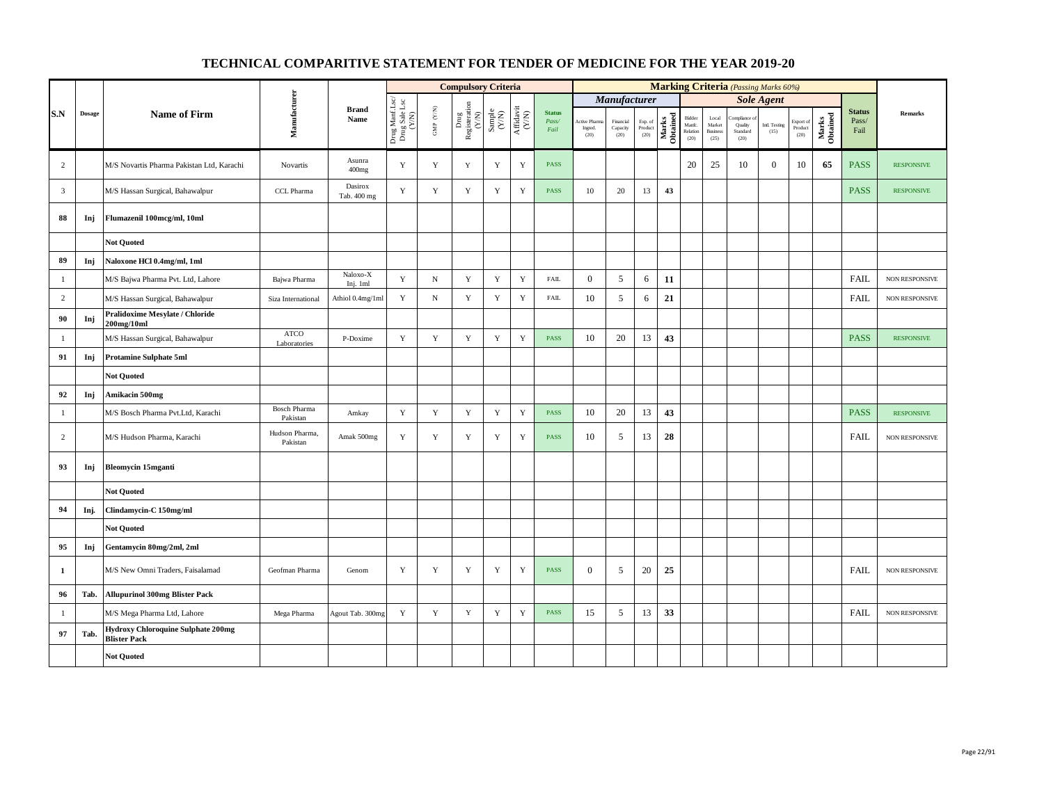# TECHNICAL COMPARITIVE STATEMENT FOR TENDER OF MEDICINE FOR THE YEAR 2019-20

| S.N | Dosage | Name of Firm | Manufacturer | Brand Name | Compulsory Criteria | | | | | | Marking Criteria (Passing Marks 60%) | | | | | | | | | | | Status Pass/ Fail | Remarks |
|---|---|---|---|---|---|---|---|---|---|---|---|---|---|---|---|---|---|---|---|---|---|---|---|
| | | | | | | | | | | | Manufacturer | | | | Sole Agent | | | | | | | | |
| | | | | | Drug Manf Lsc/ Drug Sale Lsc (Y/N) | GMP (Y/N) | Drug Registeration (Y/N) | Sample (Y/N) | Affidavit (Y/N) | Status Pass/ Fail | Active Pharma Ingred. (20) | Financial Capacity (20) | Exp. of Product (20) | Marks Obtained | Bidder Manfc. Relation (20) | Local Market Business (25) | Compliance of Quality Standard (20) | Intl. Testing (15) | Export of Product (20) | Marks Obtained | | |
| 2 | | M/S Novartis Pharma Pakistan Ltd, Karachi | Novartis | Asunra 400mg | Y | Y | Y | Y | Y | PASS | | | | | 20 | 25 | 10 | 0 | 10 | 65 | PASS | RESPONSIVE |
| 3 | | M/S Hassan Surgical, Bahawalpur | CCL Pharma | Dasirox Tab. 400 mg | Y | Y | Y | Y | Y | PASS | 10 | 20 | 13 | 43 | | | | | | | PASS | RESPONSIVE |
| 88 | Inj | Flumazenil 100mcg/ml, 10ml | | | | | | | | | | | | | | | | | | | | |
| | | Not Quoted | | | | | | | | | | | | | | | | | | | | |
| 89 | Inj | Naloxone HCl 0.4mg/ml, 1ml | | | | | | | | | | | | | | | | | | | | |
| 1 | | M/S Bajwa Pharma Pvt. Ltd, Lahore | Bajwa Pharma | Naloxo-X Inj. 1ml | Y | N | Y | Y | Y | FAIL | 0 | 5 | 6 | 11 | | | | | | | FAIL | NON RESPONSIVE |
| 2 | | M/S Hassan Surgical, Bahawalpur | Siza International | Athiol 0.4mg/1ml | Y | N | Y | Y | Y | FAIL | 10 | 5 | 6 | 21 | | | | | | | FAIL | NON RESPONSIVE |
| 90 | Inj | Pralidoxime Mesylate / Chloride 200mg/10ml | | | | | | | | | | | | | | | | | | | | |
| 1 | | M/S Hassan Surgical, Bahawalpur | ATCO Laboratories | P-Doxime | Y | Y | Y | Y | Y | PASS | 10 | 20 | 13 | 43 | | | | | | | PASS | RESPONSIVE |
| 91 | Inj | Protamine Sulphate 5ml | | | | | | | | | | | | | | | | | | | | |
| | | Not Quoted | | | | | | | | | | | | | | | | | | | | |
| 92 | Inj | Amikacin 500mg | | | | | | | | | | | | | | | | | | | | |
| 1 | | M/S Bosch Pharma Pvt.Ltd, Karachi | Bosch Pharma Pakistan | Amkay | Y | Y | Y | Y | Y | PASS | 10 | 20 | 13 | 43 | | | | | | | PASS | RESPONSIVE |
| 2 | | M/S Hudson Pharma, Karachi | Hudson Pharma, Pakistan | Amak 500mg | Y | Y | Y | Y | Y | PASS | 10 | 5 | 13 | 28 | | | | | | | FAIL | NON RESPONSIVE |
| 93 | Inj | Bleomycin 15mganti | | | | | | | | | | | | | | | | | | | | |
| | | Not Quoted | | | | | | | | | | | | | | | | | | | | |
| 94 | Inj. | Clindamycin-C 150mg/ml | | | | | | | | | | | | | | | | | | | | |
| | | Not Quoted | | | | | | | | | | | | | | | | | | | | |
| 95 | Inj | Gentamycin 80mg/2ml, 2ml | | | | | | | | | | | | | | | | | | | | |
| 1 | | M/S New Omni Traders, Faisalamad | Geofman Pharma | Genom | Y | Y | Y | Y | Y | PASS | 0 | 5 | 20 | 25 | | | | | | | FAIL | NON RESPONSIVE |
| 96 | Tab. | Allupurinol 300mg Blister Pack | | | | | | | | | | | | | | | | | | | | |
| 1 | | M/S Mega Pharma Ltd, Lahore | Mega Pharma | Agout Tab. 300mg | Y | Y | Y | Y | Y | PASS | 15 | 5 | 13 | 33 | | | | | | | FAIL | NON RESPONSIVE |
| 97 | Tab. | Hydroxy Chloroquine Sulphate 200mg Blister Pack | | | | | | | | | | | | | | | | | | | | |
| | | Not Quoted | | | | | | | | | | | | | | | | | | | | |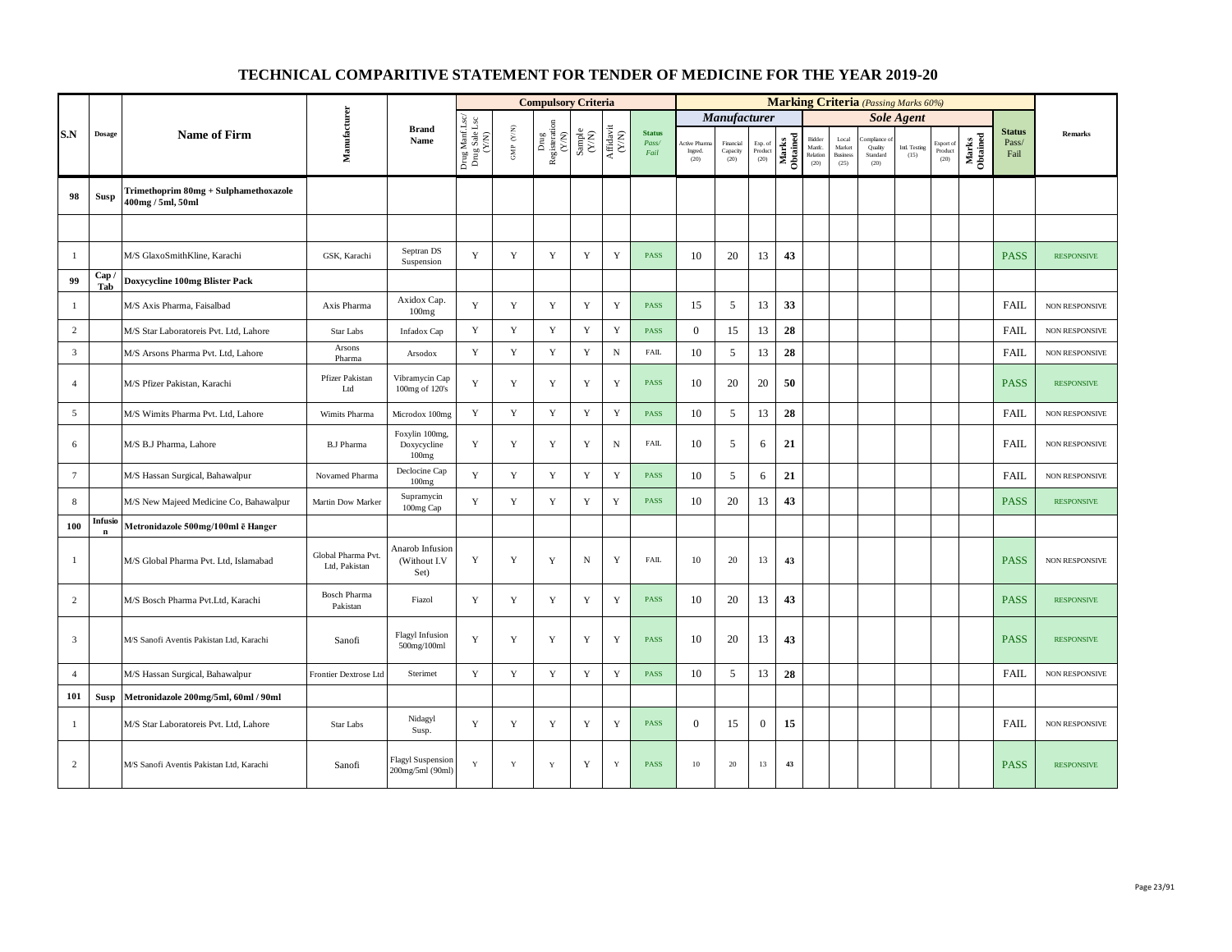# TECHNICAL COMPARITIVE STATEMENT FOR TENDER OF MEDICINE FOR THE YEAR 2019-20

| S.N | Dosage | Name of Firm | Manufacturer | Brand Name | Compulsory Criteria | | | | | | Marking Criteria (Passing Marks 60%) | | | | | | | | | | Status Pass/ Fail | Remarks |
|---|---|---|---|---|---|---|---|---|---|---|---|---|---|---|---|---|---|---|---|---|---|---|
| | | | | | | | | | | | Manufacturer | | | | Sole Agent | | | | | | | |
| | | | | | Drug Manf Lsc/ Drug Sale Lsc (Y/N) | GMP (Y/N) | Drug Registeration (Y/N) | Sample (Y/N) | Affidavit (Y/N) | Status Pass/ Fail | Active Pharma Ingred. (20) | Financial Capacity (20) | Exp. of Product (20) | Marks Obtained | Bidder Manfc. Relation (20) | Local Market Business (25) | Compliance of Quality Standard (20) | Intl. Testing (15) | Export of Product (20) | Marks Obtained | | |
| 98 | Susp | Trimethoprim 80mg + Sulphamethoxazole 400mg / 5ml, 50ml | | | | | | | | | | | | | | | | | | | | |
| | | | | | | | | | | | | | | | | | | | | | | |
| 1 | | M/S GlaxoSmithKline, Karachi | GSK, Karachi | Septran DS Suspension | Y | Y | Y | Y | Y | PASS | 10 | 20 | 13 | 43 | | | | | | | PASS | RESPONSIVE |
| 99 | Cap / Tab | Doxycycline 100mg Blister Pack | | | | | | | | | | | | | | | | | | | | |
| 1 | | M/S Axis Pharma, Faisalbad | Axis Pharma | Axidox Cap. 100mg | Y | Y | Y | Y | Y | PASS | 15 | 5 | 13 | 33 | | | | | | | FAIL | NON RESPONSIVE |
| 2 | | M/S Star Laboratoreis Pvt. Ltd, Lahore | Star Labs | Infadox Cap | Y | Y | Y | Y | Y | PASS | 0 | 15 | 13 | 28 | | | | | | | FAIL | NON RESPONSIVE |
| 3 | | M/S Arsons Pharma Pvt. Ltd, Lahore | Arsons Pharma | Arsodox | Y | Y | Y | Y | N | FAIL | 10 | 5 | 13 | 28 | | | | | | | FAIL | NON RESPONSIVE |
| 4 | | M/S Pfizer Pakistan, Karachi | Pfizer Pakistan Ltd | Vibramycin Cap 100mg of 120's | Y | Y | Y | Y | Y | PASS | 10 | 20 | 20 | 50 | | | | | | | PASS | RESPONSIVE |
| 5 | | M/S Wimits Pharma Pvt. Ltd, Lahore | Wimits Pharma | Microdox 100mg | Y | Y | Y | Y | Y | PASS | 10 | 5 | 13 | 28 | | | | | | | FAIL | NON RESPONSIVE |
| 6 | | M/S B.J Pharma, Lahore | B.J Pharma | Foxylin 100mg, Doxycycline 100mg | Y | Y | Y | Y | N | FAIL | 10 | 5 | 6 | 21 | | | | | | | FAIL | NON RESPONSIVE |
| 7 | | M/S Hassan Surgical, Bahawalpur | Novamed Pharma | Declocine Cap 100mg | Y | Y | Y | Y | Y | PASS | 10 | 5 | 6 | 21 | | | | | | | FAIL | NON RESPONSIVE |
| 8 | | M/S New Majeed Medicine Co, Bahawalpur | Martin Dow Marker | Supramycin 100mg Cap | Y | Y | Y | Y | Y | PASS | 10 | 20 | 13 | 43 | | | | | | | PASS | RESPONSIVE |
| 100 | Infusion | Metronidazole 500mg/100ml ē Hanger | | | | | | | | | | | | | | | | | | | | |
| 1 | | M/S Global Pharma Pvt. Ltd, Islamabad | Global Pharma Pvt. Ltd, Pakistan | Anarob Infusion (Without I.V Set) | Y | Y | Y | N | Y | FAIL | 10 | 20 | 13 | 43 | | | | | | | PASS | NON RESPONSIVE |
| 2 | | M/S Bosch Pharma Pvt.Ltd, Karachi | Bosch Pharma Pakistan | Fiazol | Y | Y | Y | Y | Y | PASS | 10 | 20 | 13 | 43 | | | | | | | PASS | RESPONSIVE |
| 3 | | M/S Sanofi Aventis Pakistan Ltd, Karachi | Sanofi | Flagyl Infusion 500mg/100ml | Y | Y | Y | Y | Y | PASS | 10 | 20 | 13 | 43 | | | | | | | PASS | RESPONSIVE |
| 4 | | M/S Hassan Surgical, Bahawalpur | Frontier Dextrose Ltd | Sterimet | Y | Y | Y | Y | Y | PASS | 10 | 5 | 13 | 28 | | | | | | | FAIL | NON RESPONSIVE |
| 101 | Susp | Metronidazole 200mg/5ml, 60ml / 90ml | | | | | | | | | | | | | | | | | | | | |
| 1 | | M/S Star Laboratoreis Pvt. Ltd, Lahore | Star Labs | Nidagyl Susp. | Y | Y | Y | Y | Y | PASS | 0 | 15 | 0 | 15 | | | | | | | FAIL | NON RESPONSIVE |
| 2 | | M/S Sanofi Aventis Pakistan Ltd, Karachi | Sanofi | Flagyl Suspension 200mg/5ml (90ml) | Y | Y | Y | Y | Y | PASS | 10 | 20 | 13 | 43 | | | | | | | PASS | RESPONSIVE |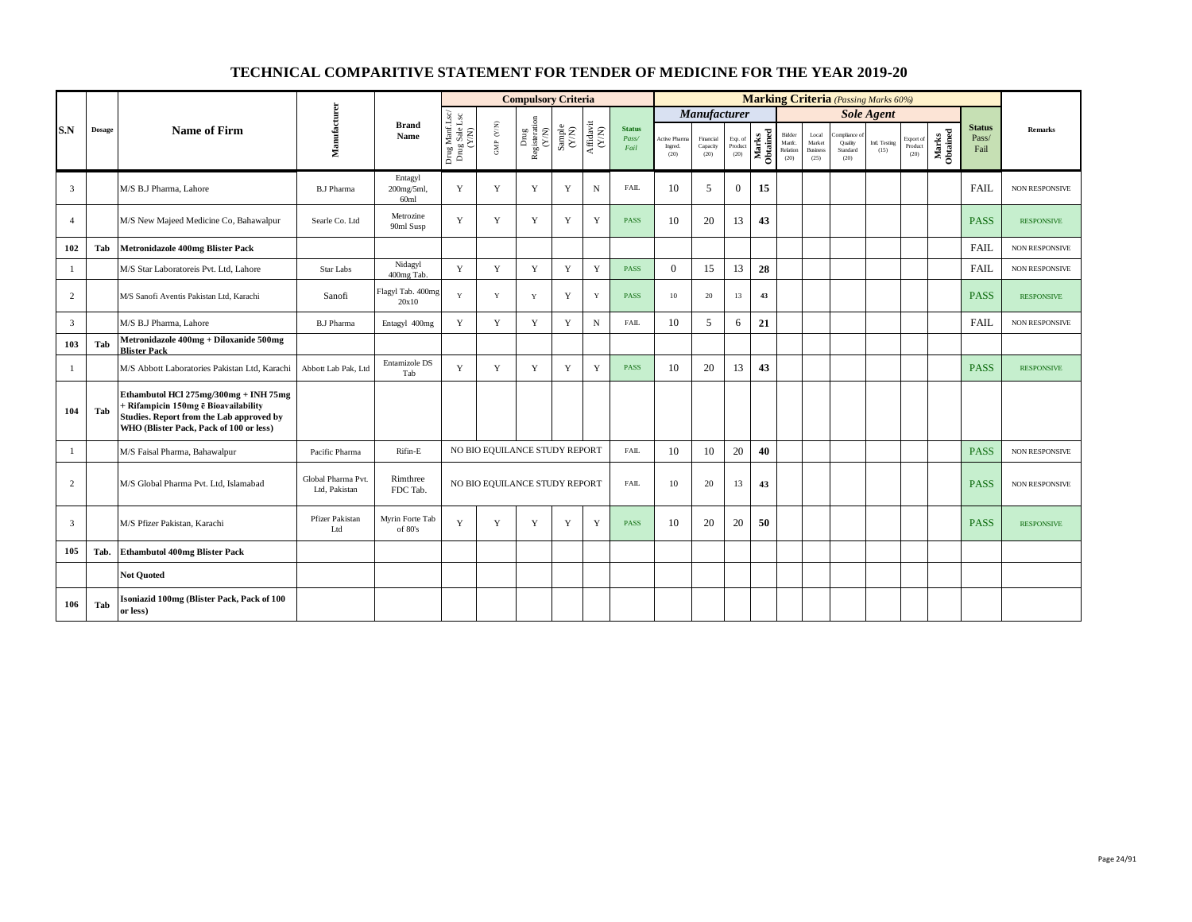# TECHNICAL COMPARITIVE STATEMENT FOR TENDER OF MEDICINE FOR THE YEAR 2019-20

| S.N | Dosage | Name of Firm | Manufacturer | Brand Name | Compulsory Criteria | | | | | | Marking Criteria (Passing Marks 60%) | | | | | | | | | | Status Pass/ Fail | Remarks |
|---|---|---|---|---|---|---|---|---|---|---|---|---|---|---|---|---|---|---|---|---|---|---|
| | | | | | Drug Manf Lsc/ Drug Sale Lsc (Y/N) | GMP (Y/N) | Drug Registeration (Y/N) | Sample (Y/N) | Affidavit (Y/N) | Status Pass/ Fail | Manufacturer | | | | Sole Agent | | | | | | | |
| | | | | | | | | | | | Active Pharma Ingred. (20) | Financial Capacity (20) | Exp. of Product (20) | Marks Obtained | Bidder Manfc. Relation (20) | Local Market Business (25) | Compliance of Quality Standard (20) | Intl. Testing (15) | Export of Product (20) | Marks Obtained | | |
| 3 | | M/S B.J Pharma, Lahore | B.J Pharma | Entagyl 200mg/5ml, 60ml | Y | Y | Y | Y | N | FAIL | 10 | 5 | 0 | 15 | | | | | | | FAIL | NON RESPONSIVE |
| 4 | | M/S New Majeed Medicine Co, Bahawalpur | Searle Co. Ltd | Metrozine 90ml Susp | Y | Y | Y | Y | Y | PASS | 10 | 20 | 13 | 43 | | | | | | | PASS | RESPONSIVE |
| 102 | Tab | **Metronidazole 400mg Blister Pack** | | | | | | | | | | | | | | | | | | | FAIL | NON RESPONSIVE |
| 1 | | M/S Star Laboratoreis Pvt. Ltd, Lahore | Star Labs | Nidagyl 400mg Tab. | Y | Y | Y | Y | Y | PASS | 0 | 15 | 13 | 28 | | | | | | | FAIL | NON RESPONSIVE |
| 2 | | M/S Sanofi Aventis Pakistan Ltd, Karachi | Sanofi | Flagyl Tab. 400mg 20x10 | Y | Y | Y | Y | Y | PASS | 10 | 20 | 13 | 43 | | | | | | | PASS | RESPONSIVE |
| 3 | | M/S B.J Pharma, Lahore | B.J Pharma | Entagyl 400mg | Y | Y | Y | Y | N | FAIL | 10 | 5 | 6 | 21 | | | | | | | FAIL | NON RESPONSIVE |
| 103 | Tab | **Metronidazole 400mg + Diloxanide 500mg Blister Pack** | | | | | | | | | | | | | | | | | | | | |
| 1 | | M/S Abbott Laboratories Pakistan Ltd, Karachi | Abbott Lab Pak, Ltd | Entamizole DS Tab | Y | Y | Y | Y | Y | PASS | 10 | 20 | 13 | 43 | | | | | | | PASS | RESPONSIVE |
| 104 | Tab | **Ethambutol HCl 275mg/300mg + INH 75mg + Rifampicin 150mg ē Bioavailability Studies. Report from the Lab approved by WHO (Blister Pack, Pack of 100 or less)** | | | | | | | | | | | | | | | | | | | | |
| 1 | | M/S Faisal Pharma, Bahawalpur | Pacific Pharma | Rifin-E | NO BIO EQUILANCE STUDY REPORT | | | | | FAIL | 10 | 10 | 20 | 40 | | | | | | | PASS | NON RESPONSIVE |
| 2 | | M/S Global Pharma Pvt. Ltd, Islamabad | Global Pharma Pvt. Ltd, Pakistan | Rimthree FDC Tab. | NO BIO EQUILANCE STUDY REPORT | | | | | FAIL | 10 | 20 | 13 | 43 | | | | | | | PASS | NON RESPONSIVE |
| 3 | | M/S Pfizer Pakistan, Karachi | Pfizer Pakistan Ltd | Myrin Forte Tab of 80's | Y | Y | Y | Y | Y | PASS | 10 | 20 | 20 | 50 | | | | | | | PASS | RESPONSIVE |
| 105 | Tab. | **Ethambutol 400mg Blister Pack** | | | | | | | | | | | | | | | | | | | | |
| | | **Not Quoted** | | | | | | | | | | | | | | | | | | | | |
| 106 | Tab | **Isoniazid 100mg (Blister Pack, Pack of 100 or less)** | | | | | | | | | | | | | | | | | | | | |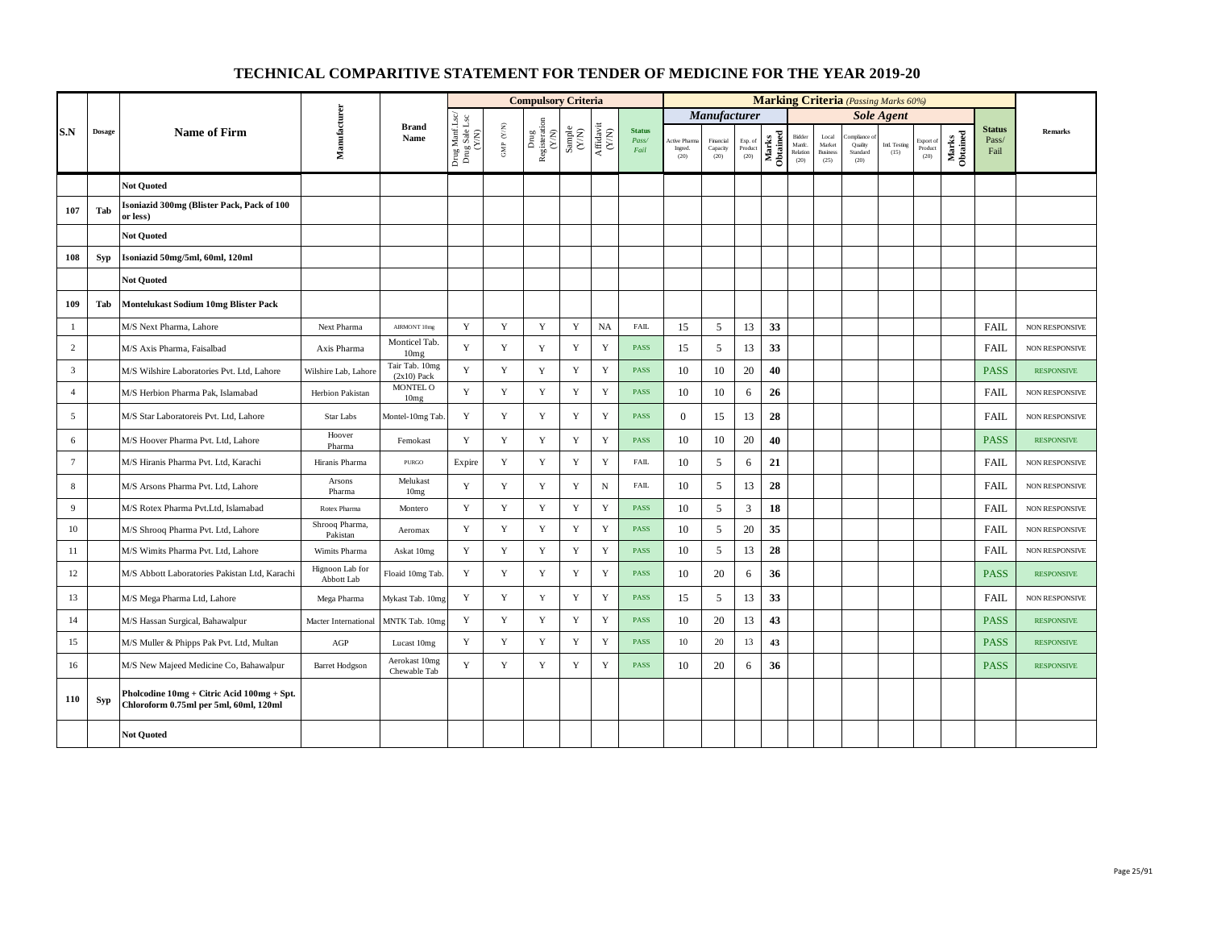# TECHNICAL COMPARITIVE STATEMENT FOR TENDER OF MEDICINE FOR THE YEAR 2019-20

| S.N | Dosage | Name of Firm | Manufacturer | Brand Name | Compulsory Criteria | | | | | | Marking Criteria *(Passing Marks 60%)* | | | | | | | | | | | Remarks |
|---|---|---|---|---|---|---|---|---|---|---|---|---|---|---|---|---|---|---|---|---|---|---|
| | | | | | | | | | | | *Manufacturer* | | | | *Sole Agent* | | | | | | | |
| | | | | | Drug Manf.Lsc/ Drug Sale Lsc (Y/N) | GMP (Y/N) | Drug Registeration (Y/N) | Sample (Y/N) | Affidavit (Y/N) | Status *Pass/ Fail* | Active Pharma Ingred. (20) | Financial Capacity (20) | Exp. of Product (20) | Marks Obtained | Bidder Manfc. Relation (20) | Local Market Business (25) | Compliance of Quality Standard (20) | Intl. Testing (15) | Export of Product (20) | Marks Obtained | Status Pass/ Fail | |
| | | **Not Quoted** | | | | | | | | | | | | | | | | | | | | |
| **107** | **Tab** | **Isoniazid 300mg (Blister Pack, Pack of 100 or less)** | | | | | | | | | | | | | | | | | | | | |
| | | **Not Quoted** | | | | | | | | | | | | | | | | | | | | |
| **108** | **Syp** | **Isoniazid 50mg/5ml, 60ml, 120ml** | | | | | | | | | | | | | | | | | | | | |
| | | **Not Quoted** | | | | | | | | | | | | | | | | | | | | |
| **109** | **Tab** | **Montelukast Sodium 10mg Blister Pack** | | | | | | | | | | | | | | | | | | | | |
| 1 | | M/S Next Pharma, Lahore | Next Pharma | AIRMONT 10mg | Y | Y | Y | Y | NA | FAIL | 15 | 5 | 13 | **33** | | | | | | | FAIL | NON RESPONSIVE |
| 2 | | M/S Axis Pharma, Faisalbad | Axis Pharma | Monticel Tab. 10mg | Y | Y | Y | Y | Y | PASS | 15 | 5 | 13 | **33** | | | | | | | FAIL | NON RESPONSIVE |
| 3 | | M/S Wilshire Laboratories Pvt. Ltd, Lahore | Wilshire Lab, Lahore | Tair Tab. 10mg (2x10) Pack | Y | Y | Y | Y | Y | PASS | 10 | 10 | 20 | **40** | | | | | | | PASS | RESPONSIVE |
| 4 | | M/S Herbion Pharma Pak, Islamabad | Herbion Pakistan | MONTEL O 10mg | Y | Y | Y | Y | Y | PASS | 10 | 10 | 6 | **26** | | | | | | | FAIL | NON RESPONSIVE |
| 5 | | M/S Star Laboratoreis Pvt. Ltd, Lahore | Star Labs | Montel-10mg Tab. | Y | Y | Y | Y | Y | PASS | 0 | 15 | 13 | **28** | | | | | | | FAIL | NON RESPONSIVE |
| 6 | | M/S Hoover Pharma Pvt. Ltd, Lahore | Hoover Pharma | Femokast | Y | Y | Y | Y | Y | PASS | 10 | 10 | 20 | **40** | | | | | | | PASS | RESPONSIVE |
| 7 | | M/S Hiranis Pharma Pvt. Ltd, Karachi | Hiranis Pharma | PURGO | Expire | Y | Y | Y | Y | FAIL | 10 | 5 | 6 | **21** | | | | | | | FAIL | NON RESPONSIVE |
| 8 | | M/S Arsons Pharma Pvt. Ltd, Lahore | Arsons Pharma | Melukast 10mg | Y | Y | Y | Y | N | FAIL | 10 | 5 | 13 | **28** | | | | | | | FAIL | NON RESPONSIVE |
| 9 | | M/S Rotex Pharma Pvt.Ltd, Islamabad | Rotex Pharma | Montero | Y | Y | Y | Y | Y | PASS | 10 | 5 | 3 | **18** | | | | | | | FAIL | NON RESPONSIVE |
| 10 | | M/S Shrooq Pharma Pvt. Ltd, Lahore | Shrooq Pharma, Pakistan | Aeromax | Y | Y | Y | Y | Y | PASS | 10 | 5 | 20 | **35** | | | | | | | FAIL | NON RESPONSIVE |
| 11 | | M/S Wimits Pharma Pvt. Ltd, Lahore | Wimits Pharma | Askat 10mg | Y | Y | Y | Y | Y | PASS | 10 | 5 | 13 | **28** | | | | | | | FAIL | NON RESPONSIVE |
| 12 | | M/S Abbott Laboratories Pakistan Ltd, Karachi | Hignoon Lab for Abbott Lab | Floaid 10mg Tab. | Y | Y | Y | Y | Y | PASS | 10 | 20 | 6 | **36** | | | | | | | PASS | RESPONSIVE |
| 13 | | M/S Mega Pharma Ltd, Lahore | Mega Pharma | Mykast Tab. 10mg | Y | Y | Y | Y | Y | PASS | 15 | 5 | 13 | **33** | | | | | | | FAIL | NON RESPONSIVE |
| 14 | | M/S Hassan Surgical, Bahawalpur | Macter International | MNTK Tab. 10mg | Y | Y | Y | Y | Y | PASS | 10 | 20 | 13 | **43** | | | | | | | PASS | RESPONSIVE |
| 15 | | M/S Muller & Phipps Pak Pvt. Ltd, Multan | AGP | Lucast 10mg | Y | Y | Y | Y | Y | PASS | 10 | 20 | 13 | **43** | | | | | | | PASS | RESPONSIVE |
| 16 | | M/S New Majeed Medicine Co, Bahawalpur | Barret Hodgson | Aerokast 10mg Chewable Tab | Y | Y | Y | Y | Y | PASS | 10 | 20 | 6 | **36** | | | | | | | PASS | RESPONSIVE |
| **110** | **Syp** | **Pholcodine 10mg + Citric Acid 100mg + Spt. Chloroform 0.75ml per 5ml, 60ml, 120ml** | | | | | | | | | | | | | | | | | | | | |
| | | **Not Quoted** | | | | | | | | | | | | | | | | | | | | |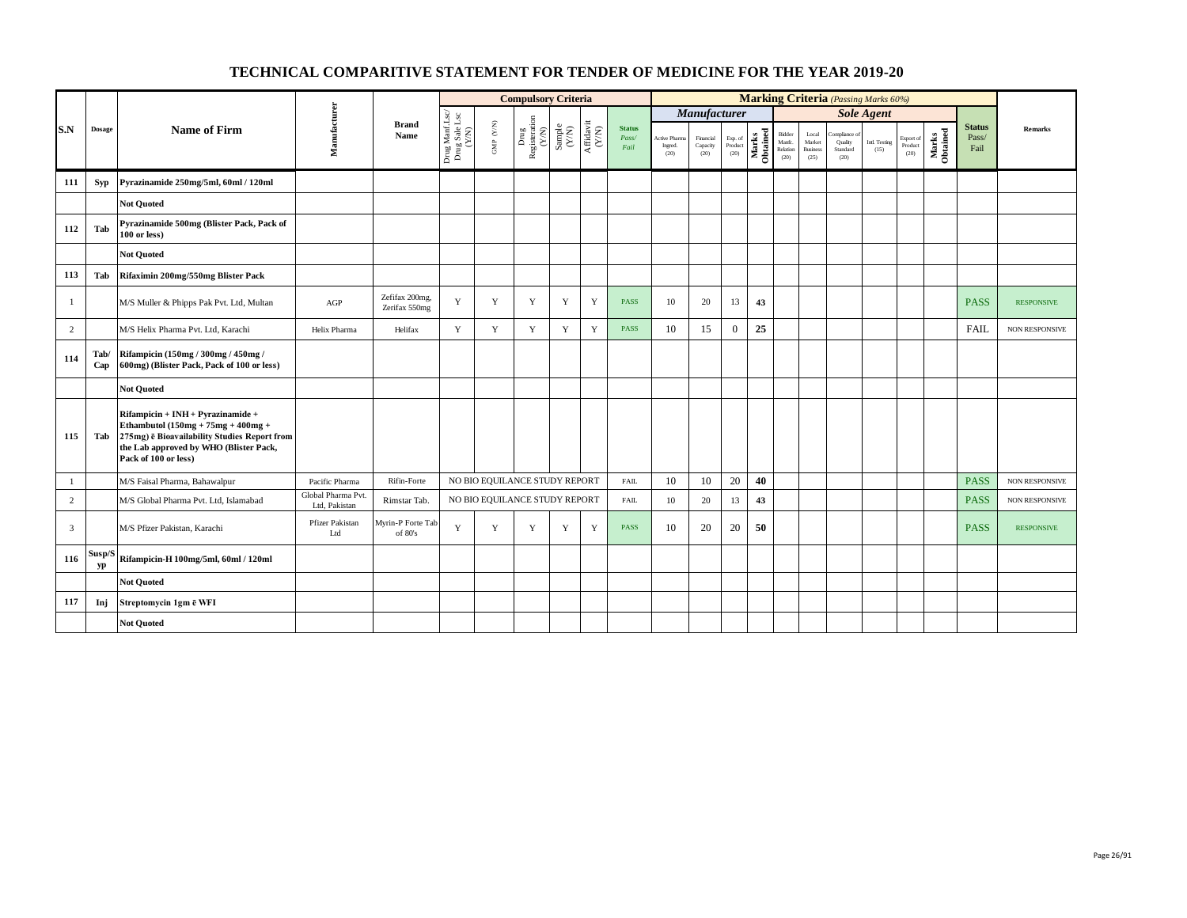# TECHNICAL COMPARITIVE STATEMENT FOR TENDER OF MEDICINE FOR THE YEAR 2019-20

| S.N | Dosage | Name of Firm | Manufacturer | Brand Name | Compulsory Criteria | | | | | | Marking Criteria (Passing Marks 60%) | | | | | | | | | | Status Pass/ Fail | Remarks |
|---|---|---|---|---|---|---|---|---|---|---|---|---|---|---|---|---|---|---|---|---|---|---|
| | | | | | | | | | | | Manufacturer | | | | Sole Agent | | | | | | | |
| | | | | | Drug Manf.Lsc/ Drug Sale Lsc (Y/N) | GMP (Y/N) | Drug Registeration (Y/N) | Sample (Y/N) | Affidavit (Y/N) | Status Pass/ Fail | Active Pharma Ingred. (20) | Financial Capacity (20) | Exp. of Product (20) | Marks Obtained | Bidder Manfc. Relation (20) | Local Market Business (25) | Compliance of Quality Standard (20) | Intl. Testing (15) | Export of Product (20) | Marks Obtained | | |
| **111** | **Syp** | **Pyrazinamide 250mg/5ml, 60ml / 120ml** | | | | | | | | | | | | | | | | | | | | |
| | | **Not Quoted** | | | | | | | | | | | | | | | | | | | | |
| **112** | **Tab** | **Pyrazinamide 500mg (Blister Pack, Pack of 100 or less)** | | | | | | | | | | | | | | | | | | | | |
| | | **Not Quoted** | | | | | | | | | | | | | | | | | | | | |
| **113** | **Tab** | **Rifaximin 200mg/550mg Blister Pack** | | | | | | | | | | | | | | | | | | | | |
| 1 | | M/S Muller & Phipps Pak Pvt. Ltd, Multan | AGP | Zefifax 200mg, Zerifax 550mg | Y | Y | Y | Y | Y | PASS | 10 | 20 | 13 | **43** | | | | | | | PASS | RESPONSIVE |
| 2 | | M/S Helix Pharma Pvt. Ltd, Karachi | Helix Pharma | Helifax | Y | Y | Y | Y | Y | PASS | 10 | 15 | 0 | **25** | | | | | | | FAIL | NON RESPONSIVE |
| **114** | **Tab/ Cap** | **Rifampicin (150mg / 300mg / 450mg / 600mg) (Blister Pack, Pack of 100 or less)** | | | | | | | | | | | | | | | | | | | | |
| | | **Not Quoted** | | | | | | | | | | | | | | | | | | | | |
| **115** | **Tab** | **Rifampicin + INH + Pyrazinamide + Ethambutol (150mg + 75mg + 400mg + 275mg) ē Bioavailability Studies Report from the Lab approved by WHO (Blister Pack, Pack of 100 or less)** | | | | | | | | | | | | | | | | | | | | |
| 1 | | M/S Faisal Pharma, Bahawalpur | Pacific Pharma | Rifin-Forte | NO BIO EQUILANCE STUDY REPORT | | | | | FAIL | 10 | 10 | 20 | **40** | | | | | | | PASS | NON RESPONSIVE |
| 2 | | M/S Global Pharma Pvt. Ltd, Islamabad | Global Pharma Pvt. Ltd, Pakistan | Rimstar Tab. | NO BIO EQUILANCE STUDY REPORT | | | | | FAIL | 10 | 20 | 13 | **43** | | | | | | | PASS | NON RESPONSIVE |
| 3 | | M/S Pfizer Pakistan, Karachi | Pfizer Pakistan Ltd | Myrin-P Forte Tab of 80's | Y | Y | Y | Y | Y | PASS | 10 | 20 | 20 | **50** | | | | | | | PASS | RESPONSIVE |
| **116** | **Susp/Syp** | **Rifampicin-H 100mg/5ml, 60ml / 120ml** | | | | | | | | | | | | | | | | | | | | |
| | | **Not Quoted** | | | | | | | | | | | | | | | | | | | | |
| **117** | **Inj** | **Streptomycin 1gm ē WFI** | | | | | | | | | | | | | | | | | | | | |
| | | **Not Quoted** | | | | | | | | | | | | | | | | | | | | |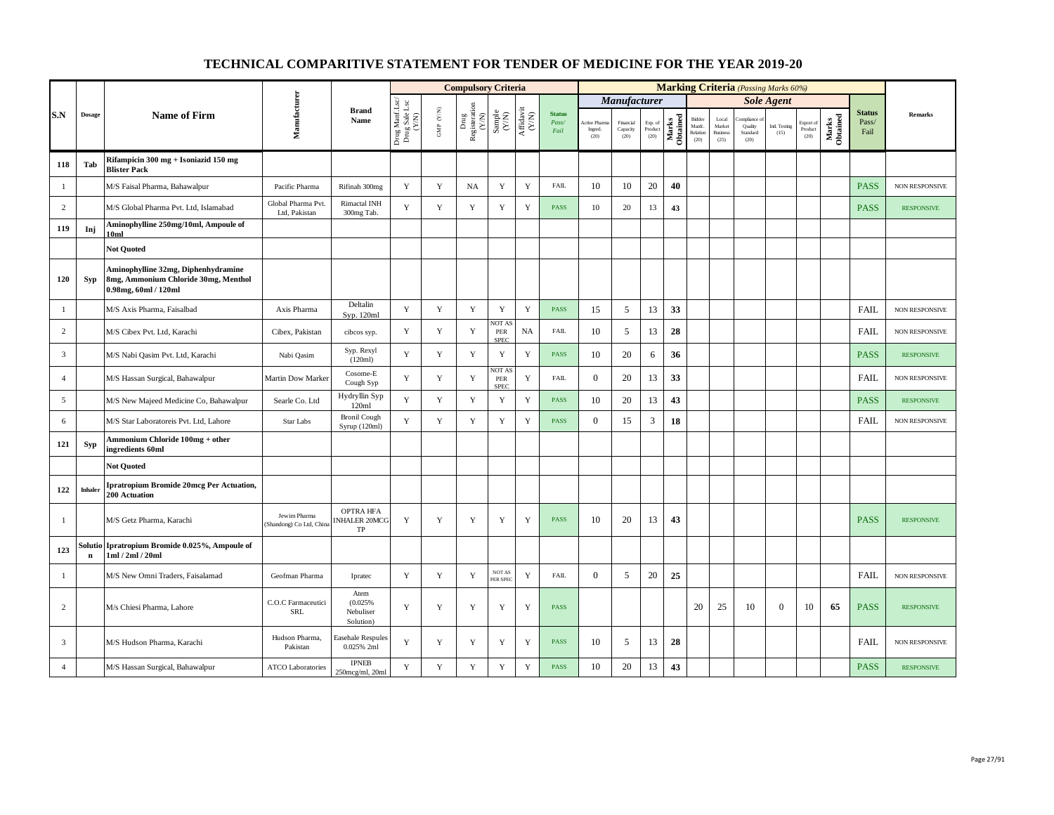# TECHNICAL COMPARITIVE STATEMENT FOR TENDER OF MEDICINE FOR THE YEAR 2019-20

| S.N | Dosage | Name of Firm | Manufacturer | Brand Name | Compulsory Criteria | | | | | | Marking Criteria (Passing Marks 60%) | | | | | | | | | | Status Pass/ Fail | Remarks |
|---|---|---|---|---|---|---|---|---|---|---|---|---|---|---|---|---|---|---|---|---|---|---|
| | | | | | | | | | | | Manufacturer | | | | Sole Agent | | | | | | | |
| | | | | | Drug Manf Lsc/ Drug Sale Lsc (Y/N) | GMP (Y/N) | Drug Registeration (Y/N) | Sample (Y/N) | Affidavit (Y/N) | Status Pass/ Fail | Active Pharma Ingred. (20) | Financial Capacity (20) | Exp. of Product (20) | Marks Obtained | Bidder Manfc. Relation (20) | Local Market Business (25) | Compliance of Quality Standard (20) | Intl. Testing (15) | Export of Product (20) | Marks Obtained | | |
| **118** | **Tab** | **Rifampicin 300 mg + Isoniazid 150 mg Blister Pack** | | | | | | | | | | | | | | | | | | | | |
| 1 | | M/S Faisal Pharma, Bahawalpur | Pacific Pharma | Rifinah 300mg | Y | Y | NA | Y | Y | FAIL | 10 | 10 | 20 | **40** | | | | | | | PASS | NON RESPONSIVE |
| 2 | | M/S Global Pharma Pvt. Ltd, Islamabad | Global Pharma Pvt. Ltd, Pakistan | Rimactal INH 300mg Tab. | Y | Y | Y | Y | Y | PASS | 10 | 20 | 13 | **43** | | | | | | | PASS | RESPONSIVE |
| **119** | **Inj** | **Aminophylline 250mg/10ml, Ampoule of 10ml** | | | | | | | | | | | | | | | | | | | | |
| | | **Not Quoted** | | | | | | | | | | | | | | | | | | | | |
| **120** | **Syp** | **Aminophylline 32mg, Diphenhydramine 8mg, Ammonium Chloride 30mg, Menthol 0.98mg, 60ml / 120ml** | | | | | | | | | | | | | | | | | | | | |
| 1 | | M/S Axis Pharma, Faisalbad | Axis Pharma | Deltalin Syp. 120ml | Y | Y | Y | Y | Y | PASS | 15 | 5 | 13 | **33** | | | | | | | FAIL | NON RESPONSIVE |
| 2 | | M/S Cibex Pvt. Ltd, Karachi | Cibex, Pakistan | cibcos syp. | Y | Y | Y | NOT AS PER SPEC | NA | FAIL | 10 | 5 | 13 | **28** | | | | | | | FAIL | NON RESPONSIVE |
| 3 | | M/S Nabi Qasim Pvt. Ltd, Karachi | Nabi Qasim | Syp. Rexyl (120ml) | Y | Y | Y | Y | Y | PASS | 10 | 20 | 6 | **36** | | | | | | | PASS | RESPONSIVE |
| 4 | | M/S Hassan Surgical, Bahawalpur | Martin Dow Marker | Cosome-E Cough Syp | Y | Y | Y | NOT AS PER SPEC | Y | FAIL | 0 | 20 | 13 | **33** | | | | | | | FAIL | NON RESPONSIVE |
| 5 | | M/S New Majeed Medicine Co, Bahawalpur | Searle Co. Ltd | Hydryllin Syp 120ml | Y | Y | Y | Y | Y | PASS | 10 | 20 | 13 | **43** | | | | | | | PASS | RESPONSIVE |
| 6 | | M/S Star Laboratoreis Pvt. Ltd, Lahore | Star Labs | Bronil Cough Syrup (120ml) | Y | Y | Y | Y | Y | PASS | 0 | 15 | 3 | **18** | | | | | | | FAIL | NON RESPONSIVE |
| **121** | **Syp** | **Ammonium Chloride 100mg + other ingredients 60ml** | | | | | | | | | | | | | | | | | | | | |
| | | **Not Quoted** | | | | | | | | | | | | | | | | | | | | |
| **122** | **Inhaler** | **Ipratropium Bromide 20mcg Per Actuation, 200 Actuation** | | | | | | | | | | | | | | | | | | | | |
| 1 | | M/S Getz Pharma, Karachi | Jewim Pharma (Shandong) Co Ltd, China | OPTRA HFA INHALER 20MCG TP | Y | Y | Y | Y | Y | PASS | 10 | 20 | 13 | **43** | | | | | | | PASS | RESPONSIVE |
| **123** | **Solution** | **Ipratropium Bromide 0.025%, Ampoule of 1ml / 2ml / 20ml** | | | | | | | | | | | | | | | | | | | | |
| 1 | | M/S New Omni Traders, Faisalamad | Geofman Pharma | Ipratec | Y | Y | Y | NOT AS PER SPEC | Y | FAIL | 0 | 5 | 20 | **25** | | | | | | | FAIL | NON RESPONSIVE |
| 2 | | M/s Chiesi Pharma, Lahore | C.O.C Farmaceutici SRL | Atem (0.025% Nebuliser Solution) | Y | Y | Y | Y | Y | PASS | | | | | 20 | 25 | 10 | 0 | 10 | **65** | PASS | RESPONSIVE |
| 3 | | M/S Hudson Pharma, Karachi | Hudson Pharma, Pakistan | Easehale Respules 0.025% 2ml | Y | Y | Y | Y | Y | PASS | 10 | 5 | 13 | **28** | | | | | | | FAIL | NON RESPONSIVE |
| 4 | | M/S Hassan Surgical, Bahawalpur | ATCO Laboratories | IPNEB 250mcg/ml, 20ml | Y | Y | Y | Y | Y | PASS | 10 | 20 | 13 | **43** | | | | | | | PASS | RESPONSIVE |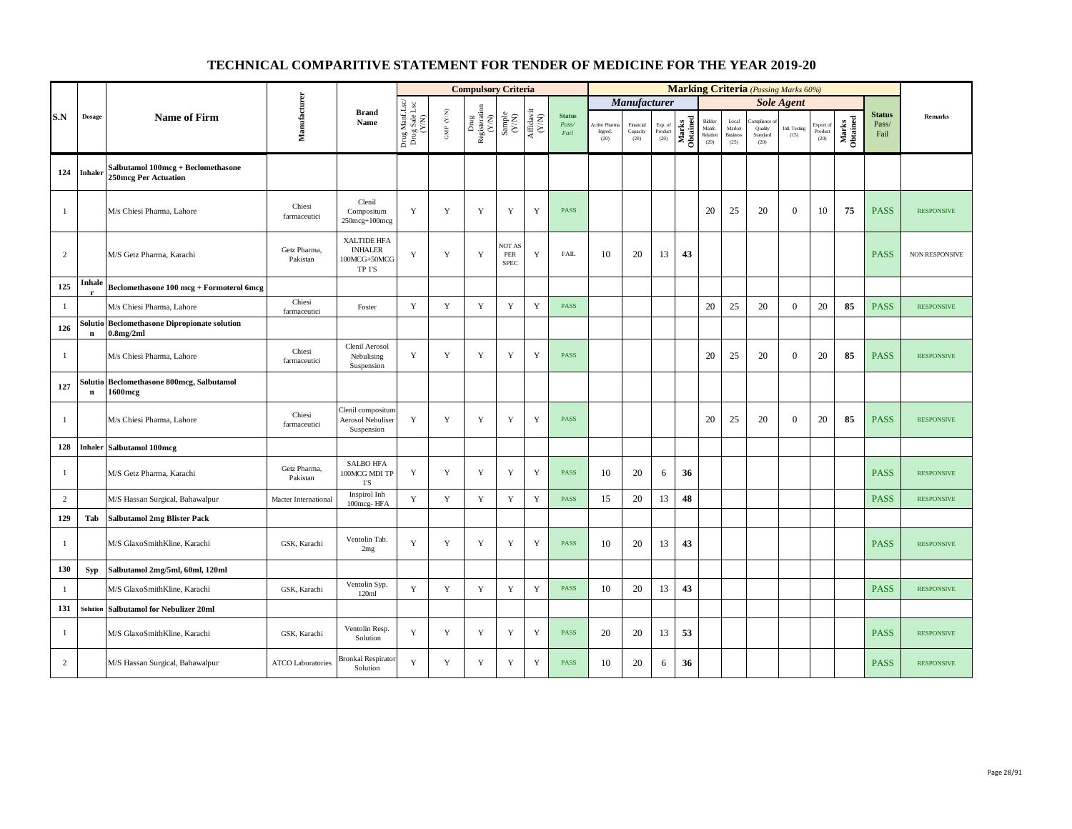# TECHNICAL COMPARITIVE STATEMENT FOR TENDER OF MEDICINE FOR THE YEAR 2019-20

| S.N | Dosage | Name of Firm | Manufacturer | Brand Name | Compulsory Criteria | | | | | | Marking Criteria (Passing Marks 60%) | | | | | | | | | | Status Pass/ Fail | Remarks |
|---|---|---|---|---|---|---|---|---|---|---|---|---|---|---|---|---|---|---|---|---|---|---|
| | | | | | Drug Manf Lsc/ Drug Sale Lsc (Y/N) | GMP (Y/N) | Drug Registeration (Y/N) | Sample (Y/N) | Affidavit (Y/N) | Status Pass/ Fail | Manufacturer | | | | Sole Agent | | | | | | | |
| | | | | | | | | | | | Active Pharma Ingred. (20) | Financial Capacity (20) | Exp. of Product (20) | Marks Obtained | Bidder Manf. Relation (20) | Local Market Business (25) | Compliance of Quality Standard (20) | Intl. Testing (15) | Export of Product (20) | Marks Obtained | | |
| **124** | **Inhaler** | **Salbutamol 100mcg + Beclomethasone 250mcg Per Actuation** | | | | | | | | | | | | | | | | | | | | |
| 1 | | M/s Chiesi Pharma, Lahore | Chiesi farmaceutici | Clenil Compositum 250mcg+100mcg | Y | Y | Y | Y | Y | PASS | | | | | 20 | 25 | 20 | 0 | 10 | **75** | PASS | RESPONSIVE |
| 2 | | M/S Getz Pharma, Karachi | Getz Pharma, Pakistan | XALTIDE HFA INHALER 100MCG+50MCG TP 1'S | Y | Y | Y | NOT AS PER SPEC | Y | FAIL | 10 | 20 | 13 | **43** | | | | | | | PASS | NON RESPONSIVE |
| **125** | **Inhaler** | **Beclomethasone 100 mcg + Formoterol 6mcg** | | | | | | | | | | | | | | | | | | | | |
| 1 | | M/s Chiesi Pharma, Lahore | Chiesi farmaceutici | Foster | Y | Y | Y | Y | Y | PASS | | | | | 20 | 25 | 20 | 0 | 20 | **85** | PASS | RESPONSIVE |
| **126** | **Solution** | **Beclomethasone Dipropionate solution 0.8mg/2ml** | | | | | | | | | | | | | | | | | | | | |
| 1 | | M/s Chiesi Pharma, Lahore | Chiesi farmaceutici | Clenil Aerosol Nebulising Suspension | Y | Y | Y | Y | Y | PASS | | | | | 20 | 25 | 20 | 0 | 20 | **85** | PASS | RESPONSIVE |
| **127** | **Solution** | **Beclomethasone 800mcg, Salbutamol 1600mcg** | | | | | | | | | | | | | | | | | | | | |
| 1 | | M/s Chiesi Pharma, Lahore | Chiesi farmaceutici | Clenil compositum Aerosol Nebuliser Suspension | Y | Y | Y | Y | Y | PASS | | | | | 20 | 25 | 20 | 0 | 20 | **85** | PASS | RESPONSIVE |
| **128** | **Inhaler** | **Salbutamol 100mcg** | | | | | | | | | | | | | | | | | | | | |
| 1 | | M/S Getz Pharma, Karachi | Getz Pharma, Pakistan | SALBO HFA 100MCG MDI TP 1'S | Y | Y | Y | Y | Y | PASS | 10 | 20 | 6 | **36** | | | | | | | PASS | RESPONSIVE |
| 2 | | M/S Hassan Surgical, Bahawalpur | Macter International | Inspirol Inh 100mcg- HFA | Y | Y | Y | Y | Y | PASS | 15 | 20 | 13 | **48** | | | | | | | PASS | RESPONSIVE |
| **129** | **Tab** | **Salbutamol 2mg Blister Pack** | | | | | | | | | | | | | | | | | | | | |
| 1 | | M/S GlaxoSmithKline, Karachi | GSK, Karachi | Ventolin Tab. 2mg | Y | Y | Y | Y | Y | PASS | 10 | 20 | 13 | **43** | | | | | | | PASS | RESPONSIVE |
| **130** | **Syp** | **Salbutamol 2mg/5ml, 60ml, 120ml** | | | | | | | | | | | | | | | | | | | | |
| 1 | | M/S GlaxoSmithKline, Karachi | GSK, Karachi | Ventolin Syp. 120ml | Y | Y | Y | Y | Y | PASS | 10 | 20 | 13 | **43** | | | | | | | PASS | RESPONSIVE |
| **131** | **Solution** | **Salbutamol for Nebulizer 20ml** | | | | | | | | | | | | | | | | | | | | |
| 1 | | M/S GlaxoSmithKline, Karachi | GSK, Karachi | Ventolin Resp. Solution | Y | Y | Y | Y | Y | PASS | 20 | 20 | 13 | **53** | | | | | | | PASS | RESPONSIVE |
| 2 | | M/S Hassan Surgical, Bahawalpur | ATCO Laboratories | Bronkal Respirator Solution | Y | Y | Y | Y | Y | PASS | 10 | 20 | 6 | **36** | | | | | | | PASS | RESPONSIVE |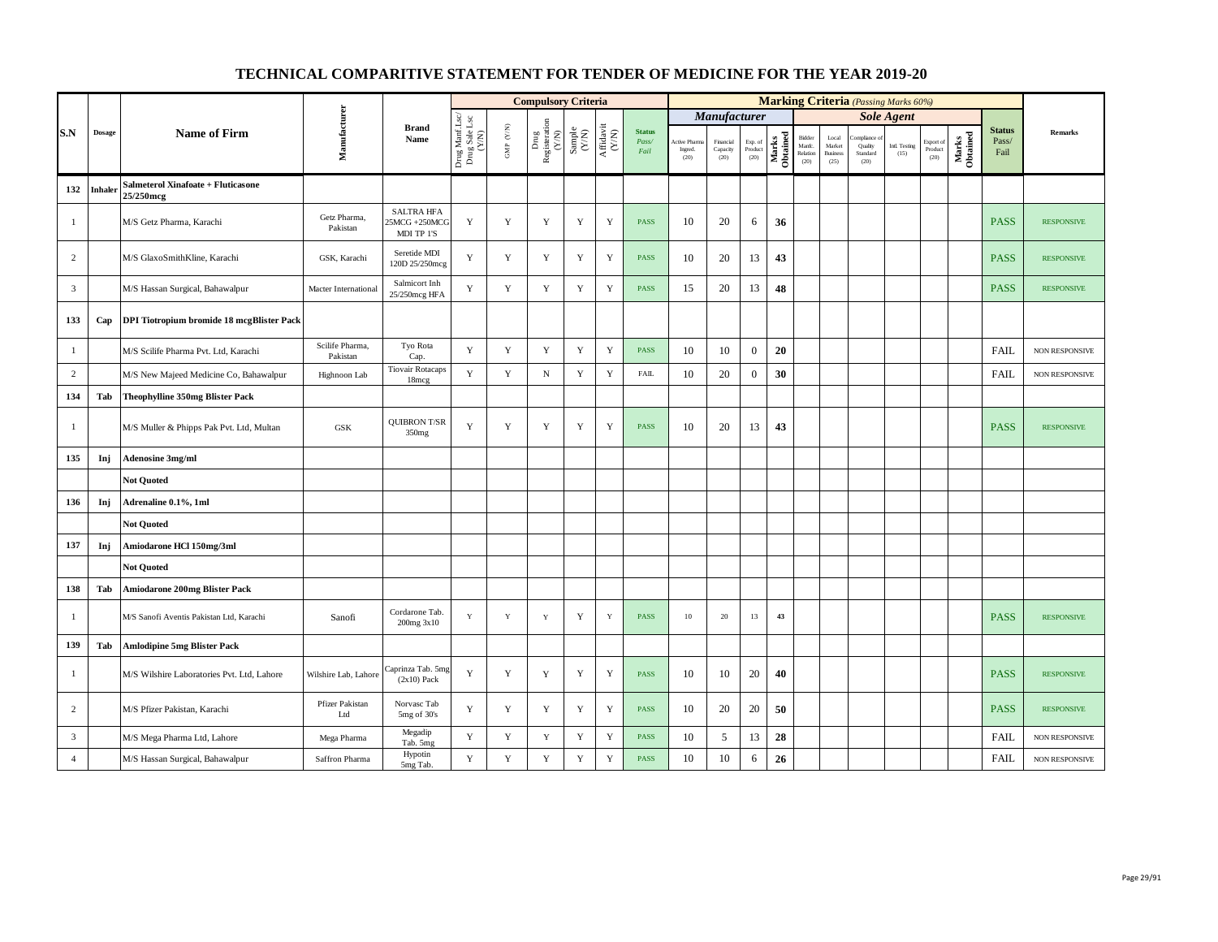# TECHNICAL COMPARITIVE STATEMENT FOR TENDER OF MEDICINE FOR THE YEAR 2019-20

| S.N | Dosage | Name of Firm | Manufacturer | Brand Name | Compulsory Criteria | | | | | | Marking Criteria (Passing Marks 60%) | | | | | | | | | | Status Pass/ Fail | Remarks |
|---|---|---|---|---|---|---|---|---|---|---|---|---|---|---|---|---|---|---|---|---|---|---|
| | | | | | Drug Manf Lsc/ Drug Sale Lsc (Y/N) | GMP (Y/N) | Drug Registeration (Y/N) | Sample (Y/N) | Affidavit (Y/N) | Status Pass/ Fail | Manufacturer | | | | Sole Agent | | | | | | | |
| | | | | | | | | | | | Active Pharma Ingred. (20) | Financial Capacity (20) | Exp. of Product (20) | Marks Obtained | Bidder Manfc. Relation (20) | Local Market Business (25) | Compliance of Quality Standard (20) | Intl. Testing (15) | Export of Product (20) | Marks Obtained | | |
| 132 | Inhaler | Salmeterol Xinafoate + Fluticasone 25/250mcg | | | | | | | | | | | | | | | | | | | | |
| 1 | | M/S Getz Pharma, Karachi | Getz Pharma, Pakistan | SALTRA HFA 25MCG +250MCG MDI TP 1'S | Y | Y | Y | Y | Y | PASS | 10 | 20 | 6 | 36 | | | | | | | PASS | RESPONSIVE |
| 2 | | M/S GlaxoSmithKline, Karachi | GSK, Karachi | Seretide MDI 120D 25/250mcg | Y | Y | Y | Y | Y | PASS | 10 | 20 | 13 | 43 | | | | | | | PASS | RESPONSIVE |
| 3 | | M/S Hassan Surgical, Bahawalpur | Macter International | Salmicort Inh 25/250mcg HFA | Y | Y | Y | Y | Y | PASS | 15 | 20 | 13 | 48 | | | | | | | PASS | RESPONSIVE |
| 133 | Cap | DPI Tiotropium bromide 18 mcgBlister Pack | | | | | | | | | | | | | | | | | | | | |
| 1 | | M/S Scilife Pharma Pvt. Ltd, Karachi | Scilife Pharma, Pakistan | Tyo Rota Cap. | Y | Y | Y | Y | Y | PASS | 10 | 10 | 0 | 20 | | | | | | | FAIL | NON RESPONSIVE |
| 2 | | M/S New Majeed Medicine Co, Bahawalpur | Highnoon Lab | Tiovair Rotacaps 18mcg | Y | Y | N | Y | Y | FAIL | 10 | 20 | 0 | 30 | | | | | | | FAIL | NON RESPONSIVE |
| 134 | Tab | Theophylline 350mg Blister Pack | | | | | | | | | | | | | | | | | | | | |
| 1 | | M/S Muller & Phipps Pak Pvt. Ltd, Multan | GSK | QUIBRON T/SR 350mg | Y | Y | Y | Y | Y | PASS | 10 | 20 | 13 | 43 | | | | | | | PASS | RESPONSIVE |
| 135 | Inj | Adenosine 3mg/ml | | | | | | | | | | | | | | | | | | | | |
| | | Not Quoted | | | | | | | | | | | | | | | | | | | | |
| 136 | Inj | Adrenaline 0.1%, 1ml | | | | | | | | | | | | | | | | | | | | |
| | | Not Quoted | | | | | | | | | | | | | | | | | | | | |
| 137 | Inj | Amiodarone HCl 150mg/3ml | | | | | | | | | | | | | | | | | | | | |
| | | Not Quoted | | | | | | | | | | | | | | | | | | | | |
| 138 | Tab | Amiodarone 200mg Blister Pack | | | | | | | | | | | | | | | | | | | | |
| 1 | | M/S Sanofi Aventis Pakistan Ltd, Karachi | Sanofi | Cordarone Tab. 200mg 3x10 | Y | Y | Y | Y | Y | PASS | 10 | 20 | 13 | 43 | | | | | | | PASS | RESPONSIVE |
| 139 | Tab | Amlodipine 5mg Blister Pack | | | | | | | | | | | | | | | | | | | | |
| 1 | | M/S Wilshire Laboratories Pvt. Ltd, Lahore | Wilshire Lab, Lahore | Caprinza Tab. 5mg (2x10) Pack | Y | Y | Y | Y | Y | PASS | 10 | 10 | 20 | 40 | | | | | | | PASS | RESPONSIVE |
| 2 | | M/S Pfizer Pakistan, Karachi | Pfizer Pakistan Ltd | Norvasc Tab 5mg of 30's | Y | Y | Y | Y | Y | PASS | 10 | 20 | 20 | 50 | | | | | | | PASS | RESPONSIVE |
| 3 | | M/S Mega Pharma Ltd, Lahore | Mega Pharma | Megadip Tab. 5mg | Y | Y | Y | Y | Y | PASS | 10 | 5 | 13 | 28 | | | | | | | FAIL | NON RESPONSIVE |
| 4 | | M/S Hassan Surgical, Bahawalpur | Saffron Pharma | Hypotin 5mg Tab. | Y | Y | Y | Y | Y | PASS | 10 | 10 | 6 | 26 | | | | | | | FAIL | NON RESPONSIVE |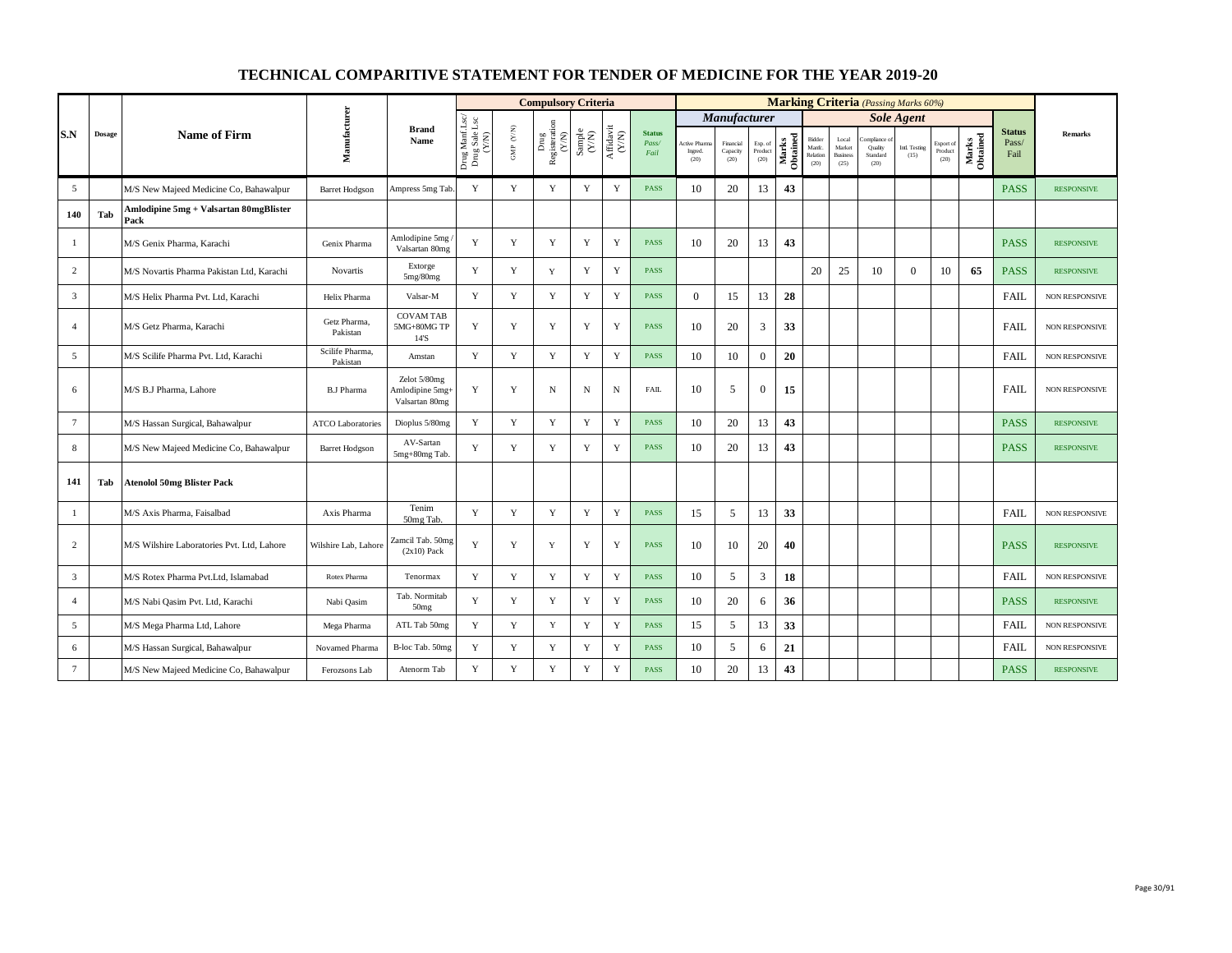# TECHNICAL COMPARITIVE STATEMENT FOR TENDER OF MEDICINE FOR THE YEAR 2019-20

| S.N | Dosage | Name of Firm | Manufacturer | Brand Name | Compulsory Criteria | | | | | | Marking Criteria (Passing Marks 60%) | | | | | | | | | | | Status Pass/ Fail | Remarks |
|---|---|---|---|---|---|---|---|---|---|---|---|---|---|---|---|---|---|---|---|---|---|---|---|
| | | | | | | | | | | | Manufacturer | | | | Sole Agent | | | | | | | | |
| | | | | | Drug Manf Lsc/ Drug Sale Lsc (Y/N) | GMP (Y/N) | Drug Registeration (Y/N) | Sample (Y/N) | Affidavit (Y/N) | Status Pass/ Fail | Active Pharma Ingred. (20) | Financial Capacity (20) | Exp. of Product (20) | Marks Obtained | Bidder Manfc. Relation (20) | Local Market Business (25) | Compliance of Quality Standard (20) | Intl. Testing (15) | Export of Product (20) | Marks Obtained | | |
| 5 | | M/S New Majeed Medicine Co, Bahawalpur | Barret Hodgson | Ampress 5mg Tab. | Y | Y | Y | Y | Y | PASS | 10 | 20 | 13 | 43 | | | | | | | PASS | RESPONSIVE |
| 140 | Tab | Amlodipine 5mg + Valsartan 80mgBlister Pack | | | | | | | | | | | | | | | | | | | | |
| 1 | | M/S Genix Pharma, Karachi | Genix Pharma | Amlodipine 5mg / Valsartan 80mg | Y | Y | Y | Y | Y | PASS | 10 | 20 | 13 | 43 | | | | | | | PASS | RESPONSIVE |
| 2 | | M/S Novartis Pharma Pakistan Ltd, Karachi | Novartis | Extorge 5mg/80mg | Y | Y | Y | Y | Y | PASS | | | | | 20 | 25 | 10 | 0 | 10 | 65 | PASS | RESPONSIVE |
| 3 | | M/S Helix Pharma Pvt. Ltd, Karachi | Helix Pharma | Valsar-M | Y | Y | Y | Y | Y | PASS | 0 | 15 | 13 | 28 | | | | | | | FAIL | NON RESPONSIVE |
| 4 | | M/S Getz Pharma, Karachi | Getz Pharma, Pakistan | COVAM TAB 5MG+80MG TP 14'S | Y | Y | Y | Y | Y | PASS | 10 | 20 | 3 | 33 | | | | | | | FAIL | NON RESPONSIVE |
| 5 | | M/S Scilife Pharma Pvt. Ltd, Karachi | Scilife Pharma, Pakistan | Amstan | Y | Y | Y | Y | Y | PASS | 10 | 10 | 0 | 20 | | | | | | | FAIL | NON RESPONSIVE |
| 6 | | M/S B.J Pharma, Lahore | B.J Pharma | Zelot 5/80mg Amlodipine 5mg+ Valsartan 80mg | Y | Y | N | N | N | FAIL | 10 | 5 | 0 | 15 | | | | | | | FAIL | NON RESPONSIVE |
| 7 | | M/S Hassan Surgical, Bahawalpur | ATCO Laboratories | Dioplus 5/80mg | Y | Y | Y | Y | Y | PASS | 10 | 20 | 13 | 43 | | | | | | | PASS | RESPONSIVE |
| 8 | | M/S New Majeed Medicine Co, Bahawalpur | Barret Hodgson | AV-Sartan 5mg+80mg Tab. | Y | Y | Y | Y | Y | PASS | 10 | 20 | 13 | 43 | | | | | | | PASS | RESPONSIVE |
| 141 | Tab | Atenolol 50mg Blister Pack | | | | | | | | | | | | | | | | | | | | |
| 1 | | M/S Axis Pharma, Faisalbad | Axis Pharma | Tenim 50mg Tab. | Y | Y | Y | Y | Y | PASS | 15 | 5 | 13 | 33 | | | | | | | FAIL | NON RESPONSIVE |
| 2 | | M/S Wilshire Laboratories Pvt. Ltd, Lahore | Wilshire Lab, Lahore | Zamcil Tab. 50mg (2x10) Pack | Y | Y | Y | Y | Y | PASS | 10 | 10 | 20 | 40 | | | | | | | PASS | RESPONSIVE |
| 3 | | M/S Rotex Pharma Pvt.Ltd, Islamabad | Rotex Pharma | Tenormax | Y | Y | Y | Y | Y | PASS | 10 | 5 | 3 | 18 | | | | | | | FAIL | NON RESPONSIVE |
| 4 | | M/S Nabi Qasim Pvt. Ltd, Karachi | Nabi Qasim | Tab. Normitab 50mg | Y | Y | Y | Y | Y | PASS | 10 | 20 | 6 | 36 | | | | | | | PASS | RESPONSIVE |
| 5 | | M/S Mega Pharma Ltd, Lahore | Mega Pharma | ATL Tab 50mg | Y | Y | Y | Y | Y | PASS | 15 | 5 | 13 | 33 | | | | | | | FAIL | NON RESPONSIVE |
| 6 | | M/S Hassan Surgical, Bahawalpur | Novamed Pharma | B-loc Tab. 50mg | Y | Y | Y | Y | Y | PASS | 10 | 5 | 6 | 21 | | | | | | | FAIL | NON RESPONSIVE |
| 7 | | M/S New Majeed Medicine Co, Bahawalpur | Ferozsons Lab | Atenorm Tab | Y | Y | Y | Y | Y | PASS | 10 | 20 | 13 | 43 | | | | | | | PASS | RESPONSIVE |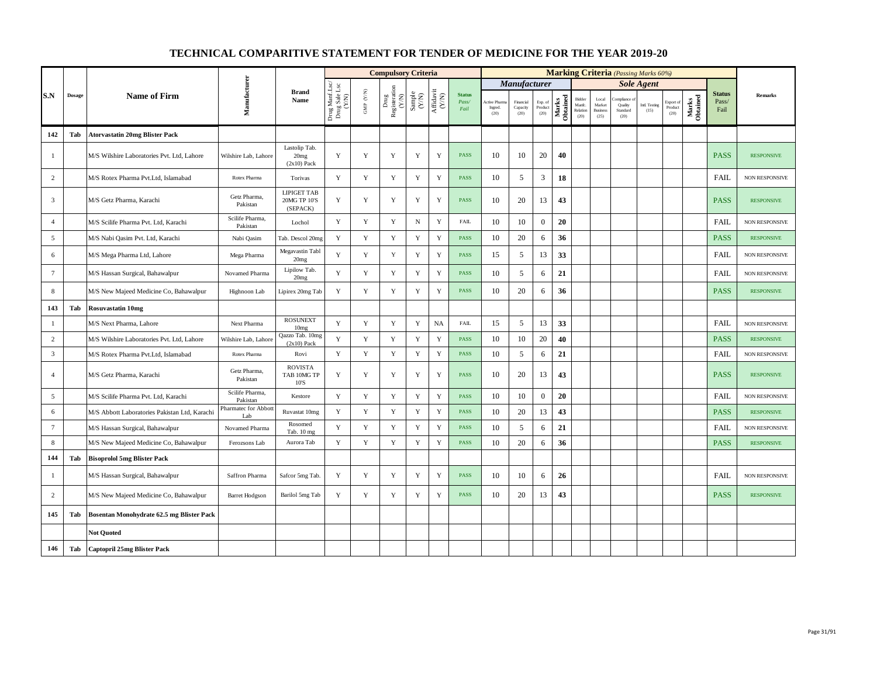# TECHNICAL COMPARITIVE STATEMENT FOR TENDER OF MEDICINE FOR THE YEAR 2019-20

| S.N | Dosage | Name of Firm | Manufacturer | Brand Name | Compulsory Criteria | | | | | | Marking Criteria (Passing Marks 60%) | | | | | | | | | | | Status Pass/ Fail | Remarks |
|---|---|---|---|---|---|---|---|---|---|---|---|---|---|---|---|---|---|---|---|---|---|---|---|
| | | | | | | | | | | | Manufacturer | | | | Sole Agent | | | | | | | | |
| | | | | | Drug Manf Lsc/ Drug Sale Lsc (Y/N) | GMP (Y/N) | Drug Registeration (Y/N) | Sample (Y/N) | Affidavit (Y/N) | Status Pass/ Fail | Active Pharma Ingred. (20) | Financial Capacity (20) | Exp. of Product (20) | Marks Obtained | Bidder Manfc. Relation (20) | Local Market Business (25) | Compliance of Quality Standard (20) | Intl. Testing (15) | Export of Product (20) | Marks Obtained | | |
| 142 | Tab | Atorvastatin 20mg Blister Pack | | | | | | | | | | | | | | | | | | | | |
| 1 | | M/S Wilshire Laboratories Pvt. Ltd, Lahore | Wilshire Lab, Lahore | Lastolip Tab. 20mg (2x10) Pack | Y | Y | Y | Y | Y | PASS | 10 | 10 | 20 | 40 | | | | | | | PASS | RESPONSIVE |
| 2 | | M/S Rotex Pharma Pvt.Ltd, Islamabad | Rotex Pharma | Torivas | Y | Y | Y | Y | Y | PASS | 10 | 5 | 3 | 18 | | | | | | | FAIL | NON RESPONSIVE |
| 3 | | M/S Getz Pharma, Karachi | Getz Pharma, Pakistan | LIPIGET TAB 20MG TP 10'S (SEPACK) | Y | Y | Y | Y | Y | PASS | 10 | 20 | 13 | 43 | | | | | | | PASS | RESPONSIVE |
| 4 | | M/S Scilife Pharma Pvt. Ltd, Karachi | Scilife Pharma, Pakistan | Lochol | Y | Y | Y | N | Y | FAIL | 10 | 10 | 0 | 20 | | | | | | | FAIL | NON RESPONSIVE |
| 5 | | M/S Nabi Qasim Pvt. Ltd, Karachi | Nabi Qasim | Tab. Descol 20mg | Y | Y | Y | Y | Y | PASS | 10 | 20 | 6 | 36 | | | | | | | PASS | RESPONSIVE |
| 6 | | M/S Mega Pharma Ltd, Lahore | Mega Pharma | Megavastin Tabl 20mg | Y | Y | Y | Y | Y | PASS | 15 | 5 | 13 | 33 | | | | | | | FAIL | NON RESPONSIVE |
| 7 | | M/S Hassan Surgical, Bahawalpur | Novamed Pharma | Lipilow Tab. 20mg | Y | Y | Y | Y | Y | PASS | 10 | 5 | 6 | 21 | | | | | | | FAIL | NON RESPONSIVE |
| 8 | | M/S New Majeed Medicine Co, Bahawalpur | Highnoon Lab | Lipirex 20mg Tab | Y | Y | Y | Y | Y | PASS | 10 | 20 | 6 | 36 | | | | | | | PASS | RESPONSIVE |
| 143 | Tab | Rosuvastatin 10mg | | | | | | | | | | | | | | | | | | | | |
| 1 | | M/S Next Pharma, Lahore | Next Pharma | ROSUNEXT 10mg | Y | Y | Y | Y | NA | FAIL | 15 | 5 | 13 | 33 | | | | | | | FAIL | NON RESPONSIVE |
| 2 | | M/S Wilshire Laboratories Pvt. Ltd, Lahore | Wilshire Lab, Lahore | Qazzo Tab. 10mg (2x10) Pack | Y | Y | Y | Y | Y | PASS | 10 | 10 | 20 | 40 | | | | | | | PASS | RESPONSIVE |
| 3 | | M/S Rotex Pharma Pvt.Ltd, Islamabad | Rotex Pharma | Rovi | Y | Y | Y | Y | Y | PASS | 10 | 5 | 6 | 21 | | | | | | | FAIL | NON RESPONSIVE |
| 4 | | M/S Getz Pharma, Karachi | Getz Pharma, Pakistan | ROVISTA TAB 10MG TP 10'S | Y | Y | Y | Y | Y | PASS | 10 | 20 | 13 | 43 | | | | | | | PASS | RESPONSIVE |
| 5 | | M/S Scilife Pharma Pvt. Ltd, Karachi | Scilife Pharma, Pakistan | Kestore | Y | Y | Y | Y | Y | PASS | 10 | 10 | 0 | 20 | | | | | | | FAIL | NON RESPONSIVE |
| 6 | | M/S Abbott Laboratories Pakistan Ltd, Karachi | Pharmatec for Abbott Lab | Ruvastat 10mg | Y | Y | Y | Y | Y | PASS | 10 | 20 | 13 | 43 | | | | | | | PASS | RESPONSIVE |
| 7 | | M/S Hassan Surgical, Bahawalpur | Novamed Pharma | Rosomed Tab. 10 mg | Y | Y | Y | Y | Y | PASS | 10 | 5 | 6 | 21 | | | | | | | FAIL | NON RESPONSIVE |
| 8 | | M/S New Majeed Medicine Co, Bahawalpur | Ferozsons Lab | Aurora Tab | Y | Y | Y | Y | Y | PASS | 10 | 20 | 6 | 36 | | | | | | | PASS | RESPONSIVE |
| 144 | Tab | Bisoprolol 5mg Blister Pack | | | | | | | | | | | | | | | | | | | | |
| 1 | | M/S Hassan Surgical, Bahawalpur | Saffron Pharma | Safcor 5mg Tab. | Y | Y | Y | Y | Y | PASS | 10 | 10 | 6 | 26 | | | | | | | FAIL | NON RESPONSIVE |
| 2 | | M/S New Majeed Medicine Co, Bahawalpur | Barret Hodgson | Barilol 5mg Tab | Y | Y | Y | Y | Y | PASS | 10 | 20 | 13 | 43 | | | | | | | PASS | RESPONSIVE |
| 145 | Tab | Bosentan Monohydrate 62.5 mg Blister Pack | | | | | | | | | | | | | | | | | | | | |
| | | Not Quoted | | | | | | | | | | | | | | | | | | | | |
| 146 | Tab | Captopril 25mg Blister Pack | | | | | | | | | | | | | | | | | | | | |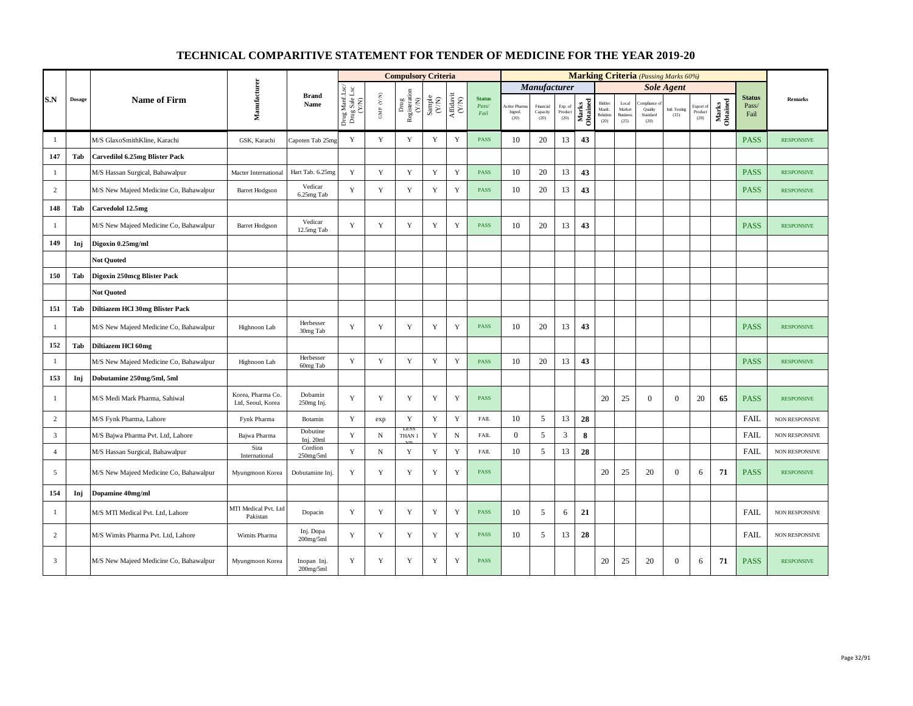# TECHNICAL COMPARITIVE STATEMENT FOR TENDER OF MEDICINE FOR THE YEAR 2019-20

| S.N | Dosage | Name of Firm | Manufacturer | Brand Name | Compulsory Criteria | | | | | | Marking Criteria (Passing Marks 60%) | | | | | | | | | | Status Pass/ Fail | Remarks |
|---|---|---|---|---|---|---|---|---|---|---|---|---|---|---|---|---|---|---|---|---|---|---|
| | | | | | | | | | | | Manufacturer | | | | Sole Agent | | | | | | | |
| | | | | | Drug Manf Lsc/ Drug Sale Lsc (Y/N) | GMP (Y/N) | Drug Registeration (Y/N) | Sample (Y/N) | Affidavit (Y/N) | Status Pass/ Fail | Active Pharma Ingred. (20) | Financial Capacity (20) | Exp. of Product (20) | Marks Obtained | Bidder Manfc. Relation (20) | Local Market Business (25) | Compliance of Quality Standard (20) | Intl. Testing (15) | Export of Product (20) | Marks Obtained | | |
| 1 | | M/S GlaxoSmithKline, Karachi | GSK, Karachi | Capoten Tab 25mg | Y | Y | Y | Y | Y | PASS | 10 | 20 | 13 | 43 | | | | | | | PASS | RESPONSIVE |
| 147 | Tab | Carvedilol 6.25mg Blister Pack | | | | | | | | | | | | | | | | | | | | |
| 1 | | M/S Hassan Surgical, Bahawalpur | Macter International | Hart Tab. 6.25mg | Y | Y | Y | Y | Y | PASS | 10 | 20 | 13 | 43 | | | | | | | PASS | RESPONSIVE |
| 2 | | M/S New Majeed Medicine Co, Bahawalpur | Barret Hodgson | Vedicar 6.25mg Tab | Y | Y | Y | Y | Y | PASS | 10 | 20 | 13 | 43 | | | | | | | PASS | RESPONSIVE |
| 148 | Tab | Carvedolol 12.5mg | | | | | | | | | | | | | | | | | | | | |
| 1 | | M/S New Majeed Medicine Co, Bahawalpur | Barret Hodgson | Vedicar 12.5mg Tab | Y | Y | Y | Y | Y | PASS | 10 | 20 | 13 | 43 | | | | | | | PASS | RESPONSIVE |
| 149 | Inj | Digoxin 0.25mg/ml | | | | | | | | | | | | | | | | | | | | |
| | | Not Quoted | | | | | | | | | | | | | | | | | | | | |
| 150 | Tab | Digoxin 250mcg Blister Pack | | | | | | | | | | | | | | | | | | | | |
| | | Not Quoted | | | | | | | | | | | | | | | | | | | | |
| 151 | Tab | Diltiazem HCl 30mg Blister Pack | | | | | | | | | | | | | | | | | | | | |
| 1 | | M/S New Majeed Medicine Co, Bahawalpur | Highnoon Lab | Herbesser 30mg Tab | Y | Y | Y | Y | Y | PASS | 10 | 20 | 13 | 43 | | | | | | | PASS | RESPONSIVE |
| 152 | Tab | Diltiazem HCl 60mg | | | | | | | | | | | | | | | | | | | | |
| 1 | | M/S New Majeed Medicine Co, Bahawalpur | Highnoon Lab | Herbesser 60mg Tab | Y | Y | Y | Y | Y | PASS | 10 | 20 | 13 | 43 | | | | | | | PASS | RESPONSIVE |
| 153 | Inj | Dobutamine 250mg/5ml, 5ml | | | | | | | | | | | | | | | | | | | | |
| 1 | | M/S Medi Mark Pharma, Sahiwal | Korea, Pharma Co. Ltd, Seoul, Korea | Dobamin 250mg Inj. | Y | Y | Y | Y | Y | PASS | | | | | 20 | 25 | 0 | 0 | 20 | 65 | PASS | RESPONSIVE |
| 2 | | M/S Fynk Pharma, Lahore | Fynk Pharma | Botamin | Y | exp | Y | Y | Y | FAIL | 10 | 5 | 13 | 28 | | | | | | | FAIL | NON RESPONSIVE |
| 3 | | M/S Bajwa Pharma Pvt. Ltd, Lahore | Bajwa Pharma | Dobutine Inj. 20ml | Y | N | LESS THAN 1 YR | Y | N | FAIL | 0 | 5 | 3 | 8 | | | | | | | FAIL | NON RESPONSIVE |
| 4 | | M/S Hassan Surgical, Bahawalpur | Siza International | Cordion 250mg/5ml | Y | N | Y | Y | Y | FAIL | 10 | 5 | 13 | 28 | | | | | | | FAIL | NON RESPONSIVE |
| 5 | | M/S New Majeed Medicine Co, Bahawalpur | Myungmoon Korea | Dobutamine Inj. | Y | Y | Y | Y | Y | PASS | | | | | 20 | 25 | 20 | 0 | 6 | 71 | PASS | RESPONSIVE |
| 154 | Inj | Dopamine 40mg/ml | | | | | | | | | | | | | | | | | | | | |
| 1 | | M/S MTI Medical Pvt. Ltd, Lahore | MTI Medical Pvt. Ltd Pakistan | Dopacin | Y | Y | Y | Y | Y | PASS | 10 | 5 | 6 | 21 | | | | | | | FAIL | NON RESPONSIVE |
| 2 | | M/S Wimits Pharma Pvt. Ltd, Lahore | Wimits Pharma | Inj. Dopa 200mg/5ml | Y | Y | Y | Y | Y | PASS | 10 | 5 | 13 | 28 | | | | | | | FAIL | NON RESPONSIVE |
| 3 | | M/S New Majeed Medicine Co, Bahawalpur | Myungmoon Korea | Inopan Inj. 200mg/5ml | Y | Y | Y | Y | Y | PASS | | | | | 20 | 25 | 20 | 0 | 6 | 71 | PASS | RESPONSIVE |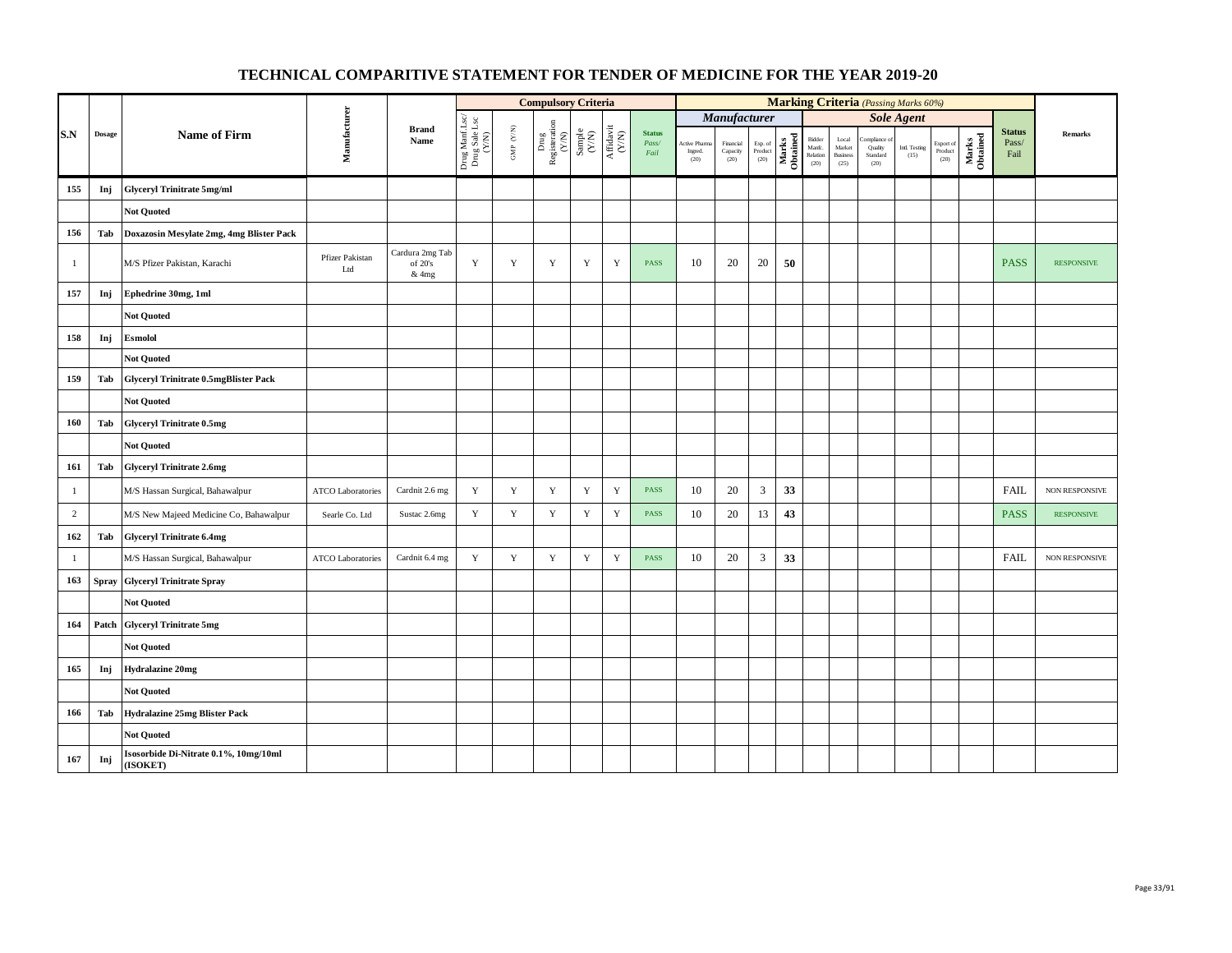# TECHNICAL COMPARITIVE STATEMENT FOR TENDER OF MEDICINE FOR THE YEAR 2019-20

| S.N | Dosage | Name of Firm | Manufacturer | Brand Name | Compulsory Criteria | | | | | | Marking Criteria (Passing Marks 60%) | | | | | | | | | | Status Pass/ Fail | Remarks |
|---|---|---|---|---|---|---|---|---|---|---|---|---|---|---|---|---|---|---|---|---|---|---|
| | | | | | | | | | | | Manufacturer | | | | Sole Agent | | | | | | | |
| | | | | | Drug Manf Lsc/ Drug Sale Lsc (Y/N) | GMP (Y/N) | Drug Registeration (Y/N) | Sample (Y/N) | Affidavit (Y/N) | Status Pass/ Fail | Active Pharma Ingred. (20) | Financial Capacity (20) | Exp. of Product (20) | Marks Obtained | Bidder Manfc. Relation (20) | Local Market Business (25) | Compliance of Quality Standard (20) | Intl. Testing (15) | Export of Product (20) | Marks Obtained | | |
| 155 | Inj | Glyceryl Trinitrate 5mg/ml | | | | | | | | | | | | | | | | | | | | |
| | | Not Quoted | | | | | | | | | | | | | | | | | | | | |
| 156 | Tab | Doxazosin Mesylate 2mg, 4mg Blister Pack | | | | | | | | | | | | | | | | | | | | |
| 1 | | M/S Pfizer Pakistan, Karachi | Pfizer Pakistan Ltd | Cardura 2mg Tab of 20's & 4mg | Y | Y | Y | Y | Y | PASS | 10 | 20 | 20 | 50 | | | | | | | PASS | RESPONSIVE |
| 157 | Inj | Ephedrine 30mg, 1ml | | | | | | | | | | | | | | | | | | | | |
| | | Not Quoted | | | | | | | | | | | | | | | | | | | | |
| 158 | Inj | Esmolol | | | | | | | | | | | | | | | | | | | | |
| | | Not Quoted | | | | | | | | | | | | | | | | | | | | |
| 159 | Tab | Glyceryl Trinitrate 0.5mgBlister Pack | | | | | | | | | | | | | | | | | | | | |
| | | Not Quoted | | | | | | | | | | | | | | | | | | | | |
| 160 | Tab | Glyceryl Trinitrate 0.5mg | | | | | | | | | | | | | | | | | | | | |
| | | Not Quoted | | | | | | | | | | | | | | | | | | | | |
| 161 | Tab | Glyceryl Trinitrate 2.6mg | | | | | | | | | | | | | | | | | | | | |
| 1 | | M/S Hassan Surgical, Bahawalpur | ATCO Laboratories | Cardnit 2.6 mg | Y | Y | Y | Y | Y | PASS | 10 | 20 | 3 | 33 | | | | | | | FAIL | NON RESPONSIVE |
| 2 | | M/S New Majeed Medicine Co, Bahawalpur | Searle Co. Ltd | Sustac 2.6mg | Y | Y | Y | Y | Y | PASS | 10 | 20 | 13 | 43 | | | | | | | PASS | RESPONSIVE |
| 162 | Tab | Glyceryl Trinitrate 6.4mg | | | | | | | | | | | | | | | | | | | | |
| 1 | | M/S Hassan Surgical, Bahawalpur | ATCO Laboratories | Cardnit 6.4 mg | Y | Y | Y | Y | Y | PASS | 10 | 20 | 3 | 33 | | | | | | | FAIL | NON RESPONSIVE |
| 163 | Spray | Glyceryl Trinitrate Spray | | | | | | | | | | | | | | | | | | | | |
| | | Not Quoted | | | | | | | | | | | | | | | | | | | | |
| 164 | Patch | Glyceryl Trinitrate 5mg | | | | | | | | | | | | | | | | | | | | |
| | | Not Quoted | | | | | | | | | | | | | | | | | | | | |
| 165 | Inj | Hydralazine 20mg | | | | | | | | | | | | | | | | | | | | |
| | | Not Quoted | | | | | | | | | | | | | | | | | | | | |
| 166 | Tab | Hydralazine 25mg Blister Pack | | | | | | | | | | | | | | | | | | | | |
| | | Not Quoted | | | | | | | | | | | | | | | | | | | | |
| 167 | Inj | Isosorbide Di-Nitrate 0.1%, 10mg/10ml (ISOKET) | | | | | | | | | | | | | | | | | | | | |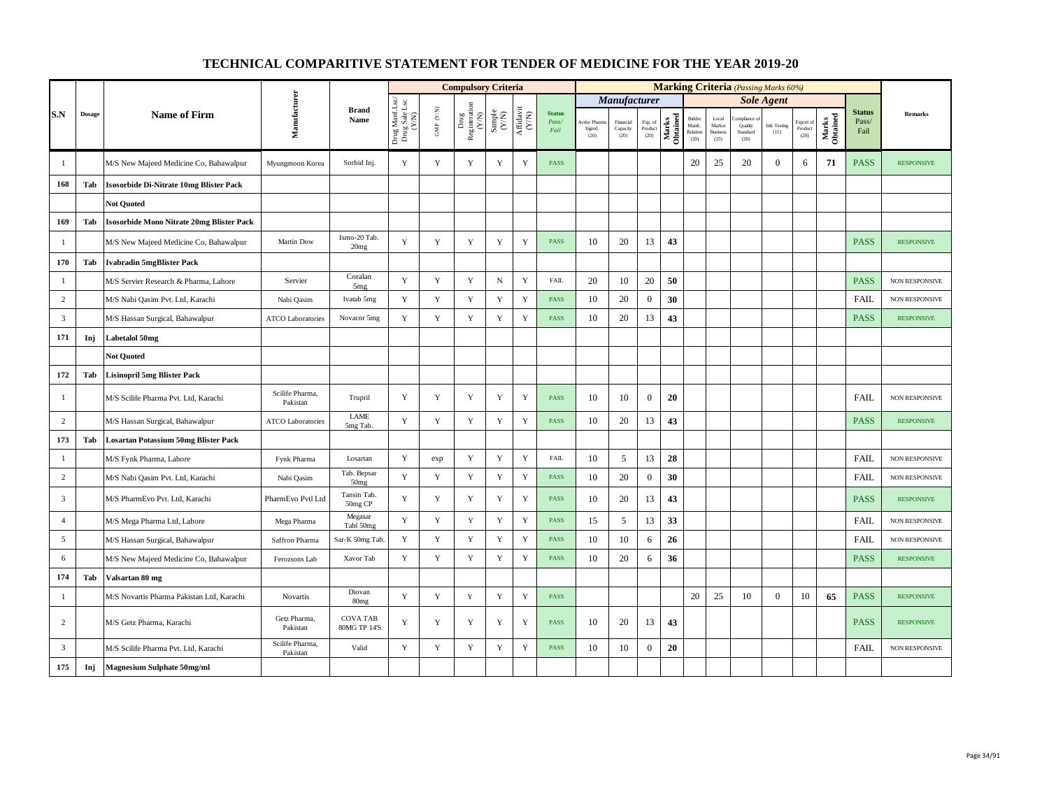# TECHNICAL COMPARITIVE STATEMENT FOR TENDER OF MEDICINE FOR THE YEAR 2019-20

| S.N | Dosage | Name of Firm | Manufacturer | Brand Name | Compulsory Criteria | | | | | | Marking Criteria *(Passing Marks 60%)* | | | | | | | | | | Status Pass/ Fail | Remarks |
|---|---|---|---|---|---|---|---|---|---|---|---|---|---|---|---|---|---|---|---|---|---|---|
| | | | | | | | | | | | ***Manufacturer*** | | | | ***Sole Agent*** | | | | | | | |
| | | | | | Drug Manf Lsc/ Drug Sale Lsc (Y/N) | GMP (Y/N) | Drug Registeration (Y/N) | Sample (Y/N) | Affidavit (Y/N) | Status *Pass/ Fail* | Active Pharma Ingred. (20) | Financial Capacity (20) | Exp. of Product (20) | Marks Obtained | Bidder Manfc. Relation (20) | Local Market Business (25) | Compliance of Quality Standard (20) | Intl. Testing (15) | Export of Product (20) | Marks Obtained | | |
| 1 | | M/S New Majeed Medicine Co, Bahawalpur | Myungmoon Korea | Sorbid Inj. | Y | Y | Y | Y | Y | PASS | | | | | 20 | 25 | 20 | 0 | 6 | **71** | PASS | RESPONSIVE |
| **168** | **Tab** | **Isosorbide Di-Nitrate 10mg Blister Pack** | | | | | | | | | | | | | | | | | | | | |
| | | **Not Quoted** | | | | | | | | | | | | | | | | | | | | |
| **169** | **Tab** | **Isosorbide Mono Nitrate 20mg Blister Pack** | | | | | | | | | | | | | | | | | | | | |
| 1 | | M/S New Majeed Medicine Co, Bahawalpur | Martin Dow | Ismo-20 Tab. 20mg | Y | Y | Y | Y | Y | PASS | 10 | 20 | 13 | **43** | | | | | | | PASS | RESPONSIVE |
| **170** | **Tab** | **Ivabradin 5mgBlister Pack** | | | | | | | | | | | | | | | | | | | | |
| 1 | | M/S Servier Research & Pharma, Lahore | Servier | Coralan 5mg | Y | Y | Y | N | Y | FAIL | 20 | 10 | 20 | **50** | | | | | | | PASS | NON RESPONSIVE |
| 2 | | M/S Nabi Qasim Pvt. Ltd, Karachi | Nabi Qasim | Ivatab 5mg | Y | Y | Y | Y | Y | PASS | 10 | 20 | 0 | **30** | | | | | | | FAIL | NON RESPONSIVE |
| 3 | | M/S Hassan Surgical, Bahawalpur | ATCO Laboratories | Novacor 5mg | Y | Y | Y | Y | Y | PASS | 10 | 20 | 13 | **43** | | | | | | | PASS | RESPONSIVE |
| **171** | **Inj** | **Labetalol 50mg** | | | | | | | | | | | | | | | | | | | | |
| | | **Not Quoted** | | | | | | | | | | | | | | | | | | | | |
| **172** | **Tab** | **Lisinopril 5mg Blister Pack** | | | | | | | | | | | | | | | | | | | | |
| 1 | | M/S Scilife Pharma Pvt. Ltd, Karachi | Scilife Pharma, Pakistan | Trupril | Y | Y | Y | Y | Y | PASS | 10 | 10 | 0 | **20** | | | | | | | FAIL | NON RESPONSIVE |
| 2 | | M/S Hassan Surgical, Bahawalpur | ATCO Laboratories | LAME 5mg Tab. | Y | Y | Y | Y | Y | PASS | 10 | 20 | 13 | **43** | | | | | | | PASS | RESPONSIVE |
| **173** | **Tab** | **Losartan Potassium 50mg Blister Pack** | | | | | | | | | | | | | | | | | | | | |
| 1 | | M/S Fynk Pharma, Lahore | Fynk Pharma | Losartan | Y | exp | Y | Y | Y | FAIL | 10 | 5 | 13 | **28** | | | | | | | FAIL | NON RESPONSIVE |
| 2 | | M/S Nabi Qasim Pvt. Ltd, Karachi | Nabi Qasim | Tab. Bepsar 50mg | Y | Y | Y | Y | Y | PASS | 10 | 20 | 0 | **30** | | | | | | | FAIL | NON RESPONSIVE |
| 3 | | M/S PharmEvo Pvt. Ltd, Karachi | PharmEvo Pvtl Ltd | Tansin Tab. 50mg CP | Y | Y | Y | Y | Y | PASS | 10 | 20 | 13 | **43** | | | | | | | PASS | RESPONSIVE |
| 4 | | M/S Mega Pharma Ltd, Lahore | Mega Pharma | Megasar Tabl 50mg | Y | Y | Y | Y | Y | PASS | 15 | 5 | 13 | **33** | | | | | | | FAIL | NON RESPONSIVE |
| 5 | | M/S Hassan Surgical, Bahawalpur | Saffron Pharma | Sar-K 50mg Tab. | Y | Y | Y | Y | Y | PASS | 10 | 10 | 6 | **26** | | | | | | | FAIL | NON RESPONSIVE |
| 6 | | M/S New Majeed Medicine Co, Bahawalpur | Ferozsons Lab | Xavor Tab | Y | Y | Y | Y | Y | PASS | 10 | 20 | 6 | **36** | | | | | | | PASS | RESPONSIVE |
| **174** | **Tab** | **Valsartan 80 mg** | | | | | | | | | | | | | | | | | | | | |
| 1 | | M/S Novartis Pharma Pakistan Ltd, Karachi | Novartis | Diovan 80mg | Y | Y | Y | Y | Y | PASS | | | | | 20 | 25 | 10 | 0 | 10 | **65** | PASS | RESPONSIVE |
| 2 | | M/S Getz Pharma, Karachi | Getz Pharma, Pakistan | COVA TAB 80MG TP 14'S | Y | Y | Y | Y | Y | PASS | 10 | 20 | 13 | **43** | | | | | | | PASS | RESPONSIVE |
| 3 | | M/S Scilife Pharma Pvt. Ltd, Karachi | Scilife Pharma, Pakistan | Valid | Y | Y | Y | Y | Y | PASS | 10 | 10 | 0 | **20** | | | | | | | FAIL | NON RESPONSIVE |
| **175** | **Inj** | **Magnesium Sulphate 50mg/ml** | | | | | | | | | | | | | | | | | | | | |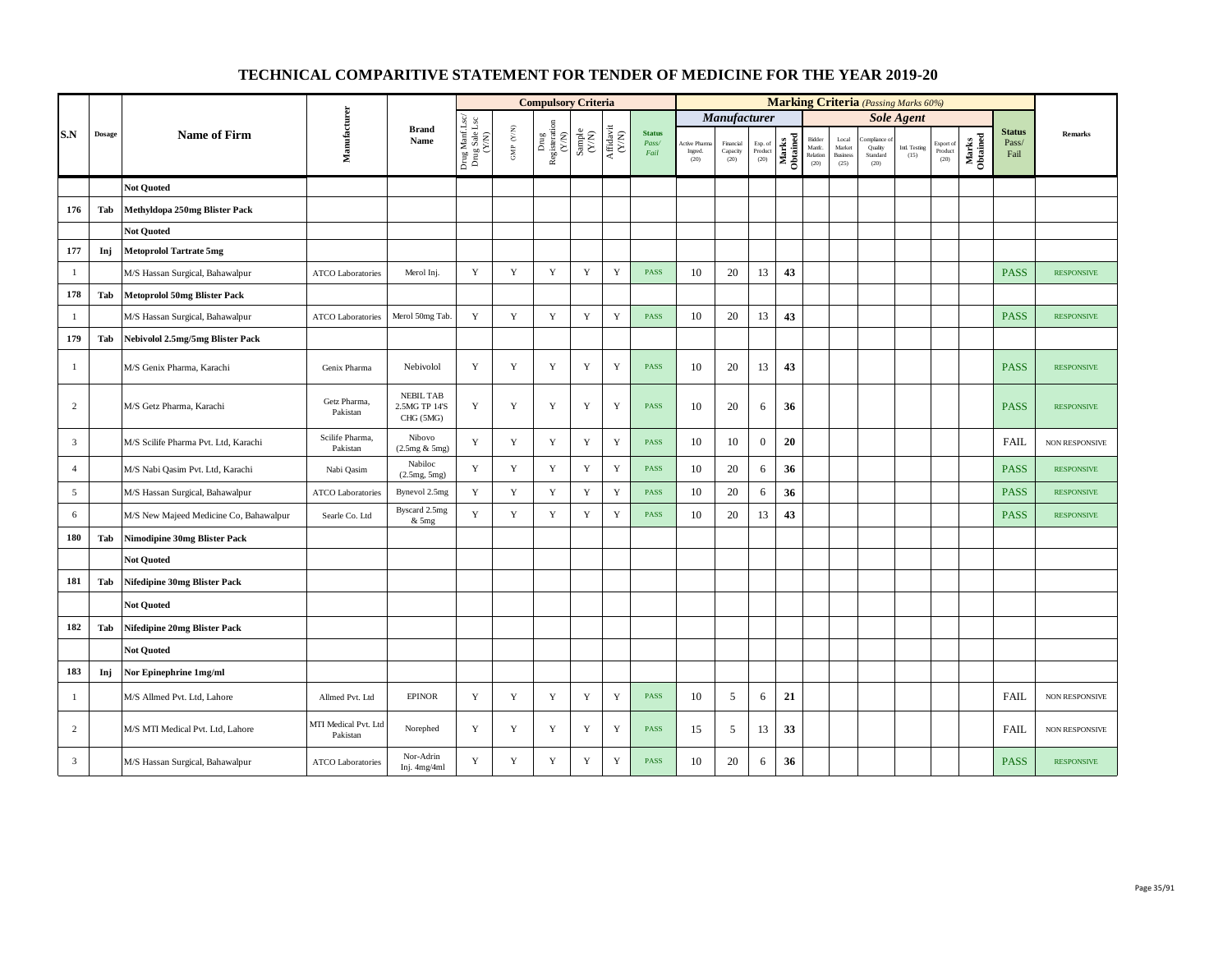# TECHNICAL COMPARITIVE STATEMENT FOR TENDER OF MEDICINE FOR THE YEAR 2019-20

| S.N | Dosage | Name of Firm | Manufacturer | Brand Name | Compulsory Criteria | | | | | | Marking Criteria (Passing Marks 60%) | | | | | | | | | | Status Pass/ Fail | Remarks |
|---|---|---|---|---|---|---|---|---|---|---|---|---|---|---|---|---|---|---|---|---|---|---|
| | | | | | Drug Manf Lsc/ Drug Sale Lsc (Y/N) | GMP (Y/N) | Drug Registeration (Y/N) | Sample (Y/N) | Affidavit (Y/N) | Status Pass/ Fail | Manufacturer | | | | Sole Agent | | | | | | | |
| | | | | | | | | | | | Active Pharma Ingred. (20) | Financial Capacity (20) | Exp. of Product (20) | Marks Obtained | Bidder Manfc. Relation (20) | Local Market Business (25) | Compliance of Quality Standard (20) | Intl. Testing (15) | Export of Product (20) | Marks Obtained | | |
| | | **Not Quoted** | | | | | | | | | | | | | | | | | | | | |
| **176** | **Tab** | **Methyldopa 250mg Blister Pack** | | | | | | | | | | | | | | | | | | | | |
| | | **Not Quoted** | | | | | | | | | | | | | | | | | | | | |
| **177** | **Inj** | **Metoprolol Tartrate 5mg** | | | | | | | | | | | | | | | | | | | | |
| 1 | | M/S Hassan Surgical, Bahawalpur | ATCO Laboratories | Merol Inj. | Y | Y | Y | Y | Y | PASS | 10 | 20 | 13 | **43** | | | | | | | PASS | RESPONSIVE |
| **178** | **Tab** | **Metoprolol 50mg Blister Pack** | | | | | | | | | | | | | | | | | | | | |
| 1 | | M/S Hassan Surgical, Bahawalpur | ATCO Laboratories | Merol 50mg Tab. | Y | Y | Y | Y | Y | PASS | 10 | 20 | 13 | **43** | | | | | | | PASS | RESPONSIVE |
| **179** | **Tab** | **Nebivolol 2.5mg/5mg Blister Pack** | | | | | | | | | | | | | | | | | | | | |
| 1 | | M/S Genix Pharma, Karachi | Genix Pharma | Nebivolol | Y | Y | Y | Y | Y | PASS | 10 | 20 | 13 | **43** | | | | | | | PASS | RESPONSIVE |
| 2 | | M/S Getz Pharma, Karachi | Getz Pharma, Pakistan | NEBIL TAB 2.5MG TP 14'S CHG (5MG) | Y | Y | Y | Y | Y | PASS | 10 | 20 | 6 | **36** | | | | | | | PASS | RESPONSIVE |
| 3 | | M/S Scilife Pharma Pvt. Ltd, Karachi | Scilife Pharma, Pakistan | Nibovo (2.5mg & 5mg) | Y | Y | Y | Y | Y | PASS | 10 | 10 | 0 | **20** | | | | | | | FAIL | NON RESPONSIVE |
| 4 | | M/S Nabi Qasim Pvt. Ltd, Karachi | Nabi Qasim | Nabiloc (2.5mg, 5mg) | Y | Y | Y | Y | Y | PASS | 10 | 20 | 6 | **36** | | | | | | | PASS | RESPONSIVE |
| 5 | | M/S Hassan Surgical, Bahawalpur | ATCO Laboratories | Bynevol 2.5mg | Y | Y | Y | Y | Y | PASS | 10 | 20 | 6 | **36** | | | | | | | PASS | RESPONSIVE |
| 6 | | M/S New Majeed Medicine Co, Bahawalpur | Searle Co. Ltd | Byscard 2.5mg & 5mg | Y | Y | Y | Y | Y | PASS | 10 | 20 | 13 | **43** | | | | | | | PASS | RESPONSIVE |
| **180** | **Tab** | **Nimodipine 30mg Blister Pack** | | | | | | | | | | | | | | | | | | | | |
| | | **Not Quoted** | | | | | | | | | | | | | | | | | | | | |
| **181** | **Tab** | **Nifedipine 30mg Blister Pack** | | | | | | | | | | | | | | | | | | | | |
| | | **Not Quoted** | | | | | | | | | | | | | | | | | | | | |
| **182** | **Tab** | **Nifedipine 20mg Blister Pack** | | | | | | | | | | | | | | | | | | | | |
| | | **Not Quoted** | | | | | | | | | | | | | | | | | | | | |
| **183** | **Inj** | **Nor Epinephrine 1mg/ml** | | | | | | | | | | | | | | | | | | | | |
| 1 | | M/S Allmed Pvt. Ltd, Lahore | Allmed Pvt. Ltd | EPINOR | Y | Y | Y | Y | Y | PASS | 10 | 5 | 6 | **21** | | | | | | | FAIL | NON RESPONSIVE |
| 2 | | M/S MTI Medical Pvt. Ltd, Lahore | MTI Medical Pvt. Ltd Pakistan | Norephed | Y | Y | Y | Y | Y | PASS | 15 | 5 | 13 | **33** | | | | | | | FAIL | NON RESPONSIVE |
| 3 | | M/S Hassan Surgical, Bahawalpur | ATCO Laboratories | Nor-Adrin Inj. 4mg/4ml | Y | Y | Y | Y | Y | PASS | 10 | 20 | 6 | **36** | | | | | | | PASS | RESPONSIVE |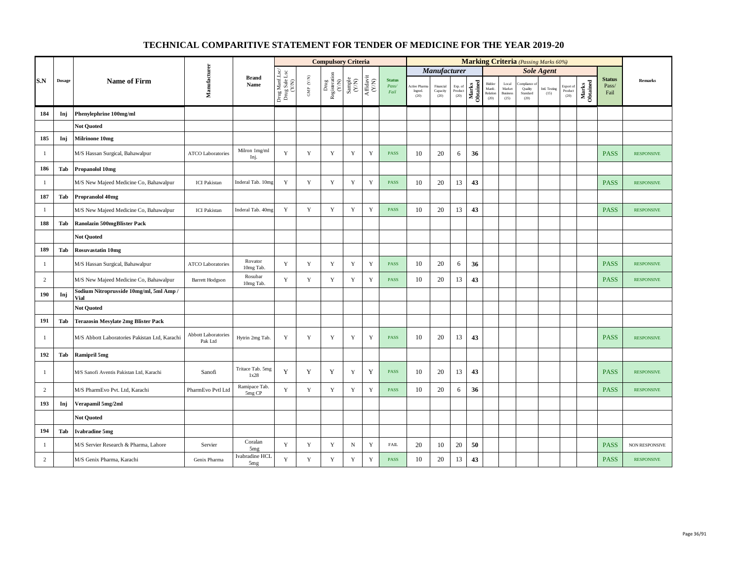# TECHNICAL COMPARITIVE STATEMENT FOR TENDER OF MEDICINE FOR THE YEAR 2019-20

| S.N | Dosage | Name of Firm | Manufacturer | Brand Name | Compulsory Criteria | | | | | | Marking Criteria (Passing Marks 60%) | | | | | | | | | | Status Pass/ Fail | Remarks |
|---|---|---|---|---|---|---|---|---|---|---|---|---|---|---|---|---|---|---|---|---|---|---|
| | | | | | | | | | | | *Manufacturer* | | | | *Sole Agent* | | | | | | | |
| | | | | | Drug Manf Lsc/ Drug Sale Lsc (Y/N) | GMP (Y/N) | Drug Registeration (Y/N) | Sample (Y/N) | Affidavit (Y/N) | Status Pass/ Fail | Active Pharma Ingred. (20) | Financial Capacity (20) | Exp. of Product (20) | Marks Obtained | Bidder Manfc. Relation (20) | Local Market Business (25) | Compliance of Quality Standard (20) | Intl. Testing (15) | Export of Product (20) | Marks Obtained | | |
| 184 | Inj | Phenylephrine 100mg/ml | | | | | | | | | | | | | | | | | | | | |
| | | Not Quoted | | | | | | | | | | | | | | | | | | | | |
| 185 | Inj | Milrinone 10mg | | | | | | | | | | | | | | | | | | | | |
| 1 | | M/S Hassan Surgical, Bahawalpur | ATCO Laboratories | Milron 1mg/ml Inj. | Y | Y | Y | Y | Y | PASS | 10 | 20 | 6 | 36 | | | | | | | PASS | RESPONSIVE |
| 186 | Tab | Propanolol 10mg | | | | | | | | | | | | | | | | | | | | |
| 1 | | M/S New Majeed Medicine Co, Bahawalpur | ICI Pakistan | Inderal Tab. 10mg | Y | Y | Y | Y | Y | PASS | 10 | 20 | 13 | 43 | | | | | | | PASS | RESPONSIVE |
| 187 | Tab | Propranolol 40mg | | | | | | | | | | | | | | | | | | | | |
| 1 | | M/S New Majeed Medicine Co, Bahawalpur | ICI Pakistan | Inderal Tab. 40mg | Y | Y | Y | Y | Y | PASS | 10 | 20 | 13 | 43 | | | | | | | PASS | RESPONSIVE |
| 188 | Tab | Ranolazin 500mgBlister Pack | | | | | | | | | | | | | | | | | | | | |
| | | Not Quoted | | | | | | | | | | | | | | | | | | | | |
| 189 | Tab | Rosuvastatin 10mg | | | | | | | | | | | | | | | | | | | | |
| 1 | | M/S Hassan Surgical, Bahawalpur | ATCO Laboratories | Rovator 10mg Tab. | Y | Y | Y | Y | Y | PASS | 10 | 20 | 6 | 36 | | | | | | | PASS | RESPONSIVE |
| 2 | | M/S New Majeed Medicine Co, Bahawalpur | Barrett Hodgson | Rosubar 10mg Tab. | Y | Y | Y | Y | Y | PASS | 10 | 20 | 13 | 43 | | | | | | | PASS | RESPONSIVE |
| 190 | Inj | Sodium Nitroprusside 10mg/ml, 5ml Amp / Vial | | | | | | | | | | | | | | | | | | | | |
| | | Not Quoted | | | | | | | | | | | | | | | | | | | | |
| 191 | Tab | Terazosin Mesylate 2mg Blister Pack | | | | | | | | | | | | | | | | | | | | |
| 1 | | M/S Abbott Laboratories Pakistan Ltd, Karachi | Abbott Laboratories Pak Ltd | Hytrin 2mg Tab. | Y | Y | Y | Y | Y | PASS | 10 | 20 | 13 | 43 | | | | | | | PASS | RESPONSIVE |
| 192 | Tab | Ramipril 5mg | | | | | | | | | | | | | | | | | | | | |
| 1 | | M/S Sanofi Aventis Pakistan Ltd, Karachi | Sanofi | Tritace Tab. 5mg 1x28 | Y | Y | Y | Y | Y | PASS | 10 | 20 | 13 | 43 | | | | | | | PASS | RESPONSIVE |
| 2 | | M/S PharmEvo Pvt. Ltd, Karachi | PharmEvo Pvtl Ltd | Ramipace Tab. 5mg CP | Y | Y | Y | Y | Y | PASS | 10 | 20 | 6 | 36 | | | | | | | PASS | RESPONSIVE |
| 193 | Inj | Verapamil 5mg/2ml | | | | | | | | | | | | | | | | | | | | |
| | | Not Quoted | | | | | | | | | | | | | | | | | | | | |
| 194 | Tab | Ivabradine 5mg | | | | | | | | | | | | | | | | | | | | |
| 1 | | M/S Servier Research & Pharma, Lahore | Servier | Coralan 5mg | Y | Y | Y | N | Y | FAIL | 20 | 10 | 20 | 50 | | | | | | | PASS | NON RESPONSIVE |
| 2 | | M/S Genix Pharma, Karachi | Genix Pharma | Ivabradine HCL 5mg | Y | Y | Y | Y | Y | PASS | 10 | 20 | 13 | 43 | | | | | | | PASS | RESPONSIVE |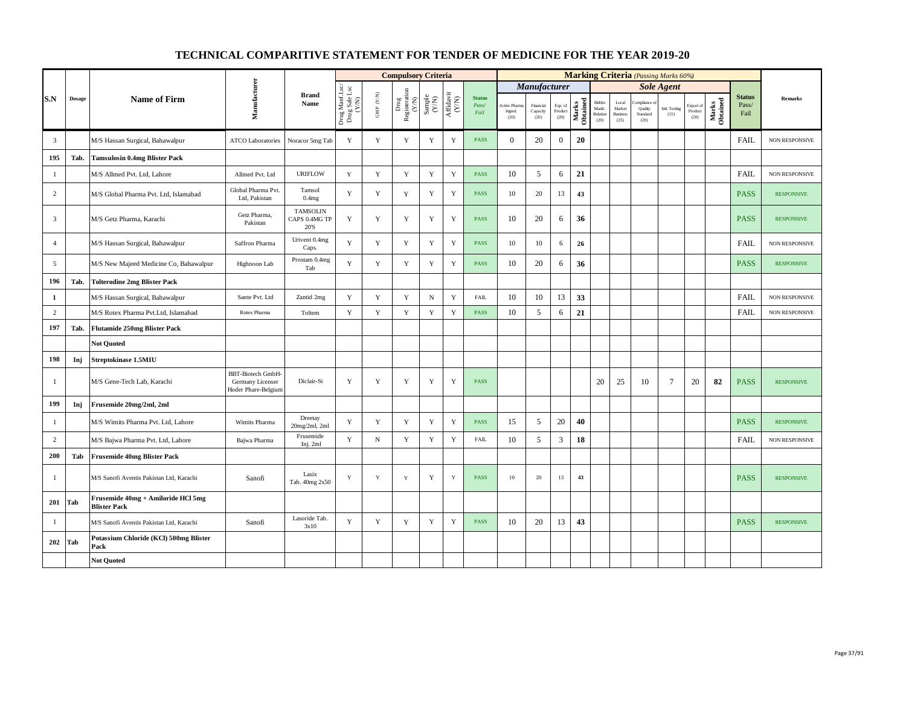# TECHNICAL COMPARITIVE STATEMENT FOR TENDER OF MEDICINE FOR THE YEAR 2019-20

| S.N | Dosage | Name of Firm | Manufacturer | Brand Name | Compulsory Criteria | | | | | | Marking Criteria *(Passing Marks 60%)* | | | | | | | | | | Status Pass/ Fail | Remarks |
|---|---|---|---|---|---|---|---|---|---|---|---|---|---|---|---|---|---|---|---|---|---|---|
| | | | | | | | | | | | *Manufacturer* | | | | *Sole Agent* | | | | | | | |
| | | | | | Drug Manf Lsc/ Drug Sale Lsc (Y/N) | GMP (Y/N) | Drug Registeration (Y/N) | Sample (Y/N) | Affidavit (Y/N) | Status *Pass/ Fail* | Active Pharma Ingred. (20) | Financial Capacity (20) | Exp. of Product (20) | Marks Obtained | Bidder Manfc. Relation (20) | Local Market Business (25) | Compliance of Quality Standard (20) | Intl. Testing (15) | Export of Product (20) | Marks Obtained | | |
| 3 | | M/S Hassan Surgical, Bahawalpur | ATCO Laboratories | Noracor 5mg Tab | Y | Y | Y | Y | Y | PASS | 0 | 20 | 0 | **20** | | | | | | | FAIL | NON RESPONSIVE |
| **195** | **Tab.** | **Tamsulosin 0.4mg Blister Pack** | | | | | | | | | | | | | | | | | | | | |
| 1 | | M/S Allmed Pvt. Ltd, Lahore | Allmed Pvt. Ltd | URIFLOW | Y | Y | Y | Y | Y | PASS | 10 | 5 | 6 | **21** | | | | | | | FAIL | NON RESPONSIVE |
| 2 | | M/S Global Pharma Pvt. Ltd, Islamabad | Global Pharma Pvt. Ltd, Pakistan | Tamsol 0.4mg | Y | Y | Y | Y | Y | PASS | 10 | 20 | 13 | **43** | | | | | | | PASS | RESPONSIVE |
| 3 | | M/S Getz Pharma, Karachi | Getz Pharma, Pakistan | TAMSOLIN CAPS 0.4MG TP 20'S | Y | Y | Y | Y | Y | PASS | 10 | 20 | 6 | **36** | | | | | | | PASS | RESPONSIVE |
| 4 | | M/S Hassan Surgical, Bahawalpur | Saffron Pharma | Urivent 0.4mg Caps. | Y | Y | Y | Y | Y | PASS | 10 | 10 | 6 | **26** | | | | | | | FAIL | NON RESPONSIVE |
| 5 | | M/S New Majeed Medicine Co, Bahawalpur | Highnoon Lab | Prostam 0.4mg Tab | Y | Y | Y | Y | Y | PASS | 10 | 20 | 6 | **36** | | | | | | | PASS | RESPONSIVE |
| **196** | **Tab.** | **Tolterodine 2mg Blister Pack** | | | | | | | | | | | | | | | | | | | | |
| **1** | | M/S Hassan Surgical, Bahawalpur | Sante Pvt. Ltd | Zantid 2mg | Y | Y | Y | N | Y | FAIL | 10 | 10 | 13 | **33** | | | | | | | FAIL | NON RESPONSIVE |
| 2 | | M/S Rotex Pharma Pvt.Ltd, Islamabad | Rotex Pharma | Toltem | Y | Y | Y | Y | Y | PASS | 10 | 5 | 6 | **21** | | | | | | | FAIL | NON RESPONSIVE |
| **197** | **Tab.** | **Flutamide 250mg Blister Pack** | | | | | | | | | | | | | | | | | | | | |
| | | **Not Quoted** | | | | | | | | | | | | | | | | | | | | |
| **198** | **Inj** | **Streptokinase 1.5MIU** | | | | | | | | | | | | | | | | | | | | |
| 1 | | M/S Gene-Tech Lab, Karachi | BBT-Biotech GmbH-Germany Licenser Hoder Phare-Belgium | Diclair-St | Y | Y | Y | Y | Y | PASS | | | | | 20 | 25 | 10 | 7 | 20 | **82** | PASS | RESPONSIVE |
| **199** | **Inj** | **Frusemide 20mg/2ml, 2ml** | | | | | | | | | | | | | | | | | | | | |
| 1 | | M/S Wimits Pharma Pvt. Ltd, Lahore | Wimits Pharma | Dreetay 20mg/2ml, 2ml | Y | Y | Y | Y | Y | PASS | 15 | 5 | 20 | **40** | | | | | | | PASS | RESPONSIVE |
| 2 | | M/S Bajwa Pharma Pvt. Ltd, Lahore | Bajwa Pharma | Frusemide Inj. 2ml | Y | N | Y | Y | Y | FAIL | 10 | 5 | 3 | **18** | | | | | | | FAIL | NON RESPONSIVE |
| **200** | **Tab** | **Frusemide 40mg Blister Pack** | | | | | | | | | | | | | | | | | | | | |
| 1 | | M/S Sanofi Aventis Pakistan Ltd, Karachi | Sanofi | Lasix Tab. 40mg 2x50 | Y | Y | Y | Y | Y | PASS | 10 | 20 | 13 | **43** | | | | | | | PASS | RESPONSIVE |
| **201** | **Tab** | **Frusemide 40mg + Amiloride HCl 5mg Blister Pack** | | | | | | | | | | | | | | | | | | | | |
| 1 | | M/S Sanofi Aventis Pakistan Ltd, Karachi | Sanofi | Lasoride Tab. 3x10 | Y | Y | Y | Y | Y | PASS | 10 | 20 | 13 | **43** | | | | | | | PASS | RESPONSIVE |
| **202** | **Tab** | **Potassium Chloride (KCl) 500mg Blister Pack** | | | | | | | | | | | | | | | | | | | | |
| | | **Not Quoted** | | | | | | | | | | | | | | | | | | | | |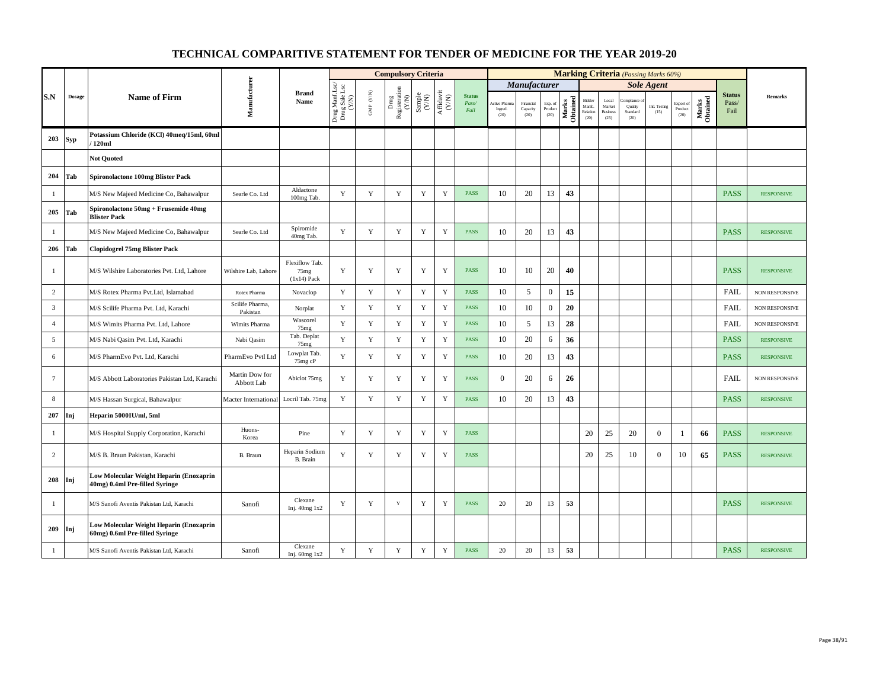# TECHNICAL COMPARITIVE STATEMENT FOR TENDER OF MEDICINE FOR THE YEAR 2019-20

| S.N | Dosage | Name of Firm | Manufacturer | Brand Name | Compulsory Criteria | | | | | | Marking Criteria (Passing Marks 60%) | | | | | | | | | | Status Pass/ Fail | Remarks |
|---|---|---|---|---|---|---|---|---|---|---|---|---|---|---|---|---|---|---|---|---|---|---|
| | | | | | | | | | | | Manufacturer | | | | Sole Agent | | | | | | | |
| | | | | | Drug Manf Lsc/ Drug Sale Lsc (Y/N) | GMP (Y/N) | Drug Registeration (Y/N) | Sample (Y/N) | Affidavit (Y/N) | Status Pass/ Fail | Active Pharma Ingred. (20) | Financial Capacity (20) | Exp. of Product (20) | Marks Obtained | Bidder Manfc. Relation (20) | Local Market Business (25) | Compliance of Quality Standard (20) | Intl. Testing (15) | Export of Product (20) | Marks Obtained | | |
| **203** | **Syp** | **Potassium Chloride (KCl) 40meq/15ml, 60ml / 120ml** | | | | | | | | | | | | | | | | | | | | |
| | | **Not Quoted** | | | | | | | | | | | | | | | | | | | | |
| **204** | **Tab** | **Spironolactone 100mg Blister Pack** | | | | | | | | | | | | | | | | | | | | |
| 1 | | M/S New Majeed Medicine Co, Bahawalpur | Searle Co. Ltd | Aldactone 100mg Tab. | Y | Y | Y | Y | Y | PASS | 10 | 20 | 13 | **43** | | | | | | | PASS | RESPONSIVE |
| **205** | **Tab** | **Spironolactone 50mg + Frusemide 40mg Blister Pack** | | | | | | | | | | | | | | | | | | | | |
| 1 | | M/S New Majeed Medicine Co, Bahawalpur | Searle Co. Ltd | Spiromide 40mg Tab. | Y | Y | Y | Y | Y | PASS | 10 | 20 | 13 | **43** | | | | | | | PASS | RESPONSIVE |
| **206** | **Tab** | **Clopidogrel 75mg Blister Pack** | | | | | | | | | | | | | | | | | | | | |
| 1 | | M/S Wilshire Laboratories Pvt. Ltd, Lahore | Wilshire Lab, Lahore | Flexiflow Tab. 75mg (1x14) Pack | Y | Y | Y | Y | Y | PASS | 10 | 10 | 20 | **40** | | | | | | | PASS | RESPONSIVE |
| 2 | | M/S Rotex Pharma Pvt.Ltd, Islamabad | Rotex Pharma | Novaclop | Y | Y | Y | Y | Y | PASS | 10 | 5 | 0 | **15** | | | | | | | FAIL | NON RESPONSIVE |
| 3 | | M/S Scilife Pharma Pvt. Ltd, Karachi | Scilife Pharma, Pakistan | Norplat | Y | Y | Y | Y | Y | PASS | 10 | 10 | 0 | **20** | | | | | | | FAIL | NON RESPONSIVE |
| 4 | | M/S Wimits Pharma Pvt. Ltd, Lahore | Wimits Pharma | Wascorel 75mg | Y | Y | Y | Y | Y | PASS | 10 | 5 | 13 | **28** | | | | | | | FAIL | NON RESPONSIVE |
| 5 | | M/S Nabi Qasim Pvt. Ltd, Karachi | Nabi Qasim | Tab. Deplat 75mg | Y | Y | Y | Y | Y | PASS | 10 | 20 | 6 | **36** | | | | | | | PASS | RESPONSIVE |
| 6 | | M/S PharmEvo Pvt. Ltd, Karachi | PharmEvo Pvtl Ltd | Lowplat Tab. 75mg cP | Y | Y | Y | Y | Y | PASS | 10 | 20 | 13 | **43** | | | | | | | PASS | RESPONSIVE |
| 7 | | M/S Abbott Laboratories Pakistan Ltd, Karachi | Martin Dow for Abbott Lab | Abiclot 75mg | Y | Y | Y | Y | Y | PASS | 0 | 20 | 6 | **26** | | | | | | | FAIL | NON RESPONSIVE |
| 8 | | M/S Hassan Surgical, Bahawalpur | Macter International | Locril Tab. 75mg | Y | Y | Y | Y | Y | PASS | 10 | 20 | 13 | **43** | | | | | | | PASS | RESPONSIVE |
| **207** | **Inj** | **Heparin 5000IU/ml, 5ml** | | | | | | | | | | | | | | | | | | | | |
| 1 | | M/S Hospital Supply Corporation, Karachi | Huons-Korea | Pine | Y | Y | Y | Y | Y | PASS | | | | | 20 | 25 | 20 | 0 | 1 | **66** | PASS | RESPONSIVE |
| 2 | | M/S B. Braun Pakistan, Karachi | B. Braun | Heparin Sodium B. Brain | Y | Y | Y | Y | Y | PASS | | | | | 20 | 25 | 10 | 0 | 10 | **65** | PASS | RESPONSIVE |
| **208** | **Inj** | **Low Molecular Weight Heparin (Enoxaprin 40mg) 0.4ml Pre-filled Syringe** | | | | | | | | | | | | | | | | | | | | |
| 1 | | M/S Sanofi Aventis Pakistan Ltd, Karachi | Sanofi | Clexane Inj. 40mg 1x2 | Y | Y | Y | Y | Y | PASS | 20 | 20 | 13 | **53** | | | | | | | PASS | RESPONSIVE |
| **209** | **Inj** | **Low Molecular Weight Heparin (Enoxaprin 60mg) 0.6ml Pre-filled Syringe** | | | | | | | | | | | | | | | | | | | | |
| 1 | | M/S Sanofi Aventis Pakistan Ltd, Karachi | Sanofi | Clexane Inj. 60mg 1x2 | Y | Y | Y | Y | Y | PASS | 20 | 20 | 13 | **53** | | | | | | | PASS | RESPONSIVE |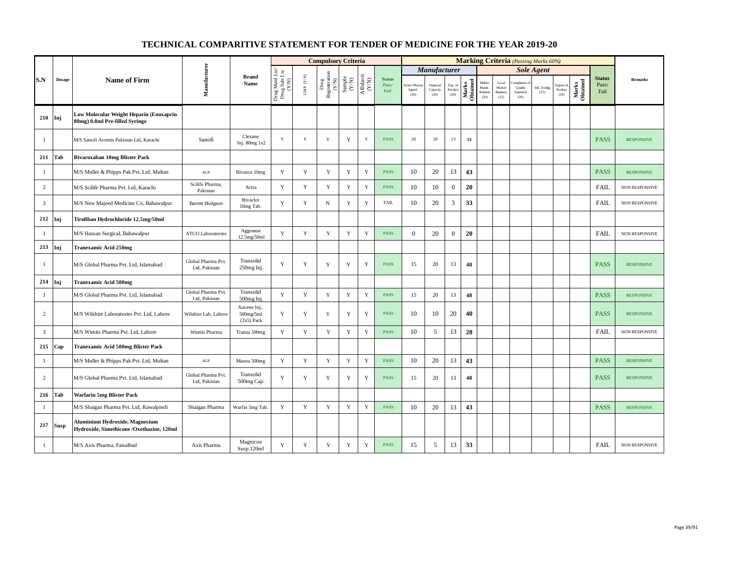# TECHNICAL COMPARITIVE STATEMENT FOR TENDER OF MEDICINE FOR THE YEAR 2019-20

| S.N | Dosage | Name of Firm | Manufacturer | Brand Name | Compulsory Criteria | | | | | | Marking Criteria *(Passing Marks 60%)* | | | | | | | | | | Status Pass/ Fail | Remarks |
|---|---|---|---|---|---|---|---|---|---|---|---|---|---|---|---|---|---|---|---|---|---|---|
| | | | | | | | | | | | *Manufacturer* | | | | *Sole Agent* | | | | | | | |
| | | | | | Drug Manf Lsc/ Drug Sale Lsc (Y/N) | GMP (Y/N) | Drug Registeration (Y/N) | Sample (Y/N) | Affidavit (Y/N) | Status *Pass/ Fail* | Active Pharma Ingred. (20) | Financial Capacity (20) | Exp. of Product (20) | Marks Obtained | Bidder Manfc. Relation (20) | Local Market Business (25) | Compliance of Quality Standard (20) | Intl. Testing (15) | Export of Product (20) | Marks Obtained | | |
| **210** | **Inj** | **Low Molecular Weight Heparin (Enoxaprin 80mg) 0.8ml Pre-filled Syringe** | | | | | | | | | | | | | | | | | | | | |
| 1 | | M/S Sanofi Aventis Pakistan Ltd, Karachi | Sanofi | Clexane Inj. 80mg 1x2 | Y | Y | Y | Y | Y | PASS | 20 | 20 | 13 | 53 | | | | | | | PASS | RESPONSIVE |
| **211** | **Tab** | **Rivaroxaban 10mg Blister Pack** | | | | | | | | | | | | | | | | | | | | |
| 1 | | M/S Muller & Phipps Pak Pvt. Ltd, Multan | AGP | Rivarox 10mg | Y | Y | Y | Y | Y | PASS | 10 | 20 | 13 | 43 | | | | | | | PASS | RESPONSIVE |
| 2 | | M/S Scilife Pharma Pvt. Ltd, Karachi | Scilife Pharma, Pakistan | Arixa | Y | Y | Y | Y | Y | PASS | 10 | 10 | 0 | 20 | | | | | | | FAIL | NON RESPONSIVE |
| 3 | | M/S New Majeed Medicine Co, Bahawalpur | Barrett Hodgson | Rivaclot 10mg Tab. | Y | Y | N | Y | Y | FAIL | 10 | 20 | 3 | 33 | | | | | | | FAIL | NON RESPONSIVE |
| **212** | **Inj** | **Tirofiban Hydrochloride 12.5mg/50ml** | | | | | | | | | | | | | | | | | | | | |
| 1 | | M/S Hassan Surgical, Bahawalpur | ATCO Laboratories | Aggrastat 12.5mg/50ml | Y | Y | Y | Y | Y | PASS | 0 | 20 | 0 | 20 | | | | | | | FAIL | NON RESPONSIVE |
| **213** | **Inj** | **Tranexamic Acid 250mg** | | | | | | | | | | | | | | | | | | | | |
| 1 | | M/S Global Pharma Pvt. Ltd, Islamabad | Global Pharma Pvt. Ltd, Pakistan | Transolid 250mg Inj. | Y | Y | Y | Y | Y | PASS | 15 | 20 | 13 | 48 | | | | | | | PASS | RESPONSIVE |
| **214** | **Inj** | **Tranexamic Acid 500mg** | | | | | | | | | | | | | | | | | | | | |
| 1 | | M/S Global Pharma Pvt. Ltd, Islamabad | Global Pharma Pvt. Ltd, Pakistan | Transolid 500mg Inj. | Y | Y | Y | Y | Y | PASS | 15 | 20 | 13 | 48 | | | | | | | PASS | RESPONSIVE |
| 2 | | M/S Wilshire Laboratories Pvt. Ltd, Lahore | Wilshire Lab, Lahore | Xavene Inj.. 500mg/5ml (2x5) Pack | Y | Y | Y | Y | Y | PASS | 10 | 10 | 20 | 40 | | | | | | | PASS | RESPONSIVE |
| 3 | | M/S Wimits Pharma Pvt. Ltd, Lahore | Wimits Pharma | Tranza 500mg | Y | Y | Y | Y | Y | PASS | 10 | 5 | 13 | 28 | | | | | | | FAIL | NON RESPONSIVE |
| **215** | **Cap** | **Tranexamic Acid 500mg Blister Pack** | | | | | | | | | | | | | | | | | | | | |
| 1 | | M/S Muller & Phipps Pak Pvt. Ltd, Multan | AGP | Maxna 500mg | Y | Y | Y | Y | Y | PASS | 10 | 20 | 13 | 43 | | | | | | | PASS | RESPONSIVE |
| 2 | | M/S Global Pharma Pvt. Ltd, Islamabad | Global Pharma Pvt. Ltd, Pakistan | Transolid 500mg Cap. | Y | Y | Y | Y | Y | PASS | 15 | 20 | 13 | 48 | | | | | | | PASS | RESPONSIVE |
| **216** | **Tab** | **Warfarin 5mg Blister Pack** | | | | | | | | | | | | | | | | | | | | |
| 1 | | M/S Shaigan Pharma Pvt. Ltd, Rawalpindi | Shaigan Pharma | Warfin 5mg Tab. | Y | Y | Y | Y | Y | PASS | 10 | 20 | 13 | 43 | | | | | | | PASS | RESPONSIVE |
| **217** | **Susp** | **Aluminium Hydroxide, Magnesium Hydroxide, Simethicone /Oxethazine, 120ml** | | | | | | | | | | | | | | | | | | | | |
| 1 | | M/S Axis Pharma, Faisalbad | Axis Pharma | Magnicon Susp.120ml | Y | Y | Y | Y | Y | PASS | 15 | 5 | 13 | 33 | | | | | | | FAIL | NON RESPONSIVE |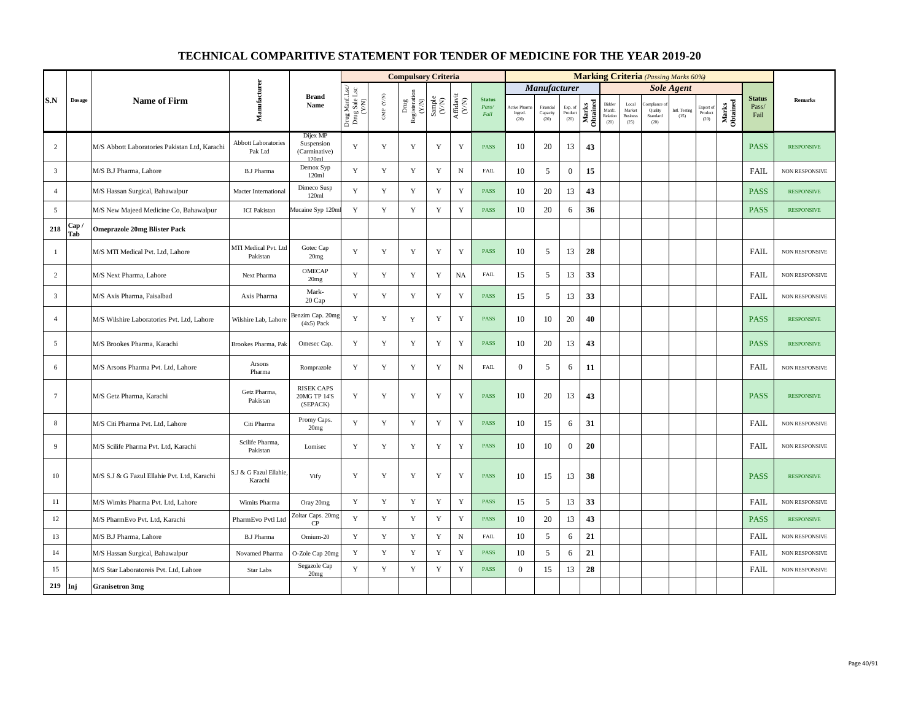# TECHNICAL COMPARITIVE STATEMENT FOR TENDER OF MEDICINE FOR THE YEAR 2019-20

| S.N | Dosage | Name of Firm | Manufacturer | Brand Name | Compulsory Criteria | | | | | | Marking Criteria (Passing Marks 60%) | | | | | | | | | | | Status Pass/ Fail | Remarks |
|---|---|---|---|---|---|---|---|---|---|---|---|---|---|---|---|---|---|---|---|---|---|---|---|
| | | | | | | | | | | | Manufacturer | | | | Sole Agent | | | | | | | | |
| | | | | | Drug Manf Lsc/ Drug Sale Lsc (Y/N) | GMP (Y/N) | Drug Registration (Y/N) | Sample (Y/N) | Affidavit (Y/N) | Status Pass/ Fail | Active Pharma Ingred. (20) | Financial Capacity (20) | Exp. of Product (20) | Marks Obtained | Bidder Manfc. Relation (20) | Local Market Business (25) | Compliance of Quality Standard (20) | Intl. Testing (15) | Export of Product (20) | Marks Obtained | | |
| 2 | | M/S Abbott Laboratories Pakistan Ltd, Karachi | Abbott Laboratories Pak Ltd | Dijex MP Suspension (Carminative) 120ml | Y | Y | Y | Y | Y | PASS | 10 | 20 | 13 | 43 | | | | | | | PASS | RESPONSIVE |
| 3 | | M/S B.J Pharma, Lahore | B.J Pharma | Demox Syp 120ml | Y | Y | Y | Y | N | FAIL | 10 | 5 | 0 | 15 | | | | | | | FAIL | NON RESPONSIVE |
| 4 | | M/S Hassan Surgical, Bahawalpur | Macter International | Dimeco Susp 120ml | Y | Y | Y | Y | Y | PASS | 10 | 20 | 13 | 43 | | | | | | | PASS | RESPONSIVE |
| 5 | | M/S New Majeed Medicine Co, Bahawalpur | ICI Pakistan | Mucaine Syp 120ml | Y | Y | Y | Y | Y | PASS | 10 | 20 | 6 | 36 | | | | | | | PASS | RESPONSIVE |
| **218** | **Cap / Tab** | **Omeprazole 20mg Blister Pack** | | | | | | | | | | | | | | | | | | | | |
| 1 | | M/S MTI Medical Pvt. Ltd, Lahore | MTI Medical Pvt. Ltd Pakistan | Gotec Cap 20mg | Y | Y | Y | Y | Y | PASS | 10 | 5 | 13 | 28 | | | | | | | FAIL | NON RESPONSIVE |
| 2 | | M/S Next Pharma, Lahore | Next Pharma | OMECAP 20mg | Y | Y | Y | Y | NA | FAIL | 15 | 5 | 13 | 33 | | | | | | | FAIL | NON RESPONSIVE |
| 3 | | M/S Axis Pharma, Faisalbad | Axis Pharma | Mark-20 Cap | Y | Y | Y | Y | Y | PASS | 15 | 5 | 13 | 33 | | | | | | | FAIL | NON RESPONSIVE |
| 4 | | M/S Wilshire Laboratories Pvt. Ltd, Lahore | Wilshire Lab, Lahore | Benzim Cap. 20mg (4x5) Pack | Y | Y | Y | Y | Y | PASS | 10 | 10 | 20 | 40 | | | | | | | PASS | RESPONSIVE |
| 5 | | M/S Brookes Pharma, Karachi | Brookes Pharma, Pak | Omesec Cap. | Y | Y | Y | Y | Y | PASS | 10 | 20 | 13 | 43 | | | | | | | PASS | RESPONSIVE |
| 6 | | M/S Arsons Pharma Pvt. Ltd, Lahore | Arsons Pharma | Romprazole | Y | Y | Y | Y | N | FAIL | 0 | 5 | 6 | 11 | | | | | | | FAIL | NON RESPONSIVE |
| 7 | | M/S Getz Pharma, Karachi | Getz Pharma, Pakistan | RISEK CAPS 20MG TP 14'S (SEPACK) | Y | Y | Y | Y | Y | PASS | 10 | 20 | 13 | 43 | | | | | | | PASS | RESPONSIVE |
| 8 | | M/S Citi Pharma Pvt. Ltd, Lahore | Citi Pharma | Promy Caps. 20mg | Y | Y | Y | Y | Y | PASS | 10 | 15 | 6 | 31 | | | | | | | FAIL | NON RESPONSIVE |
| 9 | | M/S Scilife Pharma Pvt. Ltd, Karachi | Scilife Pharma, Pakistan | Lomisec | Y | Y | Y | Y | Y | PASS | 10 | 10 | 0 | 20 | | | | | | | FAIL | NON RESPONSIVE |
| 10 | | M/S S.J & G Fazul Ellahie Pvt. Ltd, Karachi | S.J & G Fazul Ellahie, Karachi | Vify | Y | Y | Y | Y | Y | PASS | 10 | 15 | 13 | 38 | | | | | | | PASS | RESPONSIVE |
| 11 | | M/S Wimits Pharma Pvt. Ltd, Lahore | Wimits Pharma | Oray 20mg | Y | Y | Y | Y | Y | PASS | 15 | 5 | 13 | 33 | | | | | | | FAIL | NON RESPONSIVE |
| 12 | | M/S PharmEvo Pvt. Ltd, Karachi | PharmEvo Pvtl Ltd | Zoltar Caps. 20mg CP | Y | Y | Y | Y | Y | PASS | 10 | 20 | 13 | 43 | | | | | | | PASS | RESPONSIVE |
| 13 | | M/S B.J Pharma, Lahore | B.J Pharma | Omium-20 | Y | Y | Y | Y | N | FAIL | 10 | 5 | 6 | 21 | | | | | | | FAIL | NON RESPONSIVE |
| 14 | | M/S Hassan Surgical, Bahawalpur | Novamed Pharma | O-Zole Cap 20mg | Y | Y | Y | Y | Y | PASS | 10 | 5 | 6 | 21 | | | | | | | FAIL | NON RESPONSIVE |
| 15 | | M/S Star Laboratoreis Pvt. Ltd, Lahore | Star Labs | Segazole Cap 20mg | Y | Y | Y | Y | Y | PASS | 0 | 15 | 13 | 28 | | | | | | | FAIL | NON RESPONSIVE |
| **219** | **Inj** | **Granisetron 3mg** | | | | | | | | | | | | | | | | | | | | |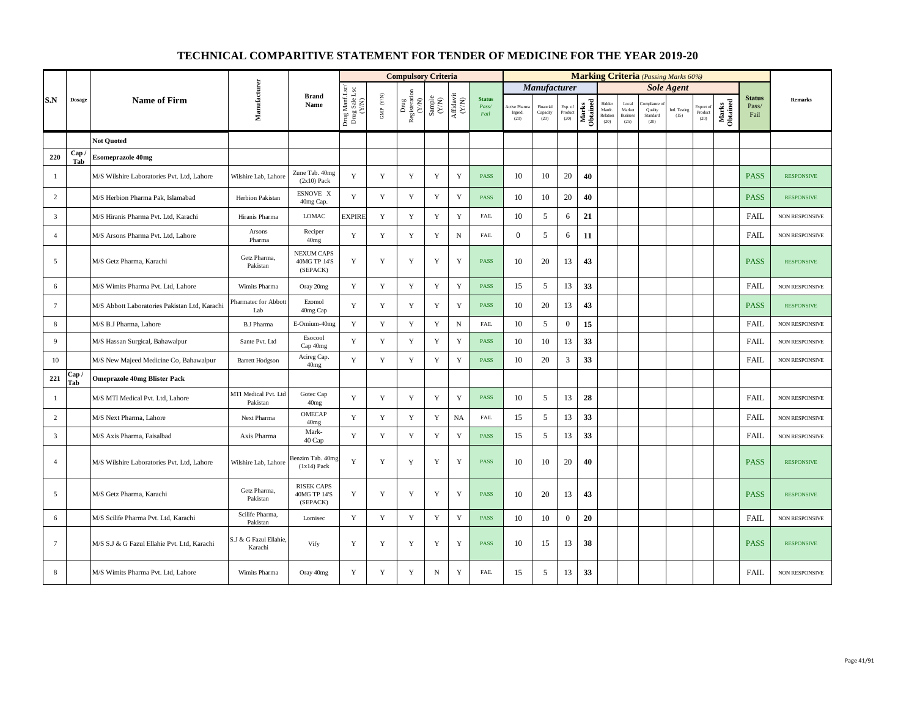# TECHNICAL COMPARITIVE STATEMENT FOR TENDER OF MEDICINE FOR THE YEAR 2019-20

| S.N | Dosage | Name of Firm | Manufacturer | Brand Name | Compulsory Criteria | | | | | | Marking Criteria (Passing Marks 60%) | | | | | | | | | | Status Pass/ Fail | Remarks |
|---|---|---|---|---|---|---|---|---|---|---|---|---|---|---|---|---|---|---|---|---|---|---|
| | | | | | | | | | | | Manufacturer | | | | Sole Agent | | | | | | | |
| | | | | | Drug Manf Lsc/ Drug Sale Lsc (Y/N) | GMP (Y/N) | Drug Registeration (Y/N) | Sample (Y/N) | Affidavit (Y/N) | Status Pass/ Fail | Active Pharma Ingred. (20) | Financial Capacity (20) | Exp. of Product (20) | Marks Obtained | Bidder Manfc. Relation (20) | Local Market Business (25) | Compliance of Quality Standard (20) | Intl. Testing (15) | Export of Product (20) | Marks Obtained | | |
| | | **Not Quoted** | | | | | | | | | | | | | | | | | | | | |
| **220** | **Cap / Tab** | **Esomeprazole 40mg** | | | | | | | | | | | | | | | | | | | | |
| 1 | | M/S Wilshire Laboratories Pvt. Ltd, Lahore | Wilshire Lab, Lahore | Zune Tab. 40mg (2x10) Pack | Y | Y | Y | Y | Y | PASS | 10 | 10 | 20 | **40** | | | | | | | PASS | RESPONSIVE |
| 2 | | M/S Herbion Pharma Pak, Islamabad | Herbion Pakistan | ESNOVE X 40mg Cap. | Y | Y | Y | Y | Y | PASS | 10 | 10 | 20 | **40** | | | | | | | PASS | RESPONSIVE |
| 3 | | M/S Hiranis Pharma Pvt. Ltd, Karachi | Hiranis Pharma | LOMAC | EXPIRE | Y | Y | Y | Y | FAIL | 10 | 5 | 6 | **21** | | | | | | | FAIL | NON RESPONSIVE |
| 4 | | M/S Arsons Pharma Pvt. Ltd, Lahore | Arsons Pharma | Reciper 40mg | Y | Y | Y | Y | N | FAIL | 0 | 5 | 6 | **11** | | | | | | | FAIL | NON RESPONSIVE |
| 5 | | M/S Getz Pharma, Karachi | Getz Pharma, Pakistan | NEXUM CAPS 40MG TP 14'S (SEPACK) | Y | Y | Y | Y | Y | PASS | 10 | 20 | 13 | **43** | | | | | | | PASS | RESPONSIVE |
| 6 | | M/S Wimits Pharma Pvt. Ltd, Lahore | Wimits Pharma | Oray 20mg | Y | Y | Y | Y | Y | PASS | 15 | 5 | 13 | **33** | | | | | | | FAIL | NON RESPONSIVE |
| 7 | | M/S Abbott Laboratories Pakistan Ltd, Karachi | Pharmatec for Abbott Lab | Ezomol 40mg Cap | Y | Y | Y | Y | Y | PASS | 10 | 20 | 13 | **43** | | | | | | | PASS | RESPONSIVE |
| 8 | | M/S B.J Pharma, Lahore | B.J Pharma | E-Omium-40mg | Y | Y | Y | Y | N | FAIL | 10 | 5 | 0 | **15** | | | | | | | FAIL | NON RESPONSIVE |
| 9 | | M/S Hassan Surgical, Bahawalpur | Sante Pvt. Ltd | Esocool Cap 40mg | Y | Y | Y | Y | Y | PASS | 10 | 10 | 13 | **33** | | | | | | | FAIL | NON RESPONSIVE |
| 10 | | M/S New Majeed Medicine Co, Bahawalpur | Barrett Hodgson | Acireg Cap. 40mg | Y | Y | Y | Y | Y | PASS | 10 | 20 | 3 | **33** | | | | | | | FAIL | NON RESPONSIVE |
| **221** | **Cap / Tab** | **Omeprazole 40mg Blister Pack** | | | | | | | | | | | | | | | | | | | | |
| 1 | | M/S MTI Medical Pvt. Ltd, Lahore | MTI Medical Pvt. Ltd Pakistan | Gotec Cap 40mg | Y | Y | Y | Y | Y | PASS | 10 | 5 | 13 | **28** | | | | | | | FAIL | NON RESPONSIVE |
| 2 | | M/S Next Pharma, Lahore | Next Pharma | OMECAP 40mg | Y | Y | Y | Y | NA | FAIL | 15 | 5 | 13 | **33** | | | | | | | FAIL | NON RESPONSIVE |
| 3 | | M/S Axis Pharma, Faisalbad | Axis Pharma | Mark-40 Cap | Y | Y | Y | Y | Y | PASS | 15 | 5 | 13 | **33** | | | | | | | FAIL | NON RESPONSIVE |
| 4 | | M/S Wilshire Laboratories Pvt. Ltd, Lahore | Wilshire Lab, Lahore | Benzim Tab. 40mg (1x14) Pack | Y | Y | Y | Y | Y | PASS | 10 | 10 | 20 | **40** | | | | | | | PASS | RESPONSIVE |
| 5 | | M/S Getz Pharma, Karachi | Getz Pharma, Pakistan | RISEK CAPS 40MG TP 14'S (SEPACK) | Y | Y | Y | Y | Y | PASS | 10 | 20 | 13 | **43** | | | | | | | PASS | RESPONSIVE |
| 6 | | M/S Scilife Pharma Pvt. Ltd, Karachi | Scilife Pharma, Pakistan | Lomisec | Y | Y | Y | Y | Y | PASS | 10 | 10 | 0 | **20** | | | | | | | FAIL | NON RESPONSIVE |
| 7 | | M/S S.J & G Fazul Ellahie Pvt. Ltd, Karachi | S.J & G Fazul Ellahie, Karachi | Vify | Y | Y | Y | Y | Y | PASS | 10 | 15 | 13 | **38** | | | | | | | PASS | RESPONSIVE |
| 8 | | M/S Wimits Pharma Pvt. Ltd, Lahore | Wimits Pharma | Oray 40mg | Y | Y | Y | N | Y | FAIL | 15 | 5 | 13 | **33** | | | | | | | FAIL | NON RESPONSIVE |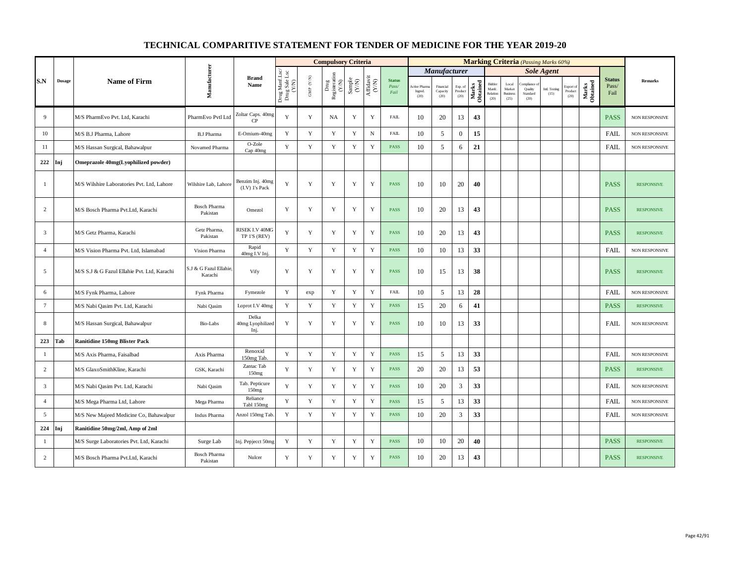# TECHNICAL COMPARITIVE STATEMENT FOR TENDER OF MEDICINE FOR THE YEAR 2019-20

| S.N | Dosage | Name of Firm | Manufacturer | Brand Name | Compulsory Criteria | | | | | | Marking Criteria (Passing Marks 60%) | | | | | | | | | | | Status Pass/ Fail | Remarks |
|---|---|---|---|---|---|---|---|---|---|---|---|---|---|---|---|---|---|---|---|---|---|---|---|
| | | | | | | | | | | | Manufacturer | | | | Sole Agent | | | | | | | | |
| | | | | | Drug Manf Lsc/ Drug Sale Lsc (Y/N) | GMP (Y/N) | Drug Registeration (Y/N) | Sample (Y/N) | Affidavit (Y/N) | Status Pass/ Fail | Active Pharma Ingred. (20) | Financial Capacity (20) | Exp. of Product (20) | Marks Obtained | Bidder Manfc. Relation (20) | Local Market Business (25) | Compliance of Quality Standard (20) | Intl. Testing (15) | Export of Product (20) | Marks Obtained | | |
| 9 | | M/S PharmEvo Pvt. Ltd, Karachi | PharmEvo Pvtl Ltd | Zoltar Caps. 40mg CP | Y | Y | NA | Y | Y | FAIL | 10 | 20 | 13 | 43 | | | | | | | PASS | NON RESPONSIVE |
| 10 | | M/S B.J Pharma, Lahore | B.J Pharma | E-Omium-40mg | Y | Y | Y | Y | N | FAIL | 10 | 5 | 0 | 15 | | | | | | | FAIL | NON RESPONSIVE |
| 11 | | M/S Hassan Surgical, Bahawalpur | Novamed Pharma | O-Zole Cap 40mg | Y | Y | Y | Y | Y | PASS | 10 | 5 | 6 | 21 | | | | | | | FAIL | NON RESPONSIVE |
| 222 | Inj | Omeprazole 40mg(Lyophilized powder) | | | | | | | | | | | | | | | | | | | | |
| 1 | | M/S Wilshire Laboratories Pvt. Ltd, Lahore | Wilshire Lab, Lahore | Benzim Inj. 40mg (I.V) 1's Pack | Y | Y | Y | Y | Y | PASS | 10 | 10 | 20 | 40 | | | | | | | PASS | RESPONSIVE |
| 2 | | M/S Bosch Pharma Pvt.Ltd, Karachi | Bosch Pharma Pakistan | Omezol | Y | Y | Y | Y | Y | PASS | 10 | 20 | 13 | 43 | | | | | | | PASS | RESPONSIVE |
| 3 | | M/S Getz Pharma, Karachi | Getz Pharma, Pakistan | RISEK I.V 40MG TP 1'S (REV) | Y | Y | Y | Y | Y | PASS | 10 | 20 | 13 | 43 | | | | | | | PASS | RESPONSIVE |
| 4 | | M/S Vision Pharma Pvt. Ltd, Islamabad | Vision Pharma | Rapid 40mg I.V Inj. | Y | Y | Y | Y | Y | PASS | 10 | 10 | 13 | 33 | | | | | | | FAIL | NON RESPONSIVE |
| 5 | | M/S S.J & G Fazul Ellahie Pvt. Ltd, Karachi | S.J & G Fazul Ellahie, Karachi | Vify | Y | Y | Y | Y | Y | PASS | 10 | 15 | 13 | 38 | | | | | | | PASS | RESPONSIVE |
| 6 | | M/S Fynk Pharma, Lahore | Fynk Pharma | Fymezole | Y | exp | Y | Y | Y | FAIL | 10 | 5 | 13 | 28 | | | | | | | FAIL | NON RESPONSIVE |
| 7 | | M/S Nabi Qasim Pvt. Ltd, Karachi | Nabi Qasim | Loprot I.V 40mg | Y | Y | Y | Y | Y | PASS | 15 | 20 | 6 | 41 | | | | | | | PASS | RESPONSIVE |
| 8 | | M/S Hassan Surgical, Bahawalpur | Bio-Labs | Delka 40mg Lyophilized Inj. | Y | Y | Y | Y | Y | PASS | 10 | 10 | 13 | 33 | | | | | | | FAIL | NON RESPONSIVE |
| 223 | Tab | Ranitidine 150mg Blister Pack | | | | | | | | | | | | | | | | | | | | |
| 1 | | M/S Axis Pharma, Faisalbad | Axis Pharma | Renoxid 150mg Tab. | Y | Y | Y | Y | Y | PASS | 15 | 5 | 13 | 33 | | | | | | | FAIL | NON RESPONSIVE |
| 2 | | M/S GlaxoSmithKline, Karachi | GSK, Karachi | Zantac Tab 150mg | Y | Y | Y | Y | Y | PASS | 20 | 20 | 13 | 53 | | | | | | | PASS | RESPONSIVE |
| 3 | | M/S Nabi Qasim Pvt. Ltd, Karachi | Nabi Qasim | Tab. Pepticure 150mg | Y | Y | Y | Y | Y | PASS | 10 | 20 | 3 | 33 | | | | | | | FAIL | NON RESPONSIVE |
| 4 | | M/S Mega Pharma Ltd, Lahore | Mega Pharma | Reliance Tabl 150mg | Y | Y | Y | Y | Y | PASS | 15 | 5 | 13 | 33 | | | | | | | FAIL | NON RESPONSIVE |
| 5 | | M/S New Majeed Medicine Co, Bahawalpur | Indus Pharma | Anzol 150mg Tab. | Y | Y | Y | Y | Y | PASS | 10 | 20 | 3 | 33 | | | | | | | FAIL | NON RESPONSIVE |
| 224 | Inj | Ranitidine 50mg/2ml, Amp of 2ml | | | | | | | | | | | | | | | | | | | | |
| 1 | | M/S Surge Laboratories Pvt. Ltd, Karachi | Surge Lab | Inj. Pepjecct 50mg | Y | Y | Y | Y | Y | PASS | 10 | 10 | 20 | 40 | | | | | | | PASS | RESPONSIVE |
| 2 | | M/S Bosch Pharma Pvt.Ltd, Karachi | Bosch Pharma Pakistan | Nulcer | Y | Y | Y | Y | Y | PASS | 10 | 20 | 13 | 43 | | | | | | | PASS | RESPONSIVE |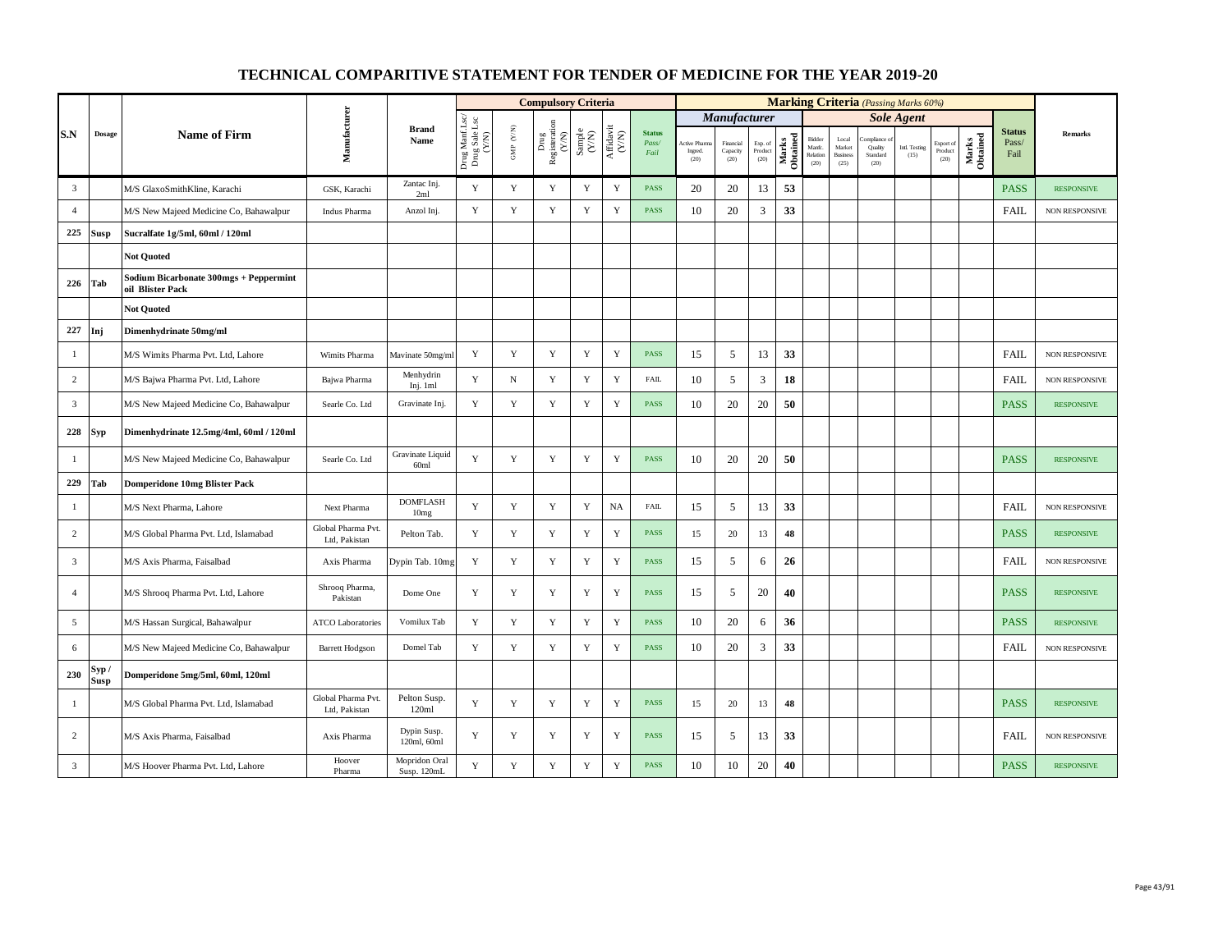# TECHNICAL COMPARITIVE STATEMENT FOR TENDER OF MEDICINE FOR THE YEAR 2019-20

| S.N | Dosage | Name of Firm | Manufacturer | Brand Name | Compulsory Criteria | | | | | | Marking Criteria (Passing Marks 60%) | | | | | | | | | | | Status Pass/ Fail | Remarks |
|---|---|---|---|---|---|---|---|---|---|---|---|---|---|---|---|---|---|---|---|---|---|---|---|
| | | | | | | | | | | | Manufacturer | | | | Sole Agent | | | | | | | | |
| | | | | | Drug Manf Lsc/ Drug Sale Lsc (Y/N) | GMP (Y/N) | Drug Registeration (Y/N) | Sample (Y/N) | Affidavit (Y/N) | Status Pass/ Fail | Active Pharma Ingred. (20) | Financial Capacity (20) | Exp. of Product (20) | Marks Obtained | Bidder Manfc. Relation (20) | Local Market Business (25) | Compliance of Quality Standard (20) | Intl. Testing (15) | Export of Product (20) | Marks Obtained | | |
| 3 | | M/S GlaxoSmithKline, Karachi | GSK, Karachi | Zantac Inj. 2ml | Y | Y | Y | Y | Y | PASS | 20 | 20 | 13 | 53 | | | | | | | PASS | RESPONSIVE |
| 4 | | M/S New Majeed Medicine Co, Bahawalpur | Indus Pharma | Anzol Inj. | Y | Y | Y | Y | Y | PASS | 10 | 20 | 3 | 33 | | | | | | | FAIL | NON RESPONSIVE |
| 225 | Susp | Sucralfate 1g/5ml, 60ml / 120ml | | | | | | | | | | | | | | | | | | | | |
| | | Not Quoted | | | | | | | | | | | | | | | | | | | | |
| 226 | Tab | Sodium Bicarbonate 300mgs + Peppermint oil Blister Pack | | | | | | | | | | | | | | | | | | | | |
| | | Not Quoted | | | | | | | | | | | | | | | | | | | | |
| 227 | Inj | Dimenhydrinate 50mg/ml | | | | | | | | | | | | | | | | | | | | |
| 1 | | M/S Wimits Pharma Pvt. Ltd, Lahore | Wimits Pharma | Mavinate 50mg/ml | Y | Y | Y | Y | Y | PASS | 15 | 5 | 13 | 33 | | | | | | | FAIL | NON RESPONSIVE |
| 2 | | M/S Bajwa Pharma Pvt. Ltd, Lahore | Bajwa Pharma | Menhydrin Inj. 1ml | Y | N | Y | Y | Y | FAIL | 10 | 5 | 3 | 18 | | | | | | | FAIL | NON RESPONSIVE |
| 3 | | M/S New Majeed Medicine Co, Bahawalpur | Searle Co. Ltd | Gravinate Inj. | Y | Y | Y | Y | Y | PASS | 10 | 20 | 20 | 50 | | | | | | | PASS | RESPONSIVE |
| 228 | Syp | Dimenhydrinate 12.5mg/4ml, 60ml / 120ml | | | | | | | | | | | | | | | | | | | | |
| 1 | | M/S New Majeed Medicine Co, Bahawalpur | Searle Co. Ltd | Gravinate Liquid 60ml | Y | Y | Y | Y | Y | PASS | 10 | 20 | 20 | 50 | | | | | | | PASS | RESPONSIVE |
| 229 | Tab | Domperidone 10mg Blister Pack | | | | | | | | | | | | | | | | | | | | |
| 1 | | M/S Next Pharma, Lahore | Next Pharma | DOMFLASH 10mg | Y | Y | Y | Y | NA | FAIL | 15 | 5 | 13 | 33 | | | | | | | FAIL | NON RESPONSIVE |
| 2 | | M/S Global Pharma Pvt. Ltd, Islamabad | Global Pharma Pvt. Ltd, Pakistan | Pelton Tab. | Y | Y | Y | Y | Y | PASS | 15 | 20 | 13 | 48 | | | | | | | PASS | RESPONSIVE |
| 3 | | M/S Axis Pharma, Faisalbad | Axis Pharma | Dypin Tab. 10mg | Y | Y | Y | Y | Y | PASS | 15 | 5 | 6 | 26 | | | | | | | FAIL | NON RESPONSIVE |
| 4 | | M/S Shrooq Pharma Pvt. Ltd, Lahore | Shrooq Pharma, Pakistan | Dome One | Y | Y | Y | Y | Y | PASS | 15 | 5 | 20 | 40 | | | | | | | PASS | RESPONSIVE |
| 5 | | M/S Hassan Surgical, Bahawalpur | ATCO Laboratories | Vomilux Tab | Y | Y | Y | Y | Y | PASS | 10 | 20 | 6 | 36 | | | | | | | PASS | RESPONSIVE |
| 6 | | M/S New Majeed Medicine Co, Bahawalpur | Barrett Hodgson | Domel Tab | Y | Y | Y | Y | Y | PASS | 10 | 20 | 3 | 33 | | | | | | | FAIL | NON RESPONSIVE |
| 230 | Syp / Susp | Domperidone 5mg/5ml, 60ml, 120ml | | | | | | | | | | | | | | | | | | | | |
| 1 | | M/S Global Pharma Pvt. Ltd, Islamabad | Global Pharma Pvt. Ltd, Pakistan | Pelton Susp. 120ml | Y | Y | Y | Y | Y | PASS | 15 | 20 | 13 | 48 | | | | | | | PASS | RESPONSIVE |
| 2 | | M/S Axis Pharma, Faisalbad | Axis Pharma | Dypin Susp. 120ml, 60ml | Y | Y | Y | Y | Y | PASS | 15 | 5 | 13 | 33 | | | | | | | FAIL | NON RESPONSIVE |
| 3 | | M/S Hoover Pharma Pvt. Ltd, Lahore | Hoover Pharma | Mopridon Oral Susp. 120mL | Y | Y | Y | Y | Y | PASS | 10 | 10 | 20 | 40 | | | | | | | PASS | RESPONSIVE |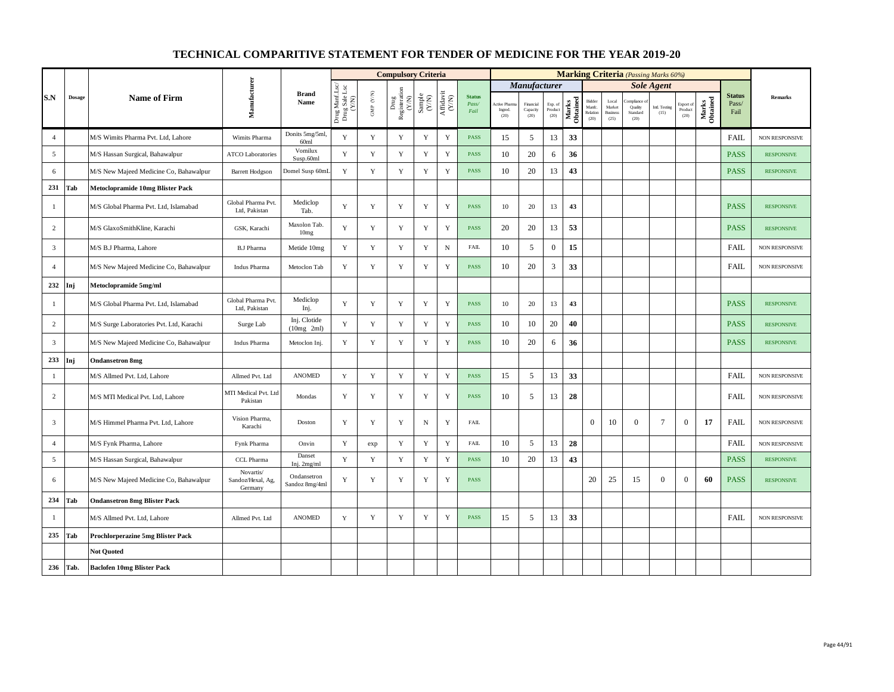# TECHNICAL COMPARITIVE STATEMENT FOR TENDER OF MEDICINE FOR THE YEAR 2019-20

| S.N | Dosage | Name of Firm | Manufacturer | Brand Name | Compulsory Criteria | | | | | | Marking Criteria (Passing Marks 60%) | | | | | | | | | | | Status Pass/ Fail | Remarks |
|---|---|---|---|---|---|---|---|---|---|---|---|---|---|---|---|---|---|---|---|---|---|---|---|
| | | | | | | | | | | | Manufacturer | | | | Sole Agent | | | | | | | | |
| | | | | | Drug Manf Lsc/ Drug Sale Lsc (Y/N) | GMP (Y/N) | Drug Registeration (Y/N) | Sample (Y/N) | Affidavit (Y/N) | Status Pass/ Fail | Active Pharma Ingred. (20) | Financial Capacity (20) | Exp. of Product (20) | Marks Obtained | Bidder Manfc. Relation (20) | Local Market Business (25) | Compliance of Quality Standard (20) | Intl. Testing (15) | Export of Product (20) | Marks Obtained | | |
| 4 | | M/S Wimits Pharma Pvt. Ltd, Lahore | Wimits Pharma | Donits 5mg/5ml, 60ml | Y | Y | Y | Y | Y | PASS | 15 | 5 | 13 | 33 | | | | | | | FAIL | NON RESPONSIVE |
| 5 | | M/S Hassan Surgical, Bahawalpur | ATCO Laboratories | Vomilux Susp.60ml | Y | Y | Y | Y | Y | PASS | 10 | 20 | 6 | 36 | | | | | | | PASS | RESPONSIVE |
| 6 | | M/S New Majeed Medicine Co, Bahawalpur | Barrett Hodgson | Domel Susp 60mL | Y | Y | Y | Y | Y | PASS | 10 | 20 | 13 | 43 | | | | | | | PASS | RESPONSIVE |
| 231 | Tab | Metoclopramide 10mg Blister Pack | | | | | | | | | | | | | | | | | | | | |
| 1 | | M/S Global Pharma Pvt. Ltd, Islamabad | Global Pharma Pvt. Ltd, Pakistan | Mediclop Tab. | Y | Y | Y | Y | Y | PASS | 10 | 20 | 13 | 43 | | | | | | | PASS | RESPONSIVE |
| 2 | | M/S GlaxoSmithKline, Karachi | GSK, Karachi | Maxolon Tab. 10mg | Y | Y | Y | Y | Y | PASS | 20 | 20 | 13 | 53 | | | | | | | PASS | RESPONSIVE |
| 3 | | M/S B.J Pharma, Lahore | B.J Pharma | Metide 10mg | Y | Y | Y | Y | N | FAIL | 10 | 5 | 0 | 15 | | | | | | | FAIL | NON RESPONSIVE |
| 4 | | M/S New Majeed Medicine Co, Bahawalpur | Indus Pharma | Metoclon Tab | Y | Y | Y | Y | Y | PASS | 10 | 20 | 3 | 33 | | | | | | | FAIL | NON RESPONSIVE |
| 232 | Inj | Metoclopramide 5mg/ml | | | | | | | | | | | | | | | | | | | | |
| 1 | | M/S Global Pharma Pvt. Ltd, Islamabad | Global Pharma Pvt. Ltd, Pakistan | Mediclop Inj. | Y | Y | Y | Y | Y | PASS | 10 | 20 | 13 | 43 | | | | | | | PASS | RESPONSIVE |
| 2 | | M/S Surge Laboratories Pvt. Ltd, Karachi | Surge Lab | Inj. Clotide (10mg 2ml) | Y | Y | Y | Y | Y | PASS | 10 | 10 | 20 | 40 | | | | | | | PASS | RESPONSIVE |
| 3 | | M/S New Majeed Medicine Co, Bahawalpur | Indus Pharma | Metoclon Inj. | Y | Y | Y | Y | Y | PASS | 10 | 20 | 6 | 36 | | | | | | | PASS | RESPONSIVE |
| 233 | Inj | Ondansetron 8mg | | | | | | | | | | | | | | | | | | | | |
| 1 | | M/S Allmed Pvt. Ltd, Lahore | Allmed Pvt. Ltd | ANOMED | Y | Y | Y | Y | Y | PASS | 15 | 5 | 13 | 33 | | | | | | | FAIL | NON RESPONSIVE |
| 2 | | M/S MTI Medical Pvt. Ltd, Lahore | MTI Medical Pvt. Ltd Pakistan | Mondas | Y | Y | Y | Y | Y | PASS | 10 | 5 | 13 | 28 | | | | | | | FAIL | NON RESPONSIVE |
| 3 | | M/S Himmel Pharma Pvt. Ltd, Lahore | Vision Pharma, Karachi | Doston | Y | Y | Y | N | Y | FAIL | | | | | 0 | 10 | 0 | 7 | 0 | 17 | FAIL | NON RESPONSIVE |
| 4 | | M/S Fynk Pharma, Lahore | Fynk Pharma | Onvin | Y | exp | Y | Y | Y | FAIL | 10 | 5 | 13 | 28 | | | | | | | FAIL | NON RESPONSIVE |
| 5 | | M/S Hassan Surgical, Bahawalpur | CCL Pharma | Danset Inj. 2mg/ml | Y | Y | Y | Y | Y | PASS | 10 | 20 | 13 | 43 | | | | | | | PASS | RESPONSIVE |
| 6 | | M/S New Majeed Medicine Co, Bahawalpur | Novartis/ Sandoz/Hexal, Ag, Germany | Ondansetron Sandoz 8mg/4ml | Y | Y | Y | Y | Y | PASS | | | | | 20 | 25 | 15 | 0 | 0 | 60 | PASS | RESPONSIVE |
| 234 | Tab | Ondansetron 8mg Blister Pack | | | | | | | | | | | | | | | | | | | | |
| 1 | | M/S Allmed Pvt. Ltd, Lahore | Allmed Pvt. Ltd | ANOMED | Y | Y | Y | Y | Y | PASS | 15 | 5 | 13 | 33 | | | | | | | FAIL | NON RESPONSIVE |
| 235 | Tab | Prochlorperazine 5mg Blister Pack | | | | | | | | | | | | | | | | | | | | |
| | | Not Quoted | | | | | | | | | | | | | | | | | | | | |
| 236 | Tab. | Baclofen 10mg Blister Pack | | | | | | | | | | | | | | | | | | | | |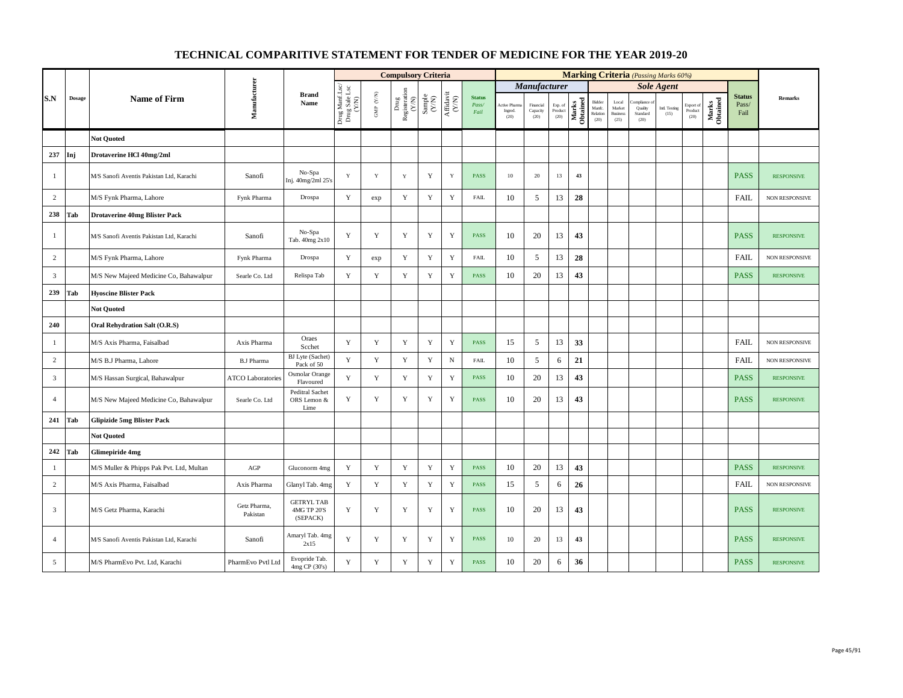# TECHNICAL COMPARITIVE STATEMENT FOR TENDER OF MEDICINE FOR THE YEAR 2019-20

| S.N | Dosage | Name of Firm | Manufacturer | Brand Name | Compulsory Criteria | | | | | | Marking Criteria (Passing Marks 60%) | | | | | | | | | | Status Pass/ Fail | Remarks |
|---|---|---|---|---|---|---|---|---|---|---|---|---|---|---|---|---|---|---|---|---|---|---|
| | | | | | | | | | | | Manufacturer | | | | Sole Agent | | | | | | | |
| | | | | | Drug Manf Lsc/ Drug Sale Lsc (Y/N) | GMP (Y/N) | Drug Registeration (Y/N) | Sample (Y/N) | Affidavit (Y/N) | Status Pass/ Fail | Active Pharma Ingred. (20) | Financial Capacity (20) | Exp. of Product (20) | Marks Obtained | Bidder Manfc. Relation (20) | Local Market Business (25) | Compliance of Quality Standard (20) | Intl. Testing (15) | Export of Product (20) | Marks Obtained | | |
| | | **Not Quoted** | | | | | | | | | | | | | | | | | | | | |
| **237** | **Inj** | **Drotaverine HCl 40mg/2ml** | | | | | | | | | | | | | | | | | | | | |
| 1 | | M/S Sanofi Aventis Pakistan Ltd, Karachi | Sanofi | No-Spa Inj. 40mg/2ml 25's | Y | Y | Y | Y | Y | PASS | 10 | 20 | 13 | 43 | | | | | | | PASS | RESPONSIVE |
| 2 | | M/S Fynk Pharma, Lahore | Fynk Pharma | Drospa | Y | exp | Y | Y | Y | FAIL | 10 | 5 | 13 | 28 | | | | | | | FAIL | NON RESPONSIVE |
| **238** | **Tab** | **Drotaverine 40mg Blister Pack** | | | | | | | | | | | | | | | | | | | | |
| 1 | | M/S Sanofi Aventis Pakistan Ltd, Karachi | Sanofi | No-Spa Tab. 40mg 2x10 | Y | Y | Y | Y | Y | PASS | 10 | 20 | 13 | 43 | | | | | | | PASS | RESPONSIVE |
| 2 | | M/S Fynk Pharma, Lahore | Fynk Pharma | Drospa | Y | exp | Y | Y | Y | FAIL | 10 | 5 | 13 | 28 | | | | | | | FAIL | NON RESPONSIVE |
| 3 | | M/S New Majeed Medicine Co, Bahawalpur | Searle Co. Ltd | Relispa Tab | Y | Y | Y | Y | Y | PASS | 10 | 20 | 13 | 43 | | | | | | | PASS | RESPONSIVE |
| **239** | **Tab** | **Hyoscine Blister Pack** | | | | | | | | | | | | | | | | | | | | |
| | | **Not Quoted** | | | | | | | | | | | | | | | | | | | | |
| **240** | | **Oral Rehydration Salt (O.R.S)** | | | | | | | | | | | | | | | | | | | | |
| 1 | | M/S Axis Pharma, Faisalbad | Axis Pharma | Oraes Scchet | Y | Y | Y | Y | Y | PASS | 15 | 5 | 13 | 33 | | | | | | | FAIL | NON RESPONSIVE |
| 2 | | M/S B.J Pharma, Lahore | B.J Pharma | BJ Lyte (Sachet) Pack of 50 | Y | Y | Y | Y | N | FAIL | 10 | 5 | 6 | 21 | | | | | | | FAIL | NON RESPONSIVE |
| 3 | | M/S Hassan Surgical, Bahawalpur | ATCO Laboratories | Osmolar Orange Flavoured | Y | Y | Y | Y | Y | PASS | 10 | 20 | 13 | 43 | | | | | | | PASS | RESPONSIVE |
| 4 | | M/S New Majeed Medicine Co, Bahawalpur | Searle Co. Ltd | Peditral Sachet ORS Lemon & Lime | Y | Y | Y | Y | Y | PASS | 10 | 20 | 13 | 43 | | | | | | | PASS | RESPONSIVE |
| **241** | **Tab** | **Glipizide 5mg Blister Pack** | | | | | | | | | | | | | | | | | | | | |
| | | **Not Quoted** | | | | | | | | | | | | | | | | | | | | |
| **242** | **Tab** | **Glimepiride 4mg** | | | | | | | | | | | | | | | | | | | | |
| 1 | | M/S Muller & Phipps Pak Pvt. Ltd, Multan | AGP | Gluconorm 4mg | Y | Y | Y | Y | Y | PASS | 10 | 20 | 13 | 43 | | | | | | | PASS | RESPONSIVE |
| 2 | | M/S Axis Pharma, Faisalbad | Axis Pharma | Glanyl Tab. 4mg | Y | Y | Y | Y | Y | PASS | 15 | 5 | 6 | 26 | | | | | | | FAIL | NON RESPONSIVE |
| 3 | | M/S Getz Pharma, Karachi | Getz Pharma, Pakistan | GETRYL TAB 4MG TP 20'S (SEPACK) | Y | Y | Y | Y | Y | PASS | 10 | 20 | 13 | 43 | | | | | | | PASS | RESPONSIVE |
| 4 | | M/S Sanofi Aventis Pakistan Ltd, Karachi | Sanofi | Amaryl Tab. 4mg 2x15 | Y | Y | Y | Y | Y | PASS | 10 | 20 | 13 | 43 | | | | | | | PASS | RESPONSIVE |
| 5 | | M/S PharmEvo Pvt. Ltd, Karachi | PharmEvo Pvtl Ltd | Evopride Tab. 4mg CP (30's) | Y | Y | Y | Y | Y | PASS | 10 | 20 | 6 | 36 | | | | | | | PASS | RESPONSIVE |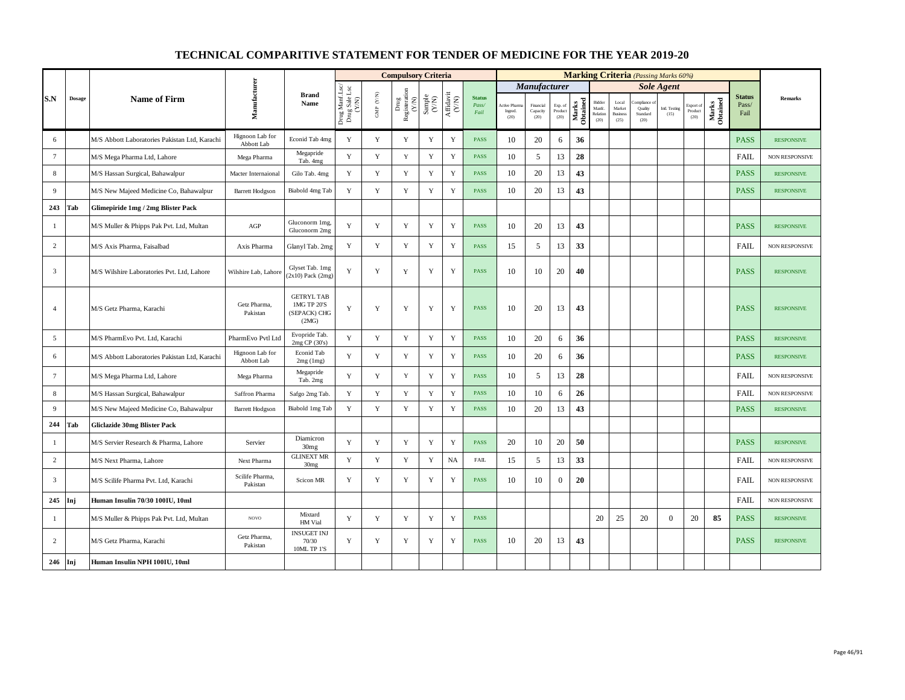# TECHNICAL COMPARITIVE STATEMENT FOR TENDER OF MEDICINE FOR THE YEAR 2019-20

| S.N | Dosage | Name of Firm | Manufacturer | Brand Name | Compulsory Criteria | | | | | | Marking Criteria (Passing Marks 60%) | | | | | | | | | | | Status Pass/ Fail | Remarks |
|---|---|---|---|---|---|---|---|---|---|---|---|---|---|---|---|---|---|---|---|---|---|---|---|
| | | | | | | | | | | | Manufacturer | | | | Sole Agent | | | | | | | | |
| | | | | | Drug Manf Lsc/ Drug Sale Lsc (Y/N) | GMP (Y/N) | Drug Registration (Y/N) | Sample (Y/N) | Affidavit (Y/N) | Status Pass/ Fail | Active Pharma Ingred. (20) | Financial Capacity (20) | Exp. of Product (20) | Marks Obtained | Bidder Manfc. Relation (20) | Local Market Business (25) | Compliance of Quality Standard (20) | Intl. Testing (15) | Export of Product (20) | Marks Obtained | | |
| 6 | | M/S Abbott Laboratories Pakistan Ltd, Karachi | Hignoon Lab for Abbott Lab | Econid Tab 4mg | Y | Y | Y | Y | Y | PASS | 10 | 20 | 6 | 36 | | | | | | | PASS | RESPONSIVE |
| 7 | | M/S Mega Pharma Ltd, Lahore | Mega Pharma | Megapride Tab. 4mg | Y | Y | Y | Y | Y | PASS | 10 | 5 | 13 | 28 | | | | | | | FAIL | NON RESPONSIVE |
| 8 | | M/S Hassan Surgical, Bahawalpur | Macter Internaional | Gilo Tab. 4mg | Y | Y | Y | Y | Y | PASS | 10 | 20 | 13 | 43 | | | | | | | PASS | RESPONSIVE |
| 9 | | M/S New Majeed Medicine Co, Bahawalpur | Barrett Hodgson | Biabold 4mg Tab | Y | Y | Y | Y | Y | PASS | 10 | 20 | 13 | 43 | | | | | | | PASS | RESPONSIVE |
| **243** | **Tab** | **Glimepiride 1mg / 2mg Blister Pack** | | | | | | | | | | | | | | | | | | | | |
| 1 | | M/S Muller & Phipps Pak Pvt. Ltd, Multan | AGP | Gluconorm 1mg, Gluconorm 2mg | Y | Y | Y | Y | Y | PASS | 10 | 20 | 13 | 43 | | | | | | | PASS | RESPONSIVE |
| 2 | | M/S Axis Pharma, Faisalbad | Axis Pharma | Glanyl Tab. 2mg | Y | Y | Y | Y | Y | PASS | 15 | 5 | 13 | 33 | | | | | | | FAIL | NON RESPONSIVE |
| 3 | | M/S Wilshire Laboratories Pvt. Ltd, Lahore | Wilshire Lab, Lahore | Glyset Tab. 1mg (2x10) Pack (2mg) | Y | Y | Y | Y | Y | PASS | 10 | 10 | 20 | 40 | | | | | | | PASS | RESPONSIVE |
| 4 | | M/S Getz Pharma, Karachi | Getz Pharma, Pakistan | GETRYL TAB 1MG TP 20'S (SEPACK) CHG (2MG) | Y | Y | Y | Y | Y | PASS | 10 | 20 | 13 | 43 | | | | | | | PASS | RESPONSIVE |
| 5 | | M/S PharmEvo Pvt. Ltd, Karachi | PharmEvo Pvtl Ltd | Evopride Tab. 2mg CP (30's) | Y | Y | Y | Y | Y | PASS | 10 | 20 | 6 | 36 | | | | | | | PASS | RESPONSIVE |
| 6 | | M/S Abbott Laboratories Pakistan Ltd, Karachi | Hignoon Lab for Abbott Lab | Econid Tab 2mg (1mg) | Y | Y | Y | Y | Y | PASS | 10 | 20 | 6 | 36 | | | | | | | PASS | RESPONSIVE |
| 7 | | M/S Mega Pharma Ltd, Lahore | Mega Pharma | Megapride Tab. 2mg | Y | Y | Y | Y | Y | PASS | 10 | 5 | 13 | 28 | | | | | | | FAIL | NON RESPONSIVE |
| 8 | | M/S Hassan Surgical, Bahawalpur | Saffron Pharma | Safgo 2mg Tab. | Y | Y | Y | Y | Y | PASS | 10 | 10 | 6 | 26 | | | | | | | FAIL | NON RESPONSIVE |
| 9 | | M/S New Majeed Medicine Co, Bahawalpur | Barrett Hodgson | Biabold 1mg Tab | Y | Y | Y | Y | Y | PASS | 10 | 20 | 13 | 43 | | | | | | | PASS | RESPONSIVE |
| **244** | **Tab** | **Gliclazide 30mg Blister Pack** | | | | | | | | | | | | | | | | | | | | |
| 1 | | M/S Servier Research & Pharma, Lahore | Servier | Diamicron 30mg | Y | Y | Y | Y | Y | PASS | 20 | 10 | 20 | 50 | | | | | | | PASS | RESPONSIVE |
| 2 | | M/S Next Pharma, Lahore | Next Pharma | GLINEXT MR 30mg | Y | Y | Y | Y | NA | FAIL | 15 | 5 | 13 | 33 | | | | | | | FAIL | NON RESPONSIVE |
| 3 | | M/S Scilife Pharma Pvt. Ltd, Karachi | Scilife Pharma, Pakistan | Scicon MR | Y | Y | Y | Y | Y | PASS | 10 | 10 | 0 | 20 | | | | | | | FAIL | NON RESPONSIVE |
| **245** | **Inj** | **Human Insulin 70/30 100IU, 10ml** | | | | | | | | | | | | | | | | | | | FAIL | NON RESPONSIVE |
| 1 | | M/S Muller & Phipps Pak Pvt. Ltd, Multan | NOVO | Mixtard HM Vial | Y | Y | Y | Y | Y | PASS | | | | | 20 | 25 | 20 | 0 | 20 | 85 | PASS | RESPONSIVE |
| 2 | | M/S Getz Pharma, Karachi | Getz Pharma, Pakistan | INSUGET INJ 70/30 10ML TP 1'S | Y | Y | Y | Y | Y | PASS | 10 | 20 | 13 | 43 | | | | | | | PASS | RESPONSIVE |
| **246** | **Inj** | **Human Insulin NPH 100IU, 10ml** | | | | | | | | | | | | | | | | | | | | |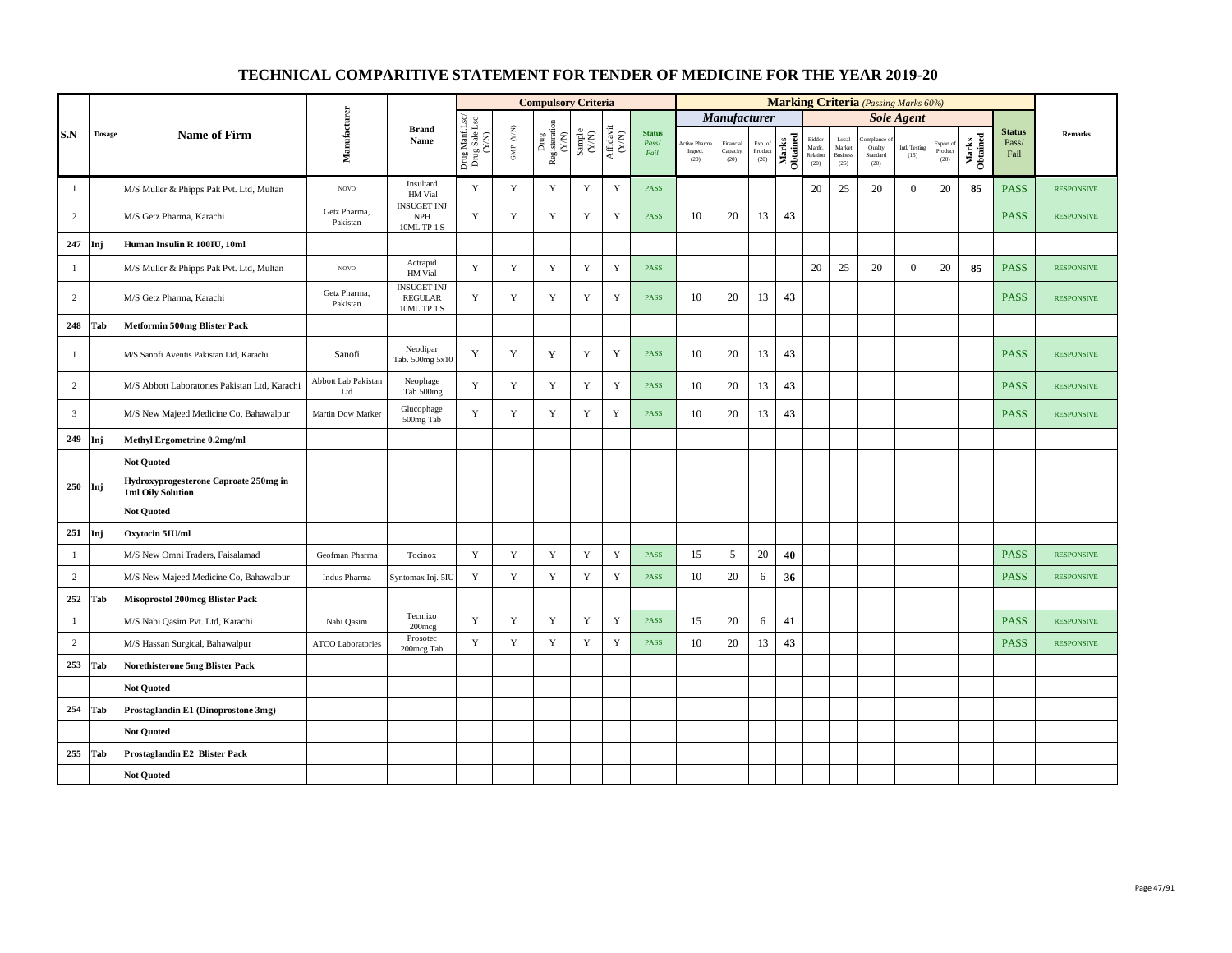# TECHNICAL COMPARITIVE STATEMENT FOR TENDER OF MEDICINE FOR THE YEAR 2019-20

| S.N | Dosage | Name of Firm | Manufacturer | Brand Name | Compulsory Criteria | | | | | | Marking Criteria (Passing Marks 60%) | | | | | | | | | | | Status Pass/ Fail | Remarks |
|---|---|---|---|---|---|---|---|---|---|---|---|---|---|---|---|---|---|---|---|---|---|---|---|
| | | | | | | | | | | | Manufacturer | | | | Sole Agent | | | | | | | | |
| | | | | | Drug Manf Lsc/ Drug Sale Lsc (Y/N) | GMP (Y/N) | Drug Registeration (Y/N) | Sample (Y/N) | Affidavit (Y/N) | Status Pass/ Fail | Active Pharma Ingred. (20) | Financial Capacity (20) | Exp. of Product (20) | Marks Obtained | Bidder Manfc. Relation (20) | Local Market Business (25) | Compliance of Quality Standard (20) | Intl. Testing (15) | Export of Product (20) | Marks Obtained | | |
| 1 | | M/S Muller & Phipps Pak Pvt. Ltd, Multan | NOVO | Insultard HM Vial | Y | Y | Y | Y | Y | PASS | | | | | 20 | 25 | 20 | 0 | 20 | **85** | PASS | RESPONSIVE |
| 2 | | M/S Getz Pharma, Karachi | Getz Pharma, Pakistan | INSUGET INJ NPH 10ML TP 1'S | Y | Y | Y | Y | Y | PASS | 10 | 20 | 13 | **43** | | | | | | | PASS | RESPONSIVE |
| **247** | **Inj** | **Human Insulin R 100IU, 10ml** | | | | | | | | | | | | | | | | | | | | |
| 1 | | M/S Muller & Phipps Pak Pvt. Ltd, Multan | NOVO | Actrapid HM Vial | Y | Y | Y | Y | Y | PASS | | | | | 20 | 25 | 20 | 0 | 20 | **85** | PASS | RESPONSIVE |
| 2 | | M/S Getz Pharma, Karachi | Getz Pharma, Pakistan | INSUGET INJ REGULAR 10ML TP 1'S | Y | Y | Y | Y | Y | PASS | 10 | 20 | 13 | **43** | | | | | | | PASS | RESPONSIVE |
| **248** | **Tab** | **Metformin 500mg Blister Pack** | | | | | | | | | | | | | | | | | | | | |
| 1 | | M/S Sanofi Aventis Pakistan Ltd, Karachi | Sanofi | Neodipar Tab. 500mg 5x10 | Y | Y | Y | Y | Y | PASS | 10 | 20 | 13 | **43** | | | | | | | PASS | RESPONSIVE |
| 2 | | M/S Abbott Laboratories Pakistan Ltd, Karachi | Abbott Lab Pakistan Ltd | Neophage Tab 500mg | Y | Y | Y | Y | Y | PASS | 10 | 20 | 13 | **43** | | | | | | | PASS | RESPONSIVE |
| 3 | | M/S New Majeed Medicine Co, Bahawalpur | Martin Dow Marker | Glucophage 500mg Tab | Y | Y | Y | Y | Y | PASS | 10 | 20 | 13 | **43** | | | | | | | PASS | RESPONSIVE |
| **249** | **Inj** | **Methyl Ergometrine 0.2mg/ml** | | | | | | | | | | | | | | | | | | | | |
| | | **Not Quoted** | | | | | | | | | | | | | | | | | | | | |
| **250** | **Inj** | **Hydroxyprogesterone Caproate 250mg in 1ml Oily Solution** | | | | | | | | | | | | | | | | | | | | |
| | | **Not Quoted** | | | | | | | | | | | | | | | | | | | | |
| **251** | **Inj** | **Oxytocin 5IU/ml** | | | | | | | | | | | | | | | | | | | | |
| 1 | | M/S New Omni Traders, Faisalamad | Geofman Pharma | Tocinox | Y | Y | Y | Y | Y | PASS | 15 | 5 | 20 | **40** | | | | | | | PASS | RESPONSIVE |
| 2 | | M/S New Majeed Medicine Co, Bahawalpur | Indus Pharma | Syntomax Inj. 5IU | Y | Y | Y | Y | Y | PASS | 10 | 20 | 6 | **36** | | | | | | | PASS | RESPONSIVE |
| **252** | **Tab** | **Misoprostol 200mcg Blister Pack** | | | | | | | | | | | | | | | | | | | | |
| 1 | | M/S Nabi Qasim Pvt. Ltd, Karachi | Nabi Qasim | Tecmixo 200mcg | Y | Y | Y | Y | Y | PASS | 15 | 20 | 6 | **41** | | | | | | | PASS | RESPONSIVE |
| 2 | | M/S Hassan Surgical, Bahawalpur | ATCO Laboratories | Prosotec 200mcg Tab. | Y | Y | Y | Y | Y | PASS | 10 | 20 | 13 | **43** | | | | | | | PASS | RESPONSIVE |
| **253** | **Tab** | **Norethisterone 5mg Blister Pack** | | | | | | | | | | | | | | | | | | | | |
| | | **Not Quoted** | | | | | | | | | | | | | | | | | | | | |
| **254** | **Tab** | **Prostaglandin E1 (Dinoprostone 3mg)** | | | | | | | | | | | | | | | | | | | | |
| | | **Not Quoted** | | | | | | | | | | | | | | | | | | | | |
| **255** | **Tab** | **Prostaglandin E2 Blister Pack** | | | | | | | | | | | | | | | | | | | | |
| | | **Not Quoted** | | | | | | | | | | | | | | | | | | | | |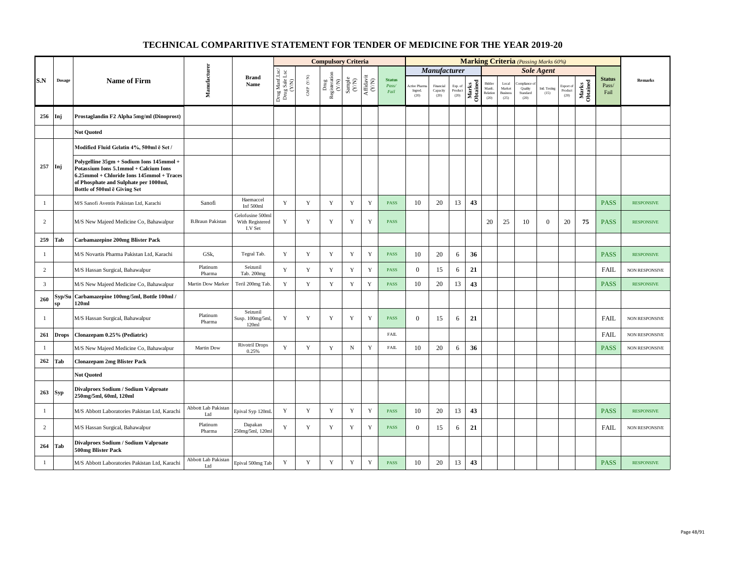# TECHNICAL COMPARITIVE STATEMENT FOR TENDER OF MEDICINE FOR THE YEAR 2019-20

| S.N | Dosage | Name of Firm | Manufacturer | Brand Name | Compulsory Criteria | | | | | | Marking Criteria (Passing Marks 60%) | | | | | | | | | | | Status Pass/ Fail | Remarks |
|---|---|---|---|---|---|---|---|---|---|---|---|---|---|---|---|---|---|---|---|---|---|---|---|
| | | | | | | | | | | | Manufacturer | | | | Sole Agent | | | | | | | | |
| | | | | | Drug Manf Lsc/ Drug Sale Lsc (Y/N) | GMP (Y/N) | Drug Registeration (Y/N) | Sample (Y/N) | Affidavit (Y/N) | Status Pass/ Fail | Active Pharma Ingred. (20) | Financial Capacity (20) | Exp. of Product (20) | Marks Obtained | Bidder Manf. Relation (20) | Local Market Business (25) | Compliance of Quality Standard (20) | Intl. Testing (15) | Export of Product (20) | Marks Obtained | | |
| 256 | Inj | **Prostaglandin F2 Alpha 5mg/ml (Dinoprost)** | | | | | | | | | | | | | | | | | | | | |
| | | **Not Quoted** | | | | | | | | | | | | | | | | | | | | |
| 257 | Inj | **Modified Fluid Gelatin 4%, 500ml ē Set / Polygelline 35gm + Sodium Ions 145mmol + Potassium Ions 5.1mmol + Calcium Ions 6.25mmol + Chloride Ions 145mmol + Traces of Phosphate and Sulphate per 1000ml, Bottle of 500ml ē Giving Set** | | | | | | | | | | | | | | | | | | | | |
| 1 | | M/S Sanofi Aventis Pakistan Ltd, Karachi | Sanofi | Haemaccel Inf 500ml | Y | Y | Y | Y | Y | PASS | 10 | 20 | 13 | 43 | | | | | | | PASS | RESPONSIVE |
| 2 | | M/S New Majeed Medicine Co, Bahawalpur | B.Braun Pakistan | Gelofusine 500ml With Registered I.V Set | Y | Y | Y | Y | Y | PASS | | | | | 20 | 25 | 10 | 0 | 20 | 75 | PASS | RESPONSIVE |
| 259 | Tab | **Carbamazepine 200mg Blister Pack** | | | | | | | | | | | | | | | | | | | | |
| 1 | | M/S Novartis Pharma Pakistan Ltd, Karachi | GSk, | Tegral Tab. | Y | Y | Y | Y | Y | PASS | 10 | 20 | 6 | 36 | | | | | | | PASS | RESPONSIVE |
| 2 | | M/S Hassan Surgical, Bahawalpur | Platinum Pharma | Seizunil Tab. 200mg | Y | Y | Y | Y | Y | PASS | 0 | 15 | 6 | 21 | | | | | | | FAIL | NON RESPONSIVE |
| 3 | | M/S New Majeed Medicine Co, Bahawalpur | Martin Dow Marker | Teril 200mg Tab. | Y | Y | Y | Y | Y | PASS | 10 | 20 | 13 | 43 | | | | | | | PASS | RESPONSIVE |
| 260 | Syp/Susp | **Carbamazepine 100mg/5ml, Bottle 100ml / 120ml** | | | | | | | | | | | | | | | | | | | | |
| 1 | | M/S Hassan Surgical, Bahawalpur | Platinum Pharma | Seizunil Susp. 100mg/5ml, 120ml | Y | Y | Y | Y | Y | PASS | 0 | 15 | 6 | 21 | | | | | | | FAIL | NON RESPONSIVE |
| 261 | Drops | **Clonazepam 0.25% (Pediatric)** | | | | | | | | FAIL | | | | | | | | | | | FAIL | NON RESPONSIVE |
| 1 | | M/S New Majeed Medicine Co, Bahawalpur | Martin Dow | Rivotril Drops 0.25% | Y | Y | Y | N | Y | FAIL | 10 | 20 | 6 | 36 | | | | | | | PASS | NON RESPONSIVE |
| 262 | Tab | **Clonazepam 2mg Blister Pack** | | | | | | | | | | | | | | | | | | | | |
| | | **Not Quoted** | | | | | | | | | | | | | | | | | | | | |
| 263 | Syp | **Divalproex Sodium / Sodium Valproate 250mg/5ml, 60ml, 120ml** | | | | | | | | | | | | | | | | | | | | |
| 1 | | M/S Abbott Laboratories Pakistan Ltd, Karachi | Abbott Lab Pakistan Ltd | Epival Syp 120mL | Y | Y | Y | Y | Y | PASS | 10 | 20 | 13 | 43 | | | | | | | PASS | RESPONSIVE |
| 2 | | M/S Hassan Surgical, Bahawalpur | Platinum Pharma | Dapakan 250mg/5ml, 120ml | Y | Y | Y | Y | Y | PASS | 0 | 15 | 6 | 21 | | | | | | | FAIL | NON RESPONSIVE |
| 264 | Tab | **Divalproex Sodium / Sodium Valproate 500mg Blister Pack** | | | | | | | | | | | | | | | | | | | | |
| 1 | | M/S Abbott Laboratories Pakistan Ltd, Karachi | Abbott Lab Pakistan Ltd | Epival 500mg Tab | Y | Y | Y | Y | Y | PASS | 10 | 20 | 13 | 43 | | | | | | | PASS | RESPONSIVE |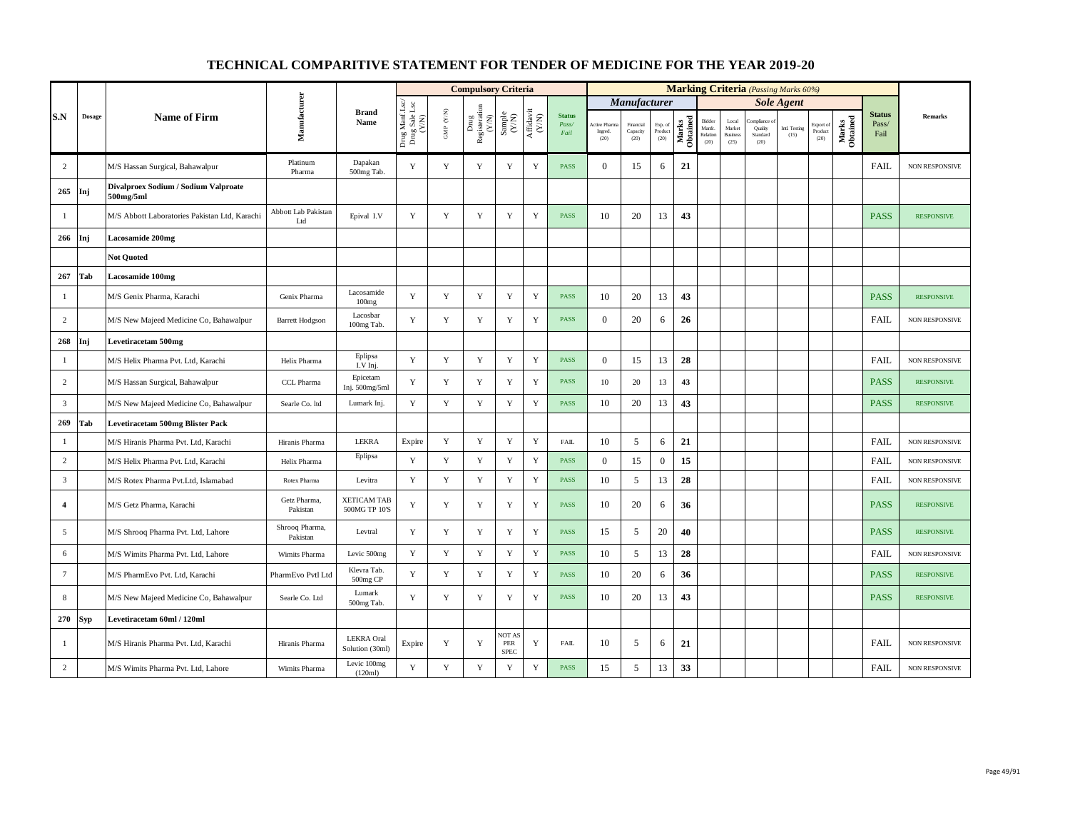# TECHNICAL COMPARITIVE STATEMENT FOR TENDER OF MEDICINE FOR THE YEAR 2019-20

| S.N | Dosage | Name of Firm | Manufacturer | Brand Name | Compulsory Criteria | | | | | | Marking Criteria (Passing Marks 60%) | | | | | | | | | | Status Pass/ Fail | Remarks |
|---|---|---|---|---|---|---|---|---|---|---|---|---|---|---|---|---|---|---|---|---|---|---|
| | | | | | Drug Manf Lsc/ Drug Sale Lsc (Y/N) | GMP (Y/N) | Drug Registeration (Y/N) | Sample (Y/N) | Affidavit (Y/N) | Status Pass/ Fail | Manufacturer | | | | Sole Agent | | | | | | | |
| | | | | | | | | | | | Active Pharma Ingred. (20) | Financial Capacity (20) | Exp. of Product (20) | Marks Obtained | Bidder Manfc. Relation (20) | Local Market Business (25) | Compliance of Quality Standard (20) | Intl. Testing (15) | Export of Product (20) | Marks Obtained | | |
| 2 | | M/S Hassan Surgical, Bahawalpur | Platinum Pharma | Dapakan 500mg Tab. | Y | Y | Y | Y | Y | PASS | 0 | 15 | 6 | **21** | | | | | | | FAIL | NON RESPONSIVE |
| **265** | **Inj** | **Divalproex Sodium / Sodium Valproate 500mg/5ml** | | | | | | | | | | | | | | | | | | | | |
| 1 | | M/S Abbott Laboratories Pakistan Ltd, Karachi | Abbott Lab Pakistan Ltd | Epival I.V | Y | Y | Y | Y | Y | PASS | 10 | 20 | 13 | **43** | | | | | | | PASS | RESPONSIVE |
| **266** | **Inj** | **Lacosamide 200mg** | | | | | | | | | | | | | | | | | | | | |
| | | **Not Quoted** | | | | | | | | | | | | | | | | | | | | |
| **267** | **Tab** | **Lacosamide 100mg** | | | | | | | | | | | | | | | | | | | | |
| 1 | | M/S Genix Pharma, Karachi | Genix Pharma | Lacosamide 100mg | Y | Y | Y | Y | Y | PASS | 10 | 20 | 13 | **43** | | | | | | | PASS | RESPONSIVE |
| 2 | | M/S New Majeed Medicine Co, Bahawalpur | Barrett Hodgson | Lacosbar 100mg Tab. | Y | Y | Y | Y | Y | PASS | 0 | 20 | 6 | **26** | | | | | | | FAIL | NON RESPONSIVE |
| **268** | **Inj** | **Levetiracetam 500mg** | | | | | | | | | | | | | | | | | | | | |
| 1 | | M/S Helix Pharma Pvt. Ltd, Karachi | Helix Pharma | Eplipsa I.V Inj. | Y | Y | Y | Y | Y | PASS | 0 | 15 | 13 | **28** | | | | | | | FAIL | NON RESPONSIVE |
| 2 | | M/S Hassan Surgical, Bahawalpur | CCL Pharma | Epicetam Inj. 500mg/5ml | Y | Y | Y | Y | Y | PASS | 10 | 20 | 13 | **43** | | | | | | | PASS | RESPONSIVE |
| 3 | | M/S New Majeed Medicine Co, Bahawalpur | Searle Co. ltd | Lumark Inj. | Y | Y | Y | Y | Y | PASS | 10 | 20 | 13 | **43** | | | | | | | PASS | RESPONSIVE |
| **269** | **Tab** | **Levetiracetam 500mg Blister Pack** | | | | | | | | | | | | | | | | | | | | |
| 1 | | M/S Hiranis Pharma Pvt. Ltd, Karachi | Hiranis Pharma | LEKRA | Expire | Y | Y | Y | Y | FAIL | 10 | 5 | 6 | **21** | | | | | | | FAIL | NON RESPONSIVE |
| 2 | | M/S Helix Pharma Pvt. Ltd, Karachi | Helix Pharma | Eplipsa | Y | Y | Y | Y | Y | PASS | 0 | 15 | 0 | **15** | | | | | | | FAIL | NON RESPONSIVE |
| 3 | | M/S Rotex Pharma Pvt.Ltd, Islamabad | Rotex Pharma | Levitra | Y | Y | Y | Y | Y | PASS | 10 | 5 | 13 | **28** | | | | | | | FAIL | NON RESPONSIVE |
| **4** | | M/S Getz Pharma, Karachi | Getz Pharma, Pakistan | XETICAM TAB 500MG TP 10'S | Y | Y | Y | Y | Y | PASS | 10 | 20 | 6 | **36** | | | | | | | PASS | RESPONSIVE |
| 5 | | M/S Shrooq Pharma Pvt. Ltd, Lahore | Shrooq Pharma, Pakistan | Levtral | Y | Y | Y | Y | Y | PASS | 15 | 5 | 20 | **40** | | | | | | | PASS | RESPONSIVE |
| 6 | | M/S Wimits Pharma Pvt. Ltd, Lahore | Wimits Pharma | Levic 500mg | Y | Y | Y | Y | Y | PASS | 10 | 5 | 13 | **28** | | | | | | | FAIL | NON RESPONSIVE |
| 7 | | M/S PharmEvo Pvt. Ltd, Karachi | PharmEvo Pvtl Ltd | Klevra Tab. 500mg CP | Y | Y | Y | Y | Y | PASS | 10 | 20 | 6 | **36** | | | | | | | PASS | RESPONSIVE |
| 8 | | M/S New Majeed Medicine Co, Bahawalpur | Searle Co. Ltd | Lumark 500mg Tab. | Y | Y | Y | Y | Y | PASS | 10 | 20 | 13 | **43** | | | | | | | PASS | RESPONSIVE |
| **270** | **Syp** | **Levetiracetam 60ml / 120ml** | | | | | | | | | | | | | | | | | | | | |
| 1 | | M/S Hiranis Pharma Pvt. Ltd, Karachi | Hiranis Pharma | LEKRA Oral Solution (30ml) | Expire | Y | Y | NOT AS PER SPEC | Y | FAIL | 10 | 5 | 6 | **21** | | | | | | | FAIL | NON RESPONSIVE |
| 2 | | M/S Wimits Pharma Pvt. Ltd, Lahore | Wimits Pharma | Levic 100mg (120ml) | Y | Y | Y | Y | Y | PASS | 15 | 5 | 13 | **33** | | | | | | | FAIL | NON RESPONSIVE |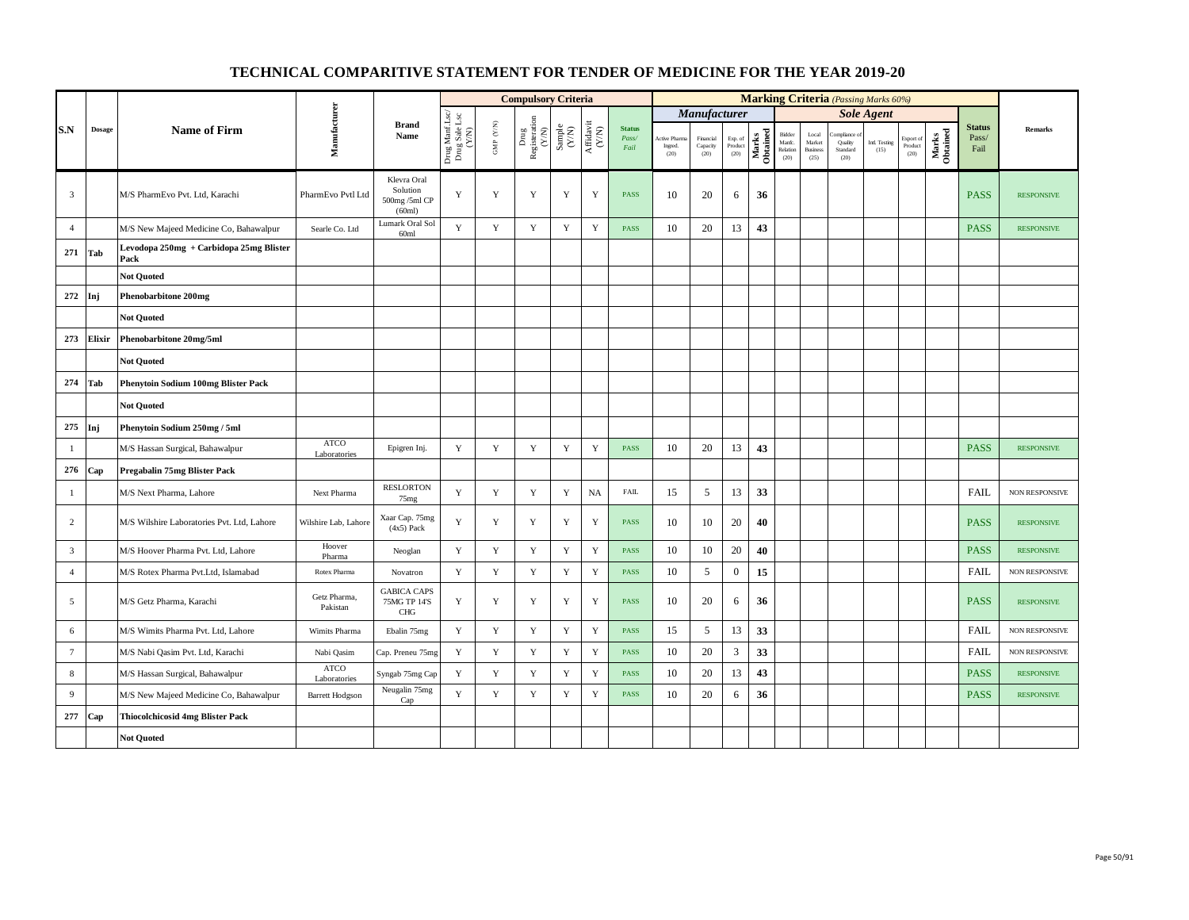# TECHNICAL COMPARITIVE STATEMENT FOR TENDER OF MEDICINE FOR THE YEAR 2019-20

| S.N | Dosage | Name of Firm | Manufacturer | Brand Name | Compulsory Criteria | | | | | | Marking Criteria (Passing Marks 60%) | | | | | | | | | | | Status Pass/ Fail | Remarks |
|---|---|---|---|---|---|---|---|---|---|---|---|---|---|---|---|---|---|---|---|---|---|---|---|
| | | | | | | | | | | | Manufacturer | | | | Sole Agent | | | | | | | | |
| | | | | | Drug Manf Lsc/ Drug Sale Lsc (Y/N) | GMP (Y/N) | Drug Registeration (Y/N) | Sample (Y/N) | Affidavit (Y/N) | Status Pass/ Fail | Active Pharma Ingred. (20) | Financial Capacity (20) | Exp. of Product (20) | Marks Obtained | Bidder Manfc. Relation (20) | Local Market Business (25) | Compliance of Quality Standard (20) | Intl. Testing (15) | Export of Product (20) | Marks Obtained | | |
| 3 | | M/S PharmEvo Pvt. Ltd, Karachi | PharmEvo Pvtl Ltd | Klevra Oral Solution 500mg /5ml CP (60ml) | Y | Y | Y | Y | Y | PASS | 10 | 20 | 6 | 36 | | | | | | | PASS | RESPONSIVE |
| 4 | | M/S New Majeed Medicine Co, Bahawalpur | Searle Co. Ltd | Lumark Oral Sol 60ml | Y | Y | Y | Y | Y | PASS | 10 | 20 | 13 | 43 | | | | | | | PASS | RESPONSIVE |
| 271 | Tab | Levodopa 250mg + Carbidopa 25mg Blister Pack | | | | | | | | | | | | | | | | | | | | |
| | | Not Quoted | | | | | | | | | | | | | | | | | | | | |
| 272 | Inj | Phenobarbitone 200mg | | | | | | | | | | | | | | | | | | | | |
| | | Not Quoted | | | | | | | | | | | | | | | | | | | | |
| 273 | Elixir | Phenobarbitone 20mg/5ml | | | | | | | | | | | | | | | | | | | | |
| | | Not Quoted | | | | | | | | | | | | | | | | | | | | |
| 274 | Tab | Phenytoin Sodium 100mg Blister Pack | | | | | | | | | | | | | | | | | | | | |
| | | Not Quoted | | | | | | | | | | | | | | | | | | | | |
| 275 | Inj | Phenytoin Sodium 250mg / 5ml | | | | | | | | | | | | | | | | | | | | |
| 1 | | M/S Hassan Surgical, Bahawalpur | ATCO Laboratories | Epigren Inj. | Y | Y | Y | Y | Y | PASS | 10 | 20 | 13 | 43 | | | | | | | PASS | RESPONSIVE |
| 276 | Cap | Pregabalin 75mg Blister Pack | | | | | | | | | | | | | | | | | | | | |
| 1 | | M/S Next Pharma, Lahore | Next Pharma | RESLORTON 75mg | Y | Y | Y | Y | NA | FAIL | 15 | 5 | 13 | 33 | | | | | | | FAIL | NON RESPONSIVE |
| 2 | | M/S Wilshire Laboratories Pvt. Ltd, Lahore | Wilshire Lab, Lahore | Xaar Cap. 75mg (4x5) Pack | Y | Y | Y | Y | Y | PASS | 10 | 10 | 20 | 40 | | | | | | | PASS | RESPONSIVE |
| 3 | | M/S Hoover Pharma Pvt. Ltd, Lahore | Hoover Pharma | Neoglan | Y | Y | Y | Y | Y | PASS | 10 | 10 | 20 | 40 | | | | | | | PASS | RESPONSIVE |
| 4 | | M/S Rotex Pharma Pvt.Ltd, Islamabad | Rotex Pharma | Novatron | Y | Y | Y | Y | Y | PASS | 10 | 5 | 0 | 15 | | | | | | | FAIL | NON RESPONSIVE |
| 5 | | M/S Getz Pharma, Karachi | Getz Pharma, Pakistan | GABICA CAPS 75MG TP 14'S CHG | Y | Y | Y | Y | Y | PASS | 10 | 20 | 6 | 36 | | | | | | | PASS | RESPONSIVE |
| 6 | | M/S Wimits Pharma Pvt. Ltd, Lahore | Wimits Pharma | Ebalin 75mg | Y | Y | Y | Y | Y | PASS | 15 | 5 | 13 | 33 | | | | | | | FAIL | NON RESPONSIVE |
| 7 | | M/S Nabi Qasim Pvt. Ltd, Karachi | Nabi Qasim | Cap. Preneu 75mg | Y | Y | Y | Y | Y | PASS | 10 | 20 | 3 | 33 | | | | | | | FAIL | NON RESPONSIVE |
| 8 | | M/S Hassan Surgical, Bahawalpur | ATCO Laboratories | Syngab 75mg Cap | Y | Y | Y | Y | Y | PASS | 10 | 20 | 13 | 43 | | | | | | | PASS | RESPONSIVE |
| 9 | | M/S New Majeed Medicine Co, Bahawalpur | Barrett Hodgson | Neugalin 75mg Cap | Y | Y | Y | Y | Y | PASS | 10 | 20 | 6 | 36 | | | | | | | PASS | RESPONSIVE |
| 277 | Cap | Thiocolchicosid 4mg Blister Pack | | | | | | | | | | | | | | | | | | | | |
| | | Not Quoted | | | | | | | | | | | | | | | | | | | | |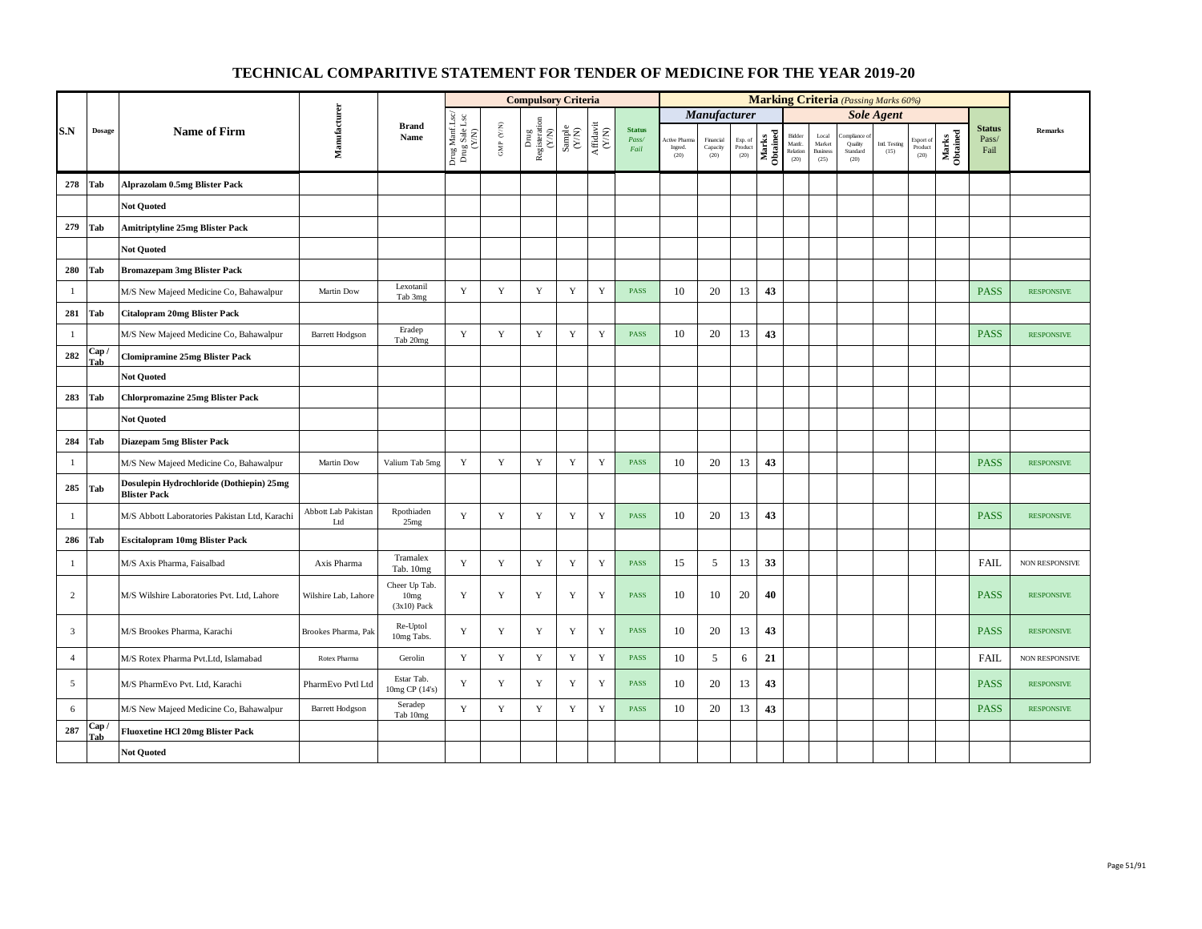# TECHNICAL COMPARITIVE STATEMENT FOR TENDER OF MEDICINE FOR THE YEAR 2019-20

| S.N | Dosage | Name of Firm | Manufacturer | Brand Name | Compulsory Criteria | | | | | | Marking Criteria (Passing Marks 60%) | | | | | | | | | | Status Pass/ Fail | Remarks |
|---|---|---|---|---|---|---|---|---|---|---|---|---|---|---|---|---|---|---|---|---|---|---|
| | | | | | Drug Manf Lsc/ Drug Sale Lsc (Y/N) | GMP (Y/N) | Drug Registeration (Y/N) | Sample (Y/N) | Affidavit (Y/N) | Status Pass/ Fail | Manufacturer | | | | Sole Agent | | | | | | | |
| | | | | | | | | | | | Active Pharma Ingred. (20) | Financial Capacity (20) | Exp. of Product (20) | Marks Obtained | Bidder Manfc. Relation (20) | Local Market Business (25) | Compliance of Quality Standard (20) | Intl. Testing (15) | Export of Product (20) | Marks Obtained | | |
| 278 | Tab | Alprazolam 0.5mg Blister Pack | | | | | | | | | | | | | | | | | | | | |
| | | Not Quoted | | | | | | | | | | | | | | | | | | | | |
| 279 | Tab | Amitriptyline 25mg Blister Pack | | | | | | | | | | | | | | | | | | | | |
| | | Not Quoted | | | | | | | | | | | | | | | | | | | | |
| 280 | Tab | Bromazepam 3mg Blister Pack | | | | | | | | | | | | | | | | | | | | |
| 1 | | M/S New Majeed Medicine Co, Bahawalpur | Martin Dow | Lexotanil Tab 3mg | Y | Y | Y | Y | Y | PASS | 10 | 20 | 13 | 43 | | | | | | | PASS | RESPONSIVE |
| 281 | Tab | Citalopram 20mg Blister Pack | | | | | | | | | | | | | | | | | | | | |
| 1 | | M/S New Majeed Medicine Co, Bahawalpur | Barrett Hodgson | Eradep Tab 20mg | Y | Y | Y | Y | Y | PASS | 10 | 20 | 13 | 43 | | | | | | | PASS | RESPONSIVE |
| 282 | Cap / Tab | Clomipramine 25mg Blister Pack | | | | | | | | | | | | | | | | | | | | |
| | | Not Quoted | | | | | | | | | | | | | | | | | | | | |
| 283 | Tab | Chlorpromazine 25mg Blister Pack | | | | | | | | | | | | | | | | | | | | |
| | | Not Quoted | | | | | | | | | | | | | | | | | | | | |
| 284 | Tab | Diazepam 5mg Blister Pack | | | | | | | | | | | | | | | | | | | | |
| 1 | | M/S New Majeed Medicine Co, Bahawalpur | Martin Dow | Valium Tab 5mg | Y | Y | Y | Y | Y | PASS | 10 | 20 | 13 | 43 | | | | | | | PASS | RESPONSIVE |
| 285 | Tab | Dosulepin Hydrochloride (Dothiepin) 25mg Blister Pack | | | | | | | | | | | | | | | | | | | | |
| 1 | | M/S Abbott Laboratories Pakistan Ltd, Karachi | Abbott Lab Pakistan Ltd | Rpothiaden 25mg | Y | Y | Y | Y | Y | PASS | 10 | 20 | 13 | 43 | | | | | | | PASS | RESPONSIVE |
| 286 | Tab | Escitalopram 10mg Blister Pack | | | | | | | | | | | | | | | | | | | | |
| 1 | | M/S Axis Pharma, Faisalbad | Axis Pharma | Tramalex Tab. 10mg | Y | Y | Y | Y | Y | PASS | 15 | 5 | 13 | 33 | | | | | | | FAIL | NON RESPONSIVE |
| 2 | | M/S Wilshire Laboratories Pvt. Ltd, Lahore | Wilshire Lab, Lahore | Cheer Up Tab. 10mg (3x10) Pack | Y | Y | Y | Y | Y | PASS | 10 | 10 | 20 | 40 | | | | | | | PASS | RESPONSIVE |
| 3 | | M/S Brookes Pharma, Karachi | Brookes Pharma, Pak | Re-Uptol 10mg Tabs. | Y | Y | Y | Y | Y | PASS | 10 | 20 | 13 | 43 | | | | | | | PASS | RESPONSIVE |
| 4 | | M/S Rotex Pharma Pvt.Ltd, Islamabad | Rotex Pharma | Gerolin | Y | Y | Y | Y | Y | PASS | 10 | 5 | 6 | 21 | | | | | | | FAIL | NON RESPONSIVE |
| 5 | | M/S PharmEvo Pvt. Ltd, Karachi | PharmEvo Pvtl Ltd | Estar Tab. 10mg CP (14's) | Y | Y | Y | Y | Y | PASS | 10 | 20 | 13 | 43 | | | | | | | PASS | RESPONSIVE |
| 6 | | M/S New Majeed Medicine Co, Bahawalpur | Barrett Hodgson | Seradep Tab 10mg | Y | Y | Y | Y | Y | PASS | 10 | 20 | 13 | 43 | | | | | | | PASS | RESPONSIVE |
| 287 | Cap / Tab | Fluoxetine HCl 20mg Blister Pack | | | | | | | | | | | | | | | | | | | | |
| | | Not Quoted | | | | | | | | | | | | | | | | | | | | |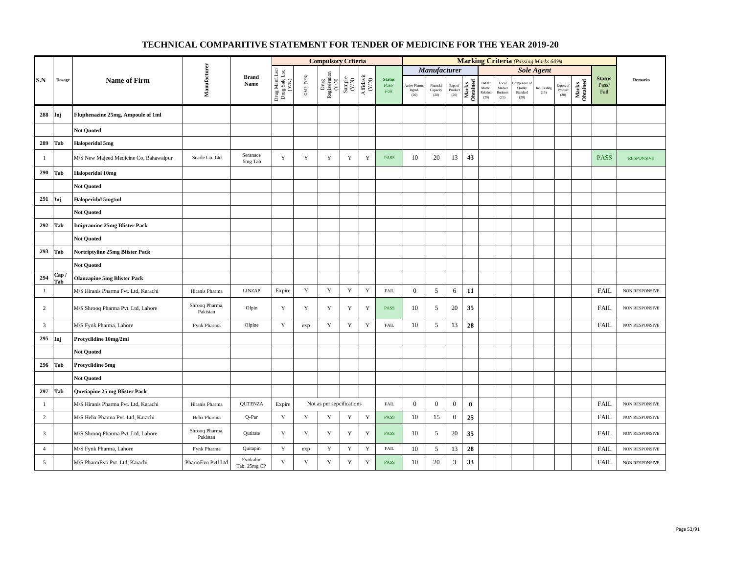# TECHNICAL COMPARITIVE STATEMENT FOR TENDER OF MEDICINE FOR THE YEAR 2019-20

| S.N | Dosage | Name of Firm | Manufacturer | Brand Name | Compulsory Criteria | | | | | | Marking Criteria *(Passing Marks 60%)* | | | | | | | | | | | |
|---|---|---|---|---|---|---|---|---|---|---|---|---|---|---|---|---|---|---|---|---|---|---|
| | | | | | | | | | | | *Manufacturer* | | | | *Sole Agent* | | | | | | | |
| | | | | | Drug Manf Lsc/ Drug Sale Lsc (Y/N) | GMP (Y/N) | Drug Registeration (Y/N) | Sample (Y/N) | Affidavit (Y/N) | Status Pass/ Fail | Active Pharma Ingred. (20) | Financial Capacity (20) | Exp. of Product (20) | Marks Obtained | Bidder Manfc. Relation (20) | Local Market Business (25) | Compliance of Quality Standard (20) | Intl. Testing (15) | Export of Product (20) | Marks Obtained | Status Pass/ Fail | Remarks |
| 288 | Inj | Fluphenazine 25mg, Ampoule of 1ml | | | | | | | | | | | | | | | | | | | | |
| | | Not Quoted | | | | | | | | | | | | | | | | | | | | |
| 289 | Tab | Haloperidol 5mg | | | | | | | | | | | | | | | | | | | | |
| 1 | | M/S New Majeed Medicine Co, Bahawalpur | Searle Co. Ltd | Seranace 5mg Tab | Y | Y | Y | Y | Y | PASS | 10 | 20 | 13 | 43 | | | | | | | PASS | RESPONSIVE |
| 290 | Tab | Haloperidol 10mg | | | | | | | | | | | | | | | | | | | | |
| | | Not Quoted | | | | | | | | | | | | | | | | | | | | |
| 291 | Inj | Haloperidol 5mg/ml | | | | | | | | | | | | | | | | | | | | |
| | | Not Quoted | | | | | | | | | | | | | | | | | | | | |
| 292 | Tab | Imipramine 25mg Blister Pack | | | | | | | | | | | | | | | | | | | | |
| | | Not Quoted | | | | | | | | | | | | | | | | | | | | |
| 293 | Tab | Nortriptyline 25mg Blister Pack | | | | | | | | | | | | | | | | | | | | |
| | | Not Quoted | | | | | | | | | | | | | | | | | | | | |
| 294 | Cap / Tab | Olanzapine 5mg Blister Pack | | | | | | | | | | | | | | | | | | | | |
| 1 | | M/S Hiranis Pharma Pvt. Ltd, Karachi | Hiranis Pharma | LINZAP | Expire | Y | Y | Y | Y | FAIL | 0 | 5 | 6 | 11 | | | | | | | FAIL | NON RESPONSIVE |
| 2 | | M/S Shrooq Pharma Pvt. Ltd, Lahore | Shrooq Pharma, Pakistan | Olpin | Y | Y | Y | Y | Y | PASS | 10 | 5 | 20 | 35 | | | | | | | FAIL | NON RESPONSIVE |
| 3 | | M/S Fynk Pharma, Lahore | Fynk Pharma | Olpine | Y | exp | Y | Y | Y | FAIL | 10 | 5 | 13 | 28 | | | | | | | FAIL | NON RESPONSIVE |
| 295 | Inj | Procyclidine 10mg/2ml | | | | | | | | | | | | | | | | | | | | |
| | | Not Quoted | | | | | | | | | | | | | | | | | | | | |
| 296 | Tab | Procyclidine 5mg | | | | | | | | | | | | | | | | | | | | |
| | | Not Quoted | | | | | | | | | | | | | | | | | | | | |
| 297 | Tab | Quetiapine 25 mg Blister Pack | | | | | | | | | | | | | | | | | | | | |
| 1 | | M/S Hiranis Pharma Pvt. Ltd, Karachi | Hiranis Pharma | QUTENZA | Expire | Not as per sepcifications | | | | FAIL | 0 | 0 | 0 | 0 | | | | | | | FAIL | NON RESPONSIVE |
| 2 | | M/S Helix Pharma Pvt. Ltd, Karachi | Helix Pharma | Q-Par | Y | Y | Y | Y | Y | PASS | 10 | 15 | 0 | 25 | | | | | | | FAIL | NON RESPONSIVE |
| 3 | | M/S Shrooq Pharma Pvt. Ltd, Lahore | Shrooq Pharma, Pakistan | Qutirate | Y | Y | Y | Y | Y | PASS | 10 | 5 | 20 | 35 | | | | | | | FAIL | NON RESPONSIVE |
| 4 | | M/S Fynk Pharma, Lahore | Fynk Pharma | Quitapin | Y | exp | Y | Y | Y | FAIL | 10 | 5 | 13 | 28 | | | | | | | FAIL | NON RESPONSIVE |
| 5 | | M/S PharmEvo Pvt. Ltd, Karachi | PharmEvo Pvtl Ltd | Evokalm Tab. 25mg CP | Y | Y | Y | Y | Y | PASS | 10 | 20 | 3 | 33 | | | | | | | FAIL | NON RESPONSIVE |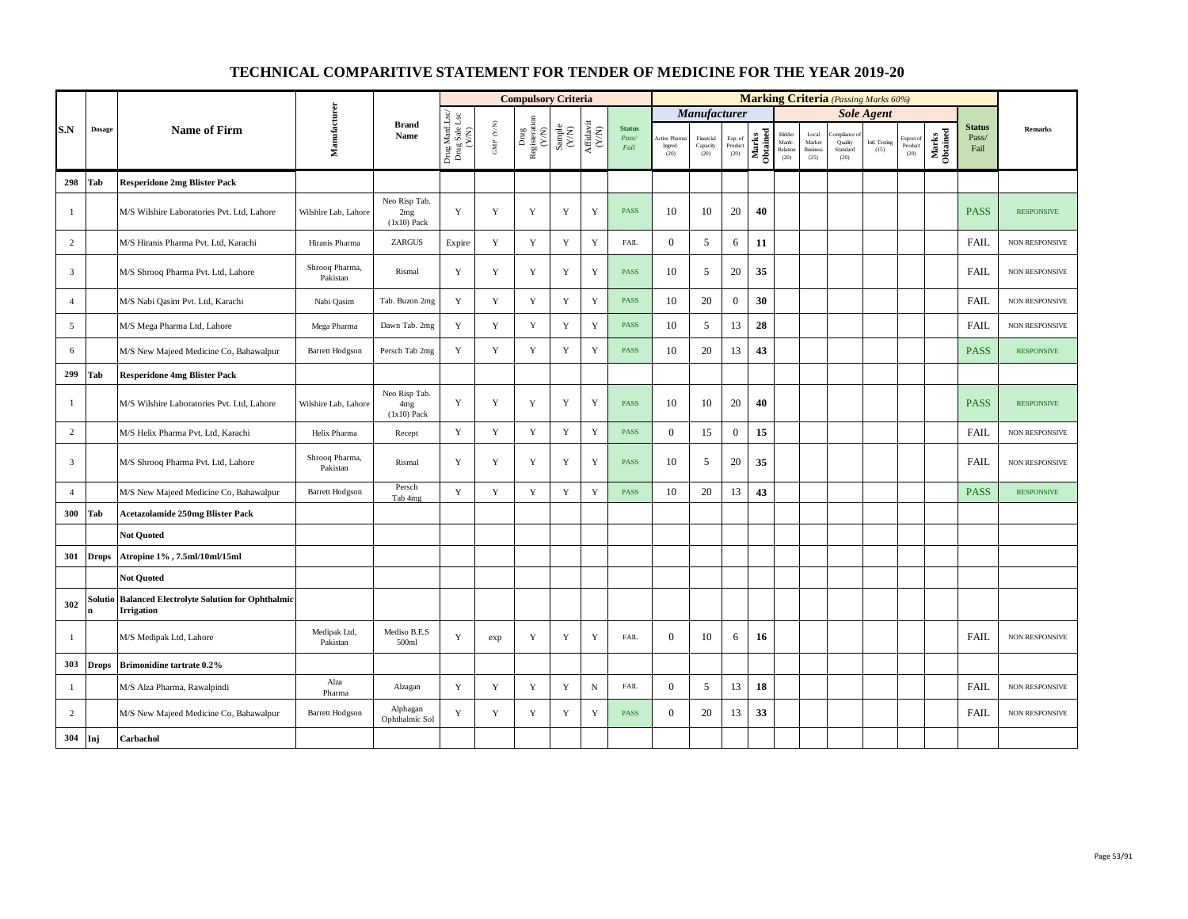# TECHNICAL COMPARITIVE STATEMENT FOR TENDER OF MEDICINE FOR THE YEAR 2019-20

| S.N | Dosage | Name of Firm | Manufacturer | Brand Name | Compulsory Criteria | | | | | | Marking Criteria (Passing Marks 60%) | | | | | | | | | | Status Pass/ Fail | Remarks |
|---|---|---|---|---|---|---|---|---|---|---|---|---|---|---|---|---|---|---|---|---|---|---|
| | | | | | | | | | | | Manufacturer | | | | Sole Agent | | | | | | | |
| | | | | | Drug Manf Lsc/ Drug Sale Lsc (Y/N) | GMP (Y/N) | Drug Registeration (Y/N) | Sample (Y/N) | Affidavit (Y/N) | Status Pass/ Fail | Active Pharma Ingred. (20) | Financial Capacity (20) | Exp. of Product (20) | Marks Obtained | Bidder Manfc. Relation (20) | Local Market Business (25) | Compliance of Quality Standard (20) | Intl. Testing (15) | Export of Product (20) | Marks Obtained | | |
| 298 | Tab | Resperidone 2mg Blister Pack | | | | | | | | | | | | | | | | | | | | |
| 1 | | M/S Wilshire Laboratories Pvt. Ltd, Lahore | Wilshire Lab, Lahore | Neo Risp Tab. 2mg (1x10) Pack | Y | Y | Y | Y | Y | PASS | 10 | 10 | 20 | 40 | | | | | | | PASS | RESPONSIVE |
| 2 | | M/S Hiranis Pharma Pvt. Ltd, Karachi | Hiranis Pharma | ZARGUS | Expire | Y | Y | Y | Y | FAIL | 0 | 5 | 6 | 11 | | | | | | | FAIL | NON RESPONSIVE |
| 3 | | M/S Shrooq Pharma Pvt. Ltd, Lahore | Shrooq Pharma, Pakistan | Rismal | Y | Y | Y | Y | Y | PASS | 10 | 5 | 20 | 35 | | | | | | | FAIL | NON RESPONSIVE |
| 4 | | M/S Nabi Qasim Pvt. Ltd, Karachi | Nabi Qasim | Tab. Buzon 2mg | Y | Y | Y | Y | Y | PASS | 10 | 20 | 0 | 30 | | | | | | | FAIL | NON RESPONSIVE |
| 5 | | M/S Mega Pharma Ltd, Lahore | Mega Pharma | Dawn Tab. 2mg | Y | Y | Y | Y | Y | PASS | 10 | 5 | 13 | 28 | | | | | | | FAIL | NON RESPONSIVE |
| 6 | | M/S New Majeed Medicine Co, Bahawalpur | Barrett Hodgson | Persch Tab 2mg | Y | Y | Y | Y | Y | PASS | 10 | 20 | 13 | 43 | | | | | | | PASS | RESPONSIVE |
| 299 | Tab | Resperidone 4mg Blister Pack | | | | | | | | | | | | | | | | | | | | |
| 1 | | M/S Wilshire Laboratories Pvt. Ltd, Lahore | Wilshire Lab, Lahore | Neo Risp Tab. 4mg (1x10) Pack | Y | Y | Y | Y | Y | PASS | 10 | 10 | 20 | 40 | | | | | | | PASS | RESPONSIVE |
| 2 | | M/S Helix Pharma Pvt. Ltd, Karachi | Helix Pharma | Recept | Y | Y | Y | Y | Y | PASS | 0 | 15 | 0 | 15 | | | | | | | FAIL | NON RESPONSIVE |
| 3 | | M/S Shrooq Pharma Pvt. Ltd, Lahore | Shrooq Pharma, Pakistan | Rismal | Y | Y | Y | Y | Y | PASS | 10 | 5 | 20 | 35 | | | | | | | FAIL | NON RESPONSIVE |
| 4 | | M/S New Majeed Medicine Co, Bahawalpur | Barrett Hodgson | Persch Tab 4mg | Y | Y | Y | Y | Y | PASS | 10 | 20 | 13 | 43 | | | | | | | PASS | RESPONSIVE |
| 300 | Tab | Acetazolamide 250mg Blister Pack | | | | | | | | | | | | | | | | | | | | |
| | | Not Quoted | | | | | | | | | | | | | | | | | | | | |
| 301 | Drops | Atropine 1% , 7.5ml/10ml/15ml | | | | | | | | | | | | | | | | | | | | |
| | | Not Quoted | | | | | | | | | | | | | | | | | | | | |
| 302 | Solution | Balanced Electrolyte Solution for Ophthalmic Irrigation | | | | | | | | | | | | | | | | | | | | |
| 1 | | M/S Medipak Ltd, Lahore | Medipak Ltd, Pakistan | Mediso B.E.S 500ml | Y | exp | Y | Y | Y | FAIL | 0 | 10 | 6 | 16 | | | | | | | FAIL | NON RESPONSIVE |
| 303 | Drops | Brimonidine tartrate 0.2% | | | | | | | | | | | | | | | | | | | | |
| 1 | | M/S Alza Pharma, Rawalpindi | Alza Pharma | Alzagan | Y | Y | Y | Y | N | FAIL | 0 | 5 | 13 | 18 | | | | | | | FAIL | NON RESPONSIVE |
| 2 | | M/S New Majeed Medicine Co, Bahawalpur | Barrett Hodgson | Alphagan Ophthalmic Sol | Y | Y | Y | Y | Y | PASS | 0 | 20 | 13 | 33 | | | | | | | FAIL | NON RESPONSIVE |
| 304 | Inj | Carbachol | | | | | | | | | | | | | | | | | | | | |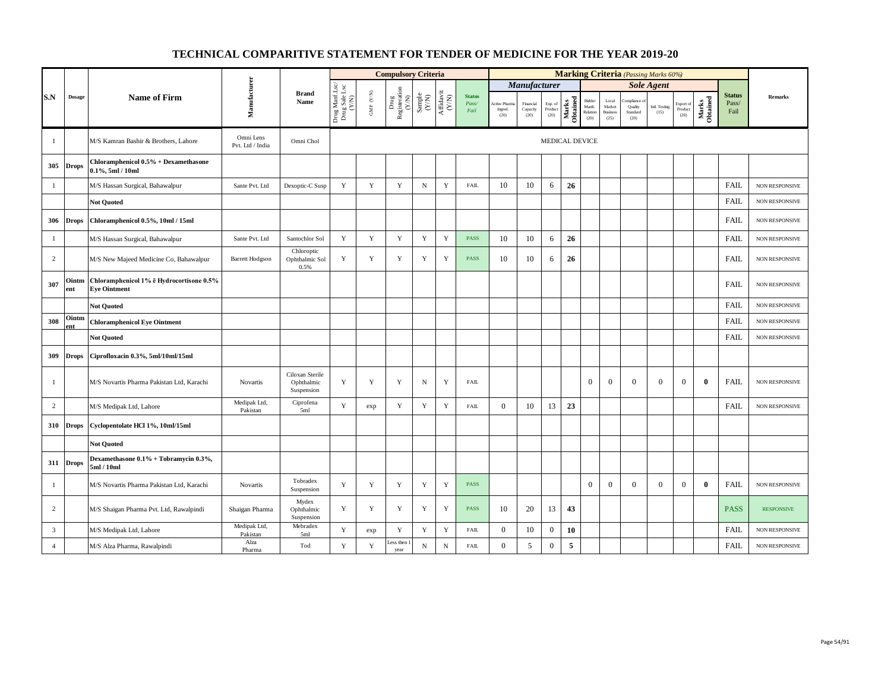# TECHNICAL COMPARITIVE STATEMENT FOR TENDER OF MEDICINE FOR THE YEAR 2019-20

| S.N | Dosage | Name of Firm | Manufacturer | Brand Name | Compulsory Criteria | | | | | | Marking Criteria *(Passing Marks 60%)* | | | | | | | | | | Status Pass/ Fail | Remarks |
|---|---|---|---|---|---|---|---|---|---|---|---|---|---|---|---|---|---|---|---|---|---|---|
| | | | | | | | | | | | *Manufacturer* | | | | *Sole Agent* | | | | | | | |
| | | | | | Drug Manf Lsc/ Drug Sale Lsc (Y/N) | GMP (Y/N) | Drug Registeration (Y/N) | Sample (Y/N) | Affidavit (Y/N) | Status Pass/ Fail | Active Pharma Ingred. (20) | Financial Capacity (20) | Exp. of Product (20) | Marks Obtained | Bidder Manfc. Relation (20) | Local Market Business (25) | Compliance of Quality Standard (20) | Intl. Testing (15) | Export of Product (20) | Marks Obtained | | |
| 1 | | M/S Kamran Bashir & Brothers, Lahore | Omni Lens Pvt. Ltd / India | Omni Chol | MEDICAL DEVICE | | | | | | | | | | | | | | | | | |
| **305** | **Drops** | **Chloramphenicol 0.5% + Dexamethasone 0.1%, 5ml / 10ml** | | | | | | | | | | | | | | | | | | | | |
| 1 | | M/S Hassan Surgical, Bahawalpur | Sante Pvt. Ltd | Dexoptic-C Susp | Y | Y | Y | N | Y | FAIL | 10 | 10 | 6 | **26** | | | | | | | FAIL | NON RESPONSIVE |
| | | **Not Quoted** | | | | | | | | | | | | | | | | | | | FAIL | NON RESPONSIVE |
| **306** | **Drops** | **Chloramphenicol 0.5%, 10ml / 15ml** | | | | | | | | | | | | | | | | | | | FAIL | NON RESPONSIVE |
| 1 | | M/S Hassan Surgical, Bahawalpur | Sante Pvt. Ltd | Santochlor Sol | Y | Y | Y | Y | Y | PASS | 10 | 10 | 6 | **26** | | | | | | | FAIL | NON RESPONSIVE |
| 2 | | M/S New Majeed Medicine Co, Bahawalpur | Barrett Hodgson | Chloroptic Ophthalmic Sol 0.5% | Y | Y | Y | Y | Y | PASS | 10 | 10 | 6 | **26** | | | | | | | FAIL | NON RESPONSIVE |
| **307** | **Ointment** | **Chloramphenicol 1% ē Hydrocortisone 0.5% Eye Ointment** | | | | | | | | | | | | | | | | | | | FAIL | NON RESPONSIVE |
| | | **Not Quoted** | | | | | | | | | | | | | | | | | | | FAIL | NON RESPONSIVE |
| **308** | **Ointment** | **Chloramphenicol Eye Ointment** | | | | | | | | | | | | | | | | | | | FAIL | NON RESPONSIVE |
| | | **Not Quoted** | | | | | | | | | | | | | | | | | | | FAIL | NON RESPONSIVE |
| **309** | **Drops** | **Ciprofloxacin 0.3%, 5ml/10ml/15ml** | | | | | | | | | | | | | | | | | | | | |
| 1 | | M/S Novartis Pharma Pakistan Ltd, Karachi | Novartis | Ciloxan Sterile Ophthalmic Suspension | Y | Y | Y | N | Y | FAIL | | | | | 0 | 0 | 0 | 0 | 0 | **0** | FAIL | NON RESPONSIVE |
| 2 | | M/S Medipak Ltd, Lahore | Medipak Ltd, Pakistan | Ciprofena 5ml | Y | exp | Y | Y | Y | FAIL | 0 | 10 | 13 | **23** | | | | | | | FAIL | NON RESPONSIVE |
| **310** | **Drops** | **Cyclopentolate HCl 1%, 10ml/15ml** | | | | | | | | | | | | | | | | | | | | |
| | | **Not Quoted** | | | | | | | | | | | | | | | | | | | | |
| **311** | **Drops** | **Dexamethasone 0.1% + Tobramycin 0.3%, 5ml / 10ml** | | | | | | | | | | | | | | | | | | | | |
| 1 | | M/S Novartis Pharma Pakistan Ltd, Karachi | Novartis | Tobradex Suspension | Y | Y | Y | Y | Y | PASS | | | | | 0 | 0 | 0 | 0 | 0 | **0** | FAIL | NON RESPONSIVE |
| 2 | | M/S Shaigan Pharma Pvt. Ltd, Rawalpindi | Shaigan Pharma | Mydex Ophthalmic Suspension | Y | Y | Y | Y | Y | PASS | 10 | 20 | 13 | **43** | | | | | | | PASS | RESPONSIVE |
| 3 | | M/S Medipak Ltd, Lahore | Medipak Ltd, Pakistan | Mebradex 5ml | Y | exp | Y | Y | Y | FAIL | 0 | 10 | 0 | **10** | | | | | | | FAIL | NON RESPONSIVE |
| 4 | | M/S Alza Pharma, Rawalpindi | Alza Pharma | Tod | Y | Y | Less then 1 year | N | N | FAIL | 0 | 5 | 0 | **5** | | | | | | | FAIL | NON RESPONSIVE |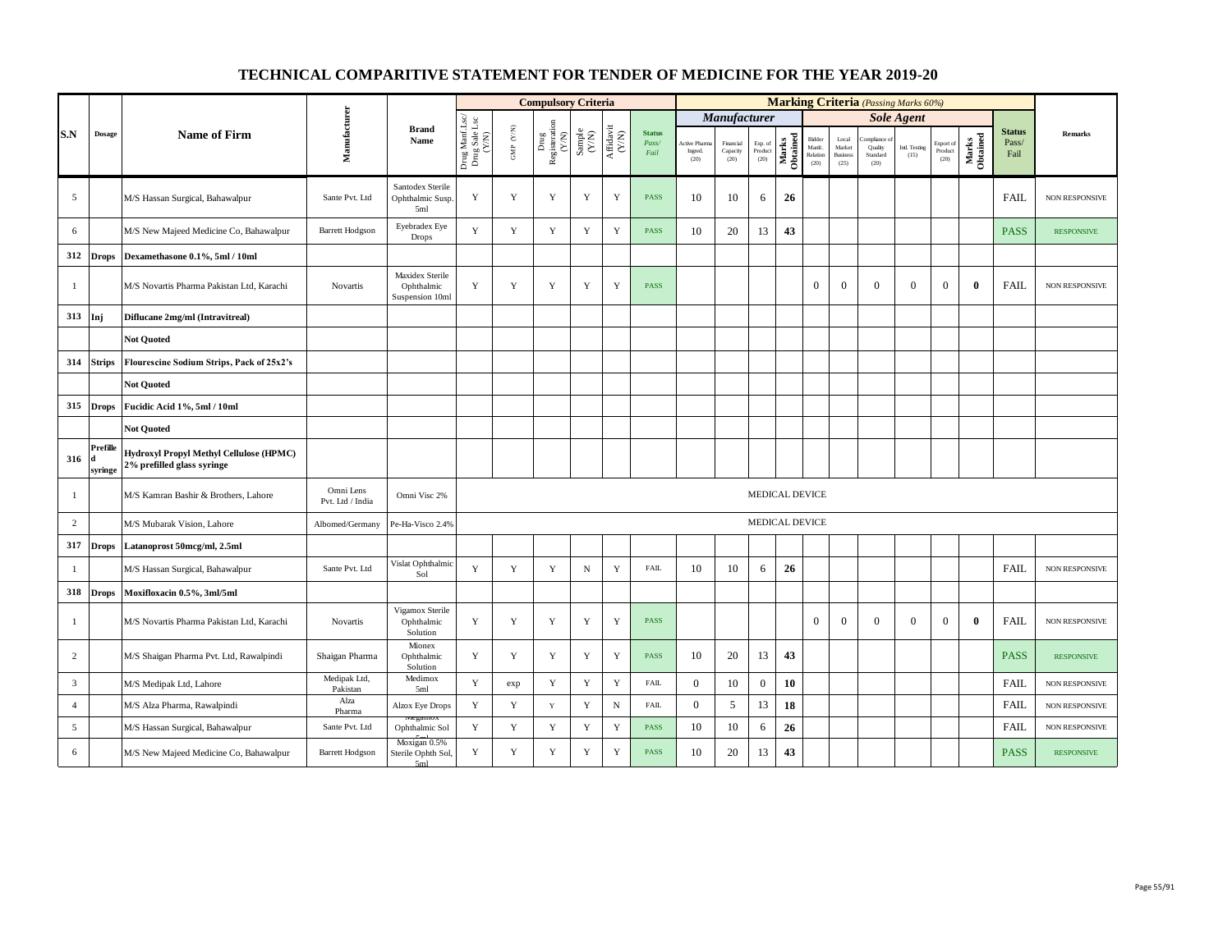# TECHNICAL COMPARITIVE STATEMENT FOR TENDER OF MEDICINE FOR THE YEAR 2019-20

| S.N | Dosage | Name of Firm | Manufacturer | Brand Name | Compulsory Criteria | | | | | | Marking Criteria (Passing Marks 60%) | | | | | | | | | | | Status Pass/ Fail | Remarks |
|---|---|---|---|---|---|---|---|---|---|---|---|---|---|---|---|---|---|---|---|---|---|---|---|
| | | | | | | | | | | | Manufacturer | | | | Sole Agent | | | | | | | | |
| | | | | | Drug Manf Lsc/ Drug Sale Lsc (Y/N) | GMP (Y/N) | Drug Registeration (Y/N) | Sample (Y/N) | Affidavit (Y/N) | Status Pass/ Fail | Active Pharma Ingred. (20) | Financial Capacity (20) | Exp. of Product (20) | Marks Obtained | Bidder Manfc. Relation (20) | Local Market Business (25) | Compliance of Quality Standard (20) | Intl. Testing (15) | Export of Product (20) | Marks Obtained | | |
| 5 | | M/S Hassan Surgical, Bahawalpur | Sante Pvt. Ltd | Santodex Sterile Ophthalmic Susp. 5ml | Y | Y | Y | Y | Y | PASS | 10 | 10 | 6 | **26** | | | | | | | FAIL | NON RESPONSIVE |
| 6 | | M/S New Majeed Medicine Co, Bahawalpur | Barrett Hodgson | Eyebradex Eye Drops | Y | Y | Y | Y | Y | PASS | 10 | 20 | 13 | **43** | | | | | | | PASS | RESPONSIVE |
| **312** | **Drops** | **Dexamethasone 0.1%, 5ml / 10ml** | | | | | | | | | | | | | | | | | | | | |
| 1 | | M/S Novartis Pharma Pakistan Ltd, Karachi | Novartis | Maxidex Sterile Ophthalmic Suspension 10ml | Y | Y | Y | Y | Y | PASS | | | | | 0 | 0 | 0 | 0 | 0 | **0** | FAIL | NON RESPONSIVE |
| **313** | **Inj** | **Diflucane 2mg/ml (Intravitreal)** | | | | | | | | | | | | | | | | | | | | |
| | | **Not Quoted** | | | | | | | | | | | | | | | | | | | | |
| **314** | **Strips** | **Flourescine Sodium Strips, Pack of 25x2's** | | | | | | | | | | | | | | | | | | | | |
| | | **Not Quoted** | | | | | | | | | | | | | | | | | | | | |
| **315** | **Drops** | **Fucidic Acid 1%, 5ml / 10ml** | | | | | | | | | | | | | | | | | | | | |
| | | **Not Quoted** | | | | | | | | | | | | | | | | | | | | |
| **316** | **Prefilled syringe** | **Hydroxyl Propyl Methyl Cellulose (HPMC) 2% prefilled glass syringe** | | | | | | | | | | | | | | | | | | | | |
| 1 | | M/S Kamran Bashir & Brothers, Lahore | Omni Lens Pvt. Ltd / India | Omni Visc 2% | MEDICAL DEVICE | | | | | | | | | | | | | | | | | |
| 2 | | M/S Mubarak Vision, Lahore | Albomed/Germany | Pe-Ha-Visco 2.4% | MEDICAL DEVICE | | | | | | | | | | | | | | | | | |
| **317** | **Drops** | **Latanoprost 50mcg/ml, 2.5ml** | | | | | | | | | | | | | | | | | | | | |
| 1 | | M/S Hassan Surgical, Bahawalpur | Sante Pvt. Ltd | Vislat Ophthalmic Sol | Y | Y | Y | N | Y | FAIL | 10 | 10 | 6 | **26** | | | | | | | FAIL | NON RESPONSIVE |
| **318** | **Drops** | **Moxifloxacin 0.5%, 3ml/5ml** | | | | | | | | | | | | | | | | | | | | |
| 1 | | M/S Novartis Pharma Pakistan Ltd, Karachi | Novartis | Vigamox Sterile Ophthalmic Solution | Y | Y | Y | Y | Y | PASS | | | | | 0 | 0 | 0 | 0 | 0 | **0** | FAIL | NON RESPONSIVE |
| 2 | | M/S Shaigan Pharma Pvt. Ltd, Rawalpindi | Shaigan Pharma | Mionex Ophthalmic Solution | Y | Y | Y | Y | Y | PASS | 10 | 20 | 13 | **43** | | | | | | | PASS | RESPONSIVE |
| 3 | | M/S Medipak Ltd, Lahore | Medipak Ltd, Pakistan | Medimox 5ml | Y | exp | Y | Y | Y | FAIL | 0 | 10 | 0 | **10** | | | | | | | FAIL | NON RESPONSIVE |
| 4 | | M/S Alza Pharma, Rawalpindi | Alza Pharma | Alzox Eye Drops | Y | Y | Y | Y | N | FAIL | 0 | 5 | 13 | **18** | | | | | | | FAIL | NON RESPONSIVE |
| 5 | | M/S Hassan Surgical, Bahawalpur | Sante Pvt. Ltd | Megamox Ophthalmic Sol | Y | Y | Y | Y | Y | PASS | 10 | 10 | 6 | **26** | | | | | | | FAIL | NON RESPONSIVE |
| 6 | | M/S New Majeed Medicine Co, Bahawalpur | Barrett Hodgson | Moxigan 0.5% Sterile Ophth Sol, 5ml | Y | Y | Y | Y | Y | PASS | 10 | 20 | 13 | **43** | | | | | | | PASS | RESPONSIVE |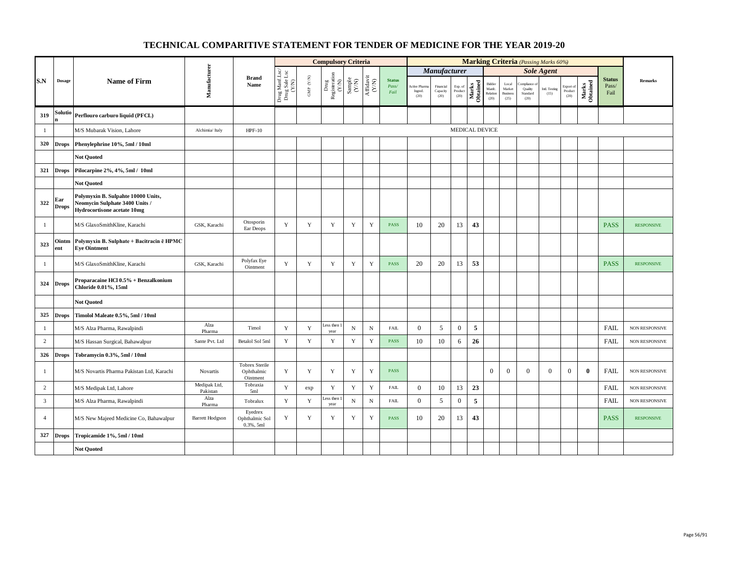# TECHNICAL COMPARITIVE STATEMENT FOR TENDER OF MEDICINE FOR THE YEAR 2019-20

| S.N | Dosage | Name of Firm | Manufacturer | Brand Name | Compulsory Criteria | | | | | | Marking Criteria (Passing Marks 60%) | | | | | | | | | | Status Pass/ Fail | Remarks |
|---|---|---|---|---|---|---|---|---|---|---|---|---|---|---|---|---|---|---|---|---|---|---|
| | | | | | Drug Manf Lsc/ Drug Sale Lsc (Y/N) | GMP (Y/N) | Drug Registeration (Y/N) | Sample (Y/N) | Affidavit (Y/N) | Status Pass/ Fail | Manufacturer | | | | Sole Agent | | | | | | | |
| | | | | | | | | | | | Active Pharma Ingred. (20) | Financial Capacity (20) | Exp. of Product (20) | Marks Obtained | Bidder Manfc. Relation (20) | Local Market Business (25) | Compliance of Quality Standard (20) | Intl. Testing (15) | Export of Product (20) | Marks Obtained | | |
| 319 | Solution | Perflouro carburo liquid (PFCL) | | | | | | | | | | | | | | | | | | | | |
| 1 | | M/S Mubarak Vision, Lahore | Alchimia/ Italy | HPF-10 | MEDICAL DEVICE | | | | | | | | | | | | | | | | | |
| 320 | Drops | Phenylephrine 10%, 5ml / 10ml | | | | | | | | | | | | | | | | | | | | |
| | | Not Quoted | | | | | | | | | | | | | | | | | | | | |
| 321 | Drops | Pilocarpine 2%, 4%, 5ml / 10ml | | | | | | | | | | | | | | | | | | | | |
| | | Not Quoted | | | | | | | | | | | | | | | | | | | | |
| 322 | Ear Drops | Polymyxin B. Sulpahte 10000 Units, Neomycin Sulphate 3400 Units / Hydrocortisone acetate 10mg | | | | | | | | | | | | | | | | | | | | |
| 1 | | M/S GlaxoSmithKline, Karachi | GSK, Karachi | Otosporin Ear Deops | Y | Y | Y | Y | Y | PASS | 10 | 20 | 13 | 43 | | | | | | | PASS | RESPONSIVE |
| 323 | Ointment | Polymyxin B. Sulphate + Bacitracin ē HPMC Eye Ointment | | | | | | | | | | | | | | | | | | | | |
| 1 | | M/S GlaxoSmithKline, Karachi | GSK, Karachi | Polyfax Eye Ointment | Y | Y | Y | Y | Y | PASS | 20 | 20 | 13 | 53 | | | | | | | PASS | RESPONSIVE |
| 324 | Drops | Proparacaine HCl 0.5% + Benzalkonium Chloride 0.01%, 15ml | | | | | | | | | | | | | | | | | | | | |
| | | Not Quoted | | | | | | | | | | | | | | | | | | | | |
| 325 | Drops | Timolol Maleate 0.5%, 5ml / 10ml | | | | | | | | | | | | | | | | | | | | |
| 1 | | M/S Alza Pharma, Rawalpindi | Alza Pharma | Timol | Y | Y | Less then 1 year | N | N | FAIL | 0 | 5 | 0 | 5 | | | | | | | FAIL | NON RESPONSIVE |
| 2 | | M/S Hassan Surgical, Bahawalpur | Sante Pvt. Ltd | Betalol Sol 5ml | Y | Y | Y | Y | Y | PASS | 10 | 10 | 6 | 26 | | | | | | | FAIL | NON RESPONSIVE |
| 326 | Drops | Tobramycin 0.3%, 5ml / 10ml | | | | | | | | | | | | | | | | | | | | |
| 1 | | M/S Novartis Pharma Pakistan Ltd, Karachi | Novartis | Tobrex Sterile Ophthalmic Ointment | Y | Y | Y | Y | Y | PASS | | | | | 0 | 0 | 0 | 0 | 0 | 0 | FAIL | NON RESPONSIVE |
| 2 | | M/S Medipak Ltd, Lahore | Medipak Ltd, Pakistan | Tobraxia 5ml | Y | exp | Y | Y | Y | FAIL | 0 | 10 | 13 | 23 | | | | | | | FAIL | NON RESPONSIVE |
| 3 | | M/S Alza Pharma, Rawalpindi | Alza Pharma | Tobralux | Y | Y | Less then 1 year | N | N | FAIL | 0 | 5 | 0 | 5 | | | | | | | FAIL | NON RESPONSIVE |
| 4 | | M/S New Majeed Medicine Co, Bahawalpur | Barrett Hodgson | Eyedrex Ophthalmic Sol 0.3%, 5ml | Y | Y | Y | Y | Y | PASS | 10 | 20 | 13 | 43 | | | | | | | PASS | RESPONSIVE |
| 327 | Drops | Tropicamide 1%, 5ml / 10ml | | | | | | | | | | | | | | | | | | | | |
| | | Not Quoted | | | | | | | | | | | | | | | | | | | | |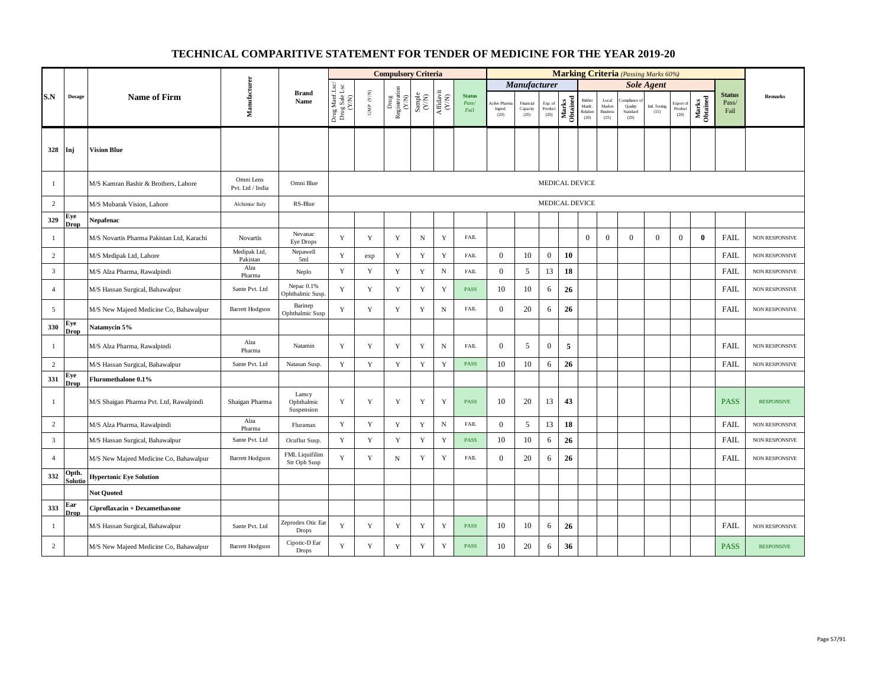# TECHNICAL COMPARITIVE STATEMENT FOR TENDER OF MEDICINE FOR THE YEAR 2019-20

| S.N | Dosage | Name of Firm | Manufacturer | Brand Name | Compulsory Criteria | | | | | | Marking Criteria (Passing Marks 60%) | | | | | | | | | | Status Pass/ Fail | Remarks |
|---|---|---|---|---|---|---|---|---|---|---|---|---|---|---|---|---|---|---|---|---|---|---|
| | | | | | Drug Manf Lsc/ Drug Sale Lsc (Y/N) | GMP (Y/N) | Drug Registeration (Y/N) | Sample (Y/N) | Affidavit (Y/N) | Status Pass/ Fail | Manufacturer | | | | Sole Agent | | | | | | | |
| | | | | | | | | | | | Active Pharma Ingred. (20) | Financial Capacity (20) | Exp. of Product (20) | Marks Obtained | Bidder Manfc. Relation (20) | Local Market Business (25) | Compliance of Quality Standard (20) | Intl. Testing (15) | Export of Product (20) | Marks Obtained | | |
| 328 | Inj | **Vision Blue** | | | | | | | | | | | | | | | | | | | | |
| 1 | | M/S Kamran Bashir & Brothers, Lahore | Omni Lens Pvt. Ltd / India | Omni Blue | MEDICAL DEVICE | | | | | | | | | | | | | | | | | |
| 2 | | M/S Mubarak Vision, Lahore | Alchimia/ Italy | RS-Blue | MEDICAL DEVICE | | | | | | | | | | | | | | | | | |
| 329 | Eye Drop | **Nepafenac** | | | | | | | | | | | | | | | | | | | | |
| 1 | | M/S Novartis Pharma Pakistan Ltd, Karachi | Novartis | Nevanac Eye Drops | Y | Y | Y | N | Y | FAIL | | | | | 0 | 0 | 0 | 0 | 0 | **0** | FAIL | NON RESPONSIVE |
| 2 | | M/S Medipak Ltd, Lahore | Medipak Ltd, Pakistan | Nepawell 5ml | Y | exp | Y | Y | Y | FAIL | 0 | 10 | 0 | **10** | | | | | | | FAIL | NON RESPONSIVE |
| 3 | | M/S Alza Pharma, Rawalpindi | Alza Pharma | Neplo | Y | Y | Y | Y | N | FAIL | 0 | 5 | 13 | **18** | | | | | | | FAIL | NON RESPONSIVE |
| 4 | | M/S Hassan Surgical, Bahawalpur | Sante Pvt. Ltd | Nepac 0.1% Ophthalmic Susp. | Y | Y | Y | Y | Y | PASS | 10 | 10 | 6 | **26** | | | | | | | FAIL | NON RESPONSIVE |
| 5 | | M/S New Majeed Medicine Co, Bahawalpur | Barrett Hodgson | Barinep Ophthalmic Susp | Y | Y | Y | Y | N | FAIL | 0 | 20 | 6 | **26** | | | | | | | FAIL | NON RESPONSIVE |
| 330 | Eye Drop | **Natamycin 5%** | | | | | | | | | | | | | | | | | | | | |
| 1 | | M/S Alza Pharma, Rawalpindi | Alza Pharma | Natamin | Y | Y | Y | Y | N | FAIL | 0 | 5 | 0 | **5** | | | | | | | FAIL | NON RESPONSIVE |
| 2 | | M/S Hassan Surgical, Bahawalpur | Sante Pvt. Ltd | Natasan Susp. | Y | Y | Y | Y | Y | PASS | 10 | 10 | 6 | **26** | | | | | | | FAIL | NON RESPONSIVE |
| 331 | Eye Drop | **Fluromethalone 0.1%** | | | | | | | | | | | | | | | | | | | | |
| 1 | | M/S Shaigan Pharma Pvt. Ltd, Rawalpindi | Shaigan Pharma | Lamcy Ophthalmic Suspension | Y | Y | Y | Y | Y | PASS | 10 | 20 | 13 | **43** | | | | | | | PASS | RESPONSIVE |
| 2 | | M/S Alza Pharma, Rawalpindi | Alza Pharma | Fluramax | Y | Y | Y | Y | N | FAIL | 0 | 5 | 13 | **18** | | | | | | | FAIL | NON RESPONSIVE |
| 3 | | M/S Hassan Surgical, Bahawalpur | Sante Pvt. Ltd | Ocuflur Susp. | Y | Y | Y | Y | Y | PASS | 10 | 10 | 6 | **26** | | | | | | | FAIL | NON RESPONSIVE |
| 4 | | M/S New Majeed Medicine Co, Bahawalpur | Barrett Hodgson | FML Liquifilim Str Oph Susp | Y | Y | N | Y | Y | FAIL | 0 | 20 | 6 | **26** | | | | | | | FAIL | NON RESPONSIVE |
| 332 | Opth. Solutio | **Hypertonic Eye Solution** | | | | | | | | | | | | | | | | | | | | |
| | | **Not Quoted** | | | | | | | | | | | | | | | | | | | | |
| 333 | Ear Drop | **Ciproflaxacin + Dexamethasone** | | | | | | | | | | | | | | | | | | | | |
| 1 | | M/S Hassan Surgical, Bahawalpur | Sante Pvt. Ltd | Zeprodex Otic Ear Drops | Y | Y | Y | Y | Y | PASS | 10 | 10 | 6 | **26** | | | | | | | FAIL | NON RESPONSIVE |
| 2 | | M/S New Majeed Medicine Co, Bahawalpur | Barrett Hodgson | Cipotic-D Ear Drops | Y | Y | Y | Y | Y | PASS | 10 | 20 | 6 | **36** | | | | | | | PASS | RESPONSIVE |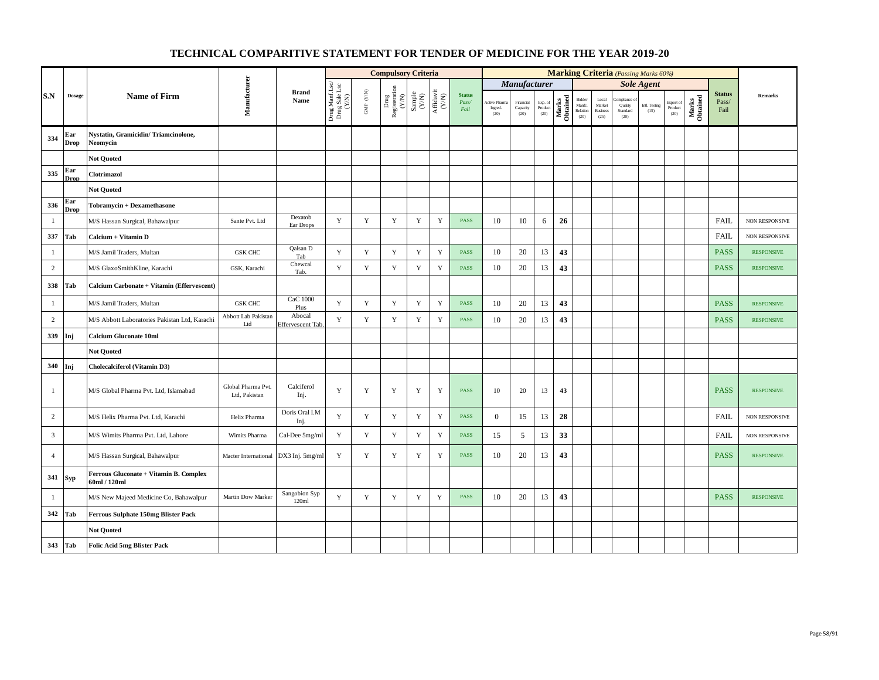# TECHNICAL COMPARITIVE STATEMENT FOR TENDER OF MEDICINE FOR THE YEAR 2019-20

| S.N | Dosage | Name of Firm | Manufacturer | Brand Name | Compulsory Criteria | | | | | | Marking Criteria (Passing Marks 60%) | | | | | | | | | | Status Pass/ Fail | Remarks |
|---|---|---|---|---|---|---|---|---|---|---|---|---|---|---|---|---|---|---|---|---|---|---|
| | | | | | | | | | | | Manufacturer | | | | Sole Agent | | | | | | | |
| | | | | | Drug Manf Lsc/ Drug Sale Lsc (Y/N) | GMP (Y/N) | Drug Registeration (Y/N) | Sample (Y/N) | Affidavit (Y/N) | Status Pass/ Fail | Active Pharma Ingred. (20) | Financial Capacity (20) | Exp. of Product (20) | Marks Obtained | Bidder Manfc. Relation (20) | Local Market Business (25) | Compliance of Quality Standard (20) | Intl. Testing (15) | Export of Product (20) | Marks Obtained | | |
| 334 | Ear Drop | Nystatin, Gramicidin/ Triamcinolone, Neomycin | | | | | | | | | | | | | | | | | | | | |
| | | Not Quoted | | | | | | | | | | | | | | | | | | | | |
| 335 | Ear Drop | Clotrimazol | | | | | | | | | | | | | | | | | | | | |
| | | Not Quoted | | | | | | | | | | | | | | | | | | | | |
| 336 | Ear Drop | Tobramycin + Dexamethasone | | | | | | | | | | | | | | | | | | | | |
| 1 | | M/S Hassan Surgical, Bahawalpur | Sante Pvt. Ltd | Dexatob Ear Drops | Y | Y | Y | Y | Y | PASS | 10 | 10 | 6 | 26 | | | | | | | FAIL | NON RESPONSIVE |
| 337 | Tab | Calcium + Vitamin D | | | | | | | | | | | | | | | | | | | FAIL | NON RESPONSIVE |
| 1 | | M/S Jamil Traders, Multan | GSK CHC | Qalsan D Tab | Y | Y | Y | Y | Y | PASS | 10 | 20 | 13 | 43 | | | | | | | PASS | RESPONSIVE |
| 2 | | M/S GlaxoSmithKline, Karachi | GSK, Karachi | Chewcal Tab. | Y | Y | Y | Y | Y | PASS | 10 | 20 | 13 | 43 | | | | | | | PASS | RESPONSIVE |
| 338 | Tab | Calcium Carbonate + Vitamin (Effervescent) | | | | | | | | | | | | | | | | | | | | |
| 1 | | M/S Jamil Traders, Multan | GSK CHC | CaC 1000 Plus | Y | Y | Y | Y | Y | PASS | 10 | 20 | 13 | 43 | | | | | | | PASS | RESPONSIVE |
| 2 | | M/S Abbott Laboratories Pakistan Ltd, Karachi | Abbott Lab Pakistan Ltd | Abocal Effervescent Tab. | Y | Y | Y | Y | Y | PASS | 10 | 20 | 13 | 43 | | | | | | | PASS | RESPONSIVE |
| 339 | Inj | Calcium Gluconate 10ml | | | | | | | | | | | | | | | | | | | | |
| | | Not Quoted | | | | | | | | | | | | | | | | | | | | |
| 340 | Inj | Cholecalciferol (Vitamin D3) | | | | | | | | | | | | | | | | | | | | |
| 1 | | M/S Global Pharma Pvt. Ltd, Islamabad | Global Pharma Pvt. Ltd, Pakistan | Calciferol Inj. | Y | Y | Y | Y | Y | PASS | 10 | 20 | 13 | 43 | | | | | | | PASS | RESPONSIVE |
| 2 | | M/S Helix Pharma Pvt. Ltd, Karachi | Helix Pharma | Doris Oral I.M Inj. | Y | Y | Y | Y | Y | PASS | 0 | 15 | 13 | 28 | | | | | | | FAIL | NON RESPONSIVE |
| 3 | | M/S Wimits Pharma Pvt. Ltd, Lahore | Wimits Pharma | Cal-Dee 5mg/ml | Y | Y | Y | Y | Y | PASS | 15 | 5 | 13 | 33 | | | | | | | FAIL | NON RESPONSIVE |
| 4 | | M/S Hassan Surgical, Bahawalpur | Macter International | DX3 Inj. 5mg/ml | Y | Y | Y | Y | Y | PASS | 10 | 20 | 13 | 43 | | | | | | | PASS | RESPONSIVE |
| 341 | Syp | Ferrous Gluconate + Vitamin B. Complex 60ml / 120ml | | | | | | | | | | | | | | | | | | | | |
| 1 | | M/S New Majeed Medicine Co, Bahawalpur | Martin Dow Marker | Sangobion Syp 120ml | Y | Y | Y | Y | Y | PASS | 10 | 20 | 13 | 43 | | | | | | | PASS | RESPONSIVE |
| 342 | Tab | Ferrous Sulphate 150mg Blister Pack | | | | | | | | | | | | | | | | | | | | |
| | | Not Quoted | | | | | | | | | | | | | | | | | | | | |
| 343 | Tab | Folic Acid 5mg Blister Pack | | | | | | | | | | | | | | | | | | | | |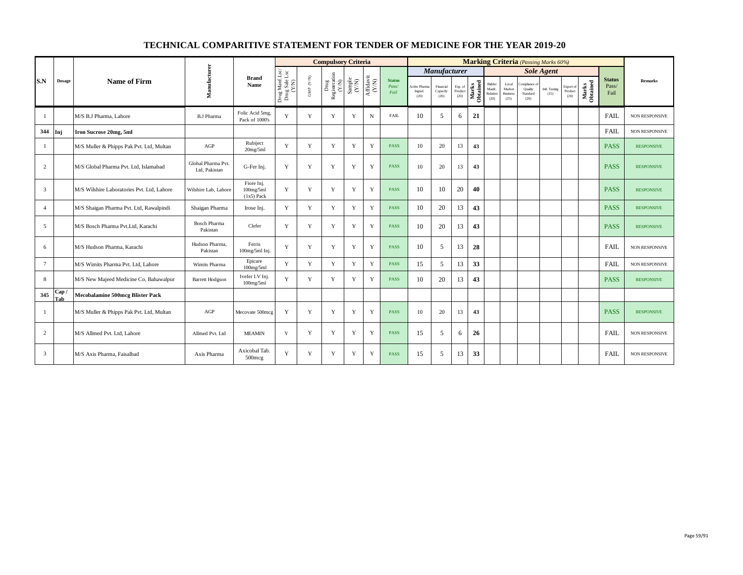# TECHNICAL COMPARITIVE STATEMENT FOR TENDER OF MEDICINE FOR THE YEAR 2019-20

| S.N | Dosage | Name of Firm | Manufacturer | Brand Name | Compulsory Criteria | | | | | | Marking Criteria (Passing Marks 60%) | | | | | | | | | | | Remarks |
|---|---|---|---|---|---|---|---|---|---|---|---|---|---|---|---|---|---|---|---|---|---|---|
| | | | | | | | | | | | Manufacturer | | | | Sole Agent | | | | | | | |
| | | | | | Drug Manf Lsc/ Drug Sale Lsc (Y/N) | GMP (Y/N) | Drug Registeration (Y/N) | Sample (Y/N) | Affidavit (Y/N) | Status Pass/ Fail | Active Pharma Ingred. (20) | Financial Capacity (20) | Exp. of Product (20) | Marks Obtained | Bidder Manfc. Relation (20) | Local Market Business (25) | Compliance of Quality Standard (20) | Intl. Testing (15) | Export of Product (20) | Marks Obtained | Status Pass/ Fail | |
| 1 | | M/S B.J Pharma, Lahore | B.J Pharma | Folic Acid 5mg, Pack of 1000's | Y | Y | Y | Y | N | FAIL | 10 | 5 | 6 | 21 | | | | | | | FAIL | NON RESPONSIVE |
| 344 | Inj | Iron Sucrose 20mg, 5ml | | | | | | | | | | | | | | | | | | | FAIL | NON RESPONSIVE |
| 1 | | M/S Muller & Phipps Pak Pvt. Ltd, Multan | AGP | Rubiject 20mg/5ml | Y | Y | Y | Y | Y | PASS | 10 | 20 | 13 | 43 | | | | | | | PASS | RESPONSIVE |
| 2 | | M/S Global Pharma Pvt. Ltd, Islamabad | Global Pharma Pvt. Ltd, Pakistan | G-Fer Inj. | Y | Y | Y | Y | Y | PASS | 10 | 20 | 13 | 43 | | | | | | | PASS | RESPONSIVE |
| 3 | | M/S Wilshire Laboratories Pvt. Ltd, Lahore | Wilshire Lab, Lahore | Fiore Inj. 100mg/5ml (1x5) Pack | Y | Y | Y | Y | Y | PASS | 10 | 10 | 20 | 40 | | | | | | | PASS | RESPONSIVE |
| 4 | | M/S Shaigan Pharma Pvt. Ltd, Rawalpindi | Shaigan Pharma | Irose Inj. | Y | Y | Y | Y | Y | PASS | 10 | 20 | 13 | 43 | | | | | | | PASS | RESPONSIVE |
| 5 | | M/S Bosch Pharma Pvt.Ltd, Karachi | Bosch Pharma Pakistan | Clefer | Y | Y | Y | Y | Y | PASS | 10 | 20 | 13 | 43 | | | | | | | PASS | RESPONSIVE |
| 6 | | M/S Hudson Pharma, Karachi | Hudson Pharma, Pakistan | Ferris 100mg/5ml Inj. | Y | Y | Y | Y | Y | PASS | 10 | 5 | 13 | 28 | | | | | | | FAIL | NON RESPONSIVE |
| 7 | | M/S Wimits Pharma Pvt. Ltd, Lahore | Wimits Pharma | Epicare 100mg/5ml | Y | Y | Y | Y | Y | PASS | 15 | 5 | 13 | 33 | | | | | | | FAIL | NON RESPONSIVE |
| 8 | | M/S New Majeed Medicine Co, Bahawalpur | Barrett Hodgson | Ivefer I.V Inj. 100mg/5ml | Y | Y | Y | Y | Y | PASS | 10 | 20 | 13 | 43 | | | | | | | PASS | RESPONSIVE |
| 345 | Cap / Tab | Mecobalamine 500mcg Blister Pack | | | | | | | | | | | | | | | | | | | | |
| 1 | | M/S Muller & Phipps Pak Pvt. Ltd, Multan | AGP | Mecovate 500mcg | Y | Y | Y | Y | Y | PASS | 10 | 20 | 13 | 43 | | | | | | | PASS | RESPONSIVE |
| 2 | | M/S Allmed Pvt. Ltd, Lahore | Allmed Pvt. Ltd | MEAMIN | Y | Y | Y | Y | Y | PASS | 15 | 5 | 6 | 26 | | | | | | | FAIL | NON RESPONSIVE |
| 3 | | M/S Axis Pharma, Faisalbad | Axis Pharma | Axicobal Tab. 500mcg | Y | Y | Y | Y | Y | PASS | 15 | 5 | 13 | 33 | | | | | | | FAIL | NON RESPONSIVE |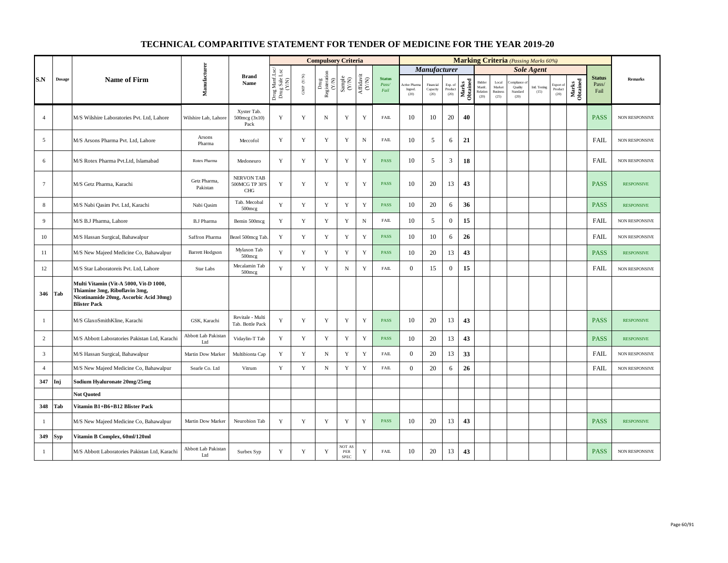# TECHNICAL COMPARITIVE STATEMENT FOR TENDER OF MEDICINE FOR THE YEAR 2019-20

| S.N | Dosage | Name of Firm | Manufacturer | Brand Name | Compulsory Criteria | | | | | | Marking Criteria (Passing Marks 60%) | | | | | | | | | | Status Pass/ Fail | Remarks |
|---|---|---|---|---|---|---|---|---|---|---|---|---|---|---|---|---|---|---|---|---|---|---|
| | | | | | | | | | | | Manufacturer | | | | Sole Agent | | | | | | | |
| | | | | | Drug Manf.Lsc/ Drug Sale Lsc (Y/N) | GMP (Y/N) | Drug Registeration (Y/N) | Sample (Y/N) | Affidavit (Y/N) | Status Pass/ Fail | Active Pharma Ingred. (20) | Financial Capacity (20) | Exp. of Product (20) | Marks Obtained | Bidder Manfc. Relation (20) | Local Market Business (25) | Compliance of Quality Standard (20) | Intl. Testing (15) | Export of Product (20) | Marks Obtained | | |
| 4 | | M/S Wilshire Laboratories Pvt. Ltd, Lahore | Wilshire Lab, Lahore | Xyster Tab. 500mcg (3x10) Pack | Y | Y | N | Y | Y | FAIL | 10 | 10 | 20 | 40 | | | | | | | PASS | NON RESPONSIVE |
| 5 | | M/S Arsons Pharma Pvt. Ltd, Lahore | Arsons Pharma | Meccofol | Y | Y | Y | Y | N | FAIL | 10 | 5 | 6 | 21 | | | | | | | FAIL | NON RESPONSIVE |
| 6 | | M/S Rotex Pharma Pvt.Ltd, Islamabad | Rotex Pharma | Medoneuro | Y | Y | Y | Y | Y | PASS | 10 | 5 | 3 | 18 | | | | | | | FAIL | NON RESPONSIVE |
| 7 | | M/S Getz Pharma, Karachi | Getz Pharma, Pakistan | NERVON TAB 500MCG TP 30'S CHG | Y | Y | Y | Y | Y | PASS | 10 | 20 | 13 | 43 | | | | | | | PASS | RESPONSIVE |
| 8 | | M/S Nabi Qasim Pvt. Ltd, Karachi | Nabi Qasim | Tab. Mecobal 500mcg | Y | Y | Y | Y | Y | PASS | 10 | 20 | 6 | 36 | | | | | | | PASS | RESPONSIVE |
| 9 | | M/S B.J Pharma, Lahore | B.J Pharma | Bemin 500mcg | Y | Y | Y | Y | N | FAIL | 10 | 5 | 0 | 15 | | | | | | | FAIL | NON RESPONSIVE |
| 10 | | M/S Hassan Surgical, Bahawalpur | Saffron Pharma | Bezel 500mcg Tab. | Y | Y | Y | Y | Y | PASS | 10 | 10 | 6 | 26 | | | | | | | FAIL | NON RESPONSIVE |
| 11 | | M/S New Majeed Medicine Co, Bahawalpur | Barrett Hodgson | Mylaxon Tab 500mcg | Y | Y | Y | Y | Y | PASS | 10 | 20 | 13 | 43 | | | | | | | PASS | RESPONSIVE |
| 12 | | M/S Star Laboratoreis Pvt. Ltd, Lahore | Star Labs | Mecalamin Tab 500mcg | Y | Y | Y | N | Y | FAIL | 0 | 15 | 0 | 15 | | | | | | | FAIL | NON RESPONSIVE |
| **346** | **Tab** | **Multi Vitamin (Vit-A 5000, Vit-D 1000, Thiamine 3mg, Riboflavin 3mg, Nicotinamide 20mg, Ascorbic Acid 30mg) Blister Pack** | | | | | | | | | | | | | | | | | | | | |
| 1 | | M/S GlaxoSmithKline, Karachi | GSK, Karachi | Revitale - Multi Tab. Bottle Pack | Y | Y | Y | Y | Y | PASS | 10 | 20 | 13 | 43 | | | | | | | PASS | RESPONSIVE |
| 2 | | M/S Abbott Laboratories Pakistan Ltd, Karachi | Abbott Lab Pakistan Ltd | Vidaylin-T Tab | Y | Y | Y | Y | Y | PASS | 10 | 20 | 13 | 43 | | | | | | | PASS | RESPONSIVE |
| 3 | | M/S Hassan Surgical, Bahawalpur | Martin Dow Marker | Multibionta Cap | Y | Y | N | Y | Y | FAIL | 0 | 20 | 13 | 33 | | | | | | | FAIL | NON RESPONSIVE |
| 4 | | M/S New Majeed Medicine Co, Bahawalpur | Searle Co. Ltd | Vitrum | Y | Y | N | Y | Y | FAIL | 0 | 20 | 6 | 26 | | | | | | | FAIL | NON RESPONSIVE |
| **347** | **Inj** | **Sodium Hyaluronate 20mg/25mg** | | | | | | | | | | | | | | | | | | | | |
| | | **Not Quoted** | | | | | | | | | | | | | | | | | | | | |
| **348** | **Tab** | **Vitamin B1+B6+B12 Blister Pack** | | | | | | | | | | | | | | | | | | | | |
| 1 | | M/S New Majeed Medicine Co, Bahawalpur | Martin Dow Marker | Neurobion Tab | Y | Y | Y | Y | Y | PASS | 10 | 20 | 13 | 43 | | | | | | | PASS | RESPONSIVE |
| **349** | **Syp** | **Vitamin B Complex, 60ml/120ml** | | | | | | | | | | | | | | | | | | | | |
| 1 | | M/S Abbott Laboratories Pakistan Ltd, Karachi | Abbott Lab Pakistan Ltd | Surbex Syp | Y | Y | Y | NOT AS PER SPEC | Y | FAIL | 10 | 20 | 13 | 43 | | | | | | | PASS | NON RESPONSIVE |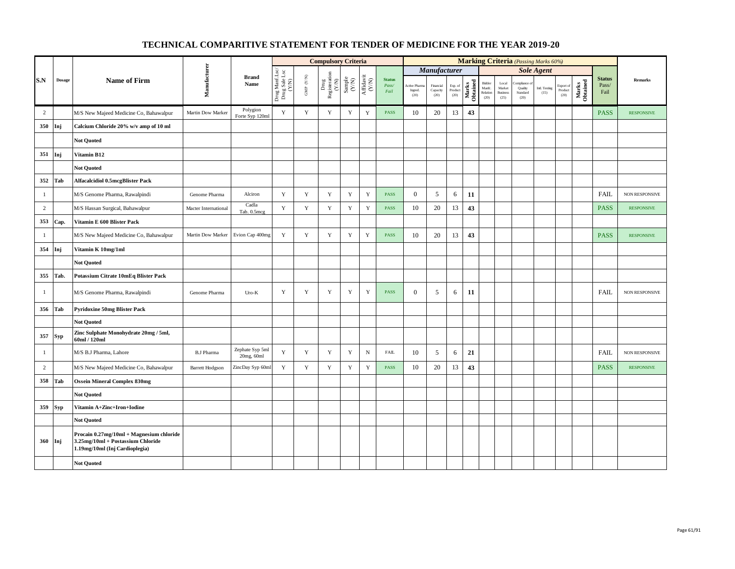# TECHNICAL COMPARITIVE STATEMENT FOR TENDER OF MEDICINE FOR THE YEAR 2019-20

| S.N | Dosage | Name of Firm | Manufacturer | Brand Name | Compulsory Criteria | | | | | | Marking Criteria (Passing Marks 60%) | | | | | | | | | | Status Pass/ Fail | Remarks |
|---|---|---|---|---|---|---|---|---|---|---|---|---|---|---|---|---|---|---|---|---|---|---|
| | | | | | Drug Manf Lsc/ Drug Sale Lsc (Y/N) | GMP (Y/N) | Drug Registeration (Y/N) | Sample (Y/N) | Affidavit (Y/N) | Status Pass/ Fail | Manufacturer | | | | Sole Agent | | | | | | | |
| | | | | | | | | | | | Active Pharma Ingred. (20) | Financial Capacity (20) | Exp. of Product (20) | Marks Obtained | Bidder Manfc. Relation (20) | Local Market Business (25) | Compliance of Quality Standard (20) | Intl. Testing (15) | Export of Product (20) | Marks Obtained | | |
| 2 | | M/S New Majeed Medicine Co, Bahawalpur | Martin Dow Marker | Polygion Forte Syp 120ml | Y | Y | Y | Y | Y | PASS | 10 | 20 | 13 | 43 | | | | | | | PASS | RESPONSIVE |
| 350 | Inj | Calcium Chloride 20% w/v amp of 10 ml | | | | | | | | | | | | | | | | | | | | |
| | | Not Quoted | | | | | | | | | | | | | | | | | | | | |
| 351 | Inj | Vitamin B12 | | | | | | | | | | | | | | | | | | | | |
| | | Not Quoted | | | | | | | | | | | | | | | | | | | | |
| 352 | Tab | Alfacalcidiol 0.5mcgBlister Pack | | | | | | | | | | | | | | | | | | | | |
| 1 | | M/S Genome Pharma, Rawalpindi | Genome Pharma | Alciron | Y | Y | Y | Y | Y | PASS | 0 | 5 | 6 | 11 | | | | | | | FAIL | NON RESPONSIVE |
| 2 | | M/S Hassan Surgical, Bahawalpur | Macter International | Cadla Tab. 0.5mcg | Y | Y | Y | Y | Y | PASS | 10 | 20 | 13 | 43 | | | | | | | PASS | RESPONSIVE |
| 353 | Cap. | Vitamin E 600 Blister Pack | | | | | | | | | | | | | | | | | | | | |
| 1 | | M/S New Majeed Medicine Co, Bahawalpur | Martin Dow Marker | Evion Cap 400mg | Y | Y | Y | Y | Y | PASS | 10 | 20 | 13 | 43 | | | | | | | PASS | RESPONSIVE |
| 354 | Inj | Vitamin K 10mg/1ml | | | | | | | | | | | | | | | | | | | | |
| | | Not Quoted | | | | | | | | | | | | | | | | | | | | |
| 355 | Tab. | Potassium Citrate 10mEq Blister Pack | | | | | | | | | | | | | | | | | | | | |
| 1 | | M/S Genome Pharma, Rawalpindi | Genome Pharma | Uro-K | Y | Y | Y | Y | Y | PASS | 0 | 5 | 6 | 11 | | | | | | | FAIL | NON RESPONSIVE |
| 356 | Tab | Pyridoxine 50mg Blister Pack | | | | | | | | | | | | | | | | | | | | |
| | | Not Quoted | | | | | | | | | | | | | | | | | | | | |
| 357 | Syp | Zinc Sulphate Monohydrate 20mg / 5ml, 60ml / 120ml | | | | | | | | | | | | | | | | | | | | |
| 1 | | M/S B.J Pharma, Lahore | B.J Pharma | Zephate Syp 5ml 20mg, 60ml | Y | Y | Y | Y | N | FAIL | 10 | 5 | 6 | 21 | | | | | | | FAIL | NON RESPONSIVE |
| 2 | | M/S New Majeed Medicine Co, Bahawalpur | Barrett Hodgson | ZincDay Syp 60ml | Y | Y | Y | Y | Y | PASS | 10 | 20 | 13 | 43 | | | | | | | PASS | RESPONSIVE |
| 358 | Tab | Ossein Mineral Complex 830mg | | | | | | | | | | | | | | | | | | | | |
| | | Not Quoted | | | | | | | | | | | | | | | | | | | | |
| 359 | Syp | Vitamin A+Zinc+Iron+Iodine | | | | | | | | | | | | | | | | | | | | |
| | | Not Quoted | | | | | | | | | | | | | | | | | | | | |
| 360 | Inj | Procain 0.27mg/10ml + Magnesium chloride 3.25mg/10ml + Postassium Chloride 1.19mg/10ml (Inj Cardioplegia) | | | | | | | | | | | | | | | | | | | | |
| | | Not Quoted | | | | | | | | | | | | | | | | | | | | |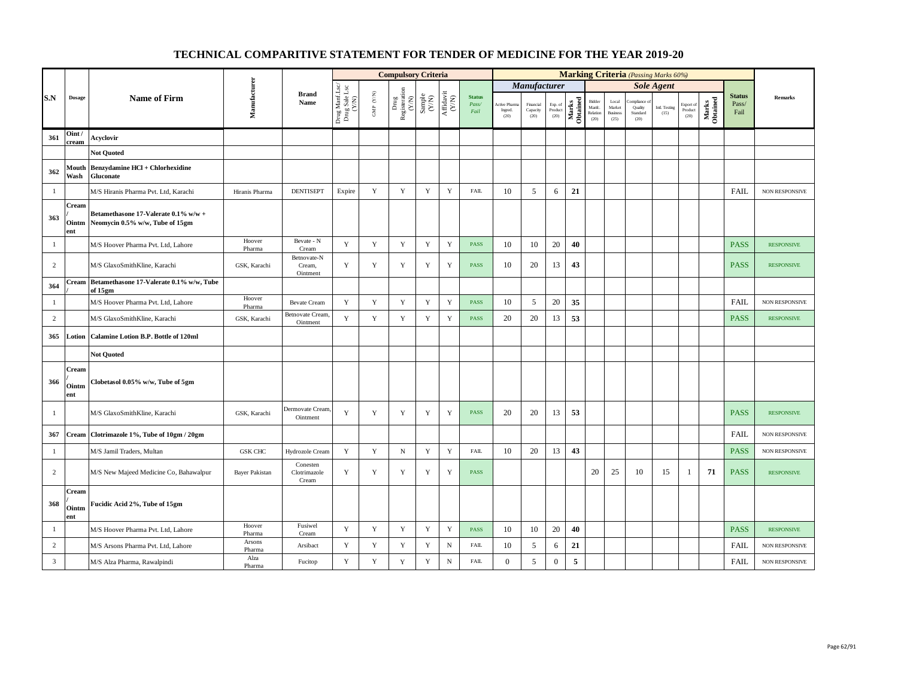# TECHNICAL COMPARITIVE STATEMENT FOR TENDER OF MEDICINE FOR THE YEAR 2019-20

| S.N | Dosage | Name of Firm | Manufacturer | Brand Name | Compulsory Criteria | | | | | | Marking Criteria (Passing Marks 60%) | | | | | | | | | | | Status Pass/ Fail | Remarks |
|---|---|---|---|---|---|---|---|---|---|---|---|---|---|---|---|---|---|---|---|---|---|---|---|
| | | | | | Drug Manf Lsc/ Drug Sale Lsc (Y/N) | GMP (Y/N) | Drug Registeration (Y/N) | Sample (Y/N) | Affidavit (Y/N) | Status Pass/ Fail | Manufacturer | | | | Sole Agent | | | | | | | | |
| | | | | | | | | | | | Active Pharma Ingred. (20) | Financial Capacity (20) | Exp. of Product (20) | Marks Obtained | Bidder Manf. Relation (20) | Local Market Business (25) | Compliance of Quality Standard (20) | Intl. Testing (15) | Export of Product (20) | Marks Obtained | | |
| 361 | Oint / cream | Acyclovir | | | | | | | | | | | | | | | | | | | | |
| | | Not Quoted | | | | | | | | | | | | | | | | | | | | |
| 362 | Mouth Wash | Benzydamine HCl + Chlorhexidine Gluconate | | | | | | | | | | | | | | | | | | | | |
| 1 | | M/S Hiranis Pharma Pvt. Ltd, Karachi | Hiranis Pharma | DENTISEPT | Expire | Y | Y | Y | Y | FAIL | 10 | 5 | 6 | 21 | | | | | | | FAIL | NON RESPONSIVE |
| 363 | Cream / Ointment | Betamethasone 17-Valerate 0.1% w/w + Neomycin 0.5% w/w, Tube of 15gm | | | | | | | | | | | | | | | | | | | | |
| 1 | | M/S Hoover Pharma Pvt. Ltd, Lahore | Hoover Pharma | Bevate - N Cream | Y | Y | Y | Y | Y | PASS | 10 | 10 | 20 | 40 | | | | | | | PASS | RESPONSIVE |
| 2 | | M/S GlaxoSmithKline, Karachi | GSK, Karachi | Betnovate-N Cream, Ointment | Y | Y | Y | Y | Y | PASS | 10 | 20 | 13 | 43 | | | | | | | PASS | RESPONSIVE |
| 364 | Cream / | Betamethasone 17-Valerate 0.1% w/w, Tube of 15gm | | | | | | | | | | | | | | | | | | | | |
| 1 | | M/S Hoover Pharma Pvt. Ltd, Lahore | Hoover Pharma | Bevate Cream | Y | Y | Y | Y | Y | PASS | 10 | 5 | 20 | 35 | | | | | | | FAIL | NON RESPONSIVE |
| 2 | | M/S GlaxoSmithKline, Karachi | GSK, Karachi | Betnovate Cream, Ointment | Y | Y | Y | Y | Y | PASS | 20 | 20 | 13 | 53 | | | | | | | PASS | RESPONSIVE |
| 365 | Lotion | Calamine Lotion B.P. Bottle of 120ml | | | | | | | | | | | | | | | | | | | | |
| | | Not Quoted | | | | | | | | | | | | | | | | | | | | |
| 366 | Cream / Ointment | Clobetasol 0.05% w/w, Tube of 5gm | | | | | | | | | | | | | | | | | | | | |
| 1 | | M/S GlaxoSmithKline, Karachi | GSK, Karachi | Dermovate Cream, Ointment | Y | Y | Y | Y | Y | PASS | 20 | 20 | 13 | 53 | | | | | | | PASS | RESPONSIVE |
| 367 | Cream | Clotrimazole 1%, Tube of 10gm / 20gm | | | | | | | | | | | | | | | | | | | FAIL | NON RESPONSIVE |
| 1 | | M/S Jamil Traders, Multan | GSK CHC | Hydrozole Cream | Y | Y | N | Y | Y | FAIL | 10 | 20 | 13 | 43 | | | | | | | PASS | NON RESPONSIVE |
| 2 | | M/S New Majeed Medicine Co, Bahawalpur | Bayer Pakistan | Conesten Clotrimazole Cream | Y | Y | Y | Y | Y | PASS | | | | | 20 | 25 | 10 | 15 | 1 | 71 | PASS | RESPONSIVE |
| 368 | Cream / Ointment | Fucidic Acid 2%, Tube of 15gm | | | | | | | | | | | | | | | | | | | | |
| 1 | | M/S Hoover Pharma Pvt. Ltd, Lahore | Hoover Pharma | Fusiwel Cream | Y | Y | Y | Y | Y | PASS | 10 | 10 | 20 | 40 | | | | | | | PASS | RESPONSIVE |
| 2 | | M/S Arsons Pharma Pvt. Ltd, Lahore | Arsons Pharma | Arsibact | Y | Y | Y | Y | N | FAIL | 10 | 5 | 6 | 21 | | | | | | | FAIL | NON RESPONSIVE |
| 3 | | M/S Alza Pharma, Rawalpindi | Alza Pharma | Fucitop | Y | Y | Y | Y | N | FAIL | 0 | 5 | 0 | 5 | | | | | | | FAIL | NON RESPONSIVE |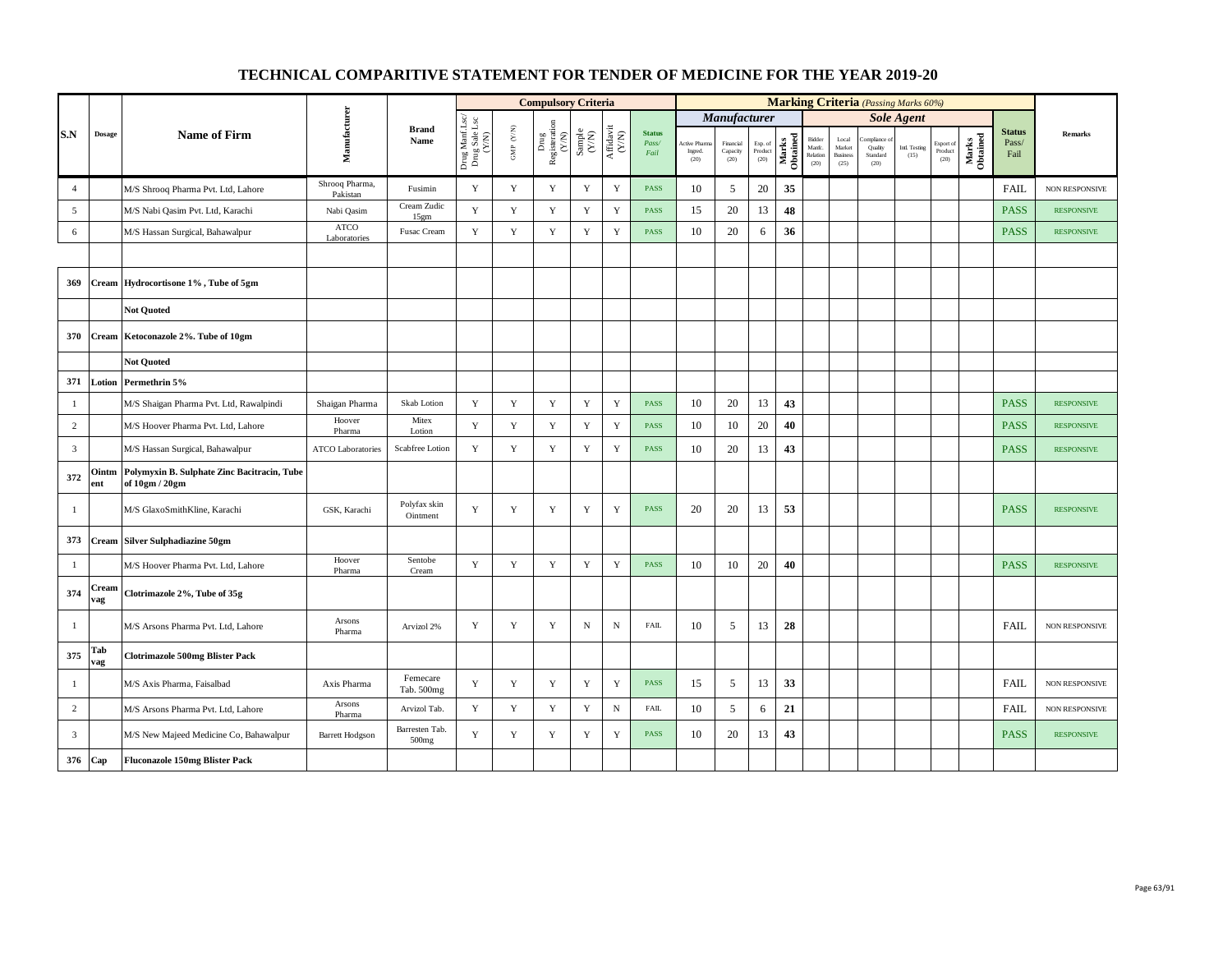# TECHNICAL COMPARITIVE STATEMENT FOR TENDER OF MEDICINE FOR THE YEAR 2019-20

| S.N | Dosage | Name of Firm | Manufacturer | Brand Name | Compulsory Criteria | | | | | | Marking Criteria (Passing Marks 60%) | | | | | | | | | | | Status Pass/ Fail | Remarks |
|---|---|---|---|---|---|---|---|---|---|---|---|---|---|---|---|---|---|---|---|---|---|---|---|
| | | | | | | | | | | | Manufacturer | | | | Sole Agent | | | | | | | | |
| | | | | | Drug Manf Lsc/ Drug Sale Lsc (Y/N) | GMP (Y/N) | Drug Registeration (Y/N) | Sample (Y/N) | Affidavit (Y/N) | Status Pass/ Fail | Active Pharma Ingred. (20) | Financial Capacity (20) | Exp. of Product (20) | Marks Obtained | Bidder Manfc. Relation (20) | Local Market Business (25) | Compliance of Quality Standard (20) | Intl. Testing (15) | Export of Product (20) | Marks Obtained | | |
| 4 | | M/S Shrooq Pharma Pvt. Ltd, Lahore | Shrooq Pharma, Pakistan | Fusimin | Y | Y | Y | Y | Y | PASS | 10 | 5 | 20 | 35 | | | | | | | FAIL | NON RESPONSIVE |
| 5 | | M/S Nabi Qasim Pvt. Ltd, Karachi | Nabi Qasim | Cream Zudic 15gm | Y | Y | Y | Y | Y | PASS | 15 | 20 | 13 | 48 | | | | | | | PASS | RESPONSIVE |
| 6 | | M/S Hassan Surgical, Bahawalpur | ATCO Laboratories | Fusac Cream | Y | Y | Y | Y | Y | PASS | 10 | 20 | 6 | 36 | | | | | | | PASS | RESPONSIVE |
| | | | | | | | | | | | | | | | | | | | | | | |
| 369 | Cream | Hydrocortisone 1% , Tube of 5gm | | | | | | | | | | | | | | | | | | | | |
| | | Not Quoted | | | | | | | | | | | | | | | | | | | | |
| 370 | Cream | Ketoconazole 2%. Tube of 10gm | | | | | | | | | | | | | | | | | | | | |
| | | Not Quoted | | | | | | | | | | | | | | | | | | | | |
| 371 | Lotion | Permethrin 5% | | | | | | | | | | | | | | | | | | | | |
| 1 | | M/S Shaigan Pharma Pvt. Ltd, Rawalpindi | Shaigan Pharma | Skab Lotion | Y | Y | Y | Y | Y | PASS | 10 | 20 | 13 | 43 | | | | | | | PASS | RESPONSIVE |
| 2 | | M/S Hoover Pharma Pvt. Ltd, Lahore | Hoover Pharma | Mitex Lotion | Y | Y | Y | Y | Y | PASS | 10 | 10 | 20 | 40 | | | | | | | PASS | RESPONSIVE |
| 3 | | M/S Hassan Surgical, Bahawalpur | ATCO Laboratories | Scabfree Lotion | Y | Y | Y | Y | Y | PASS | 10 | 20 | 13 | 43 | | | | | | | PASS | RESPONSIVE |
| 372 | Ointment | Polymyxin B. Sulphate Zinc Bacitracin, Tube of 10gm / 20gm | | | | | | | | | | | | | | | | | | | | |
| 1 | | M/S GlaxoSmithKline, Karachi | GSK, Karachi | Polyfax skin Ointment | Y | Y | Y | Y | Y | PASS | 20 | 20 | 13 | 53 | | | | | | | PASS | RESPONSIVE |
| 373 | Cream | Silver Sulphadiazine 50gm | | | | | | | | | | | | | | | | | | | | |
| 1 | | M/S Hoover Pharma Pvt. Ltd, Lahore | Hoover Pharma | Sentobe Cream | Y | Y | Y | Y | Y | PASS | 10 | 10 | 20 | 40 | | | | | | | PASS | RESPONSIVE |
| 374 | Cream vag | Clotrimazole 2%, Tube of 35g | | | | | | | | | | | | | | | | | | | | |
| 1 | | M/S Arsons Pharma Pvt. Ltd, Lahore | Arsons Pharma | Arvizol 2% | Y | Y | Y | N | N | FAIL | 10 | 5 | 13 | 28 | | | | | | | FAIL | NON RESPONSIVE |
| 375 | Tab vag | Clotrimazole 500mg Blister Pack | | | | | | | | | | | | | | | | | | | | |
| 1 | | M/S Axis Pharma, Faisalbad | Axis Pharma | Femecare Tab. 500mg | Y | Y | Y | Y | Y | PASS | 15 | 5 | 13 | 33 | | | | | | | FAIL | NON RESPONSIVE |
| 2 | | M/S Arsons Pharma Pvt. Ltd, Lahore | Arsons Pharma | Arvizol Tab. | Y | Y | Y | Y | N | FAIL | 10 | 5 | 6 | 21 | | | | | | | FAIL | NON RESPONSIVE |
| 3 | | M/S New Majeed Medicine Co, Bahawalpur | Barrett Hodgson | Barresten Tab. 500mg | Y | Y | Y | Y | Y | PASS | 10 | 20 | 13 | 43 | | | | | | | PASS | RESPONSIVE |
| 376 | Cap | Fluconazole 150mg Blister Pack | | | | | | | | | | | | | | | | | | | | |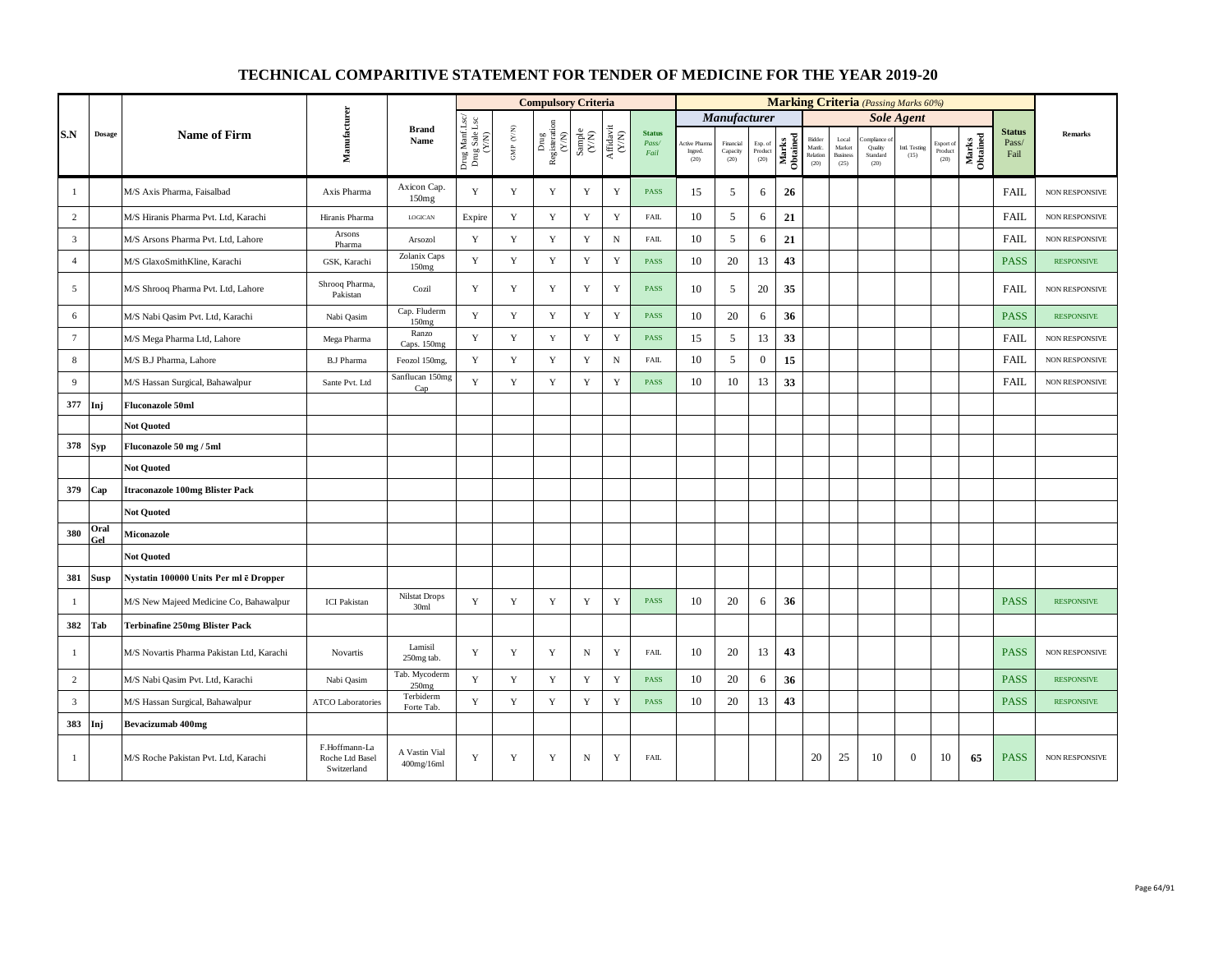# TECHNICAL COMPARITIVE STATEMENT FOR TENDER OF MEDICINE FOR THE YEAR 2019-20

| S.N | Dosage | Name of Firm | Manufacturer | Brand Name | Compulsory Criteria | | | | | | Marking Criteria (Passing Marks 60%) | | | | | | | | | | Status Pass/ Fail | Remarks |
|---|---|---|---|---|---|---|---|---|---|---|---|---|---|---|---|---|---|---|---|---|---|---|
| | | | | | | | | | | | Manufacturer | | | | Sole Agent | | | | | | | |
| | | | | | Drug Manf Lsc/ Drug Sale Lsc (Y/N) | GMP (Y/N) | Drug Registeration (Y/N) | Sample (Y/N) | Affidavit (Y/N) | Status Pass/ Fail | Active Pharma Ingred. (20) | Financial Capacity (20) | Exp. of Product (20) | Marks Obtained | Bidder Manfc. Relation (20) | Local Market Business (25) | Compliance of Quality Standard (20) | Intl. Testing (15) | Export of Product (20) | Marks Obtained | | |
| 1 | | M/S Axis Pharma, Faisalbad | Axis Pharma | Axicon Cap. 150mg | Y | Y | Y | Y | Y | PASS | 15 | 5 | 6 | 26 | | | | | | | FAIL | NON RESPONSIVE |
| 2 | | M/S Hiranis Pharma Pvt. Ltd, Karachi | Hiranis Pharma | LOGICAN | Expire | Y | Y | Y | Y | FAIL | 10 | 5 | 6 | 21 | | | | | | | FAIL | NON RESPONSIVE |
| 3 | | M/S Arsons Pharma Pvt. Ltd, Lahore | Arsons Pharma | Arsozol | Y | Y | Y | Y | N | FAIL | 10 | 5 | 6 | 21 | | | | | | | FAIL | NON RESPONSIVE |
| 4 | | M/S GlaxoSmithKline, Karachi | GSK, Karachi | Zolanix Caps 150mg | Y | Y | Y | Y | Y | PASS | 10 | 20 | 13 | 43 | | | | | | | PASS | RESPONSIVE |
| 5 | | M/S Shrooq Pharma Pvt. Ltd, Lahore | Shrooq Pharma, Pakistan | Cozil | Y | Y | Y | Y | Y | PASS | 10 | 5 | 20 | 35 | | | | | | | FAIL | NON RESPONSIVE |
| 6 | | M/S Nabi Qasim Pvt. Ltd, Karachi | Nabi Qasim | Cap. Fluderm 150mg | Y | Y | Y | Y | Y | PASS | 10 | 20 | 6 | 36 | | | | | | | PASS | RESPONSIVE |
| 7 | | M/S Mega Pharma Ltd, Lahore | Mega Pharma | Ranzo Caps. 150mg | Y | Y | Y | Y | Y | PASS | 15 | 5 | 13 | 33 | | | | | | | FAIL | NON RESPONSIVE |
| 8 | | M/S B.J Pharma, Lahore | B.J Pharma | Feozol 150mg, | Y | Y | Y | Y | N | FAIL | 10 | 5 | 0 | 15 | | | | | | | FAIL | NON RESPONSIVE |
| 9 | | M/S Hassan Surgical, Bahawalpur | Sante Pvt. Ltd | Sanflucan 150mg Cap | Y | Y | Y | Y | Y | PASS | 10 | 10 | 13 | 33 | | | | | | | FAIL | NON RESPONSIVE |
| **377** | **Inj** | **Fluconazole 50ml** | | | | | | | | | | | | | | | | | | | | |
| | | **Not Quoted** | | | | | | | | | | | | | | | | | | | | |
| **378** | **Syp** | **Fluconazole 50 mg / 5ml** | | | | | | | | | | | | | | | | | | | | |
| | | **Not Quoted** | | | | | | | | | | | | | | | | | | | | |
| **379** | **Cap** | **Itraconazole 100mg Blister Pack** | | | | | | | | | | | | | | | | | | | | |
| | | **Not Quoted** | | | | | | | | | | | | | | | | | | | | |
| **380** | **Oral Gel** | **Miconazole** | | | | | | | | | | | | | | | | | | | | |
| | | **Not Quoted** | | | | | | | | | | | | | | | | | | | | |
| **381** | **Susp** | **Nystatin 100000 Units Per ml ē Dropper** | | | | | | | | | | | | | | | | | | | | |
| 1 | | M/S New Majeed Medicine Co, Bahawalpur | ICI Pakistan | Nilstat Drops 30ml | Y | Y | Y | Y | Y | PASS | 10 | 20 | 6 | 36 | | | | | | | PASS | RESPONSIVE |
| **382** | **Tab** | **Terbinafine 250mg Blister Pack** | | | | | | | | | | | | | | | | | | | | |
| 1 | | M/S Novartis Pharma Pakistan Ltd, Karachi | Novartis | Lamisil 250mg tab. | Y | Y | Y | N | Y | FAIL | 10 | 20 | 13 | 43 | | | | | | | PASS | NON RESPONSIVE |
| 2 | | M/S Nabi Qasim Pvt. Ltd, Karachi | Nabi Qasim | Tab. Mycoderm 250mg | Y | Y | Y | Y | Y | PASS | 10 | 20 | 6 | 36 | | | | | | | PASS | RESPONSIVE |
| 3 | | M/S Hassan Surgical, Bahawalpur | ATCO Laboratories | Terbiderm Forte Tab. | Y | Y | Y | Y | Y | PASS | 10 | 20 | 13 | 43 | | | | | | | PASS | RESPONSIVE |
| **383** | **Inj** | **Bevacizumab 400mg** | | | | | | | | | | | | | | | | | | | | |
| 1 | | M/S Roche Pakistan Pvt. Ltd, Karachi | F.Hoffmann-La Roche Ltd Basel Switzerland | A Vastin Vial 400mg/16ml | Y | Y | Y | N | Y | FAIL | | | | | 20 | 25 | 10 | 0 | 10 | 65 | PASS | NON RESPONSIVE |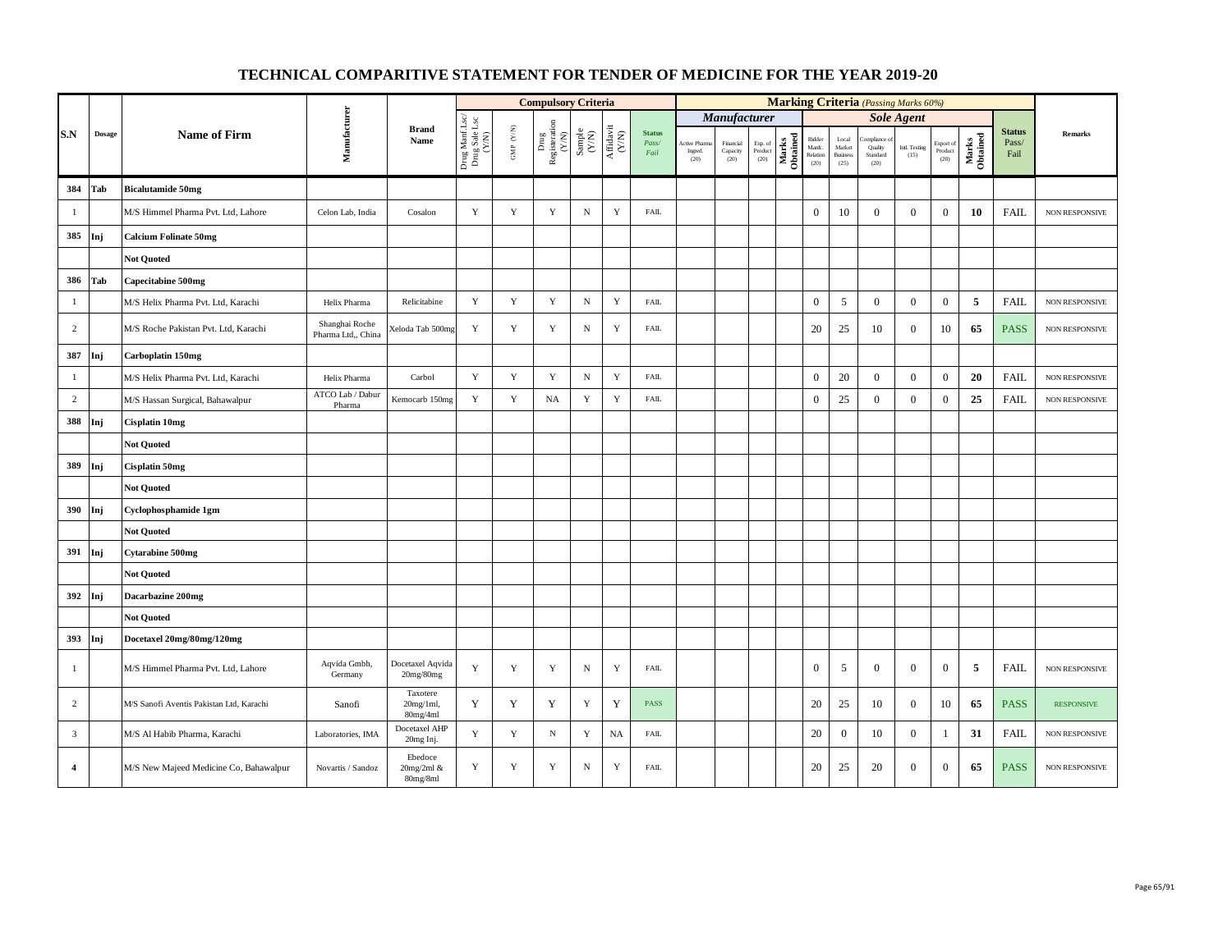# TECHNICAL COMPARITIVE STATEMENT FOR TENDER OF MEDICINE FOR THE YEAR 2019-20

| S.N | Dosage | Name of Firm | Manufacturer | Brand Name | Compulsory Criteria | | | | | | Marking Criteria (Passing Marks 60%) | | | | | | | | | | | | |
|---|---|---|---|---|---|---|---|---|---|---|---|---|---|---|---|---|---|---|---|---|---|---|---|
| | | | | | | | | | | | Manufacturer | | | | Sole Agent | | | | | | | | |
| | | | | | Drug Manf Lsc/ Drug Sale Lsc (Y/N) | GMP (Y/N) | Drug Registeration (Y/N) | Sample (Y/N) | Affidavit (Y/N) | Status Pass/ Fail | Active Pharma Ingred. (20) | Financial Capacity (20) | Exp. of Product (20) | Marks Obtained | Bidder Manfc. Relation (20) | Local Market Business (25) | Compliance of Quality Standard (20) | Intl. Testing (15) | Export of Product (20) | Marks Obtained | Status Pass/ Fail | Remarks |
| 384 | Tab | Bicalutamide 50mg | | | | | | | | | | | | | | | | | | | | |
| 1 | | M/S Himmel Pharma Pvt. Ltd, Lahore | Celon Lab, India | Cosalon | Y | Y | Y | N | Y | FAIL | | | | | 0 | 10 | 0 | 0 | 0 | 10 | FAIL | NON RESPONSIVE |
| 385 | Inj | Calcium Folinate 50mg | | | | | | | | | | | | | | | | | | | | |
| | | Not Quoted | | | | | | | | | | | | | | | | | | | | |
| 386 | Tab | Capecitabine 500mg | | | | | | | | | | | | | | | | | | | | |
| 1 | | M/S Helix Pharma Pvt. Ltd, Karachi | Helix Pharma | Relicitabine | Y | Y | Y | N | Y | FAIL | | | | | 0 | 5 | 0 | 0 | 0 | 5 | FAIL | NON RESPONSIVE |
| 2 | | M/S Roche Pakistan Pvt. Ltd, Karachi | Shanghai Roche Pharma Ltd,, China | Xeloda Tab 500mg | Y | Y | Y | N | Y | FAIL | | | | | 20 | 25 | 10 | 0 | 10 | 65 | PASS | NON RESPONSIVE |
| 387 | Inj | Carboplatin 150mg | | | | | | | | | | | | | | | | | | | | |
| 1 | | M/S Helix Pharma Pvt. Ltd, Karachi | Helix Pharma | Carbol | Y | Y | Y | N | Y | FAIL | | | | | 0 | 20 | 0 | 0 | 0 | 20 | FAIL | NON RESPONSIVE |
| 2 | | M/S Hassan Surgical, Bahawalpur | ATCO Lab / Dabur Pharma | Kemocarb 150mg | Y | Y | NA | Y | Y | FAIL | | | | | 0 | 25 | 0 | 0 | 0 | 25 | FAIL | NON RESPONSIVE |
| 388 | Inj | Cisplatin 10mg | | | | | | | | | | | | | | | | | | | | |
| | | Not Quoted | | | | | | | | | | | | | | | | | | | | |
| 389 | Inj | Cisplatin 50mg | | | | | | | | | | | | | | | | | | | | |
| | | Not Quoted | | | | | | | | | | | | | | | | | | | | |
| 390 | Inj | Cyclophosphamide 1gm | | | | | | | | | | | | | | | | | | | | |
| | | Not Quoted | | | | | | | | | | | | | | | | | | | | |
| 391 | Inj | Cytarabine 500mg | | | | | | | | | | | | | | | | | | | | |
| | | Not Quoted | | | | | | | | | | | | | | | | | | | | |
| 392 | Inj | Dacarbazine 200mg | | | | | | | | | | | | | | | | | | | | |
| | | Not Quoted | | | | | | | | | | | | | | | | | | | | |
| 393 | Inj | Docetaxel 20mg/80mg/120mg | | | | | | | | | | | | | | | | | | | | |
| 1 | | M/S Himmel Pharma Pvt. Ltd, Lahore | Aqvida Gmbh, Germany | Docetaxel Aqvida 20mg/80mg | Y | Y | Y | N | Y | FAIL | | | | | 0 | 5 | 0 | 0 | 0 | 5 | FAIL | NON RESPONSIVE |
| 2 | | M/S Sanofi Aventis Pakistan Ltd, Karachi | Sanofi | Taxotere 20mg/1ml, 80mg/4ml | Y | Y | Y | Y | Y | PASS | | | | | 20 | 25 | 10 | 0 | 10 | 65 | PASS | RESPONSIVE |
| 3 | | M/S Al Habib Pharma, Karachi | Laboratories, IMA | Docetaxel AHP 20mg Inj. | Y | Y | N | Y | NA | FAIL | | | | | 20 | 0 | 10 | 0 | 1 | 31 | FAIL | NON RESPONSIVE |
| 4 | | M/S New Majeed Medicine Co, Bahawalpur | Novartis / Sandoz | Ebedoce 20mg/2ml & 80mg/8ml | Y | Y | Y | N | Y | FAIL | | | | | 20 | 25 | 20 | 0 | 0 | 65 | PASS | NON RESPONSIVE |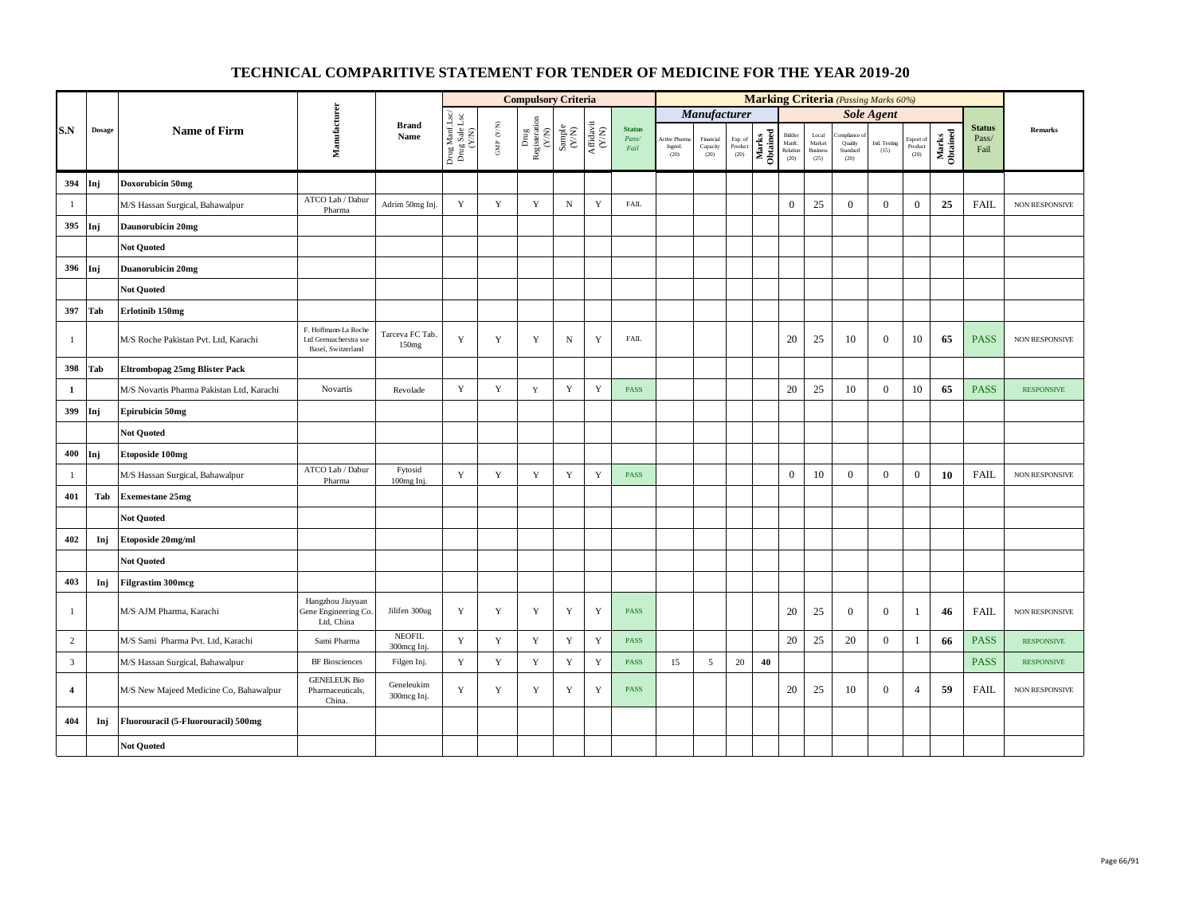# TECHNICAL COMPARITIVE STATEMENT FOR TENDER OF MEDICINE FOR THE YEAR 2019-20

| S.N | Dosage | Name of Firm | Manufacturer | Brand Name | Compulsory Criteria | | | | | | Marking Criteria (Passing Marks 60%) | | | | | | | | | | | Remarks |
|---|---|---|---|---|---|---|---|---|---|---|---|---|---|---|---|---|---|---|---|---|---|---|
| | | | | | | | | | | | Manufacturer | | | | Sole Agent | | | | | | | |
| | | | | | Drug Manf Lsc/ Drug Sale Lsc (Y/N) | GMP (Y/N) | Drug Registeration (Y/N) | Sample (Y/N) | Affidavit (Y/N) | Status Pass/ Fail | Active Pharma Ingred. (20) | Financial Capacity (20) | Exp. of Product (20) | Marks Obtained | Bidder Manfc. Relation (20) | Local Market Business (25) | Compliance of Quality Standard (20) | Intl. Testing (15) | Export of Product (20) | Marks Obtained | Status Pass/ Fail | |
| 394 | Inj | Doxorubicin 50mg | | | | | | | | | | | | | | | | | | | | |
| 1 | | M/S Hassan Surgical, Bahawalpur | ATCO Lab / Dabur Pharma | Adrim 50mg Inj. | Y | Y | Y | N | Y | FAIL | | | | | 0 | 25 | 0 | 0 | 0 | 25 | FAIL | NON RESPONSIVE |
| 395 | Inj | Daunorubicin 20mg | | | | | | | | | | | | | | | | | | | | |
| | | Not Quoted | | | | | | | | | | | | | | | | | | | | |
| 396 | Inj | Duanorubicin 20mg | | | | | | | | | | | | | | | | | | | | |
| | | Not Quoted | | | | | | | | | | | | | | | | | | | | |
| 397 | Tab | Erlotinib 150mg | | | | | | | | | | | | | | | | | | | | |
| 1 | | M/S Roche Pakistan Pvt. Ltd, Karachi | F. Hoffmann-La Roche Ltd Grenzacherstra sse Basel, Switzerland | Tarceva FC Tab. 150mg | Y | Y | Y | N | Y | FAIL | | | | | 20 | 25 | 10 | 0 | 10 | 65 | PASS | NON RESPONSIVE |
| 398 | Tab | Eltrombopag 25mg Blister Pack | | | | | | | | | | | | | | | | | | | | |
| 1 | | M/S Novartis Pharma Pakistan Ltd, Karachi | Novartis | Revolade | Y | Y | Y | Y | Y | PASS | | | | | 20 | 25 | 10 | 0 | 10 | 65 | PASS | RESPONSIVE |
| 399 | Inj | Epirubicin 50mg | | | | | | | | | | | | | | | | | | | | |
| | | Not Quoted | | | | | | | | | | | | | | | | | | | | |
| 400 | Inj | Etoposide 100mg | | | | | | | | | | | | | | | | | | | | |
| 1 | | M/S Hassan Surgical, Bahawalpur | ATCO Lab / Dabur Pharma | Fytosid 100mg Inj. | Y | Y | Y | Y | Y | PASS | | | | | 0 | 10 | 0 | 0 | 0 | 10 | FAIL | NON RESPONSIVE |
| 401 | Tab | Exemestane 25mg | | | | | | | | | | | | | | | | | | | | |
| | | Not Quoted | | | | | | | | | | | | | | | | | | | | |
| 402 | Inj | Etoposide 20mg/ml | | | | | | | | | | | | | | | | | | | | |
| | | Not Quoted | | | | | | | | | | | | | | | | | | | | |
| 403 | Inj | Filgrastim 300mcg | | | | | | | | | | | | | | | | | | | | |
| 1 | | M/S AJM Pharma, Karachi | Hangzhou Jiuyuan Gene Engineering Co. Ltd, China | Jilifen 300ug | Y | Y | Y | Y | Y | PASS | | | | | 20 | 25 | 0 | 0 | 1 | 46 | FAIL | NON RESPONSIVE |
| 2 | | M/S Sami Pharma Pvt. Ltd, Karachi | Sami Pharma | NEOFIL 300mcg Inj. | Y | Y | Y | Y | Y | PASS | | | | | 20 | 25 | 20 | 0 | 1 | 66 | PASS | RESPONSIVE |
| 3 | | M/S Hassan Surgical, Bahawalpur | BF Biosciences | Filgen Inj. | Y | Y | Y | Y | Y | PASS | 15 | 5 | 20 | 40 | | | | | | | PASS | RESPONSIVE |
| 4 | | M/S New Majeed Medicine Co, Bahawalpur | GENELEUK Bio Pharmaceuticals, China. | Geneleukim 300mcg Inj. | Y | Y | Y | Y | Y | PASS | | | | | 20 | 25 | 10 | 0 | 4 | 59 | FAIL | NON RESPONSIVE |
| 404 | Inj | Fluorouracil (5-Fluorouracil) 500mg | | | | | | | | | | | | | | | | | | | | |
| | | Not Quoted | | | | | | | | | | | | | | | | | | | | |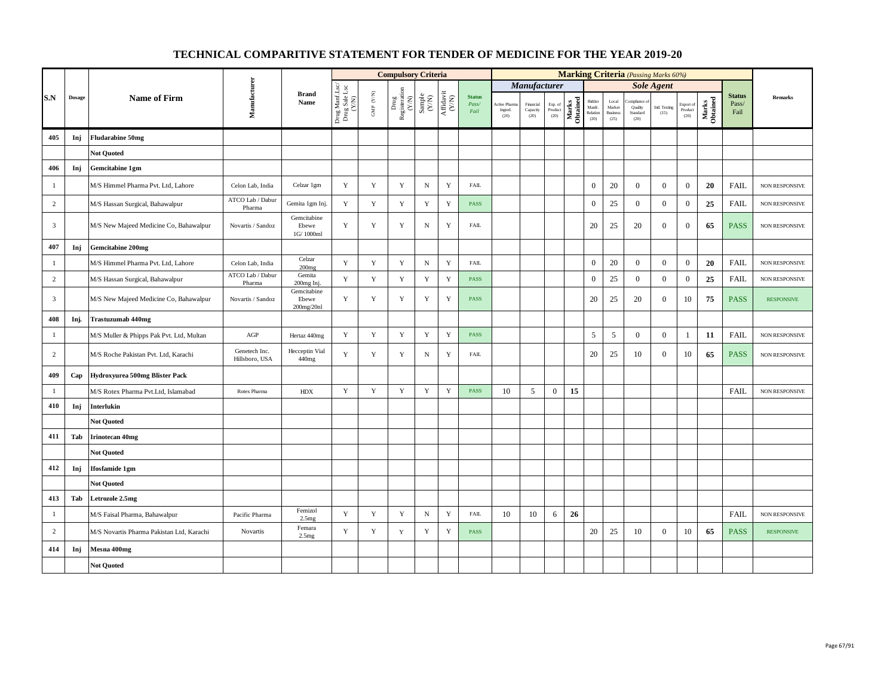# TECHNICAL COMPARITIVE STATEMENT FOR TENDER OF MEDICINE FOR THE YEAR 2019-20

| S.N | Dosage | Name of Firm | Manufacturer | Brand Name | Compulsory Criteria | | | | | | Marking Criteria (Passing Marks 60%) | | | | | | | | | | | Status Pass/ Fail | Remarks |
|---|---|---|---|---|---|---|---|---|---|---|---|---|---|---|---|---|---|---|---|---|---|---|---|
| | | | | | | | | | | | Manufacturer | | | | Sole Agent | | | | | | | | |
| | | | | | Drug Manf Lsc/ Drug Sale Lsc (Y/N) | GMP (Y/N) | Drug Registeration (Y/N) | Sample (Y/N) | Affidavit (Y/N) | Status Pass/ Fail | Active Pharma Ingred. (20) | Financial Capacity (20) | Exp. of Product (20) | Marks Obtained | Bidder Manfc. Relation (20) | Local Market Business (25) | Compliance of Quality Standard (20) | Intl. Testing (15) | Export of Product (20) | Marks Obtained | | |
| 405 | Inj | **Fludarabine 50mg** | | | | | | | | | | | | | | | | | | | | |
| | | **Not Quoted** | | | | | | | | | | | | | | | | | | | | |
| 406 | Inj | **Gemcitabine 1gm** | | | | | | | | | | | | | | | | | | | | |
| 1 | | M/S Himmel Pharma Pvt. Ltd, Lahore | Celon Lab, India | Celzar 1gm | Y | Y | Y | N | Y | FAIL | | | | | 0 | 20 | 0 | 0 | 0 | 20 | FAIL | NON RESPONSIVE |
| 2 | | M/S Hassan Surgical, Bahawalpur | ATCO Lab / Dabur Pharma | Gemita 1gm Inj. | Y | Y | Y | Y | Y | PASS | | | | | 0 | 25 | 0 | 0 | 0 | 25 | FAIL | NON RESPONSIVE |
| 3 | | M/S New Majeed Medicine Co, Bahawalpur | Novartis / Sandoz | Gemcitabine Ebewe 1G/ 1000ml | Y | Y | Y | N | Y | FAIL | | | | | 20 | 25 | 20 | 0 | 0 | 65 | PASS | NON RESPONSIVE |
| 407 | Inj | **Gemcitabine 200mg** | | | | | | | | | | | | | | | | | | | | |
| 1 | | M/S Himmel Pharma Pvt. Ltd, Lahore | Celon Lab, India | Celzar 200mg | Y | Y | Y | N | Y | FAIL | | | | | 0 | 20 | 0 | 0 | 0 | 20 | FAIL | NON RESPONSIVE |
| 2 | | M/S Hassan Surgical, Bahawalpur | ATCO Lab / Dabur Pharma | Gemita 200mg Inj. | Y | Y | Y | Y | Y | PASS | | | | | 0 | 25 | 0 | 0 | 0 | 25 | FAIL | NON RESPONSIVE |
| 3 | | M/S New Majeed Medicine Co, Bahawalpur | Novartis / Sandoz | Gemcitabine Ebewe 200mg/20nl | Y | Y | Y | Y | Y | PASS | | | | | 20 | 25 | 20 | 0 | 10 | 75 | PASS | RESPONSIVE |
| 408 | Inj. | **Trastuzumab 440mg** | | | | | | | | | | | | | | | | | | | | |
| 1 | | M/S Muller & Phipps Pak Pvt. Ltd, Multan | AGP | Hertaz 440mg | Y | Y | Y | Y | Y | PASS | | | | | 5 | 5 | 0 | 0 | 1 | 11 | FAIL | NON RESPONSIVE |
| 2 | | M/S Roche Pakistan Pvt. Ltd, Karachi | Genetech Inc. Hillsboro, USA | Hecceptin Vial 440mg | Y | Y | Y | N | Y | FAIL | | | | | 20 | 25 | 10 | 0 | 10 | 65 | PASS | NON RESPONSIVE |
| 409 | Cap | **Hydroxyurea 500mg Blister Pack** | | | | | | | | | | | | | | | | | | | | |
| 1 | | M/S Rotex Pharma Pvt.Ltd, Islamabad | Rotex Pharma | HDX | Y | Y | Y | Y | Y | PASS | 10 | 5 | 0 | 15 | | | | | | | FAIL | NON RESPONSIVE |
| 410 | Inj | **Interlukin** | | | | | | | | | | | | | | | | | | | | |
| | | **Not Quoted** | | | | | | | | | | | | | | | | | | | | |
| 411 | Tab | **Irinotecan 40mg** | | | | | | | | | | | | | | | | | | | | |
| | | **Not Quoted** | | | | | | | | | | | | | | | | | | | | |
| 412 | Inj | **Ifosfamide 1gm** | | | | | | | | | | | | | | | | | | | | |
| | | **Not Quoted** | | | | | | | | | | | | | | | | | | | | |
| 413 | Tab | **Letrozole 2.5mg** | | | | | | | | | | | | | | | | | | | | |
| 1 | | M/S Faisal Pharma, Bahawalpur | Pacific Pharma | Femizol 2.5mg | Y | Y | Y | N | Y | FAIL | 10 | 10 | 6 | 26 | | | | | | | FAIL | NON RESPONSIVE |
| 2 | | M/S Novartis Pharma Pakistan Ltd, Karachi | Novartis | Femara 2.5mg | Y | Y | Y | Y | Y | PASS | | | | | 20 | 25 | 10 | 0 | 10 | 65 | PASS | RESPONSIVE |
| 414 | Inj | **Mesna 400mg** | | | | | | | | | | | | | | | | | | | | |
| | | **Not Quoted** | | | | | | | | | | | | | | | | | | | | |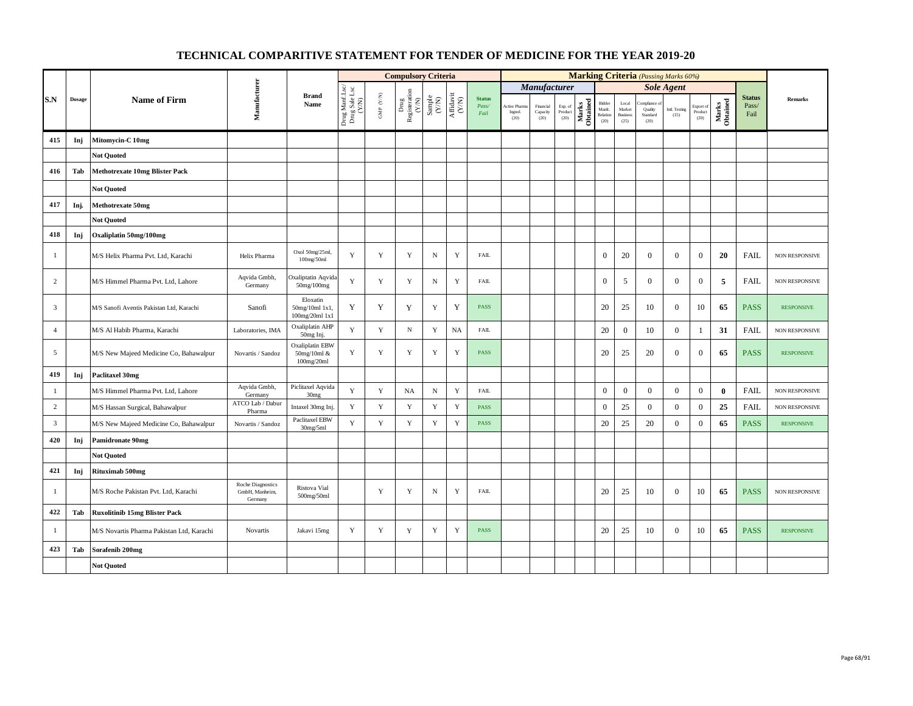# TECHNICAL COMPARITIVE STATEMENT FOR TENDER OF MEDICINE FOR THE YEAR 2019-20

| S.N | Dosage | Name of Firm | Manufacturer | Brand Name | Compulsory Criteria | | | | | | Marking Criteria *(Passing Marks 60%)* | | | | | | | | | | | Status Pass/ Fail | Remarks |
|---|---|---|---|---|---|---|---|---|---|---|---|---|---|---|---|---|---|---|---|---|---|---|---|
| | | | | | | | | | | | *Manufacturer* | | | | *Sole Agent* | | | | | | | | |
| | | | | | Drug Manf Lsc/ Drug Sale Lsc (Y/N) | GMP (Y/N) | Drug Registeration (Y/N) | Sample (Y/N) | Affidavit (Y/N) | Status *Pass/ Fail* | Active Pharma Ingred. (20) | Financial Capacity (20) | Exp. of Product (20) | Marks Obtained | Bidder Manfc. Relation (20) | Local Market Business (25) | Compliance of Quality Standard (20) | Intl. Testing (15) | Export of Product (20) | Marks Obtained | | |
| **415** | **Inj** | **Mitomycin-C 10mg** | | | | | | | | | | | | | | | | | | | | |
| | | **Not Quoted** | | | | | | | | | | | | | | | | | | | | |
| **416** | **Tab** | **Methotrexate 10mg Blister Pack** | | | | | | | | | | | | | | | | | | | | |
| | | **Not Quoted** | | | | | | | | | | | | | | | | | | | | |
| **417** | **Inj.** | **Methotrexate 50mg** | | | | | | | | | | | | | | | | | | | | |
| | | **Not Quoted** | | | | | | | | | | | | | | | | | | | | |
| **418** | **Inj** | **Oxaliplatin 50mg/100mg** | | | | | | | | | | | | | | | | | | | | |
| 1 | | M/S Helix Pharma Pvt. Ltd, Karachi | Helix Pharma | Oxol 50mg/25ml, 100mg/50ml | Y | Y | Y | N | Y | FAIL | | | | | 0 | 20 | 0 | 0 | 0 | **20** | FAIL | NON RESPONSIVE |
| 2 | | M/S Himmel Pharma Pvt. Ltd, Lahore | Aqvida Gmbh, Germany | Oxaliptatin Aqvida 50mg/100mg | Y | Y | Y | N | Y | FAIL | | | | | 0 | 5 | 0 | 0 | 0 | **5** | FAIL | NON RESPONSIVE |
| 3 | | M/S Sanofi Aventis Pakistan Ltd, Karachi | Sanofi | Eloxatin 50mg/10ml 1x1, 100mg/20ml 1x1 | Y | Y | Y | Y | Y | PASS | | | | | 20 | 25 | 10 | 0 | 10 | **65** | PASS | RESPONSIVE |
| 4 | | M/S Al Habib Pharma, Karachi | Laboratories, IMA | Oxaliplatin AHP 50mg Inj. | Y | Y | N | Y | NA | FAIL | | | | | 20 | 0 | 10 | 0 | 1 | **31** | FAIL | NON RESPONSIVE |
| 5 | | M/S New Majeed Medicine Co, Bahawalpur | Novartis / Sandoz | Oxaliplatin EBW 50mg/10ml & 100mg/20ml | Y | Y | Y | Y | Y | PASS | | | | | 20 | 25 | 20 | 0 | 0 | **65** | PASS | RESPONSIVE |
| **419** | **Inj** | **Paclitaxel 30mg** | | | | | | | | | | | | | | | | | | | | |
| 1 | | M/S Himmel Pharma Pvt. Ltd, Lahore | Aqvida Gmbh, Germany | Piclitaxel Aqvida 30mg | Y | Y | NA | N | Y | FAIL | | | | | 0 | 0 | 0 | 0 | 0 | **0** | FAIL | NON RESPONSIVE |
| 2 | | M/S Hassan Surgical, Bahawalpur | ATCO Lab / Dabur Pharma | Intaxel 30mg Inj. | Y | Y | Y | Y | Y | PASS | | | | | 0 | 25 | 0 | 0 | 0 | **25** | FAIL | NON RESPONSIVE |
| 3 | | M/S New Majeed Medicine Co, Bahawalpur | Novartis / Sandoz | Paclitaxel EBW 30mg/5ml | Y | Y | Y | Y | Y | PASS | | | | | 20 | 25 | 20 | 0 | 0 | **65** | PASS | RESPONSIVE |
| **420** | **Inj** | **Pamidronate 90mg** | | | | | | | | | | | | | | | | | | | | |
| | | **Not Quoted** | | | | | | | | | | | | | | | | | | | | |
| **421** | **Inj** | **Rituximab 500mg** | | | | | | | | | | | | | | | | | | | | |
| 1 | | M/S Roche Pakistan Pvt. Ltd, Karachi | Roche Diagnostics GmbH, Manheim, Germany | Ristova Vial 500mg/50ml | | Y | Y | N | Y | FAIL | | | | | 20 | 25 | 10 | 0 | 10 | **65** | PASS | NON RESPONSIVE |
| **422** | **Tab** | **Ruxolitinib 15mg Blister Pack** | | | | | | | | | | | | | | | | | | | | |
| 1 | | M/S Novartis Pharma Pakistan Ltd, Karachi | Novartis | Jakavi 15mg | Y | Y | Y | Y | Y | PASS | | | | | 20 | 25 | 10 | 0 | 10 | **65** | PASS | RESPONSIVE |
| **423** | **Tab** | **Sorafenib 200mg** | | | | | | | | | | | | | | | | | | | | |
| | | **Not Quoted** | | | | | | | | | | | | | | | | | | | | |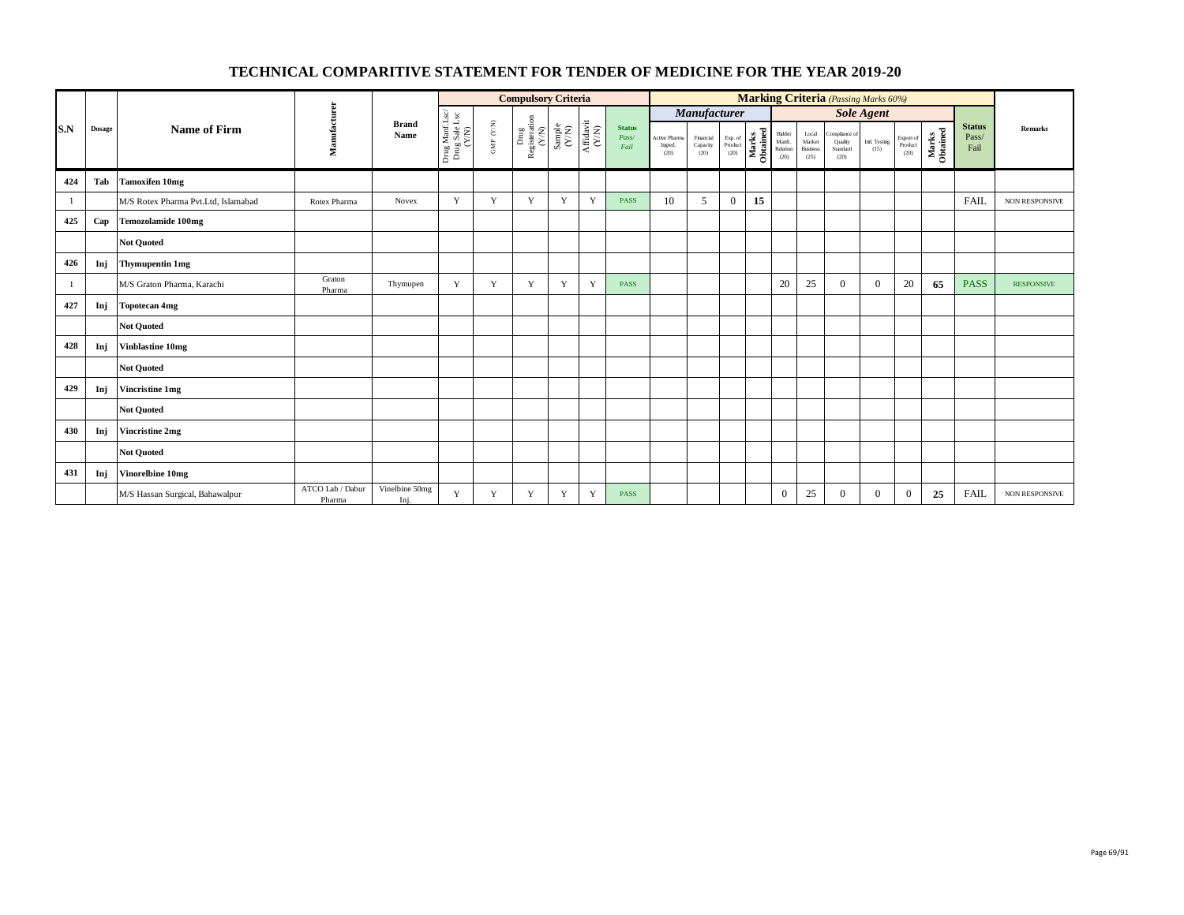# TECHNICAL COMPARITIVE STATEMENT FOR TENDER OF MEDICINE FOR THE YEAR 2019-20

| S.N | Dosage | Name of Firm | Manufacturer | Brand Name | Compulsory Criteria | | | | | | Marking Criteria *(Passing Marks 60%)* | | | | | | | | | | Status Pass/ Fail | Remarks |
|---|---|---|---|---|---|---|---|---|---|---|---|---|---|---|---|---|---|---|---|---|---|---|
| | | | | | | | | | | | *Manufacturer* | | | | *Sole Agent* | | | | | | | |
| | | | | | Drug Manf Lsc/ Drug Sale Lsc (Y/N) | GMP (Y/N) | Drug Registeration (Y/N) | Sample (Y/N) | Affidavit (Y/N) | Status *Pass/ Fail* | Active Pharma Ingred. (20) | Financial Capacity (20) | Exp. of Product (20) | Marks Obtained | Bidder Manf. Relation (20) | Local Market Business (25) | Compliance of Quality Standard (20) | Intl. Testing (15) | Export of Product (20) | Marks Obtained | | |
| 424 | Tab | **Tamoxifen 10mg** | | | | | | | | | | | | | | | | | | | | |
| 1 | | M/S Rotex Pharma Pvt.Ltd, Islamabad | Rotex Pharma | Novex | Y | Y | Y | Y | Y | PASS | 10 | 5 | 0 | **15** | | | | | | | FAIL | NON RESPONSIVE |
| 425 | Cap | **Temozolamide 100mg** | | | | | | | | | | | | | | | | | | | | |
| | | **Not Quoted** | | | | | | | | | | | | | | | | | | | | |
| 426 | Inj | **Thymupentin 1mg** | | | | | | | | | | | | | | | | | | | | |
| 1 | | M/S Graton Pharma, Karachi | Graton Pharma | Thymupen | Y | Y | Y | Y | Y | PASS | | | | | 20 | 25 | 0 | 0 | 20 | **65** | PASS | RESPONSIVE |
| 427 | Inj | **Topotecan 4mg** | | | | | | | | | | | | | | | | | | | | |
| | | **Not Quoted** | | | | | | | | | | | | | | | | | | | | |
| 428 | Inj | **Vinblastine 10mg** | | | | | | | | | | | | | | | | | | | | |
| | | **Not Quoted** | | | | | | | | | | | | | | | | | | | | |
| 429 | Inj | **Vincristine 1mg** | | | | | | | | | | | | | | | | | | | | |
| | | **Not Quoted** | | | | | | | | | | | | | | | | | | | | |
| 430 | Inj | **Vincristine 2mg** | | | | | | | | | | | | | | | | | | | | |
| | | **Not Quoted** | | | | | | | | | | | | | | | | | | | | |
| 431 | Inj | **Vinorelbine 10mg** | | | | | | | | | | | | | | | | | | | | |
| | | M/S Hassan Surgical, Bahawalpur | ATCO Lab / Dabur Pharma | Vinelbine 50mg Inj. | Y | Y | Y | Y | Y | PASS | | | | | 0 | 25 | 0 | 0 | 0 | **25** | FAIL | NON RESPONSIVE |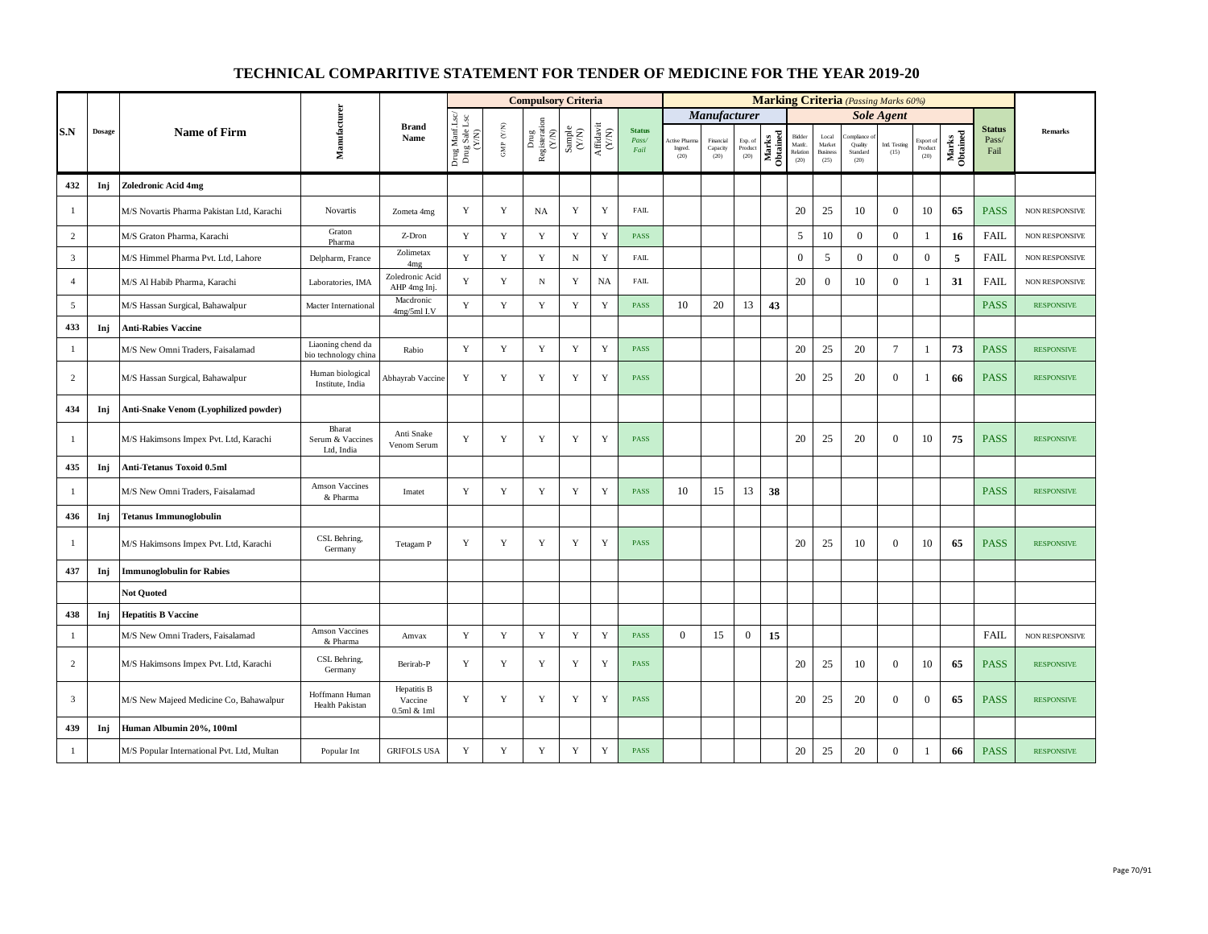# TECHNICAL COMPARITIVE STATEMENT FOR TENDER OF MEDICINE FOR THE YEAR 2019-20

| S.N | Dosage | Name of Firm | Manufacturer | Brand Name | Compulsory Criteria | | | | | | Marking Criteria (Passing Marks 60%) | | | | | | | | | | | Status Pass/ Fail | Remarks |
|---|---|---|---|---|---|---|---|---|---|---|---|---|---|---|---|---|---|---|---|---|---|---|---|
| | | | | | | | | | | | Manufacturer | | | | Sole Agent | | | | | | | | |
| | | | | | Drug Manf Lsc/ Drug Sale Lsc (Y/N) | GMP (Y/N) | Drug Registeration (Y/N) | Sample (Y/N) | Affidavit (Y/N) | Status Pass/ Fail | Active Pharma Ingred. (20) | Financial Capacity (20) | Exp. of Product (20) | Marks Obtained | Bidder Manfc. Relation (20) | Local Market Business (25) | Compliance of Quality Standard (20) | Intl. Testing (15) | Export of Product (20) | Marks Obtained | | |
| 432 | Inj | Zoledronic Acid 4mg | | | | | | | | | | | | | | | | | | | | |
| 1 | | M/S Novartis Pharma Pakistan Ltd, Karachi | Novartis | Zometa 4mg | Y | Y | NA | Y | Y | FAIL | | | | | 20 | 25 | 10 | 0 | 10 | 65 | PASS | NON RESPONSIVE |
| 2 | | M/S Graton Pharma, Karachi | Graton Pharma | Z-Dron | Y | Y | Y | Y | Y | PASS | | | | | 5 | 10 | 0 | 0 | 1 | 16 | FAIL | NON RESPONSIVE |
| 3 | | M/S Himmel Pharma Pvt. Ltd, Lahore | Delpharm, France | Zolimetax 4mg | Y | Y | Y | N | Y | FAIL | | | | | 0 | 5 | 0 | 0 | 0 | 5 | FAIL | NON RESPONSIVE |
| 4 | | M/S Al Habib Pharma, Karachi | Laboratories, IMA | Zoledronic Acid AHP 4mg Inj. | Y | Y | N | Y | NA | FAIL | | | | | 20 | 0 | 10 | 0 | 1 | 31 | FAIL | NON RESPONSIVE |
| 5 | | M/S Hassan Surgical, Bahawalpur | Macter International | Macdronic 4mg/5ml I.V | Y | Y | Y | Y | Y | PASS | 10 | 20 | 13 | 43 | | | | | | | PASS | RESPONSIVE |
| 433 | Inj | Anti-Rabies Vaccine | | | | | | | | | | | | | | | | | | | | |
| 1 | | M/S New Omni Traders, Faisalamad | Liaoning chend da bio technology china | Rabio | Y | Y | Y | Y | Y | PASS | | | | | 20 | 25 | 20 | 7 | 1 | 73 | PASS | RESPONSIVE |
| 2 | | M/S Hassan Surgical, Bahawalpur | Human biological Institute, India | Abhayrab Vaccine | Y | Y | Y | Y | Y | PASS | | | | | 20 | 25 | 20 | 0 | 1 | 66 | PASS | RESPONSIVE |
| 434 | Inj | Anti-Snake Venom (Lyophilized powder) | | | | | | | | | | | | | | | | | | | | |
| 1 | | M/S Hakimsons Impex Pvt. Ltd, Karachi | Bharat Serum & Vaccines Ltd, India | Anti Snake Venom Serum | Y | Y | Y | Y | Y | PASS | | | | | 20 | 25 | 20 | 0 | 10 | 75 | PASS | RESPONSIVE |
| 435 | Inj | Anti-Tetanus Toxoid 0.5ml | | | | | | | | | | | | | | | | | | | | |
| 1 | | M/S New Omni Traders, Faisalamad | Amson Vaccines & Pharma | Imatet | Y | Y | Y | Y | Y | PASS | 10 | 15 | 13 | 38 | | | | | | | PASS | RESPONSIVE |
| 436 | Inj | Tetanus Immunoglobulin | | | | | | | | | | | | | | | | | | | | |
| 1 | | M/S Hakimsons Impex Pvt. Ltd, Karachi | CSL Behring, Germany | Tetagam P | Y | Y | Y | Y | Y | PASS | | | | | 20 | 25 | 10 | 0 | 10 | 65 | PASS | RESPONSIVE |
| 437 | Inj | Immunoglobulin for Rabies | | | | | | | | | | | | | | | | | | | | |
| | | Not Quoted | | | | | | | | | | | | | | | | | | | | |
| 438 | Inj | Hepatitis B Vaccine | | | | | | | | | | | | | | | | | | | | |
| 1 | | M/S New Omni Traders, Faisalamad | Amson Vaccines & Pharma | Amvax | Y | Y | Y | Y | Y | PASS | 0 | 15 | 0 | 15 | | | | | | | FAIL | NON RESPONSIVE |
| 2 | | M/S Hakimsons Impex Pvt. Ltd, Karachi | CSL Behring, Germany | Berirab-P | Y | Y | Y | Y | Y | PASS | | | | | 20 | 25 | 10 | 0 | 10 | 65 | PASS | RESPONSIVE |
| 3 | | M/S New Majeed Medicine Co, Bahawalpur | Hoffmann Human Health Pakistan | Hepatitis B Vaccine 0.5ml & 1ml | Y | Y | Y | Y | Y | PASS | | | | | 20 | 25 | 20 | 0 | 0 | 65 | PASS | RESPONSIVE |
| 439 | Inj | Human Albumin 20%, 100ml | | | | | | | | | | | | | | | | | | | | |
| 1 | | M/S Popular International Pvt. Ltd, Multan | Popular Int | GRIFOLS USA | Y | Y | Y | Y | Y | PASS | | | | | 20 | 25 | 20 | 0 | 1 | 66 | PASS | RESPONSIVE |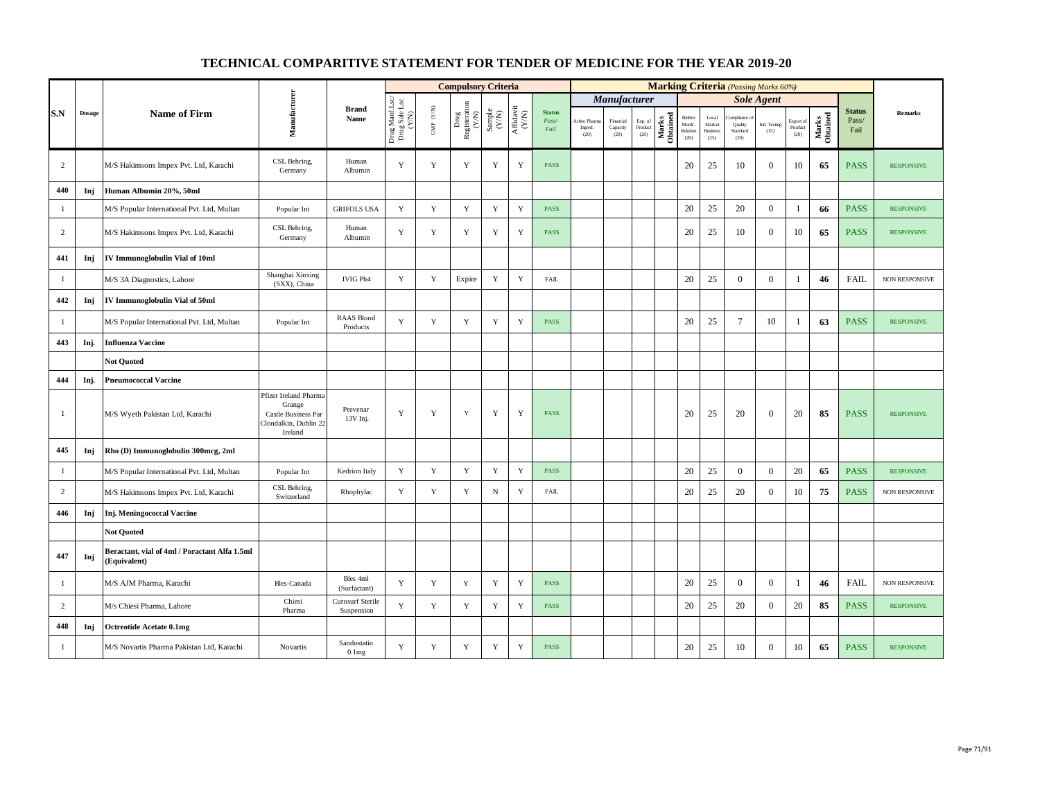# TECHNICAL COMPARITIVE STATEMENT FOR TENDER OF MEDICINE FOR THE YEAR 2019-20

| S.N | Dosage | Name of Firm | Manufacturer | Brand Name | Compulsory Criteria | | | | | | Marking Criteria (Passing Marks 60%) | | | | | | | | | | | Remarks |
|---|---|---|---|---|---|---|---|---|---|---|---|---|---|---|---|---|---|---|---|---|---|---|
| | | | | | | | | | | | Manufacturer | | | | Sole Agent | | | | | | | |
| | | | | | Drug Manf Lsc/ Drug Sale Lsc (Y/N) | GMP (Y/N) | Drug Registeration (Y/N) | Sample (Y/N) | Affidavit (Y/N) | Status Pass/ Fail | Active Pharma Ingred. (20) | Financial Capacity (20) | Exp. of Product (20) | Marks Obtained | Bidder Manfc. Relation (20) | Local Market Business (25) | Compliance of Quality Standard (20) | Intl. Testing (15) | Export of Product (20) | Marks Obtained | Status Pass/ Fail | |
| 2 | | M/S Hakimsons Impex Pvt. Ltd, Karachi | CSL Behring, Germany | Human Albumin | Y | Y | Y | Y | Y | PASS | | | | | 20 | 25 | 10 | 0 | 10 | 65 | PASS | RESPONSIVE |
| 440 | Inj | Human Albumin 20%, 50ml | | | | | | | | | | | | | | | | | | | | |
| 1 | | M/S Popular International Pvt. Ltd, Multan | Popular Int | GRIFOLS USA | Y | Y | Y | Y | Y | PASS | | | | | 20 | 25 | 20 | 0 | 1 | 66 | PASS | RESPONSIVE |
| 2 | | M/S Hakimsons Impex Pvt. Ltd, Karachi | CSL Behring, Germany | Human Albumin | Y | Y | Y | Y | Y | PASS | | | | | 20 | 25 | 10 | 0 | 10 | 65 | PASS | RESPONSIVE |
| 441 | Inj | IV Immunoglobulin Vial of 10ml | | | | | | | | | | | | | | | | | | | | |
| 1 | | M/S 3A Diagnostics, Lahore | Shanghai Xinxing (SXX), China | IVIG Ph4 | Y | Y | Expire | Y | Y | FAIL | | | | | 20 | 25 | 0 | 0 | 1 | 46 | FAIL | NON RESPONSIVE |
| 442 | Inj | IV Immunoglobulin Vial of 50ml | | | | | | | | | | | | | | | | | | | | |
| 1 | | M/S Popular International Pvt. Ltd, Multan | Popular Int | RAAS Blood Products | Y | Y | Y | Y | Y | PASS | | | | | 20 | 25 | 7 | 10 | 1 | 63 | PASS | RESPONSIVE |
| 443 | Inj. | Influenza Vaccine | | | | | | | | | | | | | | | | | | | | |
| | | Not Quoted | | | | | | | | | | | | | | | | | | | | |
| 444 | Inj. | Pneumococcal Vaccine | | | | | | | | | | | | | | | | | | | | |
| 1 | | M/S Wyeth Pakistan Ltd, Karachi | Pfizer Ireland Pharma Grange Castle Business Par Clondalkin, Dublin 22 Ireland | Prevenar 13V Inj. | Y | Y | Y | Y | Y | PASS | | | | | 20 | 25 | 20 | 0 | 20 | 85 | PASS | RESPONSIVE |
| 445 | Inj | Rho (D) Immunoglobulin 300mcg, 2ml | | | | | | | | | | | | | | | | | | | | |
| 1 | | M/S Popular International Pvt. Ltd, Multan | Popular Int | Kedrion Italy | Y | Y | Y | Y | Y | PASS | | | | | 20 | 25 | 0 | 0 | 20 | 65 | PASS | RESPONSIVE |
| 2 | | M/S Hakimsons Impex Pvt. Ltd, Karachi | CSL Behring, Switzerland | Rhophylac | Y | Y | Y | N | Y | FAIL | | | | | 20 | 25 | 20 | 0 | 10 | 75 | PASS | NON RESPONSIVE |
| 446 | Inj | Inj. Meningococcal Vaccine | | | | | | | | | | | | | | | | | | | | |
| | | Not Quoted | | | | | | | | | | | | | | | | | | | | |
| 447 | Inj | Beractant, vial of 4ml / Poractant Alfa 1.5ml (Equivalent) | | | | | | | | | | | | | | | | | | | | |
| 1 | | M/S AJM Pharma, Karachi | Bles-Canada | Bles 4ml (Surfactant) | Y | Y | Y | Y | Y | PASS | | | | | 20 | 25 | 0 | 0 | 1 | 46 | FAIL | NON RESPONSIVE |
| 2 | | M/s Chiesi Pharma, Lahore | Chiesi Pharma | Curosurf Sterile Suspension | Y | Y | Y | Y | Y | PASS | | | | | 20 | 25 | 20 | 0 | 20 | 85 | PASS | RESPONSIVE |
| 448 | Inj | Octreotide Acetate 0.1mg | | | | | | | | | | | | | | | | | | | | |
| 1 | | M/S Novartis Pharma Pakistan Ltd, Karachi | Novartis | Sandostatin 0.1mg | Y | Y | Y | Y | Y | PASS | | | | | 20 | 25 | 10 | 0 | 10 | 65 | PASS | RESPONSIVE |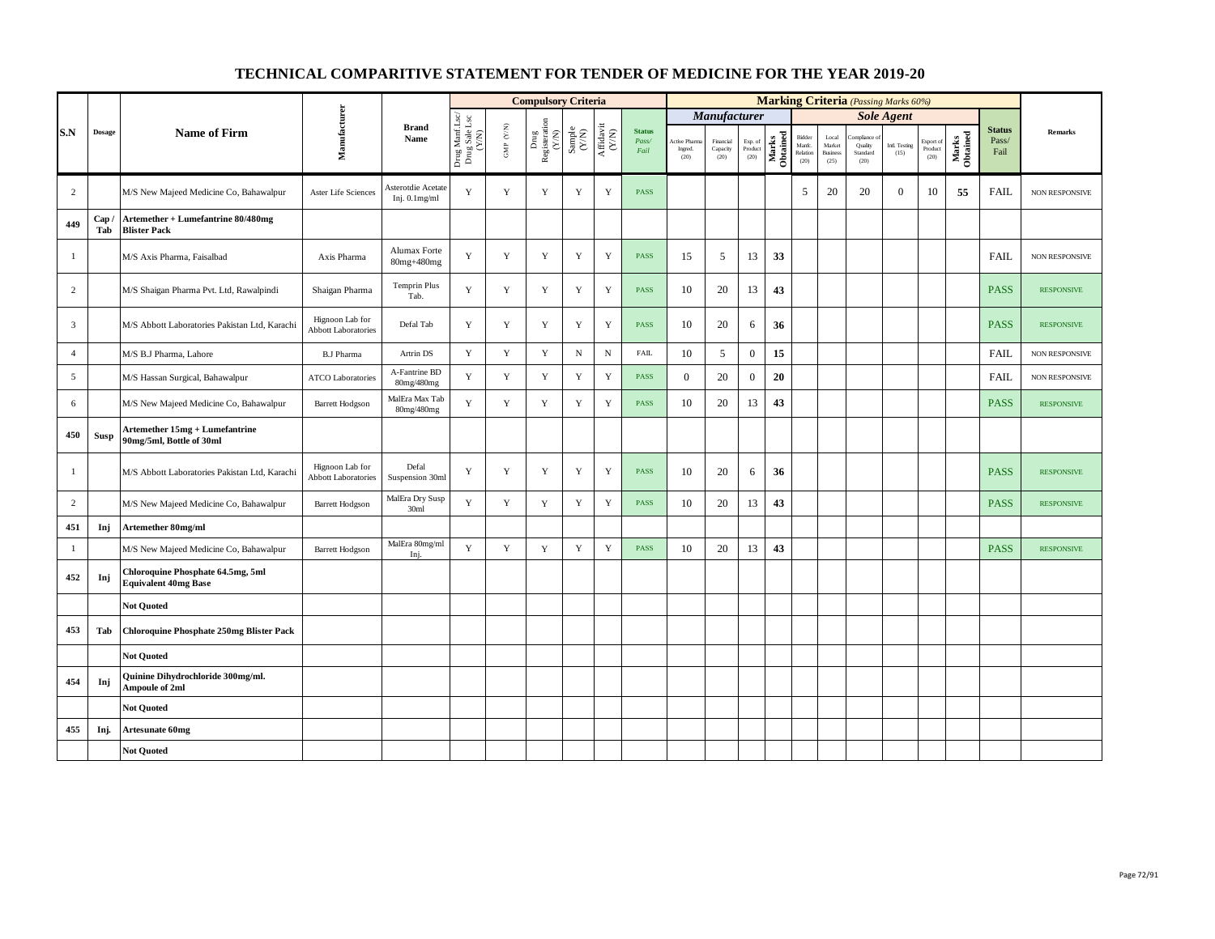# TECHNICAL COMPARITIVE STATEMENT FOR TENDER OF MEDICINE FOR THE YEAR 2019-20

| S.N | Dosage | Name of Firm | Manufacturer | Brand Name | Compulsory Criteria | | | | | | Marking Criteria *(Passing Marks 60%)* | | | | | | | | | | Status Pass/ Fail | Remarks |
|---|---|---|---|---|---|---|---|---|---|---|---|---|---|---|---|---|---|---|---|---|---|---|
| | | | | | | | | | | | *Manufacturer* | | | | *Sole Agent* | | | | | | | |
| | | | | | Drug Manf Lsc/ Drug Sale Lsc (Y/N) | GMP (Y/N) | Drug Registeration (Y/N) | Sample (Y/N) | Affidavit (Y/N) | Status Pass/ Fail | Active Pharma Ingred. (20) | Financial Capacity (20) | Exp. of Product (20) | Marks Obtained | Bidder Manfc. Relation (20) | Local Market Business (25) | Compliance of Quality Standard (20) | Intl. Testing (15) | Export of Product (20) | Marks Obtained | | |
| 2 | | M/S New Majeed Medicine Co, Bahawalpur | Aster Life Sciences | Asterotdie Acetate Inj. 0.1mg/ml | Y | Y | Y | Y | Y | PASS | | | | | 5 | 20 | 20 | 0 | 10 | **55** | FAIL | NON RESPONSIVE |
| **449** | **Cap / Tab** | **Artemether + Lumefantrine 80/480mg Blister Pack** | | | | | | | | | | | | | | | | | | | | |
| 1 | | M/S Axis Pharma, Faisalbad | Axis Pharma | Alumax Forte 80mg+480mg | Y | Y | Y | Y | Y | PASS | 15 | 5 | 13 | **33** | | | | | | | FAIL | NON RESPONSIVE |
| 2 | | M/S Shaigan Pharma Pvt. Ltd, Rawalpindi | Shaigan Pharma | Temprin Plus Tab. | Y | Y | Y | Y | Y | PASS | 10 | 20 | 13 | **43** | | | | | | | PASS | RESPONSIVE |
| 3 | | M/S Abbott Laboratories Pakistan Ltd, Karachi | Hignoon Lab for Abbott Laboratories | Defal Tab | Y | Y | Y | Y | Y | PASS | 10 | 20 | 6 | **36** | | | | | | | PASS | RESPONSIVE |
| 4 | | M/S B.J Pharma, Lahore | B.J Pharma | Artrin DS | Y | Y | Y | N | N | FAIL | 10 | 5 | 0 | **15** | | | | | | | FAIL | NON RESPONSIVE |
| 5 | | M/S Hassan Surgical, Bahawalpur | ATCO Laboratories | A-Fantrine BD 80mg/480mg | Y | Y | Y | Y | Y | PASS | 0 | 20 | 0 | **20** | | | | | | | FAIL | NON RESPONSIVE |
| 6 | | M/S New Majeed Medicine Co, Bahawalpur | Barrett Hodgson | MalEra Max Tab 80mg/480mg | Y | Y | Y | Y | Y | PASS | 10 | 20 | 13 | **43** | | | | | | | PASS | RESPONSIVE |
| **450** | **Susp** | **Artemether 15mg + Lumefantrine 90mg/5ml, Bottle of 30ml** | | | | | | | | | | | | | | | | | | | | |
| 1 | | M/S Abbott Laboratories Pakistan Ltd, Karachi | Hignoon Lab for Abbott Laboratories | Defal Suspension 30ml | Y | Y | Y | Y | Y | PASS | 10 | 20 | 6 | **36** | | | | | | | PASS | RESPONSIVE |
| 2 | | M/S New Majeed Medicine Co, Bahawalpur | Barrett Hodgson | MalEra Dry Susp 30ml | Y | Y | Y | Y | Y | PASS | 10 | 20 | 13 | **43** | | | | | | | PASS | RESPONSIVE |
| **451** | **Inj** | **Artemether 80mg/ml** | | | | | | | | | | | | | | | | | | | | |
| 1 | | M/S New Majeed Medicine Co, Bahawalpur | Barrett Hodgson | MalEra 80mg/ml Inj. | Y | Y | Y | Y | Y | PASS | 10 | 20 | 13 | **43** | | | | | | | PASS | RESPONSIVE |
| **452** | **Inj** | **Chloroquine Phosphate 64.5mg, 5ml Equivalent 40mg Base** | | | | | | | | | | | | | | | | | | | | |
| | | **Not Quoted** | | | | | | | | | | | | | | | | | | | | |
| **453** | **Tab** | **Chloroquine Phosphate 250mg Blister Pack** | | | | | | | | | | | | | | | | | | | | |
| | | **Not Quoted** | | | | | | | | | | | | | | | | | | | | |
| **454** | **Inj** | **Quinine Dihydrochloride 300mg/ml. Ampoule of 2ml** | | | | | | | | | | | | | | | | | | | | |
| | | **Not Quoted** | | | | | | | | | | | | | | | | | | | | |
| **455** | **Inj.** | **Artesunate 60mg** | | | | | | | | | | | | | | | | | | | | |
| | | **Not Quoted** | | | | | | | | | | | | | | | | | | | | |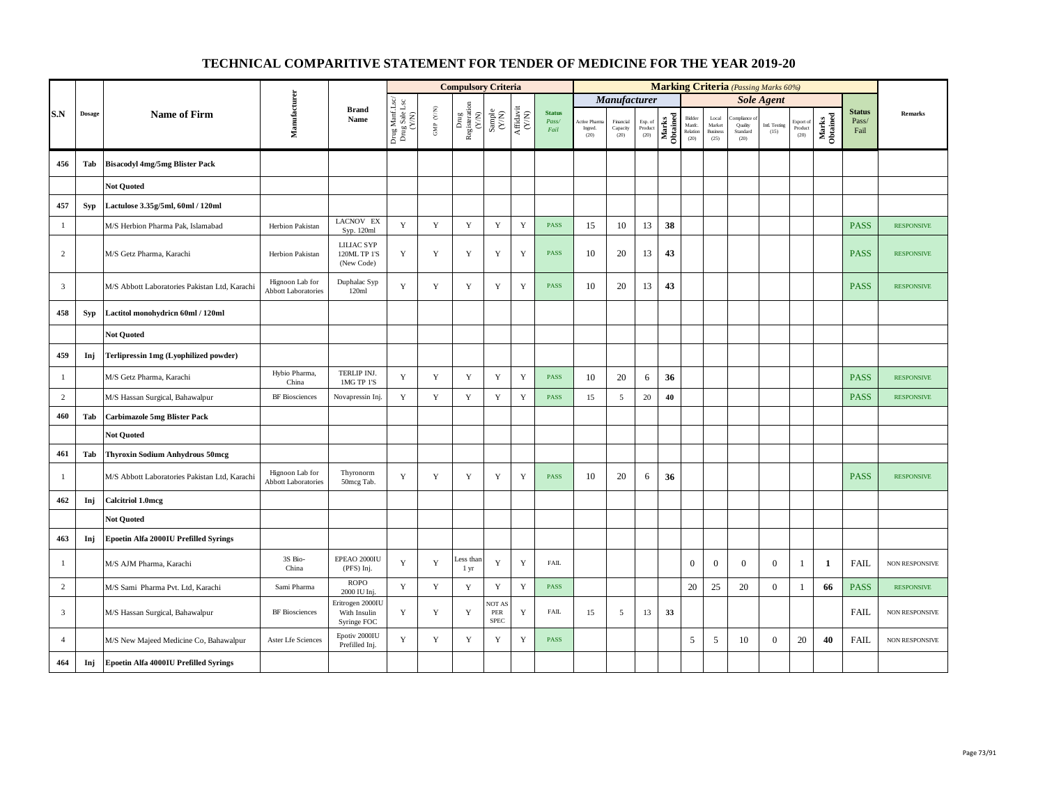# TECHNICAL COMPARITIVE STATEMENT FOR TENDER OF MEDICINE FOR THE YEAR 2019-20

| S.N | Dosage | Name of Firm | Manufacturer | Brand Name | Compulsory Criteria | | | | | | Marking Criteria *(Passing Marks 60%)* | | | | | | | | | | | Remarks |
|---|---|---|---|---|---|---|---|---|---|---|---|---|---|---|---|---|---|---|---|---|---|---|
| | | | | | Drug Manf Lsc/ Drug Sale Lsc (Y/N) | GMP (Y/N) | Drug Registeration (Y/N) | Sample (Y/N) | Affidavit (Y/N) | Status *Pass/ Fail* | *Manufacturer* | | | | *Sole Agent* | | | | | | Status Pass/ Fail | |
| | | | | | | | | | | | Active Pharma Ingred. (20) | Financial Capacity (20) | Exp. of Product (20) | Marks Obtained | Bidder Manfc. Relation (20) | Local Market Business (25) | Compliance of Quality Standard (20) | Intl. Testing (15) | Export of Product (20) | Marks Obtained | | |
| **456** | **Tab** | **Bisacodyl 4mg/5mg Blister Pack** | | | | | | | | | | | | | | | | | | | | |
| | | **Not Quoted** | | | | | | | | | | | | | | | | | | | | |
| **457** | **Syp** | **Lactulose 3.35g/5ml, 60ml / 120ml** | | | | | | | | | | | | | | | | | | | | |
| 1 | | M/S Herbion Pharma Pak, Islamabad | Herbion Pakistan | LACNOV EX Syp. 120ml | Y | Y | Y | Y | Y | PASS | 15 | 10 | 13 | **38** | | | | | | | PASS | RESPONSIVE |
| 2 | | M/S Getz Pharma, Karachi | Herbion Pakistan | LILIAC SYP 120ML TP 1'S (New Code) | Y | Y | Y | Y | Y | PASS | 10 | 20 | 13 | **43** | | | | | | | PASS | RESPONSIVE |
| 3 | | M/S Abbott Laboratories Pakistan Ltd, Karachi | Hignoon Lab for Abbott Laboratories | Duphalac Syp 120ml | Y | Y | Y | Y | Y | PASS | 10 | 20 | 13 | **43** | | | | | | | PASS | RESPONSIVE |
| **458** | **Syp** | **Lactitol monohydricn 60ml / 120ml** | | | | | | | | | | | | | | | | | | | | |
| | | **Not Quoted** | | | | | | | | | | | | | | | | | | | | |
| **459** | **Inj** | **Terlipressin 1mg (Lyophilized powder)** | | | | | | | | | | | | | | | | | | | | |
| 1 | | M/S Getz Pharma, Karachi | Hybio Pharma, China | TERLIP INJ. 1MG TP 1'S | Y | Y | Y | Y | Y | PASS | 10 | 20 | 6 | **36** | | | | | | | PASS | RESPONSIVE |
| 2 | | M/S Hassan Surgical, Bahawalpur | BF Biosciences | Novapressin Inj. | Y | Y | Y | Y | Y | PASS | 15 | 5 | 20 | **40** | | | | | | | PASS | RESPONSIVE |
| **460** | **Tab** | **Carbimazole 5mg Blister Pack** | | | | | | | | | | | | | | | | | | | | |
| | | **Not Quoted** | | | | | | | | | | | | | | | | | | | | |
| **461** | **Tab** | **Thyroxin Sodium Anhydrous 50mcg** | | | | | | | | | | | | | | | | | | | | |
| 1 | | M/S Abbott Laboratories Pakistan Ltd, Karachi | Hignoon Lab for Abbott Laboratories | Thyronorm 50mcg Tab. | Y | Y | Y | Y | Y | PASS | 10 | 20 | 6 | **36** | | | | | | | PASS | RESPONSIVE |
| **462** | **Inj** | **Calcitriol 1.0mcg** | | | | | | | | | | | | | | | | | | | | |
| | | **Not Quoted** | | | | | | | | | | | | | | | | | | | | |
| **463** | **Inj** | **Epoetin Alfa 2000IU Prefilled Syrings** | | | | | | | | | | | | | | | | | | | | |
| 1 | | M/S AJM Pharma, Karachi | 3S Bio-China | EPEAO 2000IU (PFS) Inj. | Y | Y | Less than 1 yr | Y | Y | FAIL | | | | | 0 | 0 | 0 | 0 | 1 | **1** | FAIL | NON RESPONSIVE |
| 2 | | M/S Sami Pharma Pvt. Ltd, Karachi | Sami Pharma | ROPO 2000 IU Inj. | Y | Y | Y | Y | Y | PASS | | | | | 20 | 25 | 20 | 0 | 1 | **66** | PASS | RESPONSIVE |
| 3 | | M/S Hassan Surgical, Bahawalpur | BF Biosciences | Eritrogen 2000IU With Insulin Syringe FOC | Y | Y | Y | NOT AS PER SPEC | Y | FAIL | 15 | 5 | 13 | **33** | | | | | | | FAIL | NON RESPONSIVE |
| 4 | | M/S New Majeed Medicine Co, Bahawalpur | Aster Lfe Sciences | Epotiv 2000IU Prefilled Inj. | Y | Y | Y | Y | Y | PASS | | | | | 5 | 5 | 10 | 0 | 20 | **40** | FAIL | NON RESPONSIVE |
| **464** | **Inj** | **Epoetin Alfa 4000IU Prefilled Syrings** | | | | | | | | | | | | | | | | | | | | |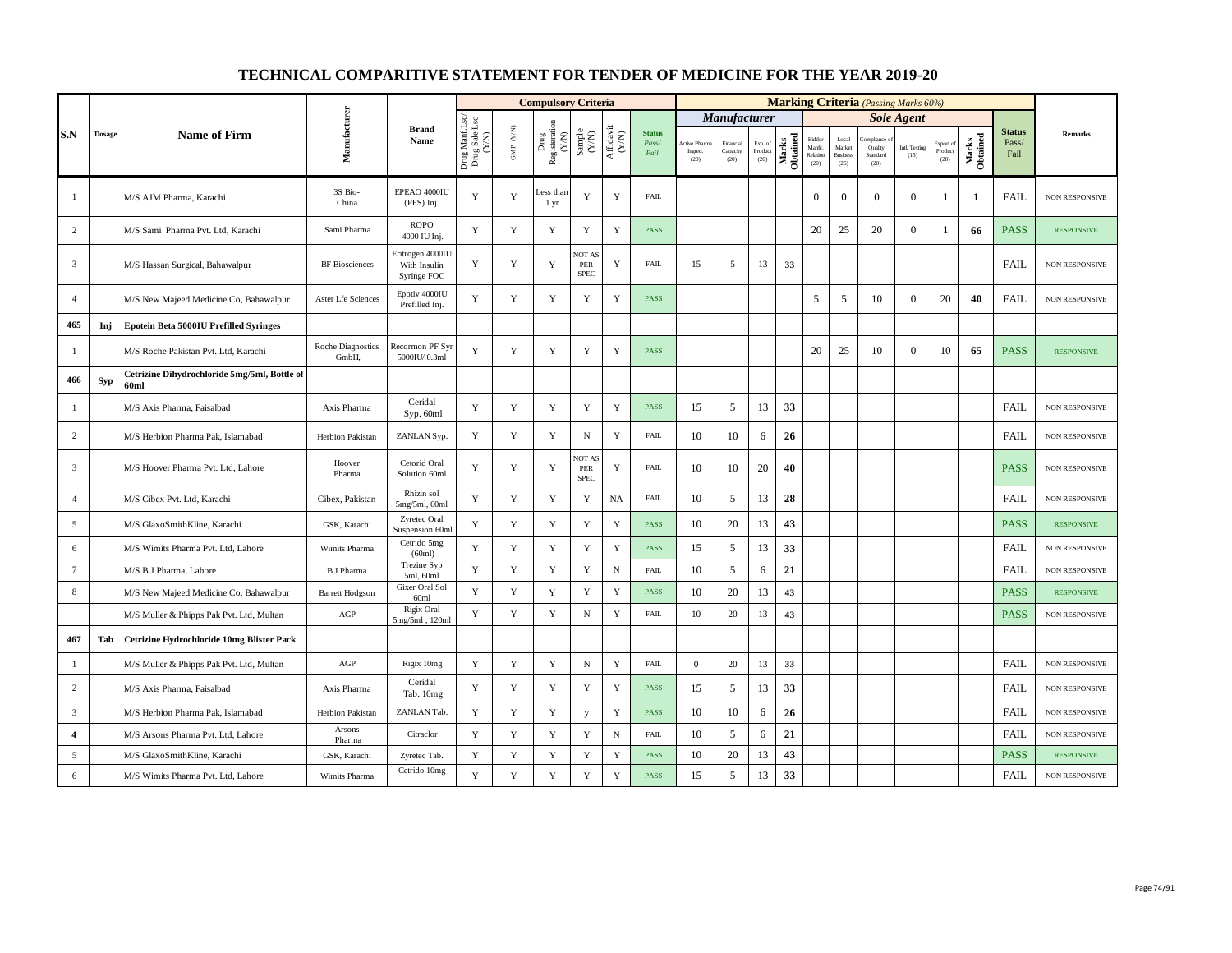# TECHNICAL COMPARITIVE STATEMENT FOR TENDER OF MEDICINE FOR THE YEAR 2019-20

| S.N | Dosage | Name of Firm | Manufacturer | Brand Name | Compulsory Criteria | | | | | | Marking Criteria (Passing Marks 60%) | | | | | | | | | | Status Pass/ Fail | Remarks |
|---|---|---|---|---|---|---|---|---|---|---|---|---|---|---|---|---|---|---|---|---|---|---|
| | | | | | Drug Manf Lsc/ Drug Sale Lsc (Y/N) | GMP (Y/N) | Drug Registeration (Y/N) | Sample (Y/N) | Affidavit (Y/N) | Status Pass/ Fail | Manufacturer | | | | Sole Agent | | | | | | | |
| | | | | | | | | | | | Active Pharma Ingred. (20) | Financial Capacity (20) | Exp. of Product (20) | Marks Obtained | Bidder Manfc. Relation (20) | Local Market Business (25) | Compliance of Quality Standard (20) | Intl. Testing (15) | Export of Product (20) | Marks Obtained | | |
| 1 | | M/S AJM Pharma, Karachi | 3S Bio-China | EPEAO 4000IU (PFS) Inj. | Y | Y | Less than 1 yr | Y | Y | FAIL | | | | | 0 | 0 | 0 | 0 | 1 | **1** | FAIL | NON RESPONSIVE |
| 2 | | M/S Sami Pharma Pvt. Ltd, Karachi | Sami Pharma | ROPO 4000 IU Inj. | Y | Y | Y | Y | Y | PASS | | | | | 20 | 25 | 20 | 0 | 1 | **66** | PASS | RESPONSIVE |
| 3 | | M/S Hassan Surgical, Bahawalpur | BF Biosciences | Eritrogen 4000IU With Insulin Syringe FOC | Y | Y | Y | NOT AS PER SPEC | Y | FAIL | 15 | 5 | 13 | **33** | | | | | | | FAIL | NON RESPONSIVE |
| 4 | | M/S New Majeed Medicine Co, Bahawalpur | Aster Lfe Sciences | Epotiv 4000IU Prefilled Inj. | Y | Y | Y | Y | Y | PASS | | | | | 5 | 5 | 10 | 0 | 20 | **40** | FAIL | NON RESPONSIVE |
| **465** | **Inj** | **Epotein Beta 5000IU Prefilled Syringes** | | | | | | | | | | | | | | | | | | | | |
| 1 | | M/S Roche Pakistan Pvt. Ltd, Karachi | Roche Diagnostics GmbH, | Recormon PF Syr 5000IU/ 0.3ml | Y | Y | Y | Y | Y | PASS | | | | | 20 | 25 | 10 | 0 | 10 | **65** | PASS | RESPONSIVE |
| **466** | **Syp** | **Cetrizine Dihydrochloride 5mg/5ml, Bottle of 60ml** | | | | | | | | | | | | | | | | | | | | |
| 1 | | M/S Axis Pharma, Faisalbad | Axis Pharma | Ceridal Syp. 60ml | Y | Y | Y | Y | Y | PASS | 15 | 5 | 13 | **33** | | | | | | | FAIL | NON RESPONSIVE |
| 2 | | M/S Herbion Pharma Pak, Islamabad | Herbion Pakistan | ZANLAN Syp. | Y | Y | Y | N | Y | FAIL | 10 | 10 | 6 | **26** | | | | | | | FAIL | NON RESPONSIVE |
| 3 | | M/S Hoover Pharma Pvt. Ltd, Lahore | Hoover Pharma | Cetorid Oral Solution 60ml | Y | Y | Y | NOT AS PER SPEC | Y | FAIL | 10 | 10 | 20 | **40** | | | | | | | PASS | NON RESPONSIVE |
| 4 | | M/S Cibex Pvt. Ltd, Karachi | Cibex, Pakistan | Rhizin sol 5mg/5ml, 60ml | Y | Y | Y | Y | NA | FAIL | 10 | 5 | 13 | **28** | | | | | | | FAIL | NON RESPONSIVE |
| 5 | | M/S GlaxoSmithKline, Karachi | GSK, Karachi | Zyretec Oral Suspension 60ml | Y | Y | Y | Y | Y | PASS | 10 | 20 | 13 | **43** | | | | | | | PASS | RESPONSIVE |
| 6 | | M/S Wimits Pharma Pvt. Ltd, Lahore | Wimits Pharma | Cetrido 5mg (60ml) | Y | Y | Y | Y | Y | PASS | 15 | 5 | 13 | **33** | | | | | | | FAIL | NON RESPONSIVE |
| 7 | | M/S B.J Pharma, Lahore | B.J Pharma | Trezine Syp 5ml, 60ml | Y | Y | Y | Y | N | FAIL | 10 | 5 | 6 | **21** | | | | | | | FAIL | NON RESPONSIVE |
| 8 | | M/S New Majeed Medicine Co, Bahawalpur | Barrett Hodgson | Gixer Oral Sol 60ml | Y | Y | Y | Y | Y | PASS | 10 | 20 | 13 | **43** | | | | | | | PASS | RESPONSIVE |
| | | M/S Muller & Phipps Pak Pvt. Ltd, Multan | AGP | Rigix Oral 5mg/5ml , 120ml | Y | Y | Y | N | Y | FAIL | 10 | 20 | 13 | **43** | | | | | | | PASS | NON RESPONSIVE |
| **467** | **Tab** | **Cetrizine Hydrochloride 10mg Blister Pack** | | | | | | | | | | | | | | | | | | | | |
| 1 | | M/S Muller & Phipps Pak Pvt. Ltd, Multan | AGP | Rigix 10mg | Y | Y | Y | N | Y | FAIL | 0 | 20 | 13 | **33** | | | | | | | FAIL | NON RESPONSIVE |
| 2 | | M/S Axis Pharma, Faisalbad | Axis Pharma | Ceridal Tab. 10mg | Y | Y | Y | Y | Y | PASS | 15 | 5 | 13 | **33** | | | | | | | FAIL | NON RESPONSIVE |
| 3 | | M/S Herbion Pharma Pak, Islamabad | Herbion Pakistan | ZANLAN Tab. | Y | Y | Y | y | Y | PASS | 10 | 10 | 6 | **26** | | | | | | | FAIL | NON RESPONSIVE |
| **4** | | M/S Arsons Pharma Pvt. Ltd, Lahore | Arsons Pharma | Citraclor | Y | Y | Y | Y | N | FAIL | 10 | 5 | 6 | **21** | | | | | | | FAIL | NON RESPONSIVE |
| 5 | | M/S GlaxoSmithKline, Karachi | GSK, Karachi | Zyretec Tab. | Y | Y | Y | Y | Y | PASS | 10 | 20 | 13 | **43** | | | | | | | PASS | RESPONSIVE |
| 6 | | M/S Wimits Pharma Pvt. Ltd, Lahore | Wimits Pharma | Cetrido 10mg | Y | Y | Y | Y | Y | PASS | 15 | 5 | 13 | **33** | | | | | | | FAIL | NON RESPONSIVE |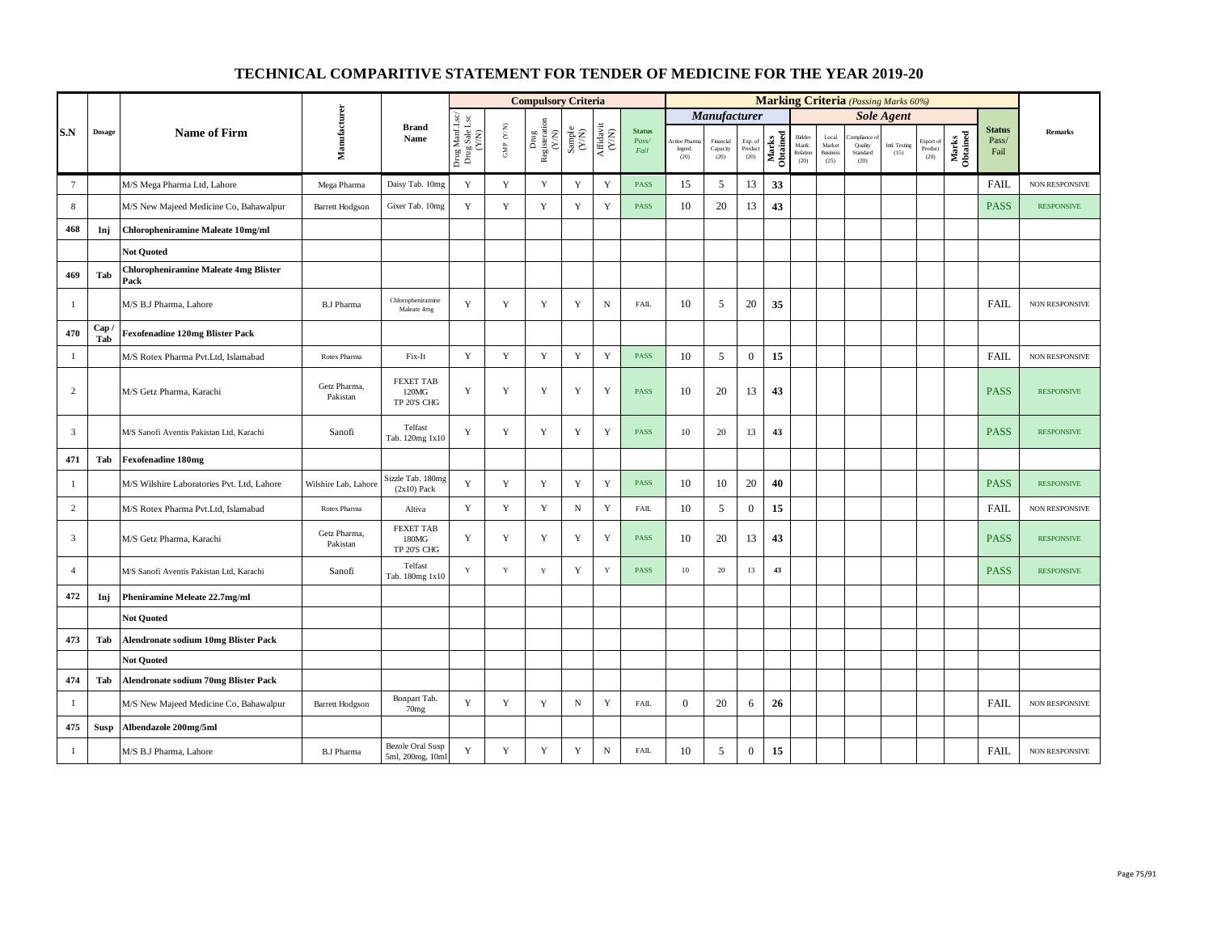# TECHNICAL COMPARITIVE STATEMENT FOR TENDER OF MEDICINE FOR THE YEAR 2019-20

| S.N | Dosage | Name of Firm | Manufacturer | Brand Name | Compulsory Criteria | | | | | | Marking Criteria (Passing Marks 60%) | | | | | | | | | | | Status Pass/ Fail | Remarks |
|---|---|---|---|---|---|---|---|---|---|---|---|---|---|---|---|---|---|---|---|---|---|---|---|
| | | | | | | | | | | | Manufacturer | | | | Sole Agent | | | | | | | | |
| | | | | | Drug Manf Lsc/ Drug Sale Lsc (Y/N) | GMP (Y/N) | Drug Registeration (Y/N) | Sample (Y/N) | Affidavit (Y/N) | Status Pass/ Fail | Active Pharma Ingred. (20) | Financial Capacity (20) | Exp. of Product (20) | Marks Obtained | Bidder Manfc. Relation (20) | Local Market Business (25) | Compliance of Quality Standard (20) | Intl. Testing (15) | Export of Product (20) | Marks Obtained | | |
| 7 | | M/S Mega Pharma Ltd, Lahore | Mega Pharma | Daisy Tab. 10mg | Y | Y | Y | Y | Y | PASS | 15 | 5 | 13 | 33 | | | | | | | FAIL | NON RESPONSIVE |
| 8 | | M/S New Majeed Medicine Co, Bahawalpur | Barrett Hodgson | Gixer Tab. 10mg | Y | Y | Y | Y | Y | PASS | 10 | 20 | 13 | 43 | | | | | | | PASS | RESPONSIVE |
| 468 | Inj | Chloropheniramine Maleate 10mg/ml | | | | | | | | | | | | | | | | | | | | |
| | | Not Quoted | | | | | | | | | | | | | | | | | | | | |
| 469 | Tab | Chloropheniramine Maleate 4mg Blister Pack | | | | | | | | | | | | | | | | | | | | |
| 1 | | M/S B.J Pharma, Lahore | B.J Pharma | Chloropheniramine Maleate 4mg | Y | Y | Y | Y | N | FAIL | 10 | 5 | 20 | 35 | | | | | | | FAIL | NON RESPONSIVE |
| 470 | Cap / Tab | Fexofenadine 120mg Blister Pack | | | | | | | | | | | | | | | | | | | | |
| 1 | | M/S Rotex Pharma Pvt.Ltd, Islamabad | Rotex Pharma | Fix-It | Y | Y | Y | Y | Y | PASS | 10 | 5 | 0 | 15 | | | | | | | FAIL | NON RESPONSIVE |
| 2 | | M/S Getz Pharma, Karachi | Getz Pharma, Pakistan | FEXET TAB 120MG TP 20'S CHG | Y | Y | Y | Y | Y | PASS | 10 | 20 | 13 | 43 | | | | | | | PASS | RESPONSIVE |
| 3 | | M/S Sanofi Aventis Pakistan Ltd, Karachi | Sanofi | Telfast Tab. 120mg 1x10 | Y | Y | Y | Y | Y | PASS | 10 | 20 | 13 | 43 | | | | | | | PASS | RESPONSIVE |
| 471 | Tab | Fexofenadine 180mg | | | | | | | | | | | | | | | | | | | | |
| 1 | | M/S Wilshire Laboratories Pvt. Ltd, Lahore | Wilshire Lab, Lahore | Sizzle Tab. 180mg (2x10) Pack | Y | Y | Y | Y | Y | PASS | 10 | 10 | 20 | 40 | | | | | | | PASS | RESPONSIVE |
| 2 | | M/S Rotex Pharma Pvt.Ltd, Islamabad | Rotex Pharma | Altiva | Y | Y | Y | N | Y | FAIL | 10 | 5 | 0 | 15 | | | | | | | FAIL | NON RESPONSIVE |
| 3 | | M/S Getz Pharma, Karachi | Getz Pharma, Pakistan | FEXET TAB 180MG TP 20'S CHG | Y | Y | Y | Y | Y | PASS | 10 | 20 | 13 | 43 | | | | | | | PASS | RESPONSIVE |
| 4 | | M/S Sanofi Aventis Pakistan Ltd, Karachi | Sanofi | Telfast Tab. 180mg 1x10 | Y | Y | Y | Y | Y | PASS | 10 | 20 | 13 | 43 | | | | | | | PASS | RESPONSIVE |
| 472 | Inj | Pheniramine Meleate 22.7mg/ml | | | | | | | | | | | | | | | | | | | | |
| | | Not Quoted | | | | | | | | | | | | | | | | | | | | |
| 473 | Tab | Alendronate sodium 10mg Blister Pack | | | | | | | | | | | | | | | | | | | | |
| | | Not Quoted | | | | | | | | | | | | | | | | | | | | |
| 474 | Tab | Alendronate sodium 70mg Blister Pack | | | | | | | | | | | | | | | | | | | | |
| 1 | | M/S New Majeed Medicine Co, Bahawalpur | Barrett Hodgson | Bonpart Tab. 70mg | Y | Y | Y | N | Y | FAIL | 0 | 20 | 6 | 26 | | | | | | | FAIL | NON RESPONSIVE |
| 475 | Susp | Albendazole 200mg/5ml | | | | | | | | | | | | | | | | | | | | |
| 1 | | M/S B.J Pharma, Lahore | B.J Pharma | Bezole Oral Susp 5ml, 200mg, 10ml | Y | Y | Y | Y | N | FAIL | 10 | 5 | 0 | 15 | | | | | | | FAIL | NON RESPONSIVE |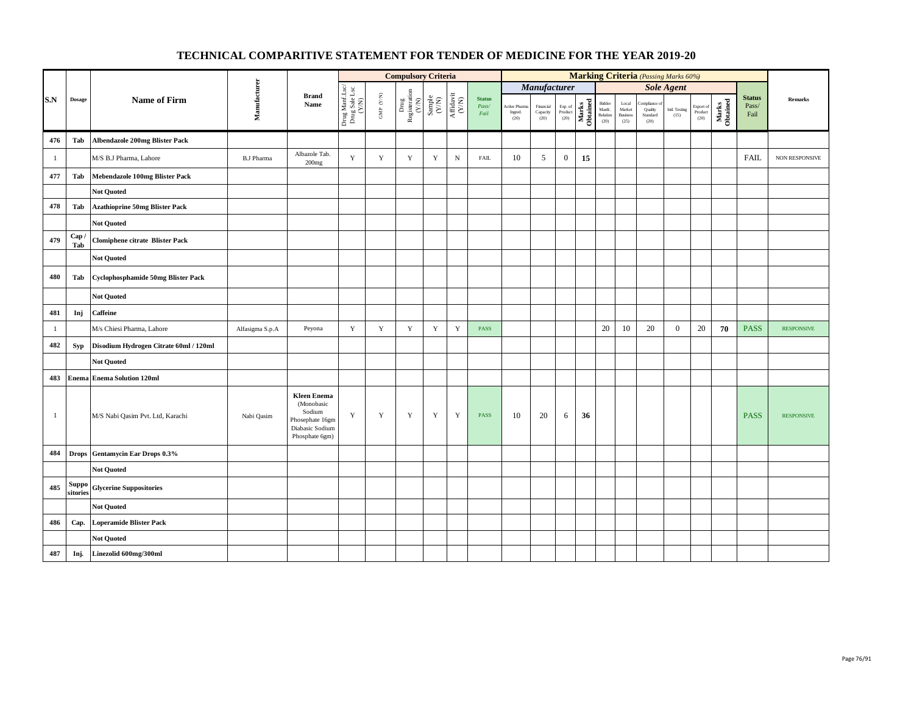# TECHNICAL COMPARITIVE STATEMENT FOR TENDER OF MEDICINE FOR THE YEAR 2019-20

| S.N | Dosage | Name of Firm | Manufacturer | Brand Name | Compulsory Criteria | | | | | | Marking Criteria *(Passing Marks 60%)* | | | | | | | | | | Status Pass/ Fail | Remarks |
|---|---|---|---|---|---|---|---|---|---|---|---|---|---|---|---|---|---|---|---|---|---|---|
| | | | | | | | | | | | ***Manufacturer*** | | | | ***Sole Agent*** | | | | | | | |
| | | | | | Drug Manf.Lsc/ Drug Sale Lsc (Y/N) | GMP (Y/N) | Drug Registeration (Y/N) | Sample (Y/N) | Affidavit (Y/N) | Status *Pass/ Fail* | Active Pharma Ingred. (20) | Financial Capacity (20) | Exp. of Product (20) | Marks Obtained | Bidder Manfc. Relation (20) | Local Market Business (25) | Compliance of Quality Standard (20) | Intl. Testing (15) | Export of Product (20) | Marks Obtained | | |
| **476** | **Tab** | **Albendazole 200mg Blister Pack** | | | | | | | | | | | | | | | | | | | | |
| 1 | | M/S B.J Pharma, Lahore | B.J Pharma | Albazole Tab. 200mg | Y | Y | Y | Y | N | FAIL | 10 | 5 | 0 | **15** | | | | | | | FAIL | NON RESPONSIVE |
| **477** | **Tab** | **Mebendazole 100mg Blister Pack** | | | | | | | | | | | | | | | | | | | | |
| | | **Not Quoted** | | | | | | | | | | | | | | | | | | | | |
| **478** | **Tab** | **Azathioprine 50mg Blister Pack** | | | | | | | | | | | | | | | | | | | | |
| | | **Not Quoted** | | | | | | | | | | | | | | | | | | | | |
| **479** | **Cap / Tab** | **Clomiphene citrate Blister Pack** | | | | | | | | | | | | | | | | | | | | |
| | | **Not Quoted** | | | | | | | | | | | | | | | | | | | | |
| **480** | **Tab** | **Cyclophosphamide 50mg Blister Pack** | | | | | | | | | | | | | | | | | | | | |
| | | **Not Quoted** | | | | | | | | | | | | | | | | | | | | |
| **481** | **Inj** | **Caffeine** | | | | | | | | | | | | | | | | | | | | |
| 1 | | M/s Chiesi Pharma, Lahore | Alfasigma S.p.A | Peyona | Y | Y | Y | Y | Y | PASS | | | | | 20 | 10 | 20 | 0 | 20 | **70** | PASS | RESPONSIVE |
| **482** | **Syp** | **Disodium Hydrogen Citrate 60ml / 120ml** | | | | | | | | | | | | | | | | | | | | |
| | | **Not Quoted** | | | | | | | | | | | | | | | | | | | | |
| **483** | **Enema** | **Enema Solution 120ml** | | | | | | | | | | | | | | | | | | | | |
| 1 | | M/S Nabi Qasim Pvt. Ltd, Karachi | Nabi Qasim | **Kleen Enema** (Monobasic Sodium Phosephate 16gm Diabasic Sodium Phosphate 6gm) | Y | Y | Y | Y | Y | PASS | 10 | 20 | 6 | **36** | | | | | | | PASS | RESPONSIVE |
| **484** | **Drops** | **Gentamycin Ear Drops 0.3%** | | | | | | | | | | | | | | | | | | | | |
| | | **Not Quoted** | | | | | | | | | | | | | | | | | | | | |
| **485** | **Suppo sitories** | **Glycerine Suppositories** | | | | | | | | | | | | | | | | | | | | |
| | | **Not Quoted** | | | | | | | | | | | | | | | | | | | | |
| **486** | **Cap.** | **Loperamide Blister Pack** | | | | | | | | | | | | | | | | | | | | |
| | | **Not Quoted** | | | | | | | | | | | | | | | | | | | | |
| **487** | **Inj.** | **Linezolid 600mg/300ml** | | | | | | | | | | | | | | | | | | | | |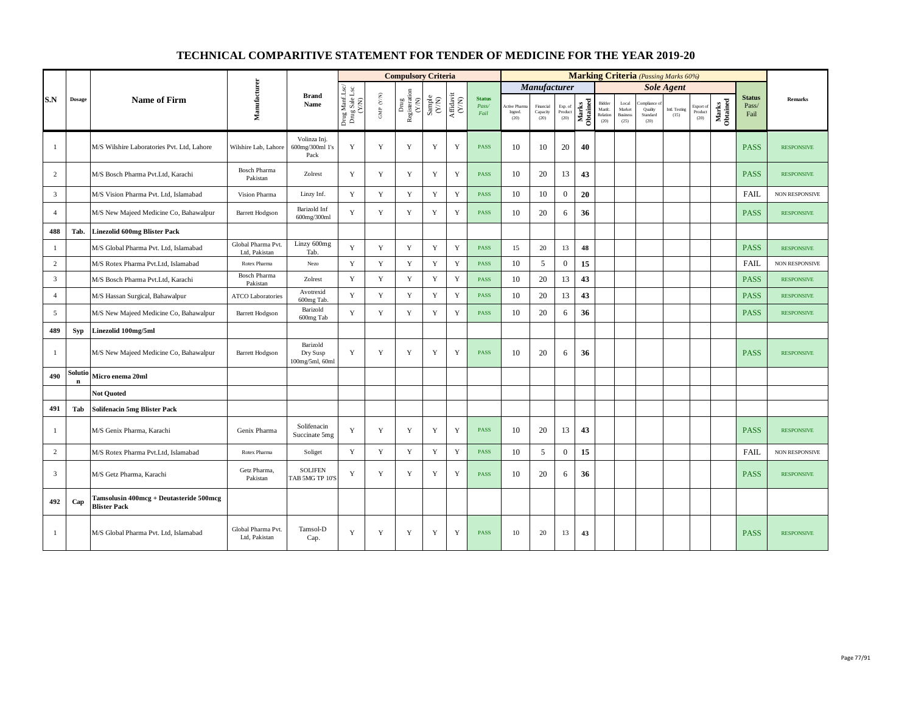# TECHNICAL COMPARITIVE STATEMENT FOR TENDER OF MEDICINE FOR THE YEAR 2019-20

| S.N | Dosage | Name of Firm | Manufacturer | Brand Name | Compulsory Criteria | | | | | | Marking Criteria *(Passing Marks 60%)* | | | | | | | | | | | Status Pass/ Fail | Remarks |
|---|---|---|---|---|---|---|---|---|---|---|---|---|---|---|---|---|---|---|---|---|---|---|---|
| | | | | | | | | | | | *Manufacturer* | | | | *Sole Agent* | | | | | | | | |
| | | | | | Drug Manf Lsc/ Drug Sale Lsc (Y/N) | GMP (Y/N) | Drug Registeration (Y/N) | Sample (Y/N) | Affidavit (Y/N) | Status Pass/ Fail | Active Pharma Ingred. (20) | Financial Capacity (20) | Exp. of Product (20) | Marks Obtained | Bidder Manfc. Relation (20) | Local Market Business (25) | Compliance of Quality Standard (20) | Intl. Testing (15) | Export of Product (20) | Marks Obtained | | |
| 1 | | M/S Wilshire Laboratories Pvt. Ltd, Lahore | Wilshire Lab, Lahore | Volinza Inj. 600mg/300ml 1's Pack | Y | Y | Y | Y | Y | PASS | 10 | 10 | 20 | **40** | | | | | | | PASS | RESPONSIVE |
| 2 | | M/S Bosch Pharma Pvt.Ltd, Karachi | Bosch Pharma Pakistan | Zolrest | Y | Y | Y | Y | Y | PASS | 10 | 20 | 13 | **43** | | | | | | | PASS | RESPONSIVE |
| 3 | | M/S Vision Pharma Pvt. Ltd, Islamabad | Vision Pharma | Linzy Inf. | Y | Y | Y | Y | Y | PASS | 10 | 10 | 0 | **20** | | | | | | | FAIL | NON RESPONSIVE |
| 4 | | M/S New Majeed Medicine Co, Bahawalpur | Barrett Hodgson | Barizold Inf 600mg/300ml | Y | Y | Y | Y | Y | PASS | 10 | 20 | 6 | **36** | | | | | | | PASS | RESPONSIVE |
| **488** | **Tab.** | **Linezolid 600mg Blister Pack** | | | | | | | | | | | | | | | | | | | | |
| 1 | | M/S Global Pharma Pvt. Ltd, Islamabad | Global Pharma Pvt. Ltd, Pakistan | Linzy 600mg Tab. | Y | Y | Y | Y | Y | PASS | 15 | 20 | 13 | **48** | | | | | | | PASS | RESPONSIVE |
| 2 | | M/S Rotex Pharma Pvt.Ltd, Islamabad | Rotex Pharma | Nezo | Y | Y | Y | Y | Y | PASS | 10 | 5 | 0 | **15** | | | | | | | FAIL | NON RESPONSIVE |
| 3 | | M/S Bosch Pharma Pvt.Ltd, Karachi | Bosch Pharma Pakistan | Zolrest | Y | Y | Y | Y | Y | PASS | 10 | 20 | 13 | **43** | | | | | | | PASS | RESPONSIVE |
| 4 | | M/S Hassan Surgical, Bahawalpur | ATCO Laboratories | Avotrexid 600mg Tab. | Y | Y | Y | Y | Y | PASS | 10 | 20 | 13 | **43** | | | | | | | PASS | RESPONSIVE |
| 5 | | M/S New Majeed Medicine Co, Bahawalpur | Barrett Hodgson | Barizold 600mg Tab | Y | Y | Y | Y | Y | PASS | 10 | 20 | 6 | **36** | | | | | | | PASS | RESPONSIVE |
| **489** | **Syp** | **Linezolid 100mg/5ml** | | | | | | | | | | | | | | | | | | | | |
| 1 | | M/S New Majeed Medicine Co, Bahawalpur | Barrett Hodgson | Barizold Dry Susp 100mg/5ml, 60ml | Y | Y | Y | Y | Y | PASS | 10 | 20 | 6 | **36** | | | | | | | PASS | RESPONSIVE |
| **490** | **Solution** | **Micro enema 20ml** | | | | | | | | | | | | | | | | | | | | |
| | | **Not Quoted** | | | | | | | | | | | | | | | | | | | | |
| **491** | **Tab** | **Solifenacin 5mg Blister Pack** | | | | | | | | | | | | | | | | | | | | |
| 1 | | M/S Genix Pharma, Karachi | Genix Pharma | Solifenacin Succinate 5mg | Y | Y | Y | Y | Y | PASS | 10 | 20 | 13 | **43** | | | | | | | PASS | RESPONSIVE |
| 2 | | M/S Rotex Pharma Pvt.Ltd, Islamabad | Rotex Pharma | Soliget | Y | Y | Y | Y | Y | PASS | 10 | 5 | 0 | **15** | | | | | | | FAIL | NON RESPONSIVE |
| 3 | | M/S Getz Pharma, Karachi | Getz Pharma, Pakistan | SOLIFEN TAB 5MG TP 10'S | Y | Y | Y | Y | Y | PASS | 10 | 20 | 6 | **36** | | | | | | | PASS | RESPONSIVE |
| **492** | **Cap** | **Tamsolusin 400mcg + Deutasteride 500mcg Blister Pack** | | | | | | | | | | | | | | | | | | | | |
| 1 | | M/S Global Pharma Pvt. Ltd, Islamabad | Global Pharma Pvt. Ltd, Pakistan | Tamsol-D Cap. | Y | Y | Y | Y | Y | PASS | 10 | 20 | 13 | **43** | | | | | | | PASS | RESPONSIVE |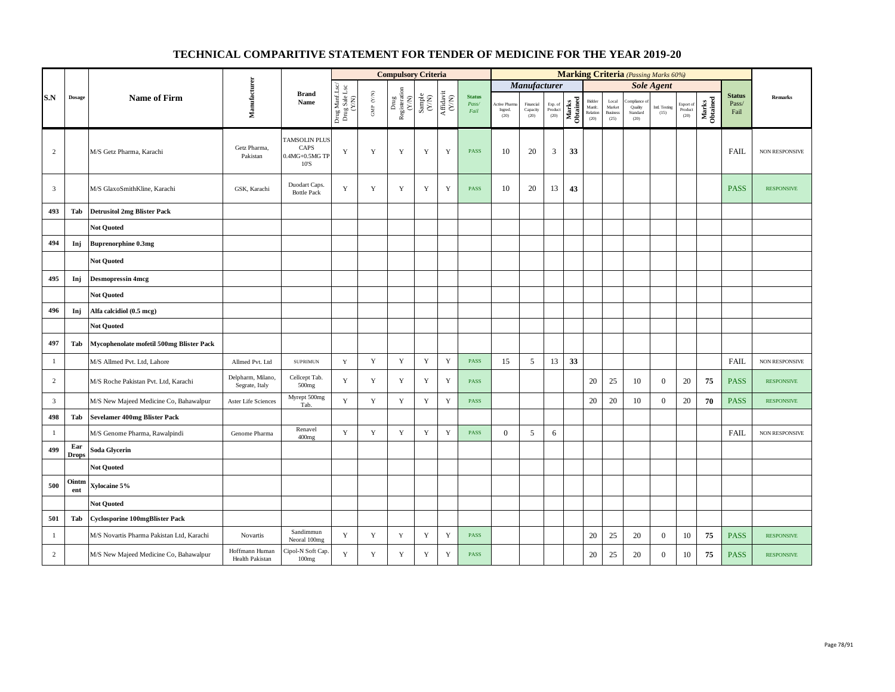# TECHNICAL COMPARITIVE STATEMENT FOR TENDER OF MEDICINE FOR THE YEAR 2019-20

| S.N | Dosage | Name of Firm | Manufacturer | Brand Name | Compulsory Criteria | | | | | | Marking Criteria (Passing Marks 60%) | | | | | | | | | | Status Pass/ Fail | Remarks |
|---|---|---|---|---|---|---|---|---|---|---|---|---|---|---|---|---|---|---|---|---|---|---|
| | | | | | | | | | | | Manufacturer | | | | Sole Agent | | | | | | | |
| | | | | | Drug Manf Lsc/ Drug Sale Lsc (Y/N) | GMP (Y/N) | Drug Registeration (Y/N) | Sample (Y/N) | Affidavit (Y/N) | Status Pass/ Fail | Active Pharma Ingred. (20) | Financial Capacity (20) | Exp. of Product (20) | Marks Obtained | Bidder Manfc. Relation (20) | Local Market Business (25) | Compliance of Quality Standard (20) | Intl. Testing (15) | Export of Product (20) | Marks Obtained | | |
| 2 | | M/S Getz Pharma, Karachi | Getz Pharma, Pakistan | TAMSOLIN PLUS CAPS 0.4MG+0.5MG TP 10'S | Y | Y | Y | Y | Y | PASS | 10 | 20 | 3 | 33 | | | | | | | FAIL | NON RESPONSIVE |
| 3 | | M/S GlaxoSmithKline, Karachi | GSK, Karachi | Duodart Caps. Bottle Pack | Y | Y | Y | Y | Y | PASS | 10 | 20 | 13 | 43 | | | | | | | PASS | RESPONSIVE |
| 493 | Tab | Detrusitol 2mg Blister Pack | | | | | | | | | | | | | | | | | | | | |
| | | Not Quoted | | | | | | | | | | | | | | | | | | | | |
| 494 | Inj | Buprenorphine 0.3mg | | | | | | | | | | | | | | | | | | | | |
| | | Not Quoted | | | | | | | | | | | | | | | | | | | | |
| 495 | Inj | Desmopressin 4mcg | | | | | | | | | | | | | | | | | | | | |
| | | Not Quoted | | | | | | | | | | | | | | | | | | | | |
| 496 | Inj | Alfa calcidiol (0.5 mcg) | | | | | | | | | | | | | | | | | | | | |
| | | Not Quoted | | | | | | | | | | | | | | | | | | | | |
| 497 | Tab | Mycophenolate mofetil 500mg Blister Pack | | | | | | | | | | | | | | | | | | | | |
| 1 | | M/S Allmed Pvt. Ltd, Lahore | Allmed Pvt. Ltd | SUPRIMUN | Y | Y | Y | Y | Y | PASS | 15 | 5 | 13 | 33 | | | | | | | FAIL | NON RESPONSIVE |
| 2 | | M/S Roche Pakistan Pvt. Ltd, Karachi | Delpharm, Milano, Segrate, Italy | Cellcept Tab. 500mg | Y | Y | Y | Y | Y | PASS | | | | | 20 | 25 | 10 | 0 | 20 | 75 | PASS | RESPONSIVE |
| 3 | | M/S New Majeed Medicine Co, Bahawalpur | Aster Life Sciences | Myrept 500mg Tab. | Y | Y | Y | Y | Y | PASS | | | | | 20 | 20 | 10 | 0 | 20 | 70 | PASS | RESPONSIVE |
| 498 | Tab | Sevelamer 400mg Blister Pack | | | | | | | | | | | | | | | | | | | | |
| 1 | | M/S Genome Pharma, Rawalpindi | Genome Pharma | Renavel 400mg | Y | Y | Y | Y | Y | PASS | 0 | 5 | 6 | | | | | | | | FAIL | NON RESPONSIVE |
| 499 | Ear Drops | Soda Glycerin | | | | | | | | | | | | | | | | | | | | |
| | | Not Quoted | | | | | | | | | | | | | | | | | | | | |
| 500 | Ointment | Xylocaine 5% | | | | | | | | | | | | | | | | | | | | |
| | | Not Quoted | | | | | | | | | | | | | | | | | | | | |
| 501 | Tab | Cyclosporine 100mgBlister Pack | | | | | | | | | | | | | | | | | | | | |
| 1 | | M/S Novartis Pharma Pakistan Ltd, Karachi | Novartis | Sandimmun Neoral 100mg | Y | Y | Y | Y | Y | PASS | | | | | 20 | 25 | 20 | 0 | 10 | 75 | PASS | RESPONSIVE |
| 2 | | M/S New Majeed Medicine Co, Bahawalpur | Hoffmann Human Health Pakistan | Cipol-N Soft Cap. 100mg | Y | Y | Y | Y | Y | PASS | | | | | 20 | 25 | 20 | 0 | 10 | 75 | PASS | RESPONSIVE |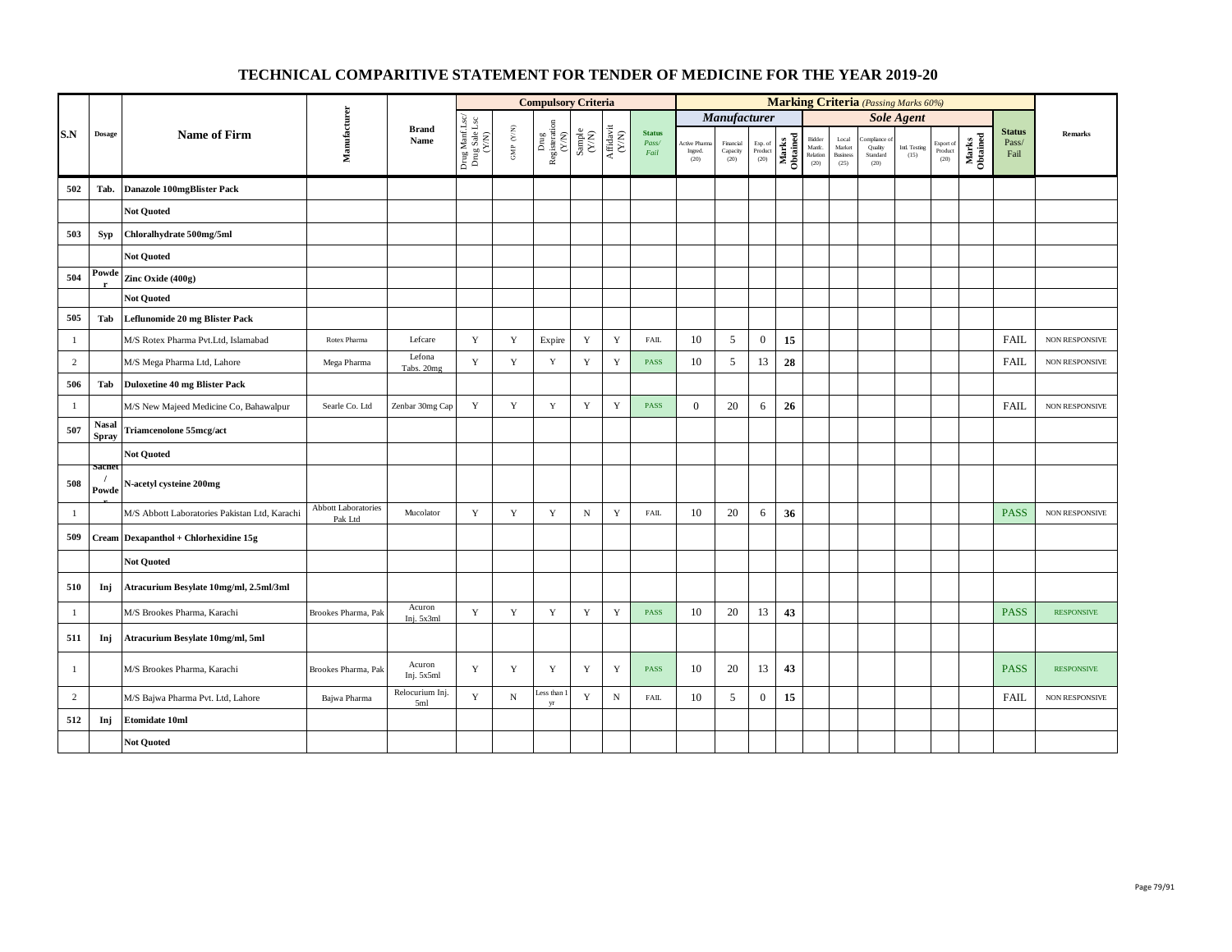# TECHNICAL COMPARITIVE STATEMENT FOR TENDER OF MEDICINE FOR THE YEAR 2019-20

| S.N | Dosage | Name of Firm | Manufacturer | Brand Name | Compulsory Criteria | | | | | | Marking Criteria (Passing Marks 60%) | | | | | | | | | | Status Pass/ Fail | Remarks |
|---|---|---|---|---|---|---|---|---|---|---|---|---|---|---|---|---|---|---|---|---|---|---|
| | | | | | | | | | | | Manufacturer | | | | Sole Agent | | | | | | | |
| | | | | | Drug Manf Lsc/ Drug Sale Lsc (Y/N) | GMP (Y/N) | Drug Registeration (Y/N) | Sample (Y/N) | Affidavit (Y/N) | Status Pass/ Fail | Active Pharma Ingred. (20) | Financial Capacity (20) | Exp. of Product (20) | Marks Obtained | Bidder Manfc. Relation (20) | Local Market Business (25) | Compliance of Quality Standard (20) | Intl. Testing (15) | Export of Product (20) | Marks Obtained | | |
| 502 | Tab. | Danazole 100mgBlister Pack | | | | | | | | | | | | | | | | | | | | |
| | | Not Quoted | | | | | | | | | | | | | | | | | | | | |
| 503 | Syp | Chloralhydrate 500mg/5ml | | | | | | | | | | | | | | | | | | | | |
| | | Not Quoted | | | | | | | | | | | | | | | | | | | | |
| 504 | Powder | Zinc Oxide (400g) | | | | | | | | | | | | | | | | | | | | |
| | | Not Quoted | | | | | | | | | | | | | | | | | | | | |
| 505 | Tab | Leflunomide 20 mg Blister Pack | | | | | | | | | | | | | | | | | | | | |
| 1 | | M/S Rotex Pharma Pvt.Ltd, Islamabad | Rotex Pharma | Lefcare | Y | Y | Expire | Y | Y | FAIL | 10 | 5 | 0 | 15 | | | | | | | FAIL | NON RESPONSIVE |
| 2 | | M/S Mega Pharma Ltd, Lahore | Mega Pharma | Lefona Tabs. 20mg | Y | Y | Y | Y | Y | PASS | 10 | 5 | 13 | 28 | | | | | | | FAIL | NON RESPONSIVE |
| 506 | Tab | Duloxetine 40 mg Blister Pack | | | | | | | | | | | | | | | | | | | | |
| 1 | | M/S New Majeed Medicine Co, Bahawalpur | Searle Co. Ltd | Zenbar 30mg Cap | Y | Y | Y | Y | Y | PASS | 0 | 20 | 6 | 26 | | | | | | | FAIL | NON RESPONSIVE |
| 507 | Nasal Spray | Triamcenolone 55mcg/act | | | | | | | | | | | | | | | | | | | | |
| | | Not Quoted | | | | | | | | | | | | | | | | | | | | |
| 508 | Sachet / Powder | N-acetyl cysteine 200mg | | | | | | | | | | | | | | | | | | | | |
| 1 | | M/S Abbott Laboratories Pakistan Ltd, Karachi | Abbott Laboratories Pak Ltd | Mucolator | Y | Y | Y | N | Y | FAIL | 10 | 20 | 6 | 36 | | | | | | | PASS | NON RESPONSIVE |
| 509 | Cream | Dexapanthol + Chlorhexidine 15g | | | | | | | | | | | | | | | | | | | | |
| | | Not Quoted | | | | | | | | | | | | | | | | | | | | |
| 510 | Inj | Atracurium Besylate 10mg/ml, 2.5ml/3ml | | | | | | | | | | | | | | | | | | | | |
| 1 | | M/S Brookes Pharma, Karachi | Brookes Pharma, Pak | Acuron Inj. 5x3ml | Y | Y | Y | Y | Y | PASS | 10 | 20 | 13 | 43 | | | | | | | PASS | RESPONSIVE |
| 511 | Inj | Atracurium Besylate 10mg/ml, 5ml | | | | | | | | | | | | | | | | | | | | |
| 1 | | M/S Brookes Pharma, Karachi | Brookes Pharma, Pak | Acuron Inj. 5x5ml | Y | Y | Y | Y | Y | PASS | 10 | 20 | 13 | 43 | | | | | | | PASS | RESPONSIVE |
| 2 | | M/S Bajwa Pharma Pvt. Ltd, Lahore | Bajwa Pharma | Relocurium Inj. 5ml | Y | N | Less than 1 yr | Y | N | FAIL | 10 | 5 | 0 | 15 | | | | | | | FAIL | NON RESPONSIVE |
| 512 | Inj | Etomidate 10ml | | | | | | | | | | | | | | | | | | | | |
| | | Not Quoted | | | | | | | | | | | | | | | | | | | | |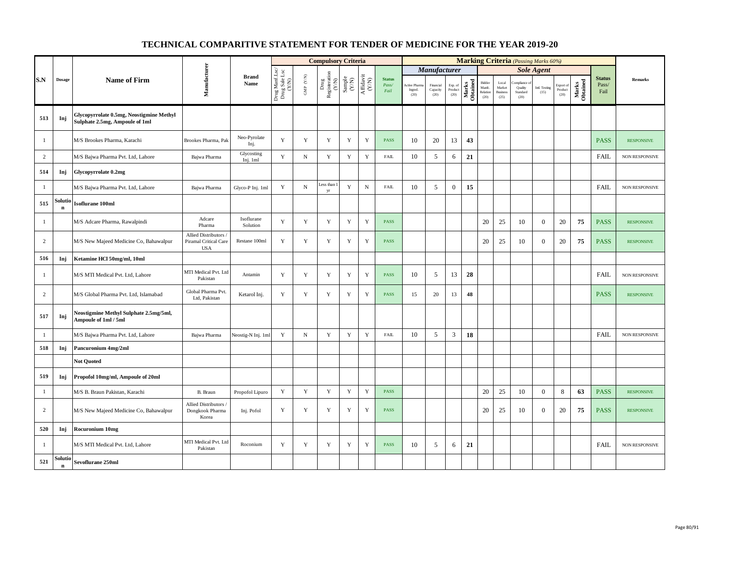# TECHNICAL COMPARITIVE STATEMENT FOR TENDER OF MEDICINE FOR THE YEAR 2019-20

| S.N | Dosage | Name of Firm | Manufacturer | Brand Name | Compulsory Criteria | | | | | | Marking Criteria (Passing Marks 60%) | | | | | | | | | | Status Pass/ Fail | Remarks |
|---|---|---|---|---|---|---|---|---|---|---|---|---|---|---|---|---|---|---|---|---|---|---|
| | | | | | Drug Manf Lsc/ Drug Sale Lsc (Y/N) | GMP (Y/N) | Drug Registeration (Y/N) | Sample (Y/N) | Affidavit (Y/N) | Status Pass/ Fail | *Manufacturer* | | | | *Sole Agent* | | | | | | | |
| | | | | | | | | | | | Active Pharma Ingred. (20) | Financial Capacity (20) | Exp. of Product (20) | Marks Obtained | Bidder Manfc. Relation (20) | Local Market Business (25) | Compliance of Quality Standard (20) | Intl. Testing (15) | Export of Product (20) | Marks Obtained | | |
| **513** | **Inj** | **Glycopyrrolate 0.5mg, Neostigmine Methyl Sulphate 2.5mg, Ampoule of 1ml** | | | | | | | | | | | | | | | | | | | | |
| 1 | | M/S Brookes Pharma, Karachi | Brookes Pharma, Pak | Neo-Pyrolate Inj. | Y | Y | Y | Y | Y | PASS | 10 | 20 | 13 | **43** | | | | | | | PASS | RESPONSIVE |
| 2 | | M/S Bajwa Pharma Pvt. Ltd, Lahore | Bajwa Pharma | Glycosting Inj. 1ml | Y | N | Y | Y | Y | FAIL | 10 | 5 | 6 | **21** | | | | | | | FAIL | NON RESPONSIVE |
| **514** | **Inj** | **Glycopyrrolate 0.2mg** | | | | | | | | | | | | | | | | | | | | |
| 1 | | M/S Bajwa Pharma Pvt. Ltd, Lahore | Bajwa Pharma | Glyco-P Inj. 1ml | Y | N | Less than 1 yr | Y | N | FAIL | 10 | 5 | 0 | **15** | | | | | | | FAIL | NON RESPONSIVE |
| **515** | **Solution** | **Isoflurane 100ml** | | | | | | | | | | | | | | | | | | | | |
| 1 | | M/S Adcare Pharma, Rawalpindi | Adcare Pharma | Isoflurane Solution | Y | Y | Y | Y | Y | PASS | | | | | 20 | 25 | 10 | 0 | 20 | **75** | PASS | RESPONSIVE |
| 2 | | M/S New Majeed Medicine Co, Bahawalpur | Allied Distributors / Piramal Critical Care USA | Restane 100ml | Y | Y | Y | Y | Y | PASS | | | | | 20 | 25 | 10 | 0 | 20 | **75** | PASS | RESPONSIVE |
| **516** | **Inj** | **Ketamine HCl 50mg/ml, 10ml** | | | | | | | | | | | | | | | | | | | | |
| 1 | | M/S MTI Medical Pvt. Ltd, Lahore | MTI Medical Pvt. Ltd Pakistan | Antamin | Y | Y | Y | Y | Y | PASS | 10 | 5 | 13 | **28** | | | | | | | FAIL | NON RESPONSIVE |
| 2 | | M/S Global Pharma Pvt. Ltd, Islamabad | Global Pharma Pvt. Ltd, Pakistan | Ketarol Inj. | Y | Y | Y | Y | Y | PASS | 15 | 20 | 13 | **48** | | | | | | | PASS | RESPONSIVE |
| **517** | **Inj** | **Neostigmine Methyl Sulphate 2.5mg/5ml, Ampoule of 1ml / 5ml** | | | | | | | | | | | | | | | | | | | | |
| 1 | | M/S Bajwa Pharma Pvt. Ltd, Lahore | Bajwa Pharma | Neostig-N Inj. 1ml | Y | N | Y | Y | Y | FAIL | 10 | 5 | 3 | **18** | | | | | | | FAIL | NON RESPONSIVE |
| **518** | **Inj** | **Pancuronium 4mg/2ml** | | | | | | | | | | | | | | | | | | | | |
| | | **Not Quoted** | | | | | | | | | | | | | | | | | | | | |
| **519** | **Inj** | **Propofol 10mg/ml, Ampoule of 20ml** | | | | | | | | | | | | | | | | | | | | |
| 1 | | M/S B. Braun Pakistan, Karachi | B. Braun | Propofol Lipuro | Y | Y | Y | Y | Y | PASS | | | | | 20 | 25 | 10 | 0 | 8 | **63** | PASS | RESPONSIVE |
| 2 | | M/S New Majeed Medicine Co, Bahawalpur | Allied Distributors / Dongkook Pharma Korea | Inj. Pofol | Y | Y | Y | Y | Y | PASS | | | | | 20 | 25 | 10 | 0 | 20 | **75** | PASS | RESPONSIVE |
| **520** | **Inj** | **Rocuronium 10mg** | | | | | | | | | | | | | | | | | | | | |
| 1 | | M/S MTI Medical Pvt. Ltd, Lahore | MTI Medical Pvt. Ltd Pakistan | Roconium | Y | Y | Y | Y | Y | PASS | 10 | 5 | 6 | **21** | | | | | | | FAIL | NON RESPONSIVE |
| **521** | **Solution** | **Sevoflurane 250ml** | | | | | | | | | | | | | | | | | | | | |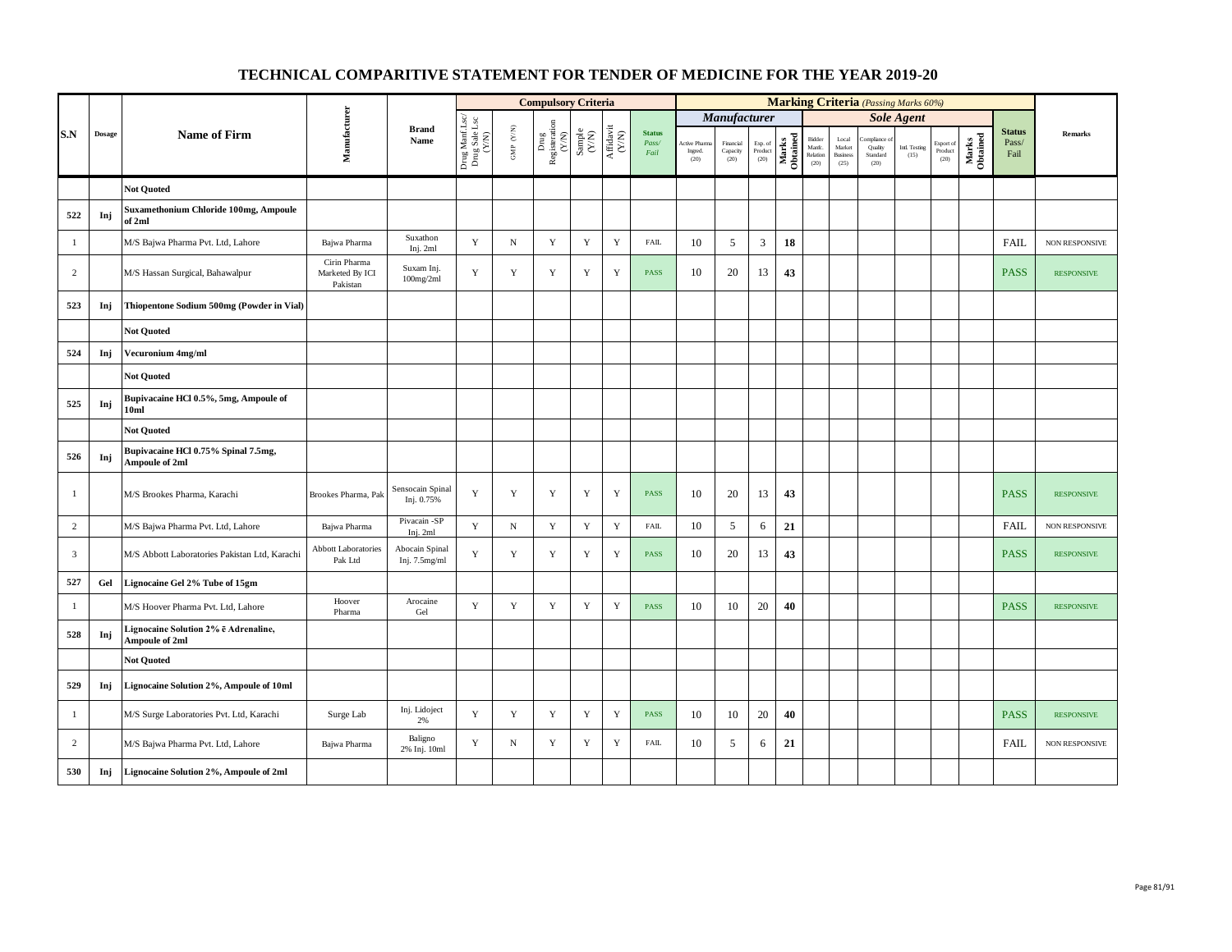# TECHNICAL COMPARITIVE STATEMENT FOR TENDER OF MEDICINE FOR THE YEAR 2019-20

| S.N | Dosage | Name of Firm | Manufacturer | Brand Name | Compulsory Criteria | | | | | | Marking Criteria (Passing Marks 60%) | | | | | | | | | | Status Pass/ Fail | Remarks |
|---|---|---|---|---|---|---|---|---|---|---|---|---|---|---|---|---|---|---|---|---|---|---|
| | | | | | | | | | | | Manufacturer | | | | Sole Agent | | | | | | | |
| | | | | | Drug Manf Lsc/ Drug Sale Lsc (Y/N) | GMP (Y/N) | Drug Registeration (Y/N) | Sample (Y/N) | Affidavit (Y/N) | Status Pass/ Fail | Active Pharma Ingred. (20) | Financial Capacity (20) | Exp. of Product (20) | Marks Obtained | Bidder Manfc. Relation (20) | Local Market Business (25) | Compliance of Quality Standard (20) | Intl. Testing (15) | Export of Product (20) | Marks Obtained | | |
| | | Not Quoted | | | | | | | | | | | | | | | | | | | | |
| 522 | Inj | Suxamethonium Chloride 100mg, Ampoule of 2ml | | | | | | | | | | | | | | | | | | | | |
| 1 | | M/S Bajwa Pharma Pvt. Ltd, Lahore | Bajwa Pharma | Suxathon Inj. 2ml | Y | N | Y | Y | Y | FAIL | 10 | 5 | 3 | 18 | | | | | | | FAIL | NON RESPONSIVE |
| 2 | | M/S Hassan Surgical, Bahawalpur | Cirin Pharma Marketed By ICI Pakistan | Suxam Inj. 100mg/2ml | Y | Y | Y | Y | Y | PASS | 10 | 20 | 13 | 43 | | | | | | | PASS | RESPONSIVE |
| 523 | Inj | Thiopentone Sodium 500mg (Powder in Vial) | | | | | | | | | | | | | | | | | | | | |
| | | Not Quoted | | | | | | | | | | | | | | | | | | | | |
| 524 | Inj | Vecuronium 4mg/ml | | | | | | | | | | | | | | | | | | | | |
| | | Not Quoted | | | | | | | | | | | | | | | | | | | | |
| 525 | Inj | Bupivacaine HCl 0.5%, 5mg, Ampoule of 10ml | | | | | | | | | | | | | | | | | | | | |
| | | Not Quoted | | | | | | | | | | | | | | | | | | | | |
| 526 | Inj | Bupivacaine HCl 0.75% Spinal 7.5mg, Ampoule of 2ml | | | | | | | | | | | | | | | | | | | | |
| 1 | | M/S Brookes Pharma, Karachi | Brookes Pharma, Pak | Sensocain Spinal Inj. 0.75% | Y | Y | Y | Y | Y | PASS | 10 | 20 | 13 | 43 | | | | | | | PASS | RESPONSIVE |
| 2 | | M/S Bajwa Pharma Pvt. Ltd, Lahore | Bajwa Pharma | Pivacain -SP Inj. 2ml | Y | N | Y | Y | Y | FAIL | 10 | 5 | 6 | 21 | | | | | | | FAIL | NON RESPONSIVE |
| 3 | | M/S Abbott Laboratories Pakistan Ltd, Karachi | Abbott Laboratories Pak Ltd | Abocain Spinal Inj. 7.5mg/ml | Y | Y | Y | Y | Y | PASS | 10 | 20 | 13 | 43 | | | | | | | PASS | RESPONSIVE |
| 527 | Gel | Lignocaine Gel 2% Tube of 15gm | | | | | | | | | | | | | | | | | | | | |
| 1 | | M/S Hoover Pharma Pvt. Ltd, Lahore | Hoover Pharma | Arocaine Gel | Y | Y | Y | Y | Y | PASS | 10 | 10 | 20 | 40 | | | | | | | PASS | RESPONSIVE |
| 528 | Inj | Lignocaine Solution 2% ē Adrenaline, Ampoule of 2ml | | | | | | | | | | | | | | | | | | | | |
| | | Not Quoted | | | | | | | | | | | | | | | | | | | | |
| 529 | Inj | Lignocaine Solution 2%, Ampoule of 10ml | | | | | | | | | | | | | | | | | | | | |
| 1 | | M/S Surge Laboratories Pvt. Ltd, Karachi | Surge Lab | Inj. Lidoject 2% | Y | Y | Y | Y | Y | PASS | 10 | 10 | 20 | 40 | | | | | | | PASS | RESPONSIVE |
| 2 | | M/S Bajwa Pharma Pvt. Ltd, Lahore | Bajwa Pharma | Baligno 2% Inj. 10ml | Y | N | Y | Y | Y | FAIL | 10 | 5 | 6 | 21 | | | | | | | FAIL | NON RESPONSIVE |
| 530 | Inj | Lignocaine Solution 2%, Ampoule of 2ml | | | | | | | | | | | | | | | | | | | | |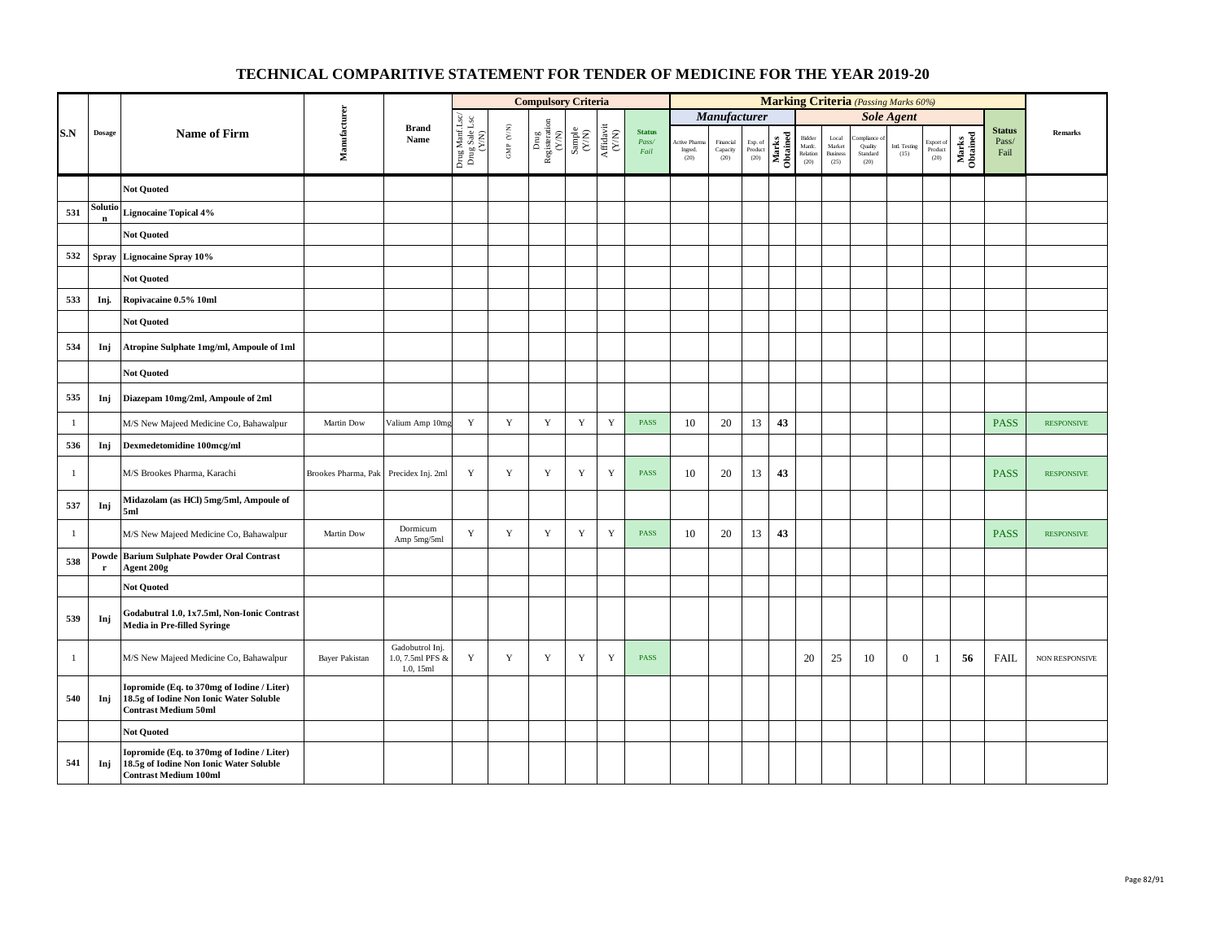# TECHNICAL COMPARITIVE STATEMENT FOR TENDER OF MEDICINE FOR THE YEAR 2019-20

| S.N | Dosage | Name of Firm | Manufacturer | Brand Name | Compulsory Criteria | | | | | | Marking Criteria (Passing Marks 60%) | | | | | | | | | | Status Pass/ Fail | Remarks |
|---|---|---|---|---|---|---|---|---|---|---|---|---|---|---|---|---|---|---|---|---|---|---|
| | | | | | | | | | | | *Manufacturer* | | | | *Sole Agent* | | | | | | | |
| | | | | | Drug Manf Lsc/ Drug Sale Lsc (Y/N) | GMP (Y/N) | Drug Registeration (Y/N) | Sample (Y/N) | Affidavit (Y/N) | Status Pass/ Fail | Active Pharma Ingred. (20) | Financial Capacity (20) | Exp. of Product (20) | Marks Obtained | Bidder Manfc. Relation (20) | Local Market Business (25) | Compliance of Quality Standard (20) | Intl. Testing (15) | Export of Product (20) | Marks Obtained | | |
| | | **Not Quoted** | | | | | | | | | | | | | | | | | | | | |
| 531 | Solution | **Lignocaine Topical 4%** | | | | | | | | | | | | | | | | | | | | |
| | | **Not Quoted** | | | | | | | | | | | | | | | | | | | | |
| 532 | Spray | **Lignocaine Spray 10%** | | | | | | | | | | | | | | | | | | | | |
| | | **Not Quoted** | | | | | | | | | | | | | | | | | | | | |
| 533 | Inj. | **Ropivacaine 0.5% 10ml** | | | | | | | | | | | | | | | | | | | | |
| | | **Not Quoted** | | | | | | | | | | | | | | | | | | | | |
| 534 | Inj | **Atropine Sulphate 1mg/ml, Ampoule of 1ml** | | | | | | | | | | | | | | | | | | | | |
| | | **Not Quoted** | | | | | | | | | | | | | | | | | | | | |
| 535 | Inj | **Diazepam 10mg/2ml, Ampoule of 2ml** | | | | | | | | | | | | | | | | | | | | |
| 1 | | M/S New Majeed Medicine Co, Bahawalpur | Martin Dow | Valium Amp 10mg | Y | Y | Y | Y | Y | PASS | 10 | 20 | 13 | **43** | | | | | | | PASS | RESPONSIVE |
| 536 | Inj | **Dexmedetomidine 100mcg/ml** | | | | | | | | | | | | | | | | | | | | |
| 1 | | M/S Brookes Pharma, Karachi | Brookes Pharma, Pak | Precidex Inj. 2ml | Y | Y | Y | Y | Y | PASS | 10 | 20 | 13 | **43** | | | | | | | PASS | RESPONSIVE |
| 537 | Inj | **Midazolam (as HCl) 5mg/5ml, Ampoule of 5ml** | | | | | | | | | | | | | | | | | | | | |
| 1 | | M/S New Majeed Medicine Co, Bahawalpur | Martin Dow | Dormicum Amp 5mg/5ml | Y | Y | Y | Y | Y | PASS | 10 | 20 | 13 | **43** | | | | | | | PASS | RESPONSIVE |
| 538 | Powder | **Barium Sulphate Powder Oral Contrast Agent 200g** | | | | | | | | | | | | | | | | | | | | |
| | | **Not Quoted** | | | | | | | | | | | | | | | | | | | | |
| 539 | Inj | **Godabutral 1.0, 1x7.5ml, Non-Ionic Contrast Media in Pre-filled Syringe** | | | | | | | | | | | | | | | | | | | | |
| 1 | | M/S New Majeed Medicine Co, Bahawalpur | Bayer Pakistan | Gadobutrol Inj. 1.0, 7.5ml PFS & 1.0, 15ml | Y | Y | Y | Y | Y | PASS | | | | | 20 | 25 | 10 | 0 | 1 | **56** | FAIL | NON RESPONSIVE |
| 540 | Inj | **Iopromide (Eq. to 370mg of Iodine / Liter) 18.5g of Iodine Non Ionic Water Soluble Contrast Medium 50ml** | | | | | | | | | | | | | | | | | | | | |
| | | **Not Quoted** | | | | | | | | | | | | | | | | | | | | |
| 541 | Inj | **Iopromide (Eq. to 370mg of Iodine / Liter) 18.5g of Iodine Non Ionic Water Soluble Contrast Medium 100ml** | | | | | | | | | | | | | | | | | | | | |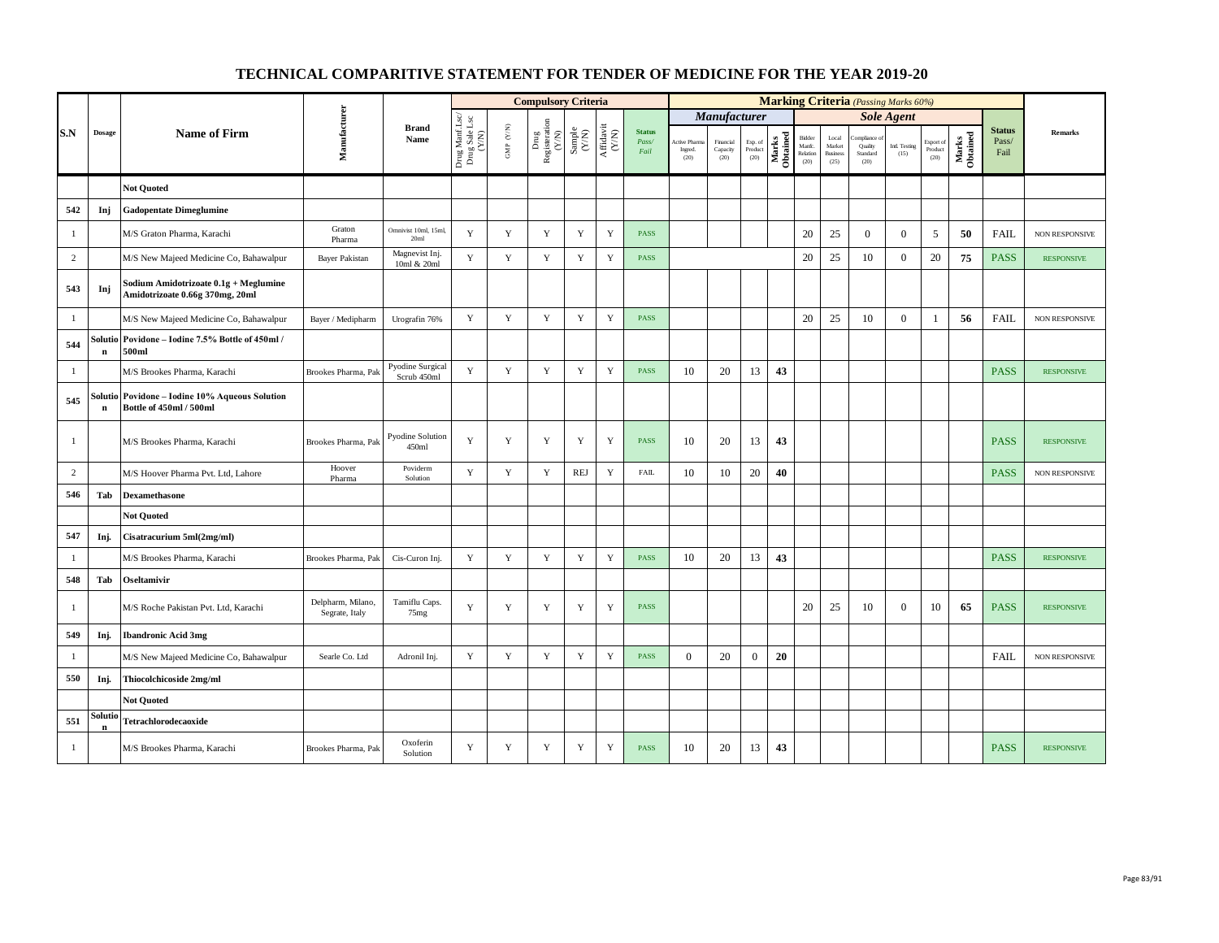# TECHNICAL COMPARITIVE STATEMENT FOR TENDER OF MEDICINE FOR THE YEAR 2019-20

| S.N | Dosage | Name of Firm | Manufacturer | Brand Name | Compulsory Criteria | | | | | | Marking Criteria (Passing Marks 60%) | | | | | | | | | | Status Pass/ Fail | Remarks |
|---|---|---|---|---|---|---|---|---|---|---|---|---|---|---|---|---|---|---|---|---|---|---|
| | | | | | | | | | | | Manufacturer | | | | Sole Agent | | | | | | | |
| | | | | | Drug Manf Lsc/ Drug Sale Lsc (Y/N) | GMP (Y/N) | Drug Registeration (Y/N) | Sample (Y/N) | Affidavit (Y/N) | Status Pass/ Fail | Active Pharma Ingred. (20) | Financial Capacity (20) | Exp. of Product (20) | Marks Obtained | Bidder Manfc. Relation (20) | Local Market Business (25) | Compliance of Quality Standard (20) | Intl. Testing (15) | Export of Product (20) | Marks Obtained | | |
| | | Not Quoted | | | | | | | | | | | | | | | | | | | | |
| 542 | Inj | Gadopentate Dimeglumine | | | | | | | | | | | | | | | | | | | | |
| 1 | | M/S Graton Pharma, Karachi | Graton Pharma | Omnivist 10ml, 15ml, 20ml | Y | Y | Y | Y | Y | PASS | | | | | 20 | 25 | 0 | 0 | 5 | 50 | FAIL | NON RESPONSIVE |
| 2 | | M/S New Majeed Medicine Co, Bahawalpur | Bayer Pakistan | Magnevist Inj. 10ml & 20ml | Y | Y | Y | Y | Y | PASS | | | | | 20 | 25 | 10 | 0 | 20 | 75 | PASS | RESPONSIVE |
| 543 | Inj | Sodium Amidotrizoate 0.1g + Meglumine Amidotrizoate 0.66g 370mg, 20ml | | | | | | | | | | | | | | | | | | | | |
| 1 | | M/S New Majeed Medicine Co, Bahawalpur | Bayer / Medipharm | Urografin 76% | Y | Y | Y | Y | Y | PASS | | | | | 20 | 25 | 10 | 0 | 1 | 56 | FAIL | NON RESPONSIVE |
| 544 | Solution | Povidone – Iodine 7.5% Bottle of 450ml / 500ml | | | | | | | | | | | | | | | | | | | | |
| 1 | | M/S Brookes Pharma, Karachi | Brookes Pharma, Pak | Pyodine Surgical Scrub 450ml | Y | Y | Y | Y | Y | PASS | 10 | 20 | 13 | 43 | | | | | | | PASS | RESPONSIVE |
| 545 | Solution | Povidone – Iodine 10% Aqueous Solution Bottle of 450ml / 500ml | | | | | | | | | | | | | | | | | | | | |
| 1 | | M/S Brookes Pharma, Karachi | Brookes Pharma, Pak | Pyodine Solution 450ml | Y | Y | Y | Y | Y | PASS | 10 | 20 | 13 | 43 | | | | | | | PASS | RESPONSIVE |
| 2 | | M/S Hoover Pharma Pvt. Ltd, Lahore | Hoover Pharma | Poviderm Solution | Y | Y | Y | REJ | Y | FAIL | 10 | 10 | 20 | 40 | | | | | | | PASS | NON RESPONSIVE |
| 546 | Tab | Dexamethasone | | | | | | | | | | | | | | | | | | | | |
| | | Not Quoted | | | | | | | | | | | | | | | | | | | | |
| 547 | Inj. | Cisatracurium 5ml(2mg/ml) | | | | | | | | | | | | | | | | | | | | |
| 1 | | M/S Brookes Pharma, Karachi | Brookes Pharma, Pak | Cis-Curon Inj. | Y | Y | Y | Y | Y | PASS | 10 | 20 | 13 | 43 | | | | | | | PASS | RESPONSIVE |
| 548 | Tab | Oseltamivir | | | | | | | | | | | | | | | | | | | | |
| 1 | | M/S Roche Pakistan Pvt. Ltd, Karachi | Delpharm, Milano, Segrate, Italy | Tamiflu Caps. 75mg | Y | Y | Y | Y | Y | PASS | | | | | 20 | 25 | 10 | 0 | 10 | 65 | PASS | RESPONSIVE |
| 549 | Inj. | Ibandronic Acid 3mg | | | | | | | | | | | | | | | | | | | | |
| 1 | | M/S New Majeed Medicine Co, Bahawalpur | Searle Co. Ltd | Adronil Inj. | Y | Y | Y | Y | Y | PASS | 0 | 20 | 0 | 20 | | | | | | | FAIL | NON RESPONSIVE |
| 550 | Inj. | Thiocolchicoside 2mg/ml | | | | | | | | | | | | | | | | | | | | |
| | | Not Quoted | | | | | | | | | | | | | | | | | | | | |
| 551 | Solution | Tetrachlorodecaoxide | | | | | | | | | | | | | | | | | | | | |
| 1 | | M/S Brookes Pharma, Karachi | Brookes Pharma, Pak | Oxoferin Solution | Y | Y | Y | Y | Y | PASS | 10 | 20 | 13 | 43 | | | | | | | PASS | RESPONSIVE |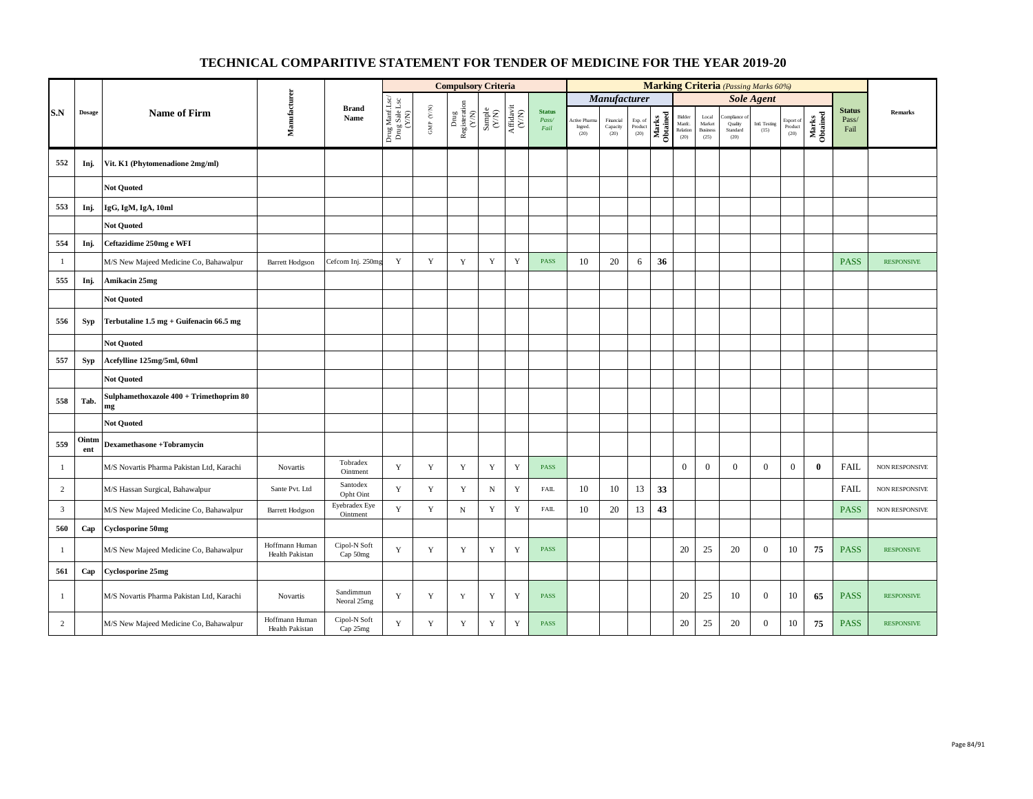# TECHNICAL COMPARITIVE STATEMENT FOR TENDER OF MEDICINE FOR THE YEAR 2019-20

| S.N | Dosage | Name of Firm | Manufacturer | Brand Name | Compulsory Criteria | | | | | | Marking Criteria (Passing Marks 60%) | | | | | | | | | | Status Pass/ Fail | Remarks |
|---|---|---|---|---|---|---|---|---|---|---|---|---|---|---|---|---|---|---|---|---|---|---|
| | | | | | Drug Manf Lsc/ Drug Sale Lsc (Y/N) | GMP (Y/N) | Drug Registeration (Y/N) | Sample (Y/N) | Affidavit (Y/N) | Status Pass/ Fail | Manufacturer | | | | Sole Agent | | | | | | | |
| | | | | | | | | | | | Active Pharma Ingred. (20) | Financial Capacity (20) | Exp. of Product (20) | Marks Obtained | Bidder Manfc. Relation (20) | Local Market Business (25) | Compliance of Quality Standard (20) | Intl. Testing (15) | Export of Product (20) | Marks Obtained | | |
| 552 | Inj. | Vit. K1 (Phytomenadione 2mg/ml) | | | | | | | | | | | | | | | | | | | | |
| | | Not Quoted | | | | | | | | | | | | | | | | | | | | |
| 553 | Inj. | IgG, IgM, IgA, 10ml | | | | | | | | | | | | | | | | | | | | |
| | | Not Quoted | | | | | | | | | | | | | | | | | | | | |
| 554 | Inj. | Ceftazidime 250mg e WFI | | | | | | | | | | | | | | | | | | | | |
| 1 | | M/S New Majeed Medicine Co, Bahawalpur | Barrett Hodgson | Cefcom Inj. 250mg | Y | Y | Y | Y | Y | PASS | 10 | 20 | 6 | 36 | | | | | | | PASS | RESPONSIVE |
| 555 | Inj. | Amikacin 25mg | | | | | | | | | | | | | | | | | | | | |
| | | Not Quoted | | | | | | | | | | | | | | | | | | | | |
| 556 | Syp | Terbutaline 1.5 mg + Guifenacin 66.5 mg | | | | | | | | | | | | | | | | | | | | |
| | | Not Quoted | | | | | | | | | | | | | | | | | | | | |
| 557 | Syp | Acefylline 125mg/5ml, 60ml | | | | | | | | | | | | | | | | | | | | |
| | | Not Quoted | | | | | | | | | | | | | | | | | | | | |
| 558 | Tab. | Sulphamethoxazole 400 + Trimethoprim 80 mg | | | | | | | | | | | | | | | | | | | | |
| | | Not Quoted | | | | | | | | | | | | | | | | | | | | |
| 559 | Ointment | Dexamethasone +Tobramycin | | | | | | | | | | | | | | | | | | | | |
| 1 | | M/S Novartis Pharma Pakistan Ltd, Karachi | Novartis | Tobradex Ointment | Y | Y | Y | Y | Y | PASS | | | | | 0 | 0 | 0 | 0 | 0 | 0 | FAIL | NON RESPONSIVE |
| 2 | | M/S Hassan Surgical, Bahawalpur | Sante Pvt. Ltd | Santodex Opht Oint | Y | Y | Y | N | Y | FAIL | 10 | 10 | 13 | 33 | | | | | | | FAIL | NON RESPONSIVE |
| 3 | | M/S New Majeed Medicine Co, Bahawalpur | Barrett Hodgson | Eyebradex Eye Ointment | Y | Y | N | Y | Y | FAIL | 10 | 20 | 13 | 43 | | | | | | | PASS | NON RESPONSIVE |
| 560 | Cap | Cyclosporine 50mg | | | | | | | | | | | | | | | | | | | | |
| 1 | | M/S New Majeed Medicine Co, Bahawalpur | Hoffmann Human Health Pakistan | Cipol-N Soft Cap 50mg | Y | Y | Y | Y | Y | PASS | | | | | 20 | 25 | 20 | 0 | 10 | 75 | PASS | RESPONSIVE |
| 561 | Cap | Cyclosporine 25mg | | | | | | | | | | | | | | | | | | | | |
| 1 | | M/S Novartis Pharma Pakistan Ltd, Karachi | Novartis | Sandimmun Neoral 25mg | Y | Y | Y | Y | Y | PASS | | | | | 20 | 25 | 10 | 0 | 10 | 65 | PASS | RESPONSIVE |
| 2 | | M/S New Majeed Medicine Co, Bahawalpur | Hoffmann Human Health Pakistan | Cipol-N Soft Cap 25mg | Y | Y | Y | Y | Y | PASS | | | | | 20 | 25 | 20 | 0 | 10 | 75 | PASS | RESPONSIVE |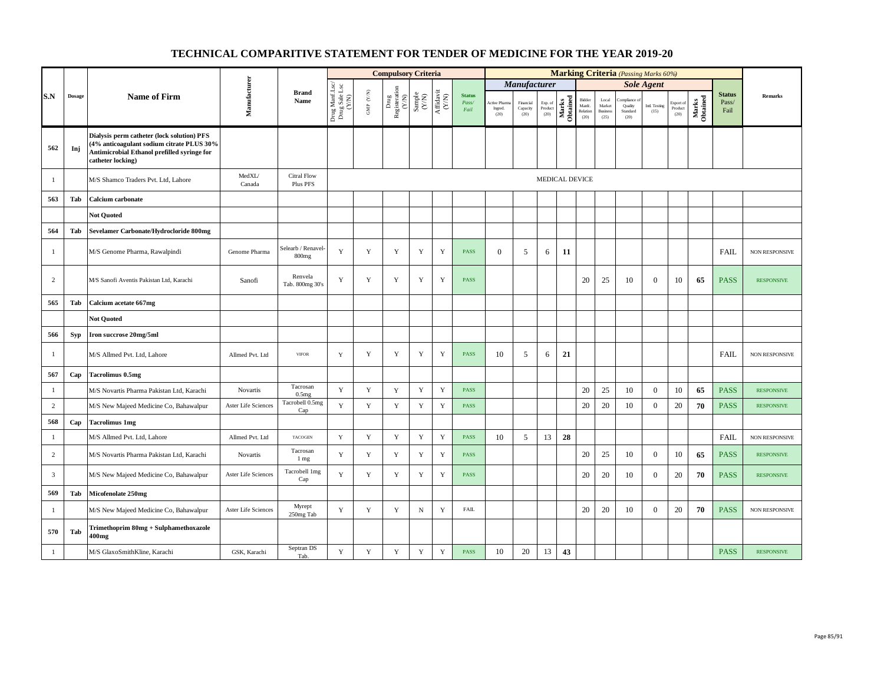# TECHNICAL COMPARITIVE STATEMENT FOR TENDER OF MEDICINE FOR THE YEAR 2019-20

| S.N | Dosage | Name of Firm | Manufacturer | Brand Name | Compulsory Criteria | | | | | | Marking Criteria (Passing Marks 60%) | | | | | | | | | | Status Pass/ Fail | Remarks |
|---|---|---|---|---|---|---|---|---|---|---|---|---|---|---|---|---|---|---|---|---|---|---|
| | | | | | | | | | | | Manufacturer | | | | Sole Agent | | | | | | | |
| | | | | | Drug Manf Lsc/ Drug Sale Lsc (Y/N) | GMP (Y/N) | Drug Registeration (Y/N) | Sample (Y/N) | Affidavit (Y/N) | Status Pass/ Fail | Active Pharma Ingred. (20) | Financial Capacity (20) | Exp. of Product (20) | Marks Obtained | Bidder Manfc. Relation (20) | Local Market Business (25) | Compliance of Quality Standard (20) | Intl. Testing (15) | Export of Product (20) | Marks Obtained | | |
| 562 | Inj | Dialysis perm catheter (lock solution) PFS (4% anticoagulant sodium citrate PLUS 30% Antimicrobial Ethanol prefilled syringe for catheter locking) | | | | | | | | | | | | | | | | | | | | |
| 1 | | M/S Shamco Traders Pvt. Ltd, Lahore | MedXL/ Canada | Citral Flow Plus PFS | MEDICAL DEVICE | | | | | | | | | | | | | | | | | |
| 563 | Tab | Calcium carbonate | | | | | | | | | | | | | | | | | | | | |
| | | Not Quoted | | | | | | | | | | | | | | | | | | | | |
| 564 | Tab | Sevelamer Carbonate/Hydrocloride 800mg | | | | | | | | | | | | | | | | | | | | |
| 1 | | M/S Genome Pharma, Rawalpindi | Genome Pharma | Selearb / Renavel-800mg | Y | Y | Y | Y | Y | PASS | 0 | 5 | 6 | 11 | | | | | | | FAIL | NON RESPONSIVE |
| 2 | | M/S Sanofi Aventis Pakistan Ltd, Karachi | Sanofi | Renvela Tab. 800mg 30's | Y | Y | Y | Y | Y | PASS | | | | | 20 | 25 | 10 | 0 | 10 | 65 | PASS | RESPONSIVE |
| 565 | Tab | Calcium acetate 667mg | | | | | | | | | | | | | | | | | | | | |
| | | Not Quoted | | | | | | | | | | | | | | | | | | | | |
| 566 | Syp | Iron succrose 20mg/5ml | | | | | | | | | | | | | | | | | | | | |
| 1 | | M/S Allmed Pvt. Ltd, Lahore | Allmed Pvt. Ltd | VIFOR | Y | Y | Y | Y | Y | PASS | 10 | 5 | 6 | 21 | | | | | | | FAIL | NON RESPONSIVE |
| 567 | Cap | Tacrolimus 0.5mg | | | | | | | | | | | | | | | | | | | | |
| 1 | | M/S Novartis Pharma Pakistan Ltd, Karachi | Novartis | Tacrosan 0.5mg | Y | Y | Y | Y | Y | PASS | | | | | 20 | 25 | 10 | 0 | 10 | 65 | PASS | RESPONSIVE |
| 2 | | M/S New Majeed Medicine Co, Bahawalpur | Aster Life Sciences | Tacrobell 0.5mg Cap | Y | Y | Y | Y | Y | PASS | | | | | 20 | 20 | 10 | 0 | 20 | 70 | PASS | RESPONSIVE |
| 568 | Cap | Tacrolimus 1mg | | | | | | | | | | | | | | | | | | | | |
| 1 | | M/S Allmed Pvt. Ltd, Lahore | Allmed Pvt. Ltd | TACOGEN | Y | Y | Y | Y | Y | PASS | 10 | 5 | 13 | 28 | | | | | | | FAIL | NON RESPONSIVE |
| 2 | | M/S Novartis Pharma Pakistan Ltd, Karachi | Novartis | Tacrosan 1 mg | Y | Y | Y | Y | Y | PASS | | | | | 20 | 25 | 10 | 0 | 10 | 65 | PASS | RESPONSIVE |
| 3 | | M/S New Majeed Medicine Co, Bahawalpur | Aster Life Sciences | Tacrobell 1mg Cap | Y | Y | Y | Y | Y | PASS | | | | | 20 | 20 | 10 | 0 | 20 | 70 | PASS | RESPONSIVE |
| 569 | Tab | Micofenolate 250mg | | | | | | | | | | | | | | | | | | | | |
| 1 | | M/S New Majeed Medicine Co, Bahawalpur | Aster Life Sciences | Myrept 250mg Tab | Y | Y | Y | N | Y | FAIL | | | | | 20 | 20 | 10 | 0 | 20 | 70 | PASS | NON RESPONSIVE |
| 570 | Tab | Trimethoprim 80mg + Sulphamethoxazole 400mg | | | | | | | | | | | | | | | | | | | | |
| 1 | | M/S GlaxoSmithKline, Karachi | GSK, Karachi | Septran DS Tab. | Y | Y | Y | Y | Y | PASS | 10 | 20 | 13 | 43 | | | | | | | PASS | RESPONSIVE |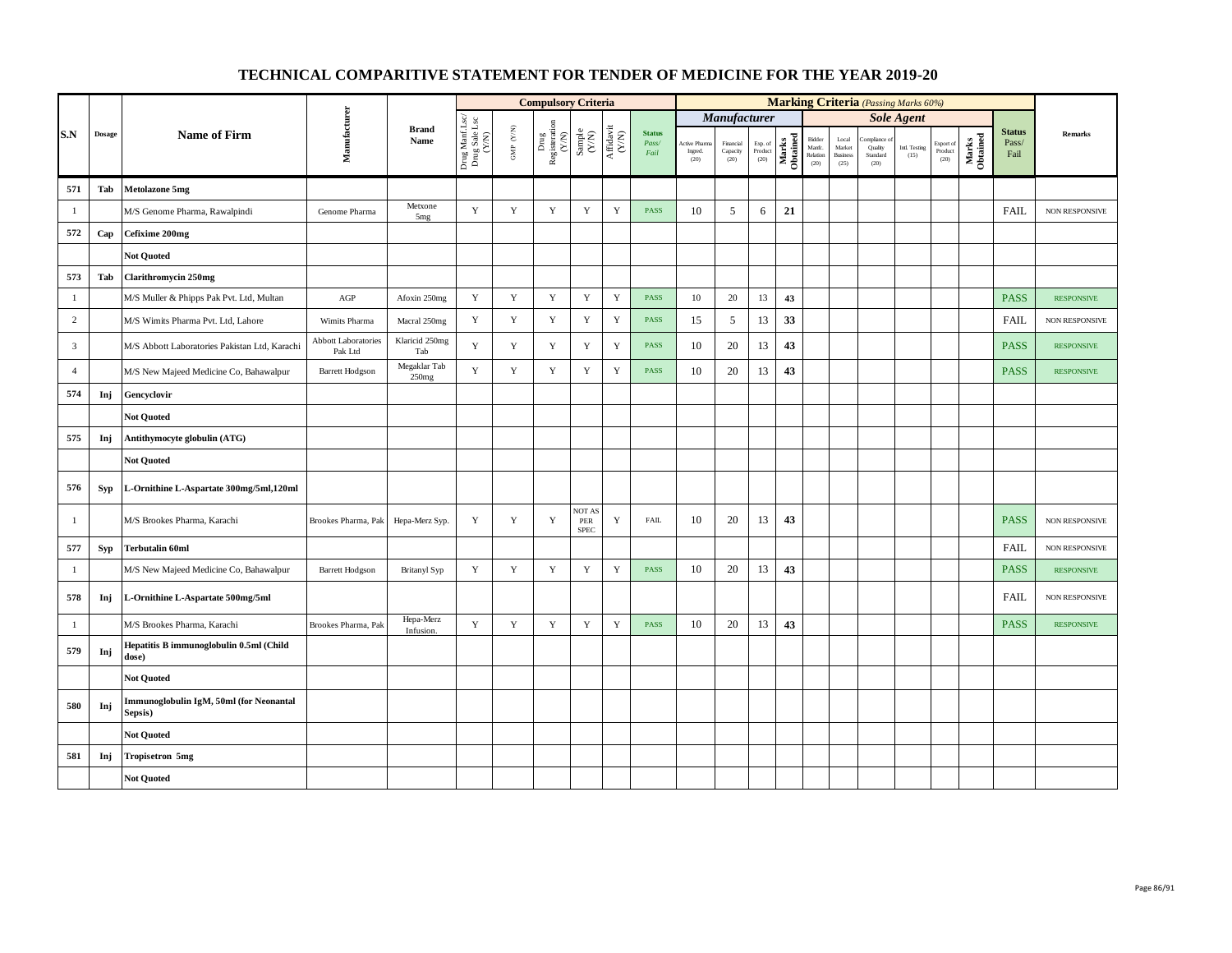# TECHNICAL COMPARITIVE STATEMENT FOR TENDER OF MEDICINE FOR THE YEAR 2019-20

| S.N | Dosage | Name of Firm | Manufacturer | Brand Name | Compulsory Criteria | | | | | | Marking Criteria *(Passing Marks 60%)* | | | | | | | | | | Status Pass/ Fail | Remarks |
|---|---|---|---|---|---|---|---|---|---|---|---|---|---|---|---|---|---|---|---|---|---|---|
| | | | | | | | | | | | *Manufacturer* | | | | *Sole Agent* | | | | | | | |
| | | | | | Drug Manf Lsc/ Drug Sale Lsc (Y/N) | GMP (Y/N) | Drug Registeration (Y/N) | Sample (Y/N) | Affidavit (Y/N) | Status Pass/ Fail | Active Pharma Ingred. (20) | Financial Capacity (20) | Exp. of Product (20) | Marks Obtained | Bidder Manfc. Relation (20) | Local Market Business (25) | Compliance of Quality Standard (20) | Intl. Testing (15) | Export of Product (20) | Marks Obtained | | |
| **571** | **Tab** | **Metolazone 5mg** | | | | | | | | | | | | | | | | | | | | |
| 1 | | M/S Genome Pharma, Rawalpindi | Genome Pharma | Metxone 5mg | Y | Y | Y | Y | Y | PASS | 10 | 5 | 6 | **21** | | | | | | | FAIL | NON RESPONSIVE |
| **572** | **Cap** | **Cefixime 200mg** | | | | | | | | | | | | | | | | | | | | |
| | | **Not Quoted** | | | | | | | | | | | | | | | | | | | | |
| **573** | **Tab** | **Clarithromycin 250mg** | | | | | | | | | | | | | | | | | | | | |
| 1 | | M/S Muller & Phipps Pak Pvt. Ltd, Multan | AGP | Afoxin 250mg | Y | Y | Y | Y | Y | PASS | 10 | 20 | 13 | **43** | | | | | | | PASS | RESPONSIVE |
| 2 | | M/S Wimits Pharma Pvt. Ltd, Lahore | Wimits Pharma | Macral 250mg | Y | Y | Y | Y | Y | PASS | 15 | 5 | 13 | **33** | | | | | | | FAIL | NON RESPONSIVE |
| 3 | | M/S Abbott Laboratories Pakistan Ltd, Karachi | Abbott Laboratories Pak Ltd | Klaricid 250mg Tab | Y | Y | Y | Y | Y | PASS | 10 | 20 | 13 | **43** | | | | | | | PASS | RESPONSIVE |
| 4 | | M/S New Majeed Medicine Co, Bahawalpur | Barrett Hodgson | Megaklar Tab 250mg | Y | Y | Y | Y | Y | PASS | 10 | 20 | 13 | **43** | | | | | | | PASS | RESPONSIVE |
| **574** | **Inj** | **Gencyclovir** | | | | | | | | | | | | | | | | | | | | |
| | | **Not Quoted** | | | | | | | | | | | | | | | | | | | | |
| **575** | **Inj** | **Antithymocyte globulin (ATG)** | | | | | | | | | | | | | | | | | | | | |
| | | **Not Quoted** | | | | | | | | | | | | | | | | | | | | |
| **576** | **Syp** | **L-Ornithine L-Aspartate 300mg/5ml,120ml** | | | | | | | | | | | | | | | | | | | | |
| 1 | | M/S Brookes Pharma, Karachi | Brookes Pharma, Pak | Hepa-Merz Syp. | Y | Y | Y | NOT AS PER SPEC | Y | FAIL | 10 | 20 | 13 | **43** | | | | | | | PASS | NON RESPONSIVE |
| **577** | **Syp** | **Terbutalin 60ml** | | | | | | | | | | | | | | | | | | | FAIL | NON RESPONSIVE |
| 1 | | M/S New Majeed Medicine Co, Bahawalpur | Barrett Hodgson | Britanyl Syp | Y | Y | Y | Y | Y | PASS | 10 | 20 | 13 | **43** | | | | | | | PASS | RESPONSIVE |
| **578** | **Inj** | **L-Ornithine L-Aspartate 500mg/5ml** | | | | | | | | | | | | | | | | | | | FAIL | NON RESPONSIVE |
| 1 | | M/S Brookes Pharma, Karachi | Brookes Pharma, Pak | Hepa-Merz Infusion. | Y | Y | Y | Y | Y | PASS | 10 | 20 | 13 | **43** | | | | | | | PASS | RESPONSIVE |
| **579** | **Inj** | **Hepatitis B immunoglobulin 0.5ml (Child dose)** | | | | | | | | | | | | | | | | | | | | |
| | | **Not Quoted** | | | | | | | | | | | | | | | | | | | | |
| **580** | **Inj** | **Immunoglobulin IgM, 50ml (for Neonantal Sepsis)** | | | | | | | | | | | | | | | | | | | | |
| | | **Not Quoted** | | | | | | | | | | | | | | | | | | | | |
| **581** | **Inj** | **Tropisetron 5mg** | | | | | | | | | | | | | | | | | | | | |
| | | **Not Quoted** | | | | | | | | | | | | | | | | | | | | |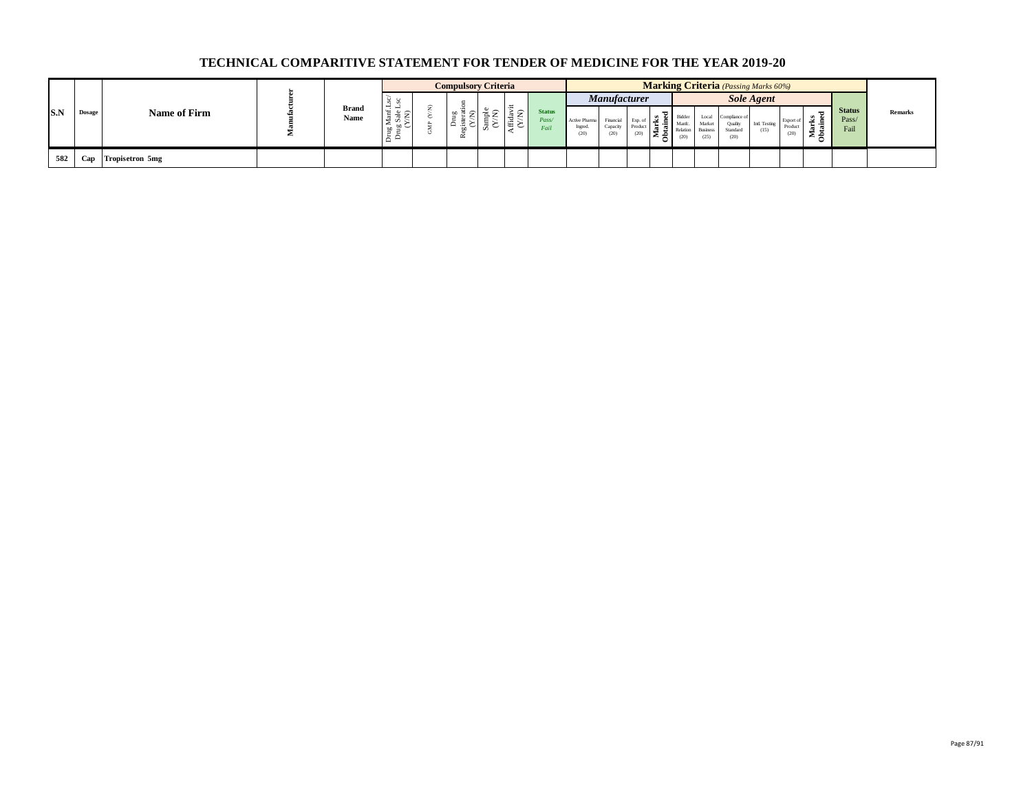# TECHNICAL COMPARITIVE STATEMENT FOR TENDER OF MEDICINE FOR THE YEAR 2019-20

| S.N | Dosage | Name of Firm | Manufacturer | Brand Name | Compulsory Criteria | | | | | | Marking Criteria *(Passing Marks 60%)* | | | | | | | | | | Status Pass/ Fail | Remarks |
|---|---|---|---|---|---|---|---|---|---|---|---|---|---|---|---|---|---|---|---|---|---|---|
| | | | | | | | | | | | ***Manufacturer*** | | | | ***Sole Agent*** | | | | | | | |
| | | | | | Drug Manf.Lsc/ Drug Sale Lsc (Y/N) | GMP (Y/N) | Drug Registeration (Y/N) | Sample (Y/N) | Affidavit (Y/N) | Status *Pass/ Fail* | Active Pharma Ingred. (20) | Financial Capacity (20) | Exp. of Product (20) | Marks Obtained | Bidder Manfc. Relation (20) | Local Market Business (25) | Compliance of Quality Standard (20) | Intl. Testing (15) | Export of Product (20) | Marks Obtained | | |
| 582 | Cap | Tropisetron 5mg | | | | | | | | | | | | | | | | | | | | |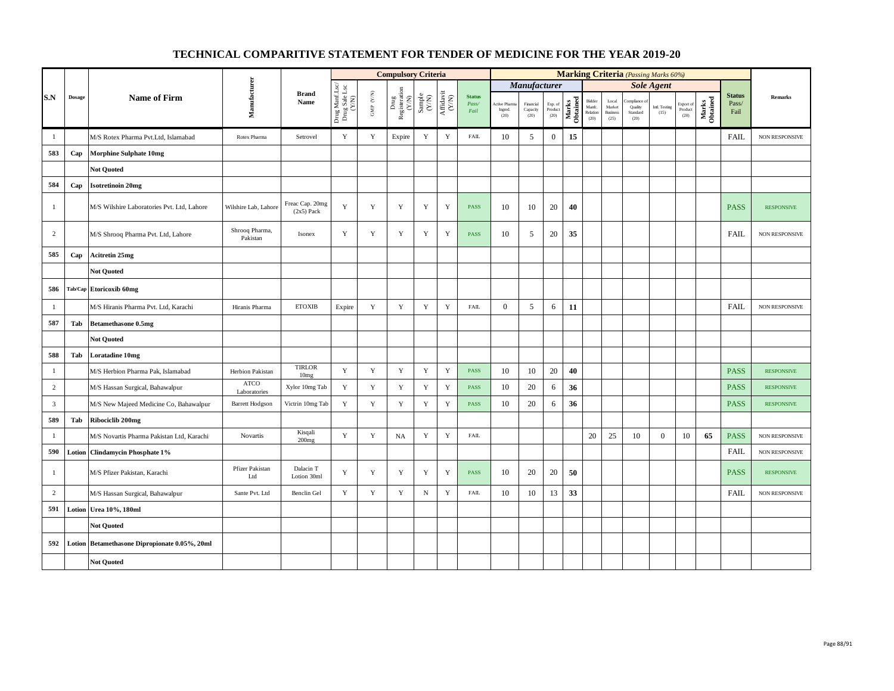# TECHNICAL COMPARITIVE STATEMENT FOR TENDER OF MEDICINE FOR THE YEAR 2019-20

| S.N | Dosage | Name of Firm | Manufacturer | Brand Name | Compulsory Criteria | | | | | | Marking Criteria (Passing Marks 60%) | | | | | | | | | | | Status Pass/ Fail | Remarks |
|---|---|---|---|---|---|---|---|---|---|---|---|---|---|---|---|---|---|---|---|---|---|---|---|
| | | | | | | | | | | | Manufacturer | | | | Sole Agent | | | | | | | | |
| | | | | | Drug Manf Lsc/ Drug Sale Lsc (Y/N) | GMP (Y/N) | Drug Registeration (Y/N) | Sample (Y/N) | Affidavit (Y/N) | Status Pass/ Fail | Active Pharma Ingred. (20) | Financial Capacity (20) | Exp. of Product (20) | Marks Obtained | Bidder Manfc. Relation (20) | Local Market Business (25) | Compliance of Quality Standard (20) | Intl. Testing (15) | Export of Product (20) | Marks Obtained | | |
| 1 | | M/S Rotex Pharma Pvt.Ltd, Islamabad | Rotex Pharma | Setrovel | Y | Y | Expire | Y | Y | FAIL | 10 | 5 | 0 | 15 | | | | | | | FAIL | NON RESPONSIVE |
| 583 | Cap | **Morphine Sulphate 10mg** | | | | | | | | | | | | | | | | | | | | |
| | | **Not Quoted** | | | | | | | | | | | | | | | | | | | | |
| 584 | Cap | **Isotretinoin 20mg** | | | | | | | | | | | | | | | | | | | | |
| 1 | | M/S Wilshire Laboratories Pvt. Ltd, Lahore | Wilshire Lab, Lahore | Freac Cap. 20mg (2x5) Pack | Y | Y | Y | Y | Y | PASS | 10 | 10 | 20 | 40 | | | | | | | PASS | RESPONSIVE |
| 2 | | M/S Shrooq Pharma Pvt. Ltd, Lahore | Shrooq Pharma, Pakistan | Isonex | Y | Y | Y | Y | Y | PASS | 10 | 5 | 20 | 35 | | | | | | | FAIL | NON RESPONSIVE |
| 585 | Cap | **Acitretin 25mg** | | | | | | | | | | | | | | | | | | | | |
| | | **Not Quoted** | | | | | | | | | | | | | | | | | | | | |
| 586 | Tab/Cap | **Etoricoxib 60mg** | | | | | | | | | | | | | | | | | | | | |
| 1 | | M/S Hiranis Pharma Pvt. Ltd, Karachi | Hiranis Pharma | ETOXIB | Expire | Y | Y | Y | Y | FAIL | 0 | 5 | 6 | 11 | | | | | | | FAIL | NON RESPONSIVE |
| 587 | Tab | **Betamethasone 0.5mg** | | | | | | | | | | | | | | | | | | | | |
| | | **Not Quoted** | | | | | | | | | | | | | | | | | | | | |
| 588 | Tab | **Loratadine 10mg** | | | | | | | | | | | | | | | | | | | | |
| 1 | | M/S Herbion Pharma Pak, Islamabad | Herbion Pakistan | TIRLOR 10mg | Y | Y | Y | Y | Y | PASS | 10 | 10 | 20 | 40 | | | | | | | PASS | RESPONSIVE |
| 2 | | M/S Hassan Surgical, Bahawalpur | ATCO Laboratories | Xylor 10mg Tab | Y | Y | Y | Y | Y | PASS | 10 | 20 | 6 | 36 | | | | | | | PASS | RESPONSIVE |
| 3 | | M/S New Majeed Medicine Co, Bahawalpur | Barrett Hodgson | Victrin 10mg Tab | Y | Y | Y | Y | Y | PASS | 10 | 20 | 6 | 36 | | | | | | | PASS | RESPONSIVE |
| 589 | Tab | **Ribociclib 200mg** | | | | | | | | | | | | | | | | | | | | |
| 1 | | M/S Novartis Pharma Pakistan Ltd, Karachi | Novartis | Kisqali 200mg | Y | Y | NA | Y | Y | FAIL | | | | | 20 | 25 | 10 | 0 | 10 | 65 | PASS | NON RESPONSIVE |
| 590 | Lotion | **Clindamycin Phosphate 1%** | | | | | | | | | | | | | | | | | | | FAIL | NON RESPONSIVE |
| 1 | | M/S Pfizer Pakistan, Karachi | Pfizer Pakistan Ltd | Dalacin T Lotion 30ml | Y | Y | Y | Y | Y | PASS | 10 | 20 | 20 | 50 | | | | | | | PASS | RESPONSIVE |
| 2 | | M/S Hassan Surgical, Bahawalpur | Sante Pvt. Ltd | Benclin Gel | Y | Y | Y | N | Y | FAIL | 10 | 10 | 13 | 33 | | | | | | | FAIL | NON RESPONSIVE |
| 591 | Lotion | **Urea 10%, 180ml** | | | | | | | | | | | | | | | | | | | | |
| | | **Not Quoted** | | | | | | | | | | | | | | | | | | | | |
| 592 | Lotion | **Betamethasone Dipropionate 0.05%, 20ml** | | | | | | | | | | | | | | | | | | | | |
| | | **Not Quoted** | | | | | | | | | | | | | | | | | | | | |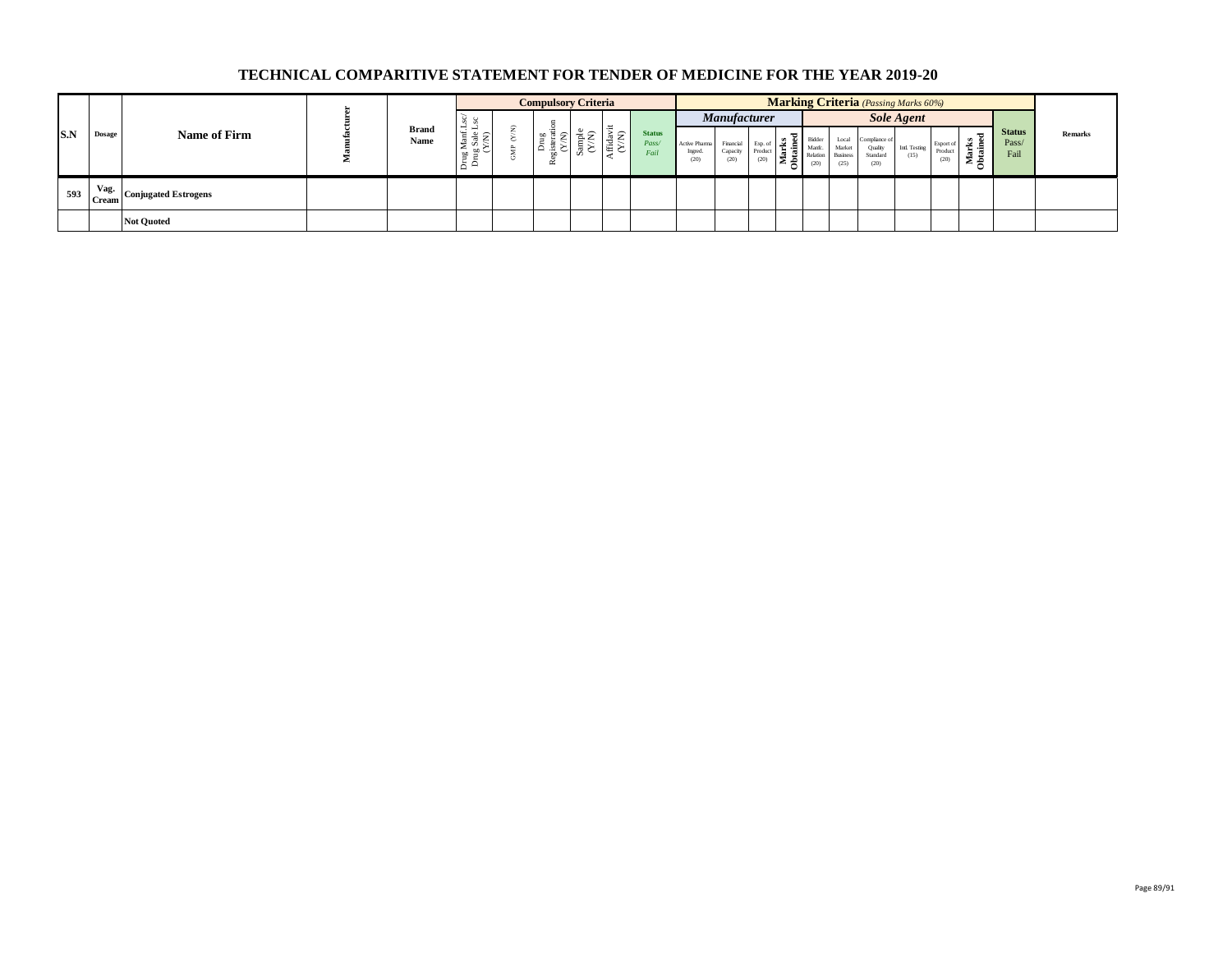# TECHNICAL COMPARITIVE STATEMENT FOR TENDER OF MEDICINE FOR THE YEAR 2019-20

| S.N | Dosage | Name of Firm | Manufacturer | Brand Name | Compulsory Criteria | | | | | | Marking Criteria (Passing Marks 60%) | | | | | | | | | | | Remarks |
|---|---|---|---|---|---|---|---|---|---|---|---|---|---|---|---|---|---|---|---|---|---|---|
| | | | | | | | | | | | Manufacturer | | | | Sole Agent | | | | | | | |
| | | | | | Drug Manf Lsc/ Drug Sale Lsc (Y/N) | GMP (Y/N) | Drug Registeration (Y/N) | Sample (Y/N) | Affidavit (Y/N) | Status Pass/ Fail | Active Pharma Ingred. (20) | Financial Capacity (20) | Exp. of Product (20) | Marks Obtained | Bidder Manfc. Relation (20) | Local Market Business (25) | Compliance of Quality Standard (20) | Intl. Testing (15) | Export of Product (20) | Marks Obtained | Status Pass/ Fail | |
| 593 | Vag. Cream | Conjugated Estrogens | | | | | | | | | | | | | | | | | | | | |
| | | Not Quoted | | | | | | | | | | | | | | | | | | | | |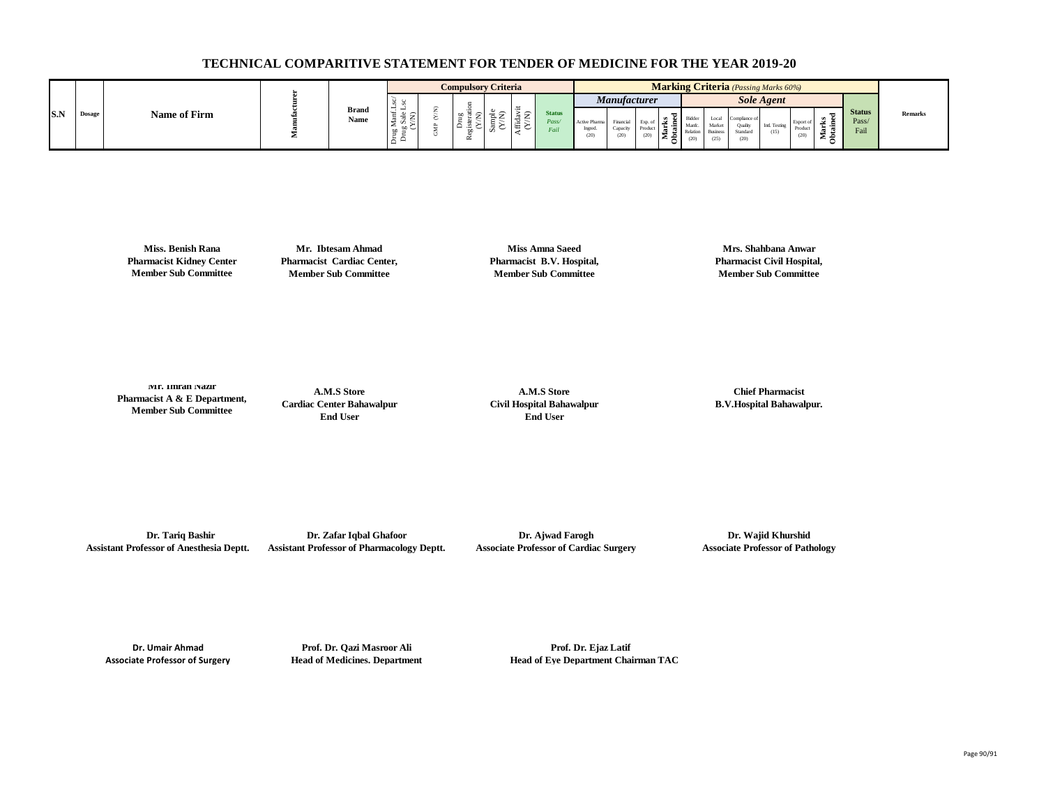# TECHNICAL COMPARITIVE STATEMENT FOR TENDER OF MEDICINE FOR THE YEAR 2019-20

| S.N | Dosage | Name of Firm | Manufacturer | Brand Name | Compulsory Criteria | | | | | | Marking Criteria *(Passing Marks 60%)* | | | | | | | | | | | | Remarks |
|---|---|---|---|---|---|---|---|---|---|---|---|---|---|---|---|---|---|---|---|---|---|---|---|
| | | | | | | | | | | | *Manufacturer* | | | | *Sole Agent* | | | | | | | | |
| | | | | | Drug Manf.Lsc/ Drug Sale Lsc (Y/N) | GMP (Y/N) | Drug Registeration (Y/N) | Sample (Y/N) | Affidavit (Y/N) | Status *Pass/ Fail* | Active Pharma Ingred. (20) | Financial Capacity (20) | Exp. of Product (20) | Marks Obtained | Bidder Manfc. Relation (20) | Local Market Business (25) | Compliance of Quality Standard (20) | Intl. Testing (15) | Export of Product (20) | Marks Obtained | Status Pass/ Fail | |

**Miss. Benish Rana**
**Pharmacist Kidney Center**
**Member Sub Committee**

**Mr. Ibtesam Ahmad**
**Pharmacist Cardiac Center,**
**Member Sub Committee**

**Miss Amna Saeed**
**Pharmacist B.V. Hospital,**
**Member Sub Committee**

**Mrs. Shahbana Anwar**
**Pharmacist Civil Hospital,**
**Member Sub Committee**

**Mr. Imran Nazir**
**Pharmacist A & E Department,**
**Member Sub Committee**

**A.M.S Store**
**Cardiac Center Bahawalpur**
**End User**

**A.M.S Store**
**Civil Hospital Bahawalpur**
**End User**

**Chief Pharmacist**
**B.V.Hospital Bahawalpur.**

**Dr. Tariq Bashir**
**Assistant Professor of Anesthesia Deptt.**

**Dr. Zafar Iqbal Ghafoor**
**Assistant Professor of Pharmacology Deptt.**

**Dr. Ajwad Farogh**
**Associate Professor of Cardiac Surgery**

**Dr. Wajid Khurshid**
**Associate Professor of Pathology**

**Dr. Umair Ahmad**
**Associate Professor of Surgery**

**Prof. Dr. Qazi Masroor Ali**
**Head of Medicines. Department**

**Prof. Dr. Ejaz Latif**
**Head of Eye Department Chairman TAC**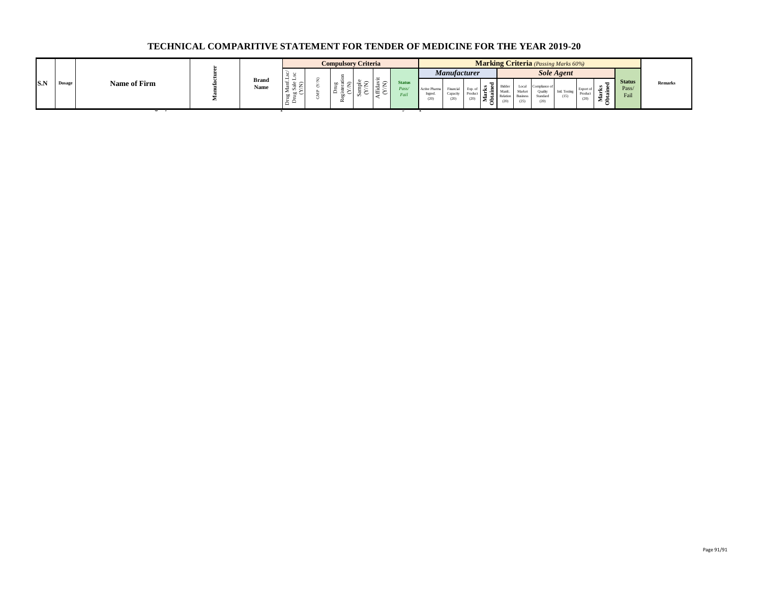# TECHNICAL COMPARITIVE STATEMENT FOR TENDER OF MEDICINE FOR THE YEAR 2019-20

| S.N | Dosage | Name of Firm | Manufacturer | Brand Name | Compulsory Criteria | | | | | | Marking Criteria *(Passing Marks 60%)* | | | | | | | | | | | Status Pass/ Fail | Remarks |
|---|---|---|---|---|---|---|---|---|---|---|---|---|---|---|---|---|---|---|---|---|---|---|---|
| | | | | | | | | | | | *Manufacturer* | | | | *Sole Agent* | | | | | | | | |
| | | | | | Drug Manf Lsc/ Drug Sale Lsc (Y/N) | GMP (Y/N) | Drug Registeration (Y/N) | Sample (Y/N) | Affidavit (Y/N) | Status *Pass/ Fail* | Active Pharma Ingred. (20) | Financial Capacity (20) | Exp. of Product (20) | Marks Obtained | Bidder Manfc. Relation (20) | Local Market Business (25) | Compliance of Quality Standard (20) | Intl. Testing (15) | Export of Product (20) | Marks Obtained | | | |